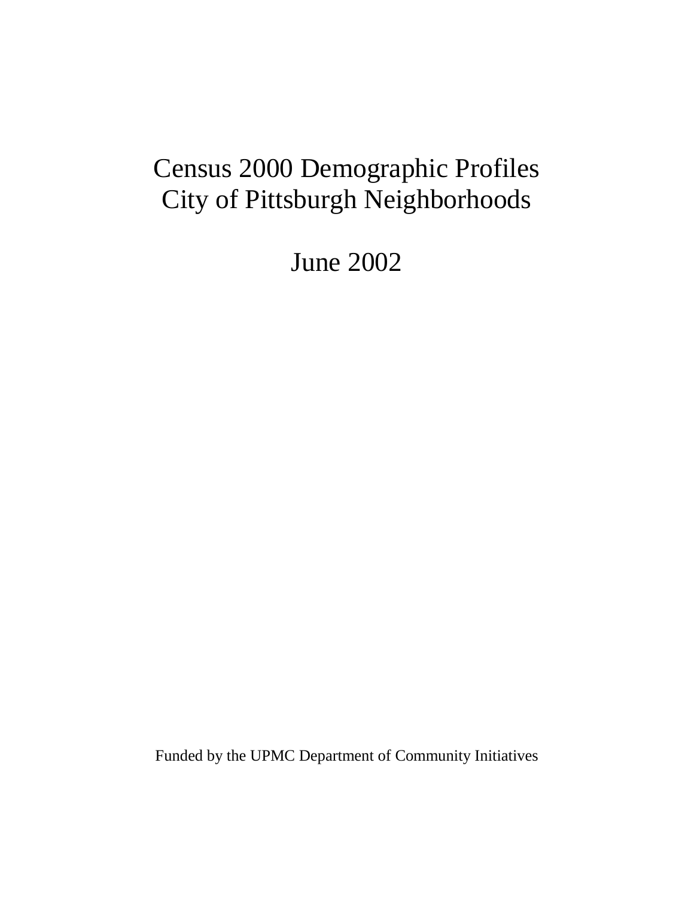# Census 2000 Demographic Profiles
# City of Pittsburgh Neighborhoods

## June 2002

Funded by the UPMC Department of Community Initiatives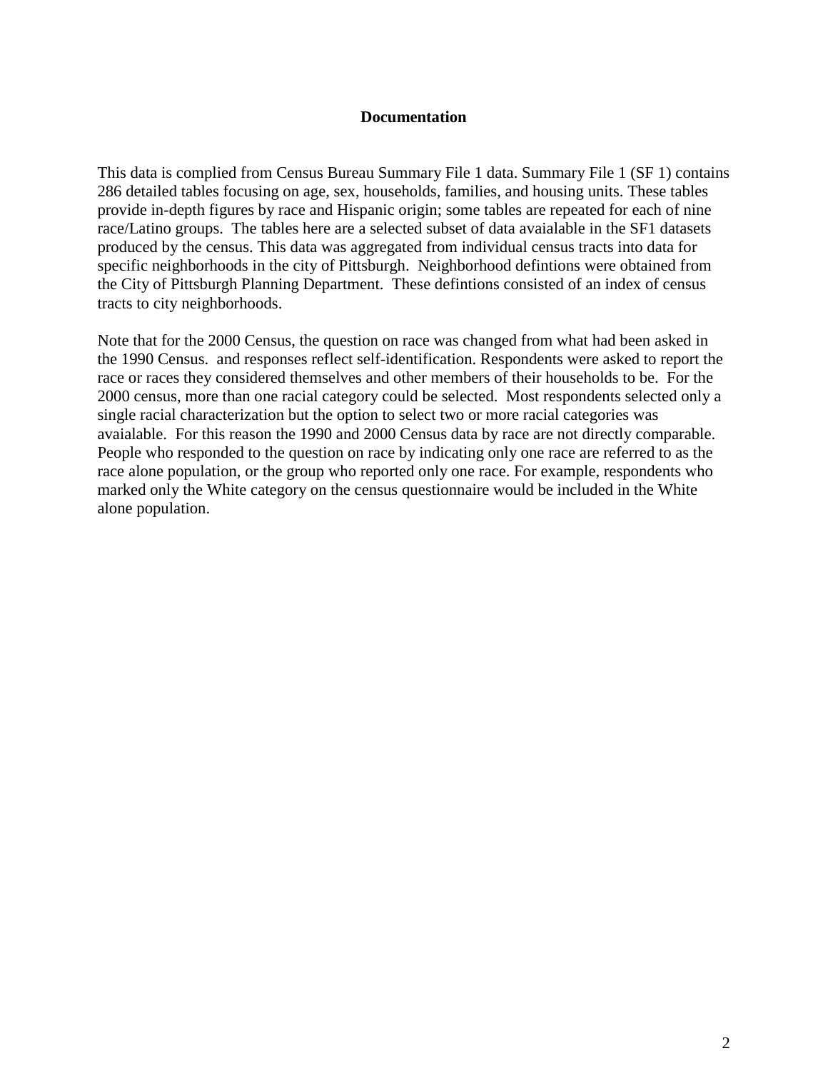# Documentation

This data is complied from Census Bureau Summary File 1 data. Summary File 1 (SF 1) contains 286 detailed tables focusing on age, sex, households, families, and housing units. These tables provide in-depth figures by race and Hispanic origin; some tables are repeated for each of nine race/Latino groups. The tables here are a selected subset of data avaialable in the SF1 datasets produced by the census. This data was aggregated from individual census tracts into data for specific neighborhoods in the city of Pittsburgh. Neighborhood defintions were obtained from the City of Pittsburgh Planning Department. These defintions consisted of an index of census tracts to city neighborhoods.

Note that for the 2000 Census, the question on race was changed from what had been asked in the 1990 Census. and responses reflect self-identification. Respondents were asked to report the race or races they considered themselves and other members of their households to be. For the 2000 census, more than one racial category could be selected. Most respondents selected only a single racial characterization but the option to select two or more racial categories was avaialable. For this reason the 1990 and 2000 Census data by race are not directly comparable. People who responded to the question on race by indicating only one race are referred to as the race alone population, or the group who reported only one race. For example, respondents who marked only the White category on the census questionnaire would be included in the White alone population.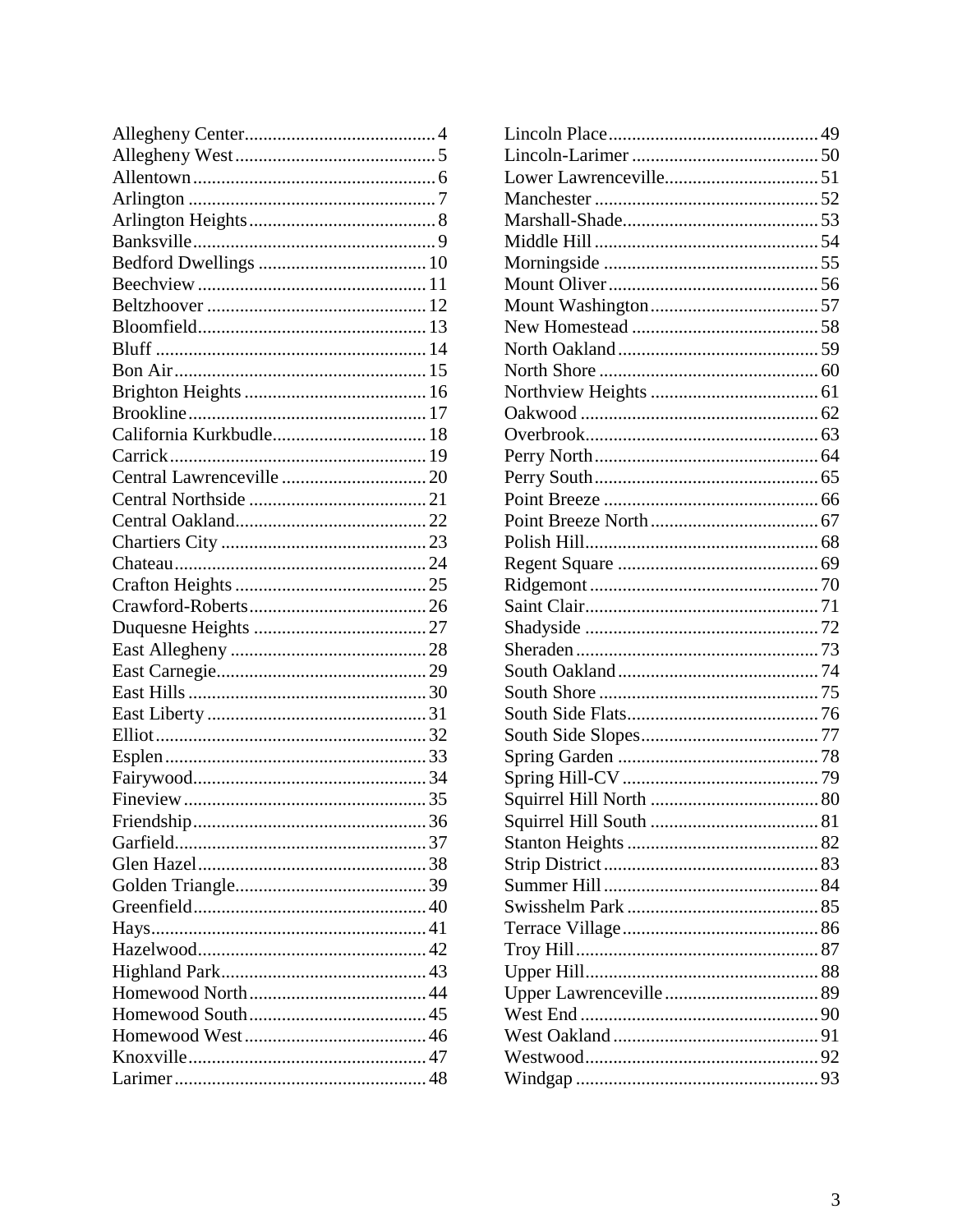Allegheny Center........................................ 4
Allegheny West.......................................... 5
Allentown................................................... 6
Arlington .................................................... 7
Arlington Heights....................................... 8
Banksville................................................... 9
Bedford Dwellings ................................... 10
Beechview ................................................ 11
Beltzhoover .............................................. 12
Bloomfield................................................ 13
Bluff ......................................................... 14
Bon Air..................................................... 15
Brighton Heights ...................................... 16
Brookline.................................................. 17
California Kurkbudle................................ 18
Carrick...................................................... 19
Central Lawrenceville .............................. 20
Central Northside ..................................... 21
Central Oakland........................................ 22
Chartiers City ........................................... 23
Chateau..................................................... 24
Crafton Heights ........................................ 25
Crawford-Roberts..................................... 26
Duquesne Heights .................................... 27
East Allegheny ......................................... 28
East Carnegie............................................ 29
East Hills .................................................. 30
East Liberty .............................................. 31
Elliot......................................................... 32
Esplen....................................................... 33
Fairywood................................................. 34
Fineview ................................................... 35
Friendship................................................. 36
Garfield..................................................... 37
Glen Hazel................................................ 38
Golden Triangle........................................ 39
Greenfield................................................. 40
Hays.......................................................... 41
Hazelwood................................................ 42
Highland Park........................................... 43
Homewood North..................................... 44
Homewood South..................................... 45
Homewood West....................................... 46
Knoxville.................................................. 47
Larimer..................................................... 48
Lincoln Place............................................ 49
Lincoln-Larimer ....................................... 50
Lower Lawrenceville................................ 51
Manchester ............................................... 52
Marshall-Shade......................................... 53
Middle Hill ............................................... 54
Morningside ............................................. 55
Mount Oliver............................................ 56
Mount Washington................................... 57
New Homestead ....................................... 58
North Oakland .......................................... 59
North Shore .............................................. 60
Northview Heights ................................... 61
Oakwood .................................................. 62
Overbrook................................................. 63
Perry North............................................... 64
Perry South............................................... 65
Point Breeze ............................................. 66
Point Breeze North ................................... 67
Polish Hill................................................. 68
Regent Square .......................................... 69
Ridgemont ................................................ 70
Saint Clair................................................. 71
Shadyside ................................................. 72
Sheraden ................................................... 73
South Oakland .......................................... 74
South Shore .............................................. 75
South Side Flats........................................ 76
South Side Slopes..................................... 77
Spring Garden .......................................... 78
Spring Hill-CV ......................................... 79
Squirrel Hill North ................................... 80
Squirrel Hill South ................................... 81
Stanton Heights ........................................ 82
Strip District ............................................. 83
Summer Hill ............................................. 84
Swisshelm Park ........................................ 85
Terrace Village......................................... 86
Troy Hill ................................................... 87
Upper Hill................................................. 88
Upper Lawrenceville ................................ 89
West End .................................................. 90
West Oakland ........................................... 91
Westwood................................................. 92
Windgap ................................................... 93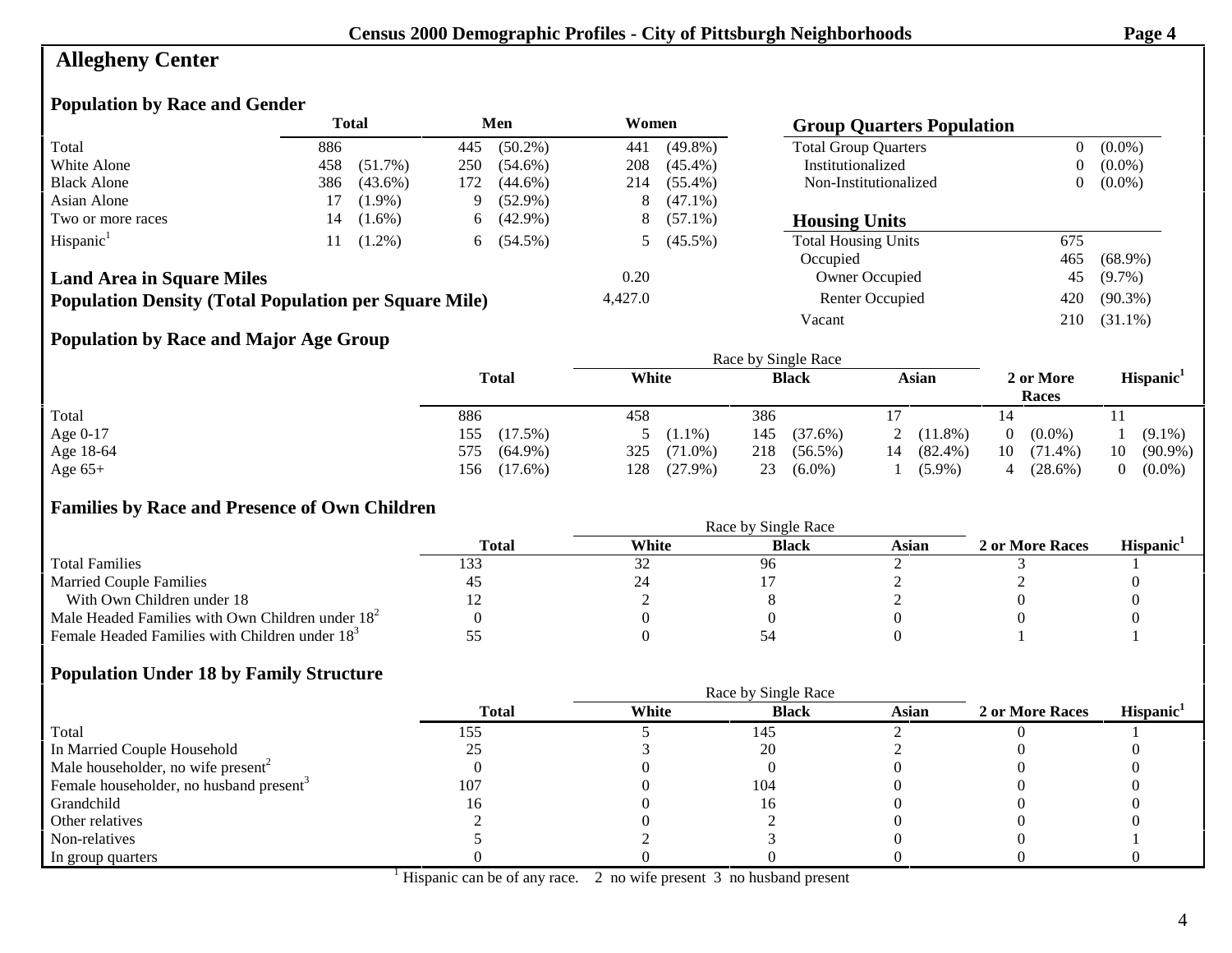## Allegheny Center

### Population by Race and Gender

| | Total | | Men | | Women | |
|---|---|---|---|---|---|---|
| Total | 886 | | 445 | (50.2%) | 441 | (49.8%) |
| White Alone | 458 | (51.7%) | 250 | (54.6%) | 208 | (45.4%) |
| Black Alone | 386 | (43.6%) | 172 | (44.6%) | 214 | (55.4%) |
| Asian Alone | 17 | (1.9%) | 9 | (52.9%) | 8 | (47.1%) |
| Two or more races | 14 | (1.6%) | 6 | (42.9%) | 8 | (57.1%) |
| Hispanic[1] | 11 | (1.2%) | 6 | (54.5%) | 5 | (45.5%) |

**Land Area in Square Miles** 0.20

**Population Density (Total Population per Square Mile)** 4,427.0

### Group Quarters Population

| | | |
|---|---|---|
| Total Group Quarters | 0 | (0.0%) |
| Institutionalized | 0 | (0.0%) |
| Non-Institutionalized | 0 | (0.0%) |

### Housing Units

| | | |
|---|---|---|
| Total Housing Units | 675 | |
| Occupied | 465 | (68.9%) |
| Owner Occupied | 45 | (9.7%) |
| Renter Occupied | 420 | (90.3%) |
| Vacant | 210 | (31.1%) |

### Population by Race and Major Age Group

| | Total | | Race by Single Race: White | | Black | | Asian | | 2 or More Races | | Hispanic[1] | |
|---|---|---|---|---|---|---|---|---|---|---|---|---|
| Total | 886 | | 458 | | 386 | | 17 | | 14 | | 11 | |
| Age 0-17 | 155 | (17.5%) | 5 | (1.1%) | 145 | (37.6%) | 2 | (11.8%) | 0 | (0.0%) | 1 | (9.1%) |
| Age 18-64 | 575 | (64.9%) | 325 | (71.0%) | 218 | (56.5%) | 14 | (82.4%) | 10 | (71.4%) | 10 | (90.9%) |
| Age 65+ | 156 | (17.6%) | 128 | (27.9%) | 23 | (6.0%) | 1 | (5.9%) | 4 | (28.6%) | 0 | (0.0%) |

### Families by Race and Presence of Own Children

| | Total | Race by Single Race: White | Black | Asian | 2 or More Races | Hispanic[1] |
|---|---|---|---|---|---|---|
| Total Families | 133 | 32 | 96 | 2 | 3 | 1 |
| Married Couple Families | 45 | 24 | 17 | 2 | 2 | 0 |
| With Own Children under 18 | 12 | 2 | 8 | 2 | 0 | 0 |
| Male Headed Families with Own Children under 18[2] | 0 | 0 | 0 | 0 | 0 | 0 |
| Female Headed Families with Children under 18[3] | 55 | 0 | 54 | 0 | 1 | 1 |

### Population Under 18 by Family Structure

| | Total | Race by Single Race: White | Black | Asian | 2 or More Races | Hispanic[1] |
|---|---|---|---|---|---|---|
| Total | 155 | 5 | 145 | 2 | 0 | 1 |
| In Married Couple Household | 25 | 3 | 20 | 2 | 0 | 0 |
| Male householder, no wife present[2] | 0 | 0 | 0 | 0 | 0 | 0 |
| Female householder, no husband present[3] | 107 | 0 | 104 | 0 | 0 | 0 |
| Grandchild | 16 | 0 | 16 | 0 | 0 | 0 |
| Other relatives | 2 | 0 | 2 | 0 | 0 | 0 |
| Non-relatives | 5 | 2 | 3 | 0 | 0 | 1 |
| In group quarters | 0 | 0 | 0 | 0 | 0 | 0 |

[1] Hispanic can be of any race. 2 no wife present 3 no husband present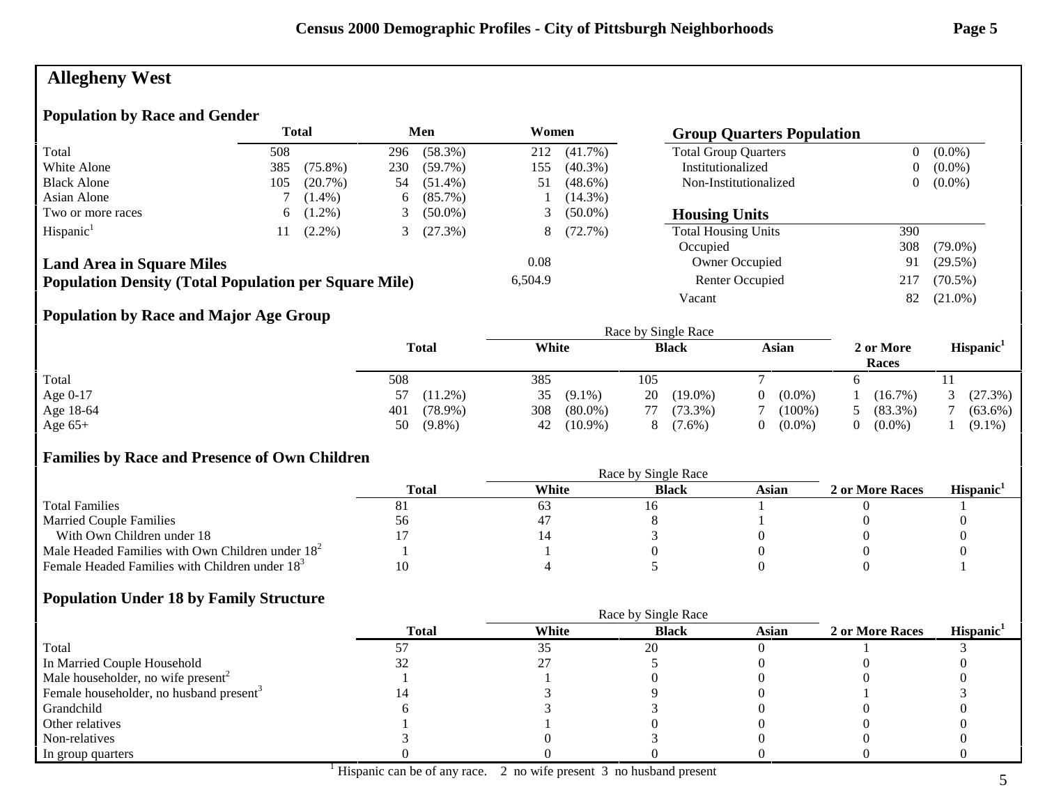# Allegheny West

## Population by Race and Gender

| | Total | | Men | | Women | |
|---|---|---|---|---|---|---|
| Total | 508 | | 296 | (58.3%) | 212 | (41.7%) |
| White Alone | 385 | (75.8%) | 230 | (59.7%) | 155 | (40.3%) |
| Black Alone | 105 | (20.7%) | 54 | (51.4%) | 51 | (48.6%) |
| Asian Alone | 7 | (1.4%) | 6 | (85.7%) | 1 | (14.3%) |
| Two or more races | 6 | (1.2%) | 3 | (50.0%) | 3 | (50.0%) |
| Hispanic[1] | 11 | (2.2%) | 3 | (27.3%) | 8 | (72.7%) |

**Land Area in Square Miles** 0.08

**Population Density (Total Population per Square Mile)** 6,504.9

## Group Quarters Population

| | | |
|---|---|---|
| Total Group Quarters | 0 | (0.0%) |
| Institutionalized | 0 | (0.0%) |
| Non-Institutionalized | 0 | (0.0%) |

## Housing Units

| | | |
|---|---|---|
| Total Housing Units | 390 | |
| Occupied | 308 | (79.0%) |
| Owner Occupied | 91 | (29.5%) |
| Renter Occupied | 217 | (70.5%) |
| Vacant | 82 | (21.0%) |

## Population by Race and Major Age Group

| | Total | | Race by Single Race: White | | Black | | Asian | | 2 or More Races | | Hispanic[1] | |
|---|---|---|---|---|---|---|---|---|---|---|---|---|
| Total | 508 | | 385 | | 105 | | 7 | | 6 | | 11 | |
| Age 0-17 | 57 | (11.2%) | 35 | (9.1%) | 20 | (19.0%) | 0 | (0.0%) | 1 | (16.7%) | 3 | (27.3%) |
| Age 18-64 | 401 | (78.9%) | 308 | (80.0%) | 77 | (73.3%) | 7 | (100%) | 5 | (83.3%) | 7 | (63.6%) |
| Age 65+ | 50 | (9.8%) | 42 | (10.9%) | 8 | (7.6%) | 0 | (0.0%) | 0 | (0.0%) | 1 | (9.1%) |

## Families by Race and Presence of Own Children

| | Total | Race by Single Race: White | Black | Asian | 2 or More Races | Hispanic[1] |
|---|---|---|---|---|---|---|
| Total Families | 81 | 63 | 16 | 1 | 0 | 1 |
| Married Couple Families | 56 | 47 | 8 | 1 | 0 | 0 |
| With Own Children under 18 | 17 | 14 | 3 | 0 | 0 | 0 |
| Male Headed Families with Own Children under 18[2] | 1 | 1 | 0 | 0 | 0 | 0 |
| Female Headed Families with Children under 18[3] | 10 | 4 | 5 | 0 | 0 | 1 |

## Population Under 18 by Family Structure

| | Total | Race by Single Race: White | Black | Asian | 2 or More Races | Hispanic[1] |
|---|---|---|---|---|---|---|
| Total | 57 | 35 | 20 | 0 | 1 | 3 |
| In Married Couple Household | 32 | 27 | 5 | 0 | 0 | 0 |
| Male householder, no wife present[2] | 1 | 1 | 0 | 0 | 0 | 0 |
| Female householder, no husband present[3] | 14 | 3 | 9 | 0 | 1 | 3 |
| Grandchild | 6 | 3 | 3 | 0 | 0 | 0 |
| Other relatives | 1 | 1 | 0 | 0 | 0 | 0 |
| Non-relatives | 3 | 0 | 3 | 0 | 0 | 0 |
| In group quarters | 0 | 0 | 0 | 0 | 0 | 0 |

[1] Hispanic can be of any race. 2 no wife present 3 no husband present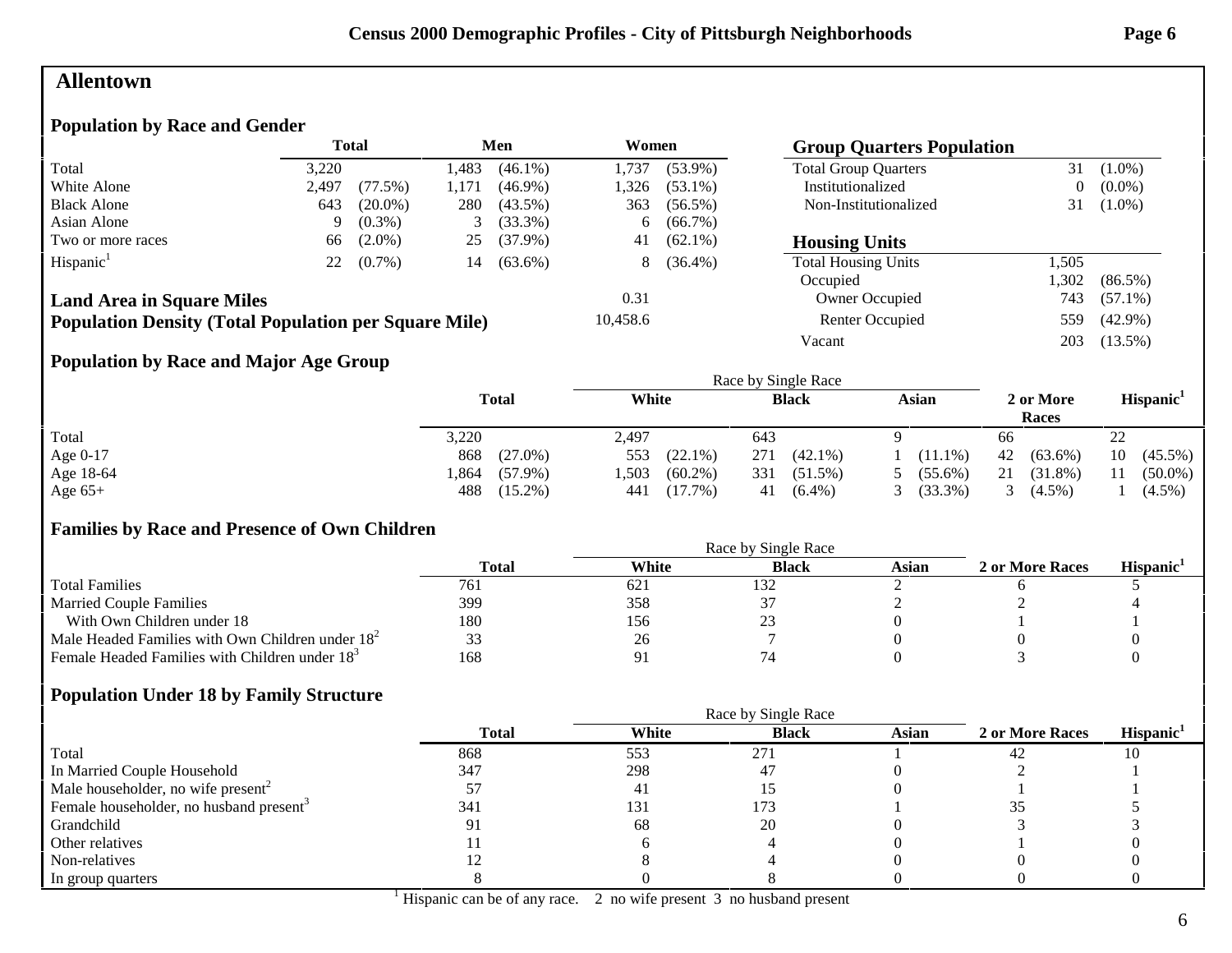## Allentown

### Population by Race and Gender

| | Total | | Men | | Women | |
|---|---|---|---|---|---|---|
| Total | 3,220 | | 1,483 | (46.1%) | 1,737 | (53.9%) |
| White Alone | 2,497 | (77.5%) | 1,171 | (46.9%) | 1,326 | (53.1%) |
| Black Alone | 643 | (20.0%) | 280 | (43.5%) | 363 | (56.5%) |
| Asian Alone | 9 | (0.3%) | 3 | (33.3%) | 6 | (66.7%) |
| Two or more races | 66 | (2.0%) | 25 | (37.9%) | 41 | (62.1%) |
| Hispanic[1] | 22 | (0.7%) | 14 | (63.6%) | 8 | (36.4%) |

**Land Area in Square Miles** 0.31

**Population Density (Total Population per Square Mile)** 10,458.6

### Group Quarters Population

| | | |
|---|---|---|
| Total Group Quarters | 31 | (1.0%) |
| Institutionalized | 0 | (0.0%) |
| Non-Institutionalized | 31 | (1.0%) |

### Housing Units

| | | |
|---|---|---|
| Total Housing Units | 1,505 | |
| Occupied | 1,302 | (86.5%) |
| Owner Occupied | 743 | (57.1%) |
| Renter Occupied | 559 | (42.9%) |
| Vacant | 203 | (13.5%) |

### Population by Race and Major Age Group

| | Total | | Race by Single Race | | | | | | 2 or More Races | | Hispanic[1] | |
|---|---|---|---|---|---|---|---|---|---|---|---|---|
| | | | White | | Black | | Asian | | | | | |
| Total | 3,220 | | 2,497 | | 643 | | 9 | | 66 | | 22 | |
| Age 0-17 | 868 | (27.0%) | 553 | (22.1%) | 271 | (42.1%) | 1 | (11.1%) | 42 | (63.6%) | 10 | (45.5%) |
| Age 18-64 | 1,864 | (57.9%) | 1,503 | (60.2%) | 331 | (51.5%) | 5 | (55.6%) | 21 | (31.8%) | 11 | (50.0%) |
| Age 65+ | 488 | (15.2%) | 441 | (17.7%) | 41 | (6.4%) | 3 | (33.3%) | 3 | (4.5%) | 1 | (4.5%) |

### Families by Race and Presence of Own Children

| | Total | Race by Single Race | | | 2 or More Races | Hispanic[1] |
|---|---|---|---|---|---|---|
| | | White | Black | Asian | | |
| Total Families | 761 | 621 | 132 | 2 | 6 | 5 |
| Married Couple Families | 399 | 358 | 37 | 2 | 2 | 4 |
| With Own Children under 18 | 180 | 156 | 23 | 0 | 1 | 1 |
| Male Headed Families with Own Children under 18[2] | 33 | 26 | 7 | 0 | 0 | 0 |
| Female Headed Families with Children under 18[3] | 168 | 91 | 74 | 0 | 3 | 0 |

### Population Under 18 by Family Structure

| | Total | Race by Single Race | | | 2 or More Races | Hispanic[1] |
|---|---|---|---|---|---|---|
| | | White | Black | Asian | | |
| Total | 868 | 553 | 271 | 1 | 42 | 10 |
| In Married Couple Household | 347 | 298 | 47 | 0 | 2 | 1 |
| Male householder, no wife present[2] | 57 | 41 | 15 | 0 | 1 | 1 |
| Female householder, no husband present[3] | 341 | 131 | 173 | 1 | 35 | 5 |
| Grandchild | 91 | 68 | 20 | 0 | 3 | 3 |
| Other relatives | 11 | 6 | 4 | 0 | 1 | 0 |
| Non-relatives | 12 | 8 | 4 | 0 | 0 | 0 |
| In group quarters | 8 | 0 | 8 | 0 | 0 | 0 |

[1] Hispanic can be of any race. 2 no wife present 3 no husband present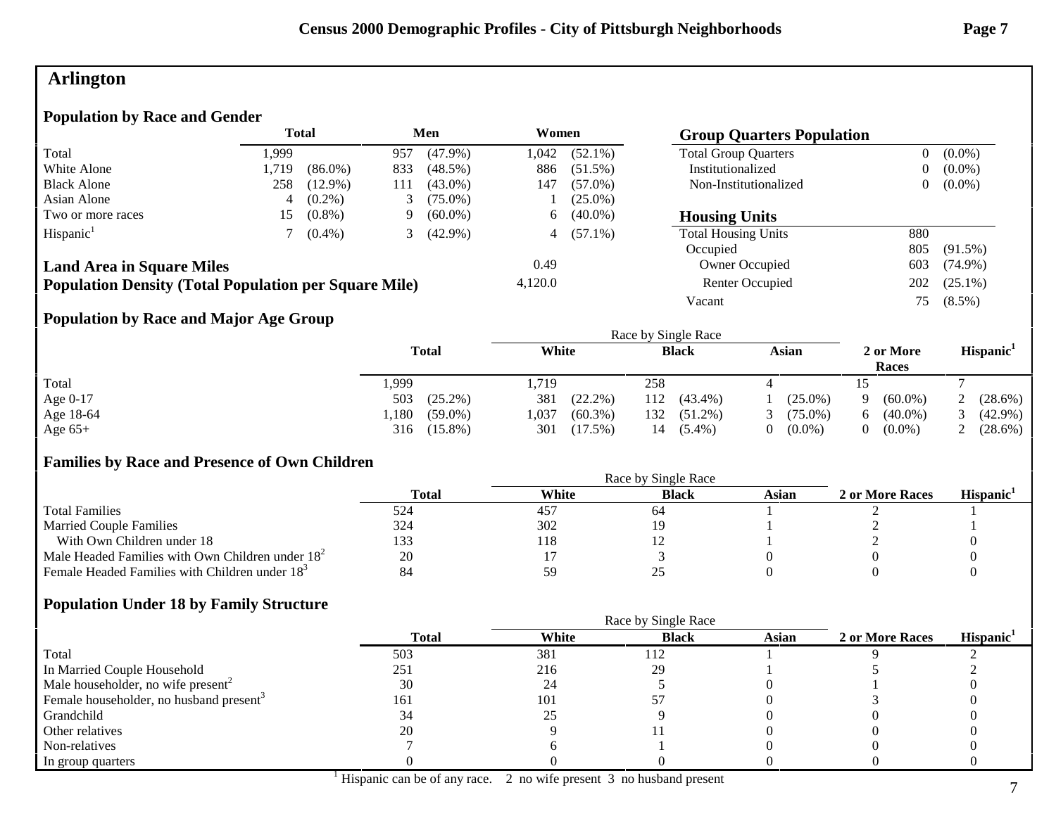# Arlington

## Population by Race and Gender

| | Total | | Men | | Women | |
|---|---|---|---|---|---|---|
| Total | 1,999 | | 957 | (47.9%) | 1,042 | (52.1%) |
| White Alone | 1,719 | (86.0%) | 833 | (48.5%) | 886 | (51.5%) |
| Black Alone | 258 | (12.9%) | 111 | (43.0%) | 147 | (57.0%) |
| Asian Alone | 4 | (0.2%) | 3 | (75.0%) | 1 | (25.0%) |
| Two or more races | 15 | (0.8%) | 9 | (60.0%) | 6 | (40.0%) |
| Hispanic[1] | 7 | (0.4%) | 3 | (42.9%) | 4 | (57.1%) |

| | |
|---|---|
| **Land Area in Square Miles** | 0.49 |
| **Population Density (Total Population per Square Mile)** | 4,120.0 |

## Group Quarters Population

| | | |
|---|---|---|
| Total Group Quarters | 0 | (0.0%) |
| Institutionalized | 0 | (0.0%) |
| Non-Institutionalized | 0 | (0.0%) |

## Housing Units

| | | |
|---|---|---|
| Total Housing Units | 880 | |
| Occupied | 805 | (91.5%) |
| Owner Occupied | 603 | (74.9%) |
| Renter Occupied | 202 | (25.1%) |
| Vacant | 75 | (8.5%) |

## Population by Race and Major Age Group

| | Total | | Race by Single Race: White | | Black | | Asian | | 2 or More Races | | Hispanic[1] | |
|---|---|---|---|---|---|---|---|---|---|---|---|---|
| Total | 1,999 | | 1,719 | | 258 | | 4 | | 15 | | 7 | |
| Age 0-17 | 503 | (25.2%) | 381 | (22.2%) | 112 | (43.4%) | 1 | (25.0%) | 9 | (60.0%) | 2 | (28.6%) |
| Age 18-64 | 1,180 | (59.0%) | 1,037 | (60.3%) | 132 | (51.2%) | 3 | (75.0%) | 6 | (40.0%) | 3 | (42.9%) |
| Age 65+ | 316 | (15.8%) | 301 | (17.5%) | 14 | (5.4%) | 0 | (0.0%) | 0 | (0.0%) | 2 | (28.6%) |

## Families by Race and Presence of Own Children

| | Total | Race by Single Race: White | Black | Asian | 2 or More Races | Hispanic[1] |
|---|---|---|---|---|---|---|
| Total Families | 524 | 457 | 64 | 1 | 2 | 1 |
| Married Couple Families | 324 | 302 | 19 | 1 | 2 | 1 |
| With Own Children under 18 | 133 | 118 | 12 | 1 | 2 | 0 |
| Male Headed Families with Own Children under 18[2] | 20 | 17 | 3 | 0 | 0 | 0 |
| Female Headed Families with Children under 18[3] | 84 | 59 | 25 | 0 | 0 | 0 |

## Population Under 18 by Family Structure

| | Total | Race by Single Race: White | Black | Asian | 2 or More Races | Hispanic[1] |
|---|---|---|---|---|---|---|
| Total | 503 | 381 | 112 | 1 | 9 | 2 |
| In Married Couple Household | 251 | 216 | 29 | 1 | 5 | 2 |
| Male householder, no wife present[2] | 30 | 24 | 5 | 0 | 1 | 0 |
| Female householder, no husband present[3] | 161 | 101 | 57 | 0 | 3 | 0 |
| Grandchild | 34 | 25 | 9 | 0 | 0 | 0 |
| Other relatives | 20 | 9 | 11 | 0 | 0 | 0 |
| Non-relatives | 7 | 6 | 1 | 0 | 0 | 0 |
| In group quarters | 0 | 0 | 0 | 0 | 0 | 0 |

[1] Hispanic can be of any race. 2 no wife present 3 no husband present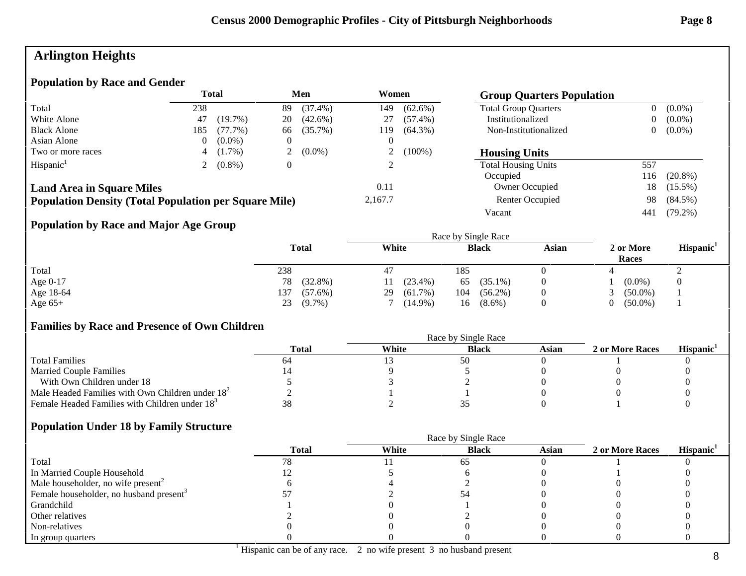## Arlington Heights

### Population by Race and Gender

| | Total | | Men | | Women | |
|---|---|---|---|---|---|---|
| Total | 238 | | 89 | (37.4%) | 149 | (62.6%) |
| White Alone | 47 | (19.7%) | 20 | (42.6%) | 27 | (57.4%) |
| Black Alone | 185 | (77.7%) | 66 | (35.7%) | 119 | (64.3%) |
| Asian Alone | 0 | (0.0%) | 0 | | 0 | |
| Two or more races | 4 | (1.7%) | 2 | (0.0%) | 2 | (100%) |
| Hispanic[1] | 2 | (0.8%) | 0 | | 2 | |

| | |
|---|---|
| **Land Area in Square Miles** | 0.11 |
| **Population Density (Total Population per Square Mile)** | 2,167.7 |

### Group Quarters Population

| | | |
|---|---|---|
| Total Group Quarters | 0 | (0.0%) |
| Institutionalized | 0 | (0.0%) |
| Non-Institutionalized | 0 | (0.0%) |

### Housing Units

| | | |
|---|---|---|
| Total Housing Units | 557 | |
| Occupied | 116 | (20.8%) |
| Owner Occupied | 18 | (15.5%) |
| Renter Occupied | 98 | (84.5%) |
| Vacant | 441 | (79.2%) |

### Population by Race and Major Age Group

| | Total | | Race by Single Race: White | | Black | | Asian | 2 or More Races | | Hispanic[1] |
|---|---|---|---|---|---|---|---|---|---|---|
| Total | 238 | | 47 | | 185 | | 0 | 4 | | 2 |
| Age 0-17 | 78 | (32.8%) | 11 | (23.4%) | 65 | (35.1%) | 0 | 1 | (0.0%) | 0 |
| Age 18-64 | 137 | (57.6%) | 29 | (61.7%) | 104 | (56.2%) | 0 | 3 | (50.0%) | 1 |
| Age 65+ | 23 | (9.7%) | 7 | (14.9%) | 16 | (8.6%) | 0 | 0 | (50.0%) | 1 |

### Families by Race and Presence of Own Children

| | Total | Race by Single Race: White | Black | Asian | 2 or More Races | Hispanic[1] |
|---|---|---|---|---|---|---|
| Total Families | 64 | 13 | 50 | 0 | 1 | 0 |
| Married Couple Families | 14 | 9 | 5 | 0 | 0 | 0 |
| With Own Children under 18 | 5 | 3 | 2 | 0 | 0 | 0 |
| Male Headed Families with Own Children under 18[2] | 2 | 1 | 1 | 0 | 0 | 0 |
| Female Headed Families with Children under 18[3] | 38 | 2 | 35 | 0 | 1 | 0 |

### Population Under 18 by Family Structure

| | Total | Race by Single Race: White | Black | Asian | 2 or More Races | Hispanic[1] |
|---|---|---|---|---|---|---|
| Total | 78 | 11 | 65 | 0 | 1 | 0 |
| In Married Couple Household | 12 | 5 | 6 | 0 | 1 | 0 |
| Male householder, no wife present[2] | 6 | 4 | 2 | 0 | 0 | 0 |
| Female householder, no husband present[3] | 57 | 2 | 54 | 0 | 0 | 0 |
| Grandchild | 1 | 0 | 1 | 0 | 0 | 0 |
| Other relatives | 2 | 0 | 2 | 0 | 0 | 0 |
| Non-relatives | 0 | 0 | 0 | 0 | 0 | 0 |
| In group quarters | 0 | 0 | 0 | 0 | 0 | 0 |

[1] Hispanic can be of any race. 2 no wife present 3 no husband present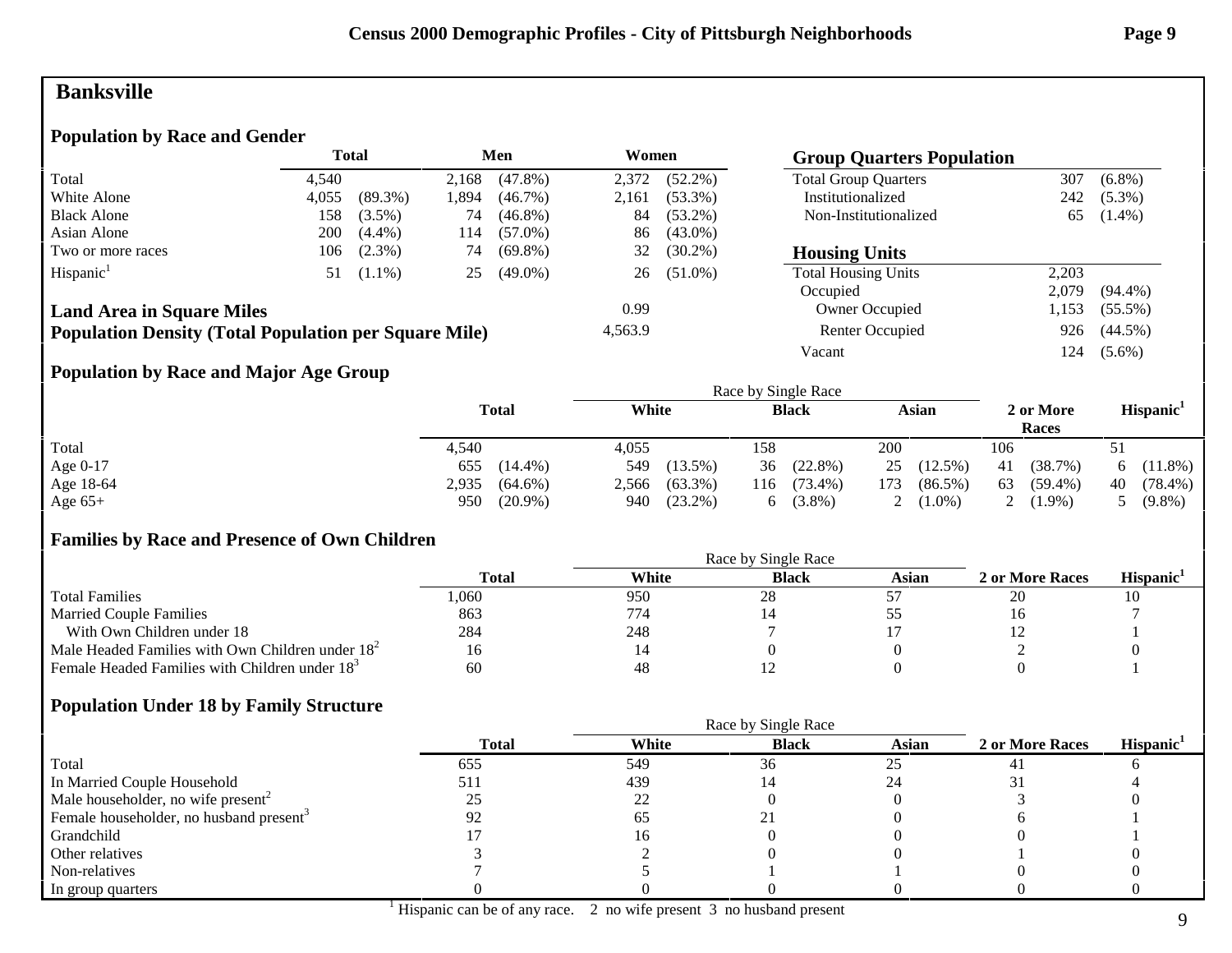# Banksville

## Population by Race and Gender

| | Total | | Men | | Women | |
|---|---|---|---|---|---|---|
| Total | 4,540 | | 2,168 | (47.8%) | 2,372 | (52.2%) |
| White Alone | 4,055 | (89.3%) | 1,894 | (46.7%) | 2,161 | (53.3%) |
| Black Alone | 158 | (3.5%) | 74 | (46.8%) | 84 | (53.2%) |
| Asian Alone | 200 | (4.4%) | 114 | (57.0%) | 86 | (43.0%) |
| Two or more races | 106 | (2.3%) | 74 | (69.8%) | 32 | (30.2%) |
| Hispanic[1] | 51 | (1.1%) | 25 | (49.0%) | 26 | (51.0%) |

**Land Area in Square Miles** 0.99

**Population Density (Total Population per Square Mile)** 4,563.9

## Group Quarters Population

| | | |
|---|---|---|
| Total Group Quarters | 307 | (6.8%) |
| Institutionalized | 242 | (5.3%) |
| Non-Institutionalized | 65 | (1.4%) |

## Housing Units

| | | |
|---|---|---|
| Total Housing Units | 2,203 | |
| Occupied | 2,079 | (94.4%) |
| Owner Occupied | 1,153 | (55.5%) |
| Renter Occupied | 926 | (44.5%) |
| Vacant | 124 | (5.6%) |

## Population by Race and Major Age Group

| | Total | | Race by Single Race: White | | Black | | Asian | | 2 or More Races | | Hispanic[1] | |
|---|---|---|---|---|---|---|---|---|---|---|---|---|
| Total | 4,540 | | 4,055 | | 158 | | 200 | | 106 | | 51 | |
| Age 0-17 | 655 | (14.4%) | 549 | (13.5%) | 36 | (22.8%) | 25 | (12.5%) | 41 | (38.7%) | 6 | (11.8%) |
| Age 18-64 | 2,935 | (64.6%) | 2,566 | (63.3%) | 116 | (73.4%) | 173 | (86.5%) | 63 | (59.4%) | 40 | (78.4%) |
| Age 65+ | 950 | (20.9%) | 940 | (23.2%) | 6 | (3.8%) | 2 | (1.0%) | 2 | (1.9%) | 5 | (9.8%) |

## Families by Race and Presence of Own Children

| | Total | Race by Single Race: White | Black | Asian | 2 or More Races | Hispanic[1] |
|---|---|---|---|---|---|---|
| Total Families | 1,060 | 950 | 28 | 57 | 20 | 10 |
| Married Couple Families | 863 | 774 | 14 | 55 | 16 | 7 |
| With Own Children under 18 | 284 | 248 | 7 | 17 | 12 | 1 |
| Male Headed Families with Own Children under 18[2] | 16 | 14 | 0 | 0 | 2 | 0 |
| Female Headed Families with Children under 18[3] | 60 | 48 | 12 | 0 | 0 | 1 |

## Population Under 18 by Family Structure

| | Total | Race by Single Race: White | Black | Asian | 2 or More Races | Hispanic[1] |
|---|---|---|---|---|---|---|
| Total | 655 | 549 | 36 | 25 | 41 | 6 |
| In Married Couple Household | 511 | 439 | 14 | 24 | 31 | 4 |
| Male householder, no wife present[2] | 25 | 22 | 0 | 0 | 3 | 0 |
| Female householder, no husband present[3] | 92 | 65 | 21 | 0 | 6 | 1 |
| Grandchild | 17 | 16 | 0 | 0 | 0 | 1 |
| Other relatives | 3 | 2 | 0 | 0 | 1 | 0 |
| Non-relatives | 7 | 5 | 1 | 1 | 0 | 0 |
| In group quarters | 0 | 0 | 0 | 0 | 0 | 0 |

[1] Hispanic can be of any race. 2 no wife present 3 no husband present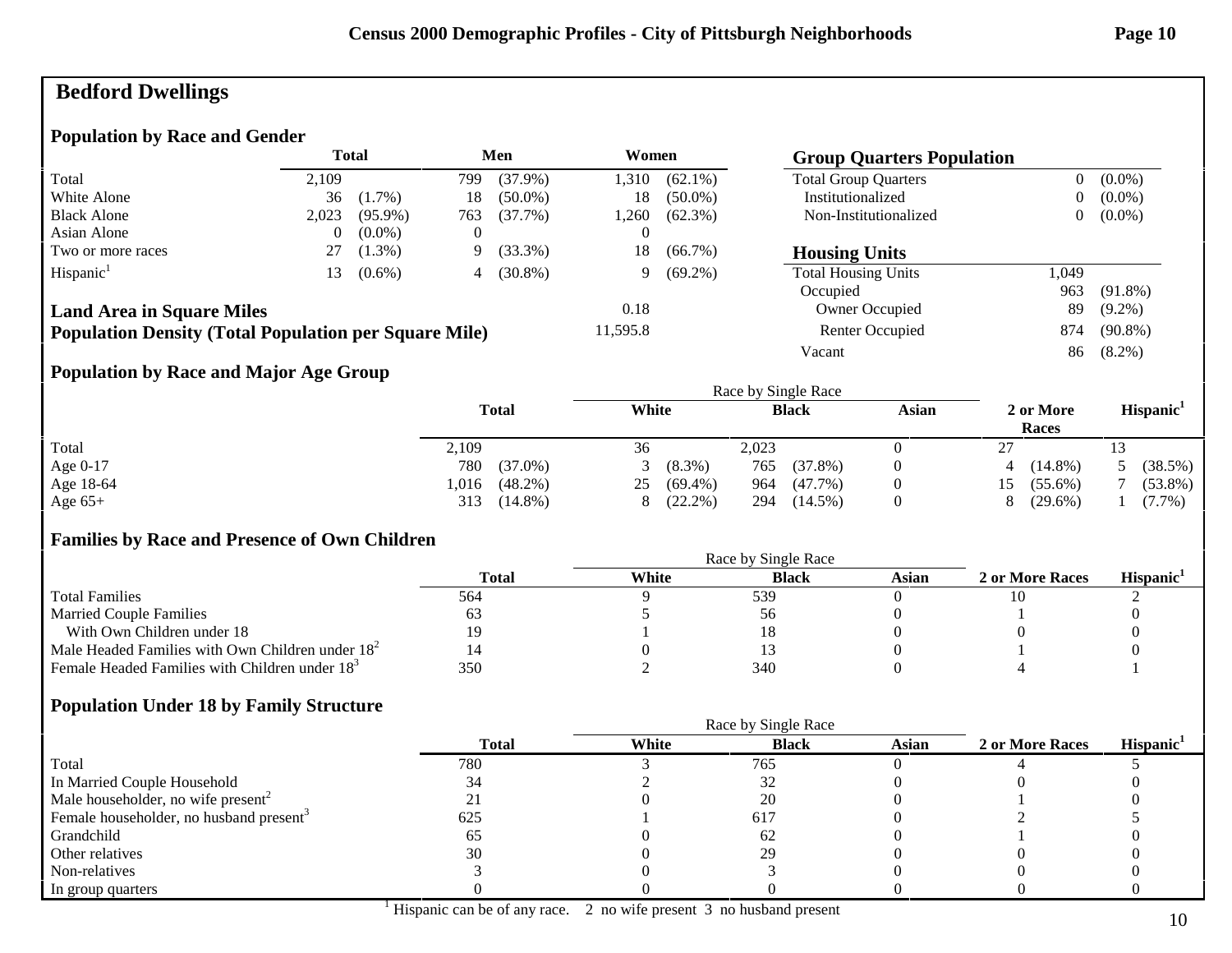# Bedford Dwellings

## Population by Race and Gender

| | Total | | Men | | Women | |
|---|---|---|---|---|---|---|
| Total | 2,109 | | 799 | (37.9%) | 1,310 | (62.1%) |
| White Alone | 36 | (1.7%) | 18 | (50.0%) | 18 | (50.0%) |
| Black Alone | 2,023 | (95.9%) | 763 | (37.7%) | 1,260 | (62.3%) |
| Asian Alone | 0 | (0.0%) | 0 | | 0 | |
| Two or more races | 27 | (1.3%) | 9 | (33.3%) | 18 | (66.7%) |
| Hispanic[1] | 13 | (0.6%) | 4 | (30.8%) | 9 | (69.2%) |

**Land Area in Square Miles** 0.18

**Population Density (Total Population per Square Mile)** 11,595.8

## Group Quarters Population

| | | |
|---|---|---|
| Total Group Quarters | 0 | (0.0%) |
| Institutionalized | 0 | (0.0%) |
| Non-Institutionalized | 0 | (0.0%) |

## Housing Units

| | | |
|---|---|---|
| Total Housing Units | 1,049 | |
| Occupied | 963 | (91.8%) |
| Owner Occupied | 89 | (9.2%) |
| Renter Occupied | 874 | (90.8%) |
| Vacant | 86 | (8.2%) |

## Population by Race and Major Age Group

| | Total | | Race by Single Race | | | | | 2 or More Races | | Hispanic[1] | |
|---|---|---|---|---|---|---|---|---|---|---|---|
| | | | White | | Black | | Asian | | | | |
| Total | 2,109 | | 36 | | 2,023 | | 0 | 27 | | 13 | |
| Age 0-17 | 780 | (37.0%) | 3 | (8.3%) | 765 | (37.8%) | 0 | 4 | (14.8%) | 5 | (38.5%) |
| Age 18-64 | 1,016 | (48.2%) | 25 | (69.4%) | 964 | (47.7%) | 0 | 15 | (55.6%) | 7 | (53.8%) |
| Age 65+ | 313 | (14.8%) | 8 | (22.2%) | 294 | (14.5%) | 0 | 8 | (29.6%) | 1 | (7.7%) |

## Families by Race and Presence of Own Children

| | Total | Race by Single Race | | | 2 or More Races | Hispanic[1] |
|---|---|---|---|---|---|---|
| | | White | Black | Asian | | |
| Total Families | 564 | 9 | 539 | 0 | 10 | 2 |
| Married Couple Families | 63 | 5 | 56 | 0 | 1 | 0 |
| With Own Children under 18 | 19 | 1 | 18 | 0 | 0 | 0 |
| Male Headed Families with Own Children under 18[2] | 14 | 0 | 13 | 0 | 1 | 0 |
| Female Headed Families with Children under 18[3] | 350 | 2 | 340 | 0 | 4 | 1 |

## Population Under 18 by Family Structure

| | Total | Race by Single Race | | | 2 or More Races | Hispanic[1] |
|---|---|---|---|---|---|---|
| | | White | Black | Asian | | |
| Total | 780 | 3 | 765 | 0 | 4 | 5 |
| In Married Couple Household | 34 | 2 | 32 | 0 | 0 | 0 |
| Male householder, no wife present[2] | 21 | 0 | 20 | 0 | 1 | 0 |
| Female householder, no husband present[3] | 625 | 1 | 617 | 0 | 2 | 5 |
| Grandchild | 65 | 0 | 62 | 0 | 1 | 0 |
| Other relatives | 30 | 0 | 29 | 0 | 0 | 0 |
| Non-relatives | 3 | 0 | 3 | 0 | 0 | 0 |
| In group quarters | 0 | 0 | 0 | 0 | 0 | 0 |

[1] Hispanic can be of any race. 2 no wife present 3 no husband present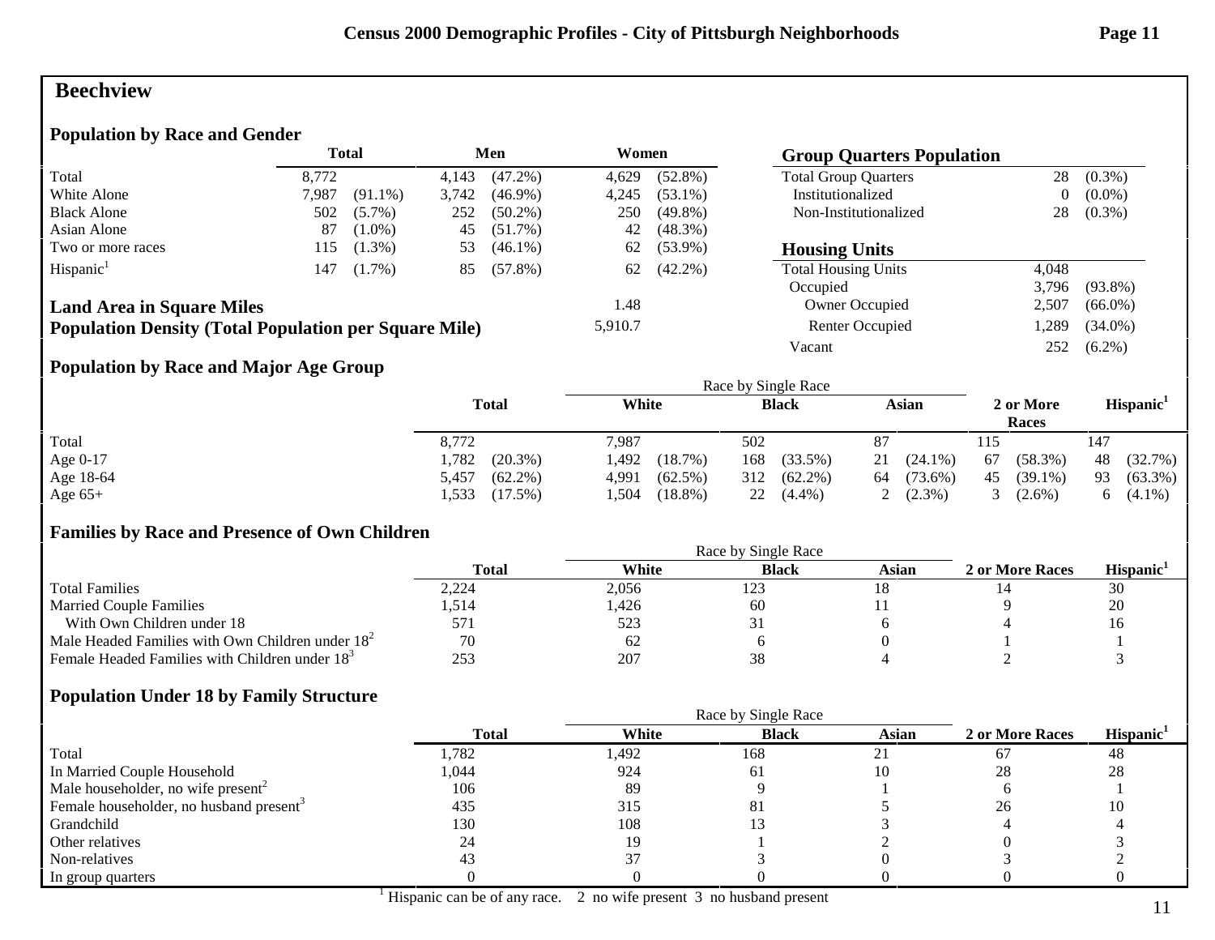# Beechview

## Population by Race and Gender

| | Total | | Men | | Women | |
|---|---|---|---|---|---|---|
| Total | 8,772 | | 4,143 | (47.2%) | 4,629 | (52.8%) |
| White Alone | 7,987 | (91.1%) | 3,742 | (46.9%) | 4,245 | (53.1%) |
| Black Alone | 502 | (5.7%) | 252 | (50.2%) | 250 | (49.8%) |
| Asian Alone | 87 | (1.0%) | 45 | (51.7%) | 42 | (48.3%) |
| Two or more races | 115 | (1.3%) | 53 | (46.1%) | 62 | (53.9%) |
| Hispanic[1] | 147 | (1.7%) | 85 | (57.8%) | 62 | (42.2%) |

**Land Area in Square Miles** 1.48

**Population Density (Total Population per Square Mile)** 5,910.7

## Group Quarters Population

| | | |
|---|---|---|
| Total Group Quarters | 28 | (0.3%) |
| Institutionalized | 0 | (0.0%) |
| Non-Institutionalized | 28 | (0.3%) |

## Housing Units

| | | |
|---|---|---|
| Total Housing Units | 4,048 | |
| Occupied | 3,796 | (93.8%) |
| Owner Occupied | 2,507 | (66.0%) |
| Renter Occupied | 1,289 | (34.0%) |
| Vacant | 252 | (6.2%) |

## Population by Race and Major Age Group

| | Total | | Race by Single Race: White | | Black | | Asian | | 2 or More Races | | Hispanic[1] | |
|---|---|---|---|---|---|---|---|---|---|---|---|---|
| Total | 8,772 | | 7,987 | | 502 | | 87 | | 115 | | 147 | |
| Age 0-17 | 1,782 | (20.3%) | 1,492 | (18.7%) | 168 | (33.5%) | 21 | (24.1%) | 67 | (58.3%) | 48 | (32.7%) |
| Age 18-64 | 5,457 | (62.2%) | 4,991 | (62.5%) | 312 | (62.2%) | 64 | (73.6%) | 45 | (39.1%) | 93 | (63.3%) |
| Age 65+ | 1,533 | (17.5%) | 1,504 | (18.8%) | 22 | (4.4%) | 2 | (2.3%) | 3 | (2.6%) | 6 | (4.1%) |

## Families by Race and Presence of Own Children

| | Total | Race by Single Race: White | Black | Asian | 2 or More Races | Hispanic[1] |
|---|---|---|---|---|---|---|
| Total Families | 2,224 | 2,056 | 123 | 18 | 14 | 30 |
| Married Couple Families | 1,514 | 1,426 | 60 | 11 | 9 | 20 |
| With Own Children under 18 | 571 | 523 | 31 | 6 | 4 | 16 |
| Male Headed Families with Own Children under 18[2] | 70 | 62 | 6 | 0 | 1 | 1 |
| Female Headed Families with Children under 18[3] | 253 | 207 | 38 | 4 | 2 | 3 |

## Population Under 18 by Family Structure

| | Total | Race by Single Race: White | Black | Asian | 2 or More Races | Hispanic[1] |
|---|---|---|---|---|---|---|
| Total | 1,782 | 1,492 | 168 | 21 | 67 | 48 |
| In Married Couple Household | 1,044 | 924 | 61 | 10 | 28 | 28 |
| Male householder, no wife present[2] | 106 | 89 | 9 | 1 | 6 | 1 |
| Female householder, no husband present[3] | 435 | 315 | 81 | 5 | 26 | 10 |
| Grandchild | 130 | 108 | 13 | 3 | 4 | 4 |
| Other relatives | 24 | 19 | 1 | 2 | 0 | 3 |
| Non-relatives | 43 | 37 | 3 | 0 | 3 | 2 |
| In group quarters | 0 | 0 | 0 | 0 | 0 | 0 |

[1] Hispanic can be of any race. 2 no wife present 3 no husband present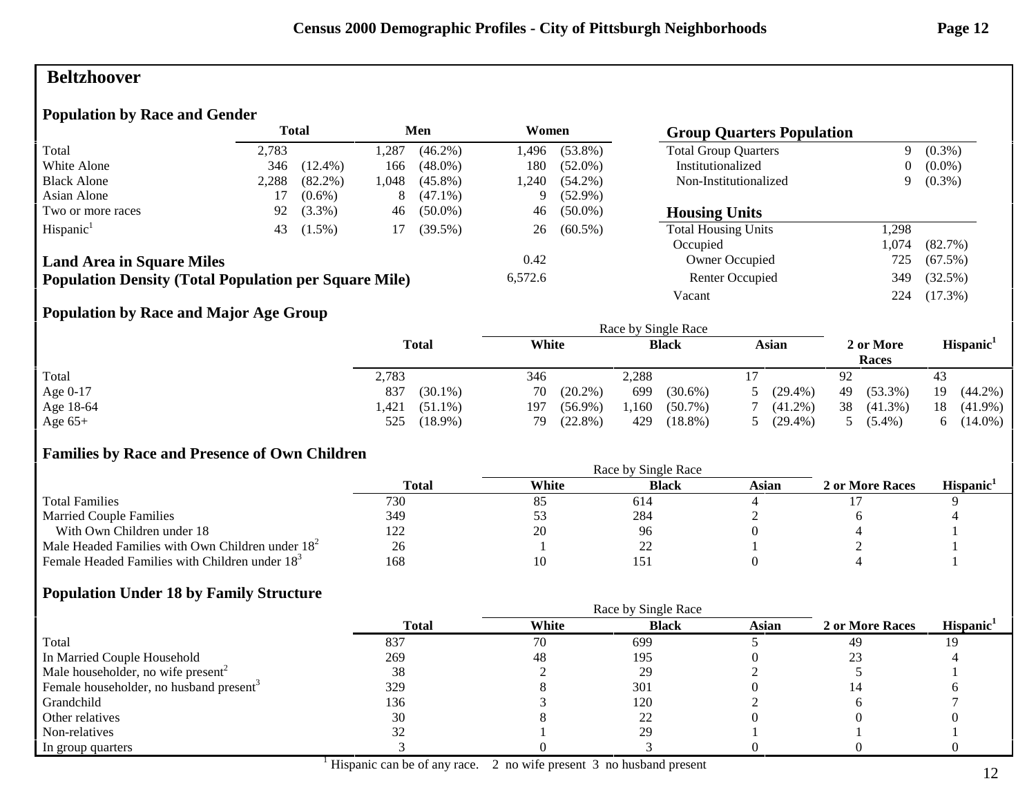## Beltzhoover

### Population by Race and Gender

| | Total | | Men | | Women | |
|---|---|---|---|---|---|---|
| Total | 2,783 | | 1,287 | (46.2%) | 1,496 | (53.8%) |
| White Alone | 346 | (12.4%) | 166 | (48.0%) | 180 | (52.0%) |
| Black Alone | 2,288 | (82.2%) | 1,048 | (45.8%) | 1,240 | (54.2%) |
| Asian Alone | 17 | (0.6%) | 8 | (47.1%) | 9 | (52.9%) |
| Two or more races | 92 | (3.3%) | 46 | (50.0%) | 46 | (50.0%) |
| Hispanic[1] | 43 | (1.5%) | 17 | (39.5%) | 26 | (60.5%) |

**Land Area in Square Miles** 0.42

**Population Density (Total Population per Square Mile)** 6,572.6

### Group Quarters Population

| | | |
|---|---|---|
| Total Group Quarters | 9 | (0.3%) |
| Institutionalized | 0 | (0.0%) |
| Non-Institutionalized | 9 | (0.3%) |

### Housing Units

| | | |
|---|---|---|
| Total Housing Units | 1,298 | |
| Occupied | 1,074 | (82.7%) |
| Owner Occupied | 725 | (67.5%) |
| Renter Occupied | 349 | (32.5%) |
| Vacant | 224 | (17.3%) |

### Population by Race and Major Age Group

| | Total | | Race by Single Race: White | | Black | | Asian | | 2 or More Races | | Hispanic[1] | |
|---|---|---|---|---|---|---|---|---|---|---|---|---|
| Total | 2,783 | | 346 | | 2,288 | | 17 | | 92 | | 43 | |
| Age 0-17 | 837 | (30.1%) | 70 | (20.2%) | 699 | (30.6%) | 5 | (29.4%) | 49 | (53.3%) | 19 | (44.2%) |
| Age 18-64 | 1,421 | (51.1%) | 197 | (56.9%) | 1,160 | (50.7%) | 7 | (41.2%) | 38 | (41.3%) | 18 | (41.9%) |
| Age 65+ | 525 | (18.9%) | 79 | (22.8%) | 429 | (18.8%) | 5 | (29.4%) | 5 | (5.4%) | 6 | (14.0%) |

### Families by Race and Presence of Own Children

| | Total | Race by Single Race: White | Black | Asian | 2 or More Races | Hispanic[1] |
|---|---|---|---|---|---|---|
| Total Families | 730 | 85 | 614 | 4 | 17 | 9 |
| Married Couple Families | 349 | 53 | 284 | 2 | 6 | 4 |
| With Own Children under 18 | 122 | 20 | 96 | 0 | 4 | 1 |
| Male Headed Families with Own Children under 18[2] | 26 | 1 | 22 | 1 | 2 | 1 |
| Female Headed Families with Children under 18[3] | 168 | 10 | 151 | 0 | 4 | 1 |

### Population Under 18 by Family Structure

| | Total | Race by Single Race: White | Black | Asian | 2 or More Races | Hispanic[1] |
|---|---|---|---|---|---|---|
| Total | 837 | 70 | 699 | 5 | 49 | 19 |
| In Married Couple Household | 269 | 48 | 195 | 0 | 23 | 4 |
| Male householder, no wife present[2] | 38 | 2 | 29 | 2 | 5 | 1 |
| Female householder, no husband present[3] | 329 | 8 | 301 | 0 | 14 | 6 |
| Grandchild | 136 | 3 | 120 | 2 | 6 | 7 |
| Other relatives | 30 | 8 | 22 | 0 | 0 | 0 |
| Non-relatives | 32 | 1 | 29 | 1 | 1 | 1 |
| In group quarters | 3 | 0 | 3 | 0 | 0 | 0 |

[1] Hispanic can be of any race. 2 no wife present 3 no husband present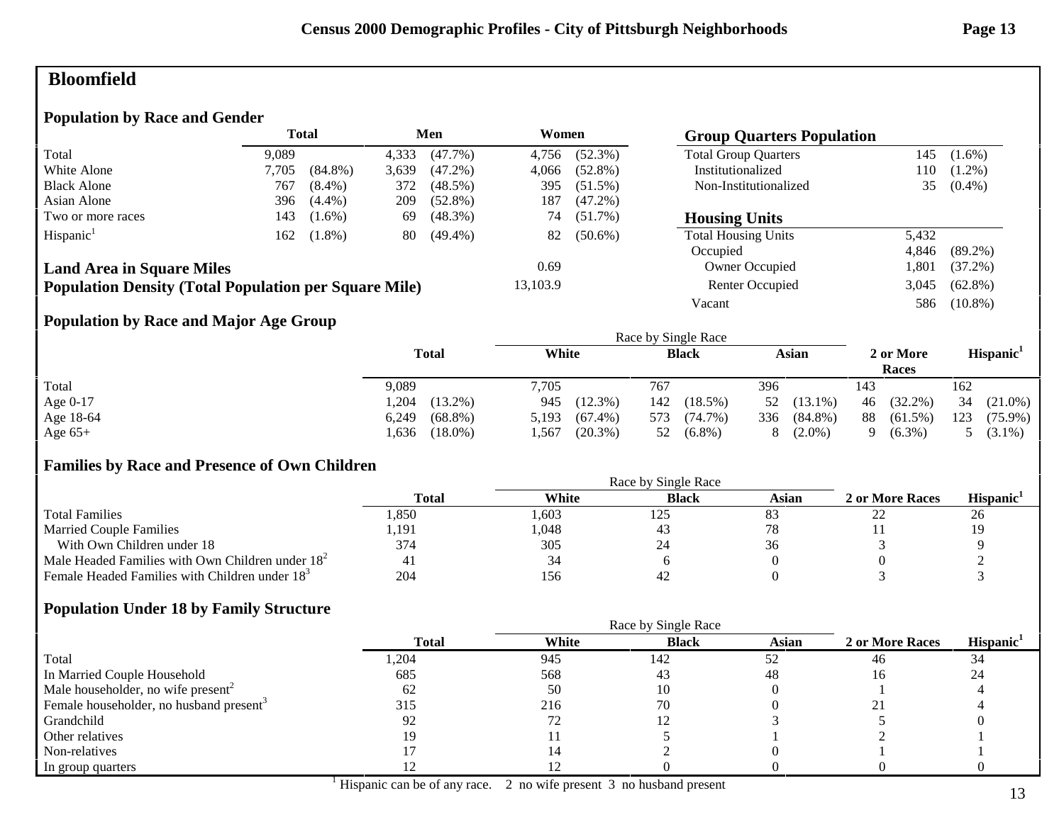# Bloomfield

## Population by Race and Gender

| | Total | | Men | | Women | |
|---|---|---|---|---|---|---|
| Total | 9,089 | | 4,333 | (47.7%) | 4,756 | (52.3%) |
| White Alone | 7,705 | (84.8%) | 3,639 | (47.2%) | 4,066 | (52.8%) |
| Black Alone | 767 | (8.4%) | 372 | (48.5%) | 395 | (51.5%) |
| Asian Alone | 396 | (4.4%) | 209 | (52.8%) | 187 | (47.2%) |
| Two or more races | 143 | (1.6%) | 69 | (48.3%) | 74 | (51.7%) |
| Hispanic[1] | 162 | (1.8%) | 80 | (49.4%) | 82 | (50.6%) |

**Land Area in Square Miles** 0.69

**Population Density (Total Population per Square Mile)** 13,103.9

## Group Quarters Population

| | | |
|---|---|---|
| Total Group Quarters | 145 | (1.6%) |
| Institutionalized | 110 | (1.2%) |
| Non-Institutionalized | 35 | (0.4%) |

## Housing Units

| | | |
|---|---|---|
| Total Housing Units | 5,432 | |
| Occupied | 4,846 | (89.2%) |
| Owner Occupied | 1,801 | (37.2%) |
| Renter Occupied | 3,045 | (62.8%) |
| Vacant | 586 | (10.8%) |

## Population by Race and Major Age Group

| | Total | | Race by Single Race: White | | Black | | Asian | | 2 or More Races | | Hispanic[1] | |
|---|---|---|---|---|---|---|---|---|---|---|---|---|
| Total | 9,089 | | 7,705 | | 767 | | 396 | | 143 | | 162 | |
| Age 0-17 | 1,204 | (13.2%) | 945 | (12.3%) | 142 | (18.5%) | 52 | (13.1%) | 46 | (32.2%) | 34 | (21.0%) |
| Age 18-64 | 6,249 | (68.8%) | 5,193 | (67.4%) | 573 | (74.7%) | 336 | (84.8%) | 88 | (61.5%) | 123 | (75.9%) |
| Age 65+ | 1,636 | (18.0%) | 1,567 | (20.3%) | 52 | (6.8%) | 8 | (2.0%) | 9 | (6.3%) | 5 | (3.1%) |

## Families by Race and Presence of Own Children

| | Total | Race by Single Race: White | Black | Asian | 2 or More Races | Hispanic[1] |
|---|---|---|---|---|---|---|
| Total Families | 1,850 | 1,603 | 125 | 83 | 22 | 26 |
| Married Couple Families | 1,191 | 1,048 | 43 | 78 | 11 | 19 |
| With Own Children under 18 | 374 | 305 | 24 | 36 | 3 | 9 |
| Male Headed Families with Own Children under 18[2] | 41 | 34 | 6 | 0 | 0 | 2 |
| Female Headed Families with Children under 18[3] | 204 | 156 | 42 | 0 | 3 | 3 |

## Population Under 18 by Family Structure

| | Total | Race by Single Race: White | Black | Asian | 2 or More Races | Hispanic[1] |
|---|---|---|---|---|---|---|
| Total | 1,204 | 945 | 142 | 52 | 46 | 34 |
| In Married Couple Household | 685 | 568 | 43 | 48 | 16 | 24 |
| Male householder, no wife present[2] | 62 | 50 | 10 | 0 | 1 | 4 |
| Female householder, no husband present[3] | 315 | 216 | 70 | 0 | 21 | 4 |
| Grandchild | 92 | 72 | 12 | 3 | 5 | 0 |
| Other relatives | 19 | 11 | 5 | 1 | 2 | 1 |
| Non-relatives | 17 | 14 | 2 | 0 | 1 | 1 |
| In group quarters | 12 | 12 | 0 | 0 | 0 | 0 |

[1] Hispanic can be of any race. 2 no wife present 3 no husband present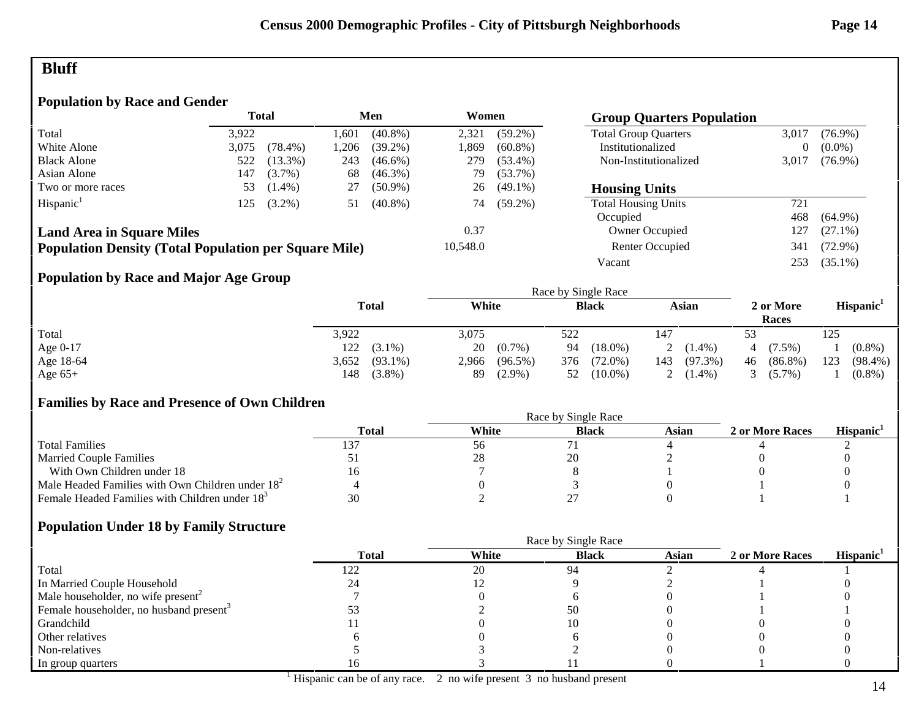# Bluff

## Population by Race and Gender

| | Total | | Men | | Women | |
|---|---|---|---|---|---|---|
| Total | 3,922 | | 1,601 | (40.8%) | 2,321 | (59.2%) |
| White Alone | 3,075 | (78.4%) | 1,206 | (39.2%) | 1,869 | (60.8%) |
| Black Alone | 522 | (13.3%) | 243 | (46.6%) | 279 | (53.4%) |
| Asian Alone | 147 | (3.7%) | 68 | (46.3%) | 79 | (53.7%) |
| Two or more races | 53 | (1.4%) | 27 | (50.9%) | 26 | (49.1%) |
| Hispanic[1] | 125 | (3.2%) | 51 | (40.8%) | 74 | (59.2%) |

| | |
|---|---|
| **Land Area in Square Miles** | 0.37 |
| **Population Density (Total Population per Square Mile)** | 10,548.0 |

## Group Quarters Population

| | | |
|---|---|---|
| Total Group Quarters | 3,017 | (76.9%) |
| Institutionalized | 0 | (0.0%) |
| Non-Institutionalized | 3,017 | (76.9%) |

## Housing Units

| | | |
|---|---|---|
| Total Housing Units | 721 | |
| Occupied | 468 | (64.9%) |
| Owner Occupied | 127 | (27.1%) |
| Renter Occupied | 341 | (72.9%) |
| Vacant | 253 | (35.1%) |

## Population by Race and Major Age Group

| | Total | | Race by Single Race: White | | Black | | Asian | | 2 or More Races | | Hispanic[1] | |
|---|---|---|---|---|---|---|---|---|---|---|---|---|
| Total | 3,922 | | 3,075 | | 522 | | 147 | | 53 | | 125 | |
| Age 0-17 | 122 | (3.1%) | 20 | (0.7%) | 94 | (18.0%) | 2 | (1.4%) | 4 | (7.5%) | 1 | (0.8%) |
| Age 18-64 | 3,652 | (93.1%) | 2,966 | (96.5%) | 376 | (72.0%) | 143 | (97.3%) | 46 | (86.8%) | 123 | (98.4%) |
| Age 65+ | 148 | (3.8%) | 89 | (2.9%) | 52 | (10.0%) | 2 | (1.4%) | 3 | (5.7%) | 1 | (0.8%) |

## Families by Race and Presence of Own Children

| | Total | Race by Single Race: White | Black | Asian | 2 or More Races | Hispanic[1] |
|---|---|---|---|---|---|---|
| Total Families | 137 | 56 | 71 | 4 | 4 | 2 |
| Married Couple Families | 51 | 28 | 20 | 2 | 0 | 0 |
| With Own Children under 18 | 16 | 7 | 8 | 1 | 0 | 0 |
| Male Headed Families with Own Children under 18[2] | 4 | 0 | 3 | 0 | 1 | 0 |
| Female Headed Families with Children under 18[3] | 30 | 2 | 27 | 0 | 1 | 1 |

## Population Under 18 by Family Structure

| | Total | Race by Single Race: White | Black | Asian | 2 or More Races | Hispanic[1] |
|---|---|---|---|---|---|---|
| Total | 122 | 20 | 94 | 2 | 4 | 1 |
| In Married Couple Household | 24 | 12 | 9 | 2 | 1 | 0 |
| Male householder, no wife present[2] | 7 | 0 | 6 | 0 | 1 | 0 |
| Female householder, no husband present[3] | 53 | 2 | 50 | 0 | 1 | 1 |
| Grandchild | 11 | 0 | 10 | 0 | 0 | 0 |
| Other relatives | 6 | 0 | 6 | 0 | 0 | 0 |
| Non-relatives | 5 | 3 | 2 | 0 | 0 | 0 |
| In group quarters | 16 | 3 | 11 | 0 | 1 | 0 |

[1] Hispanic can be of any race. 2 no wife present 3 no husband present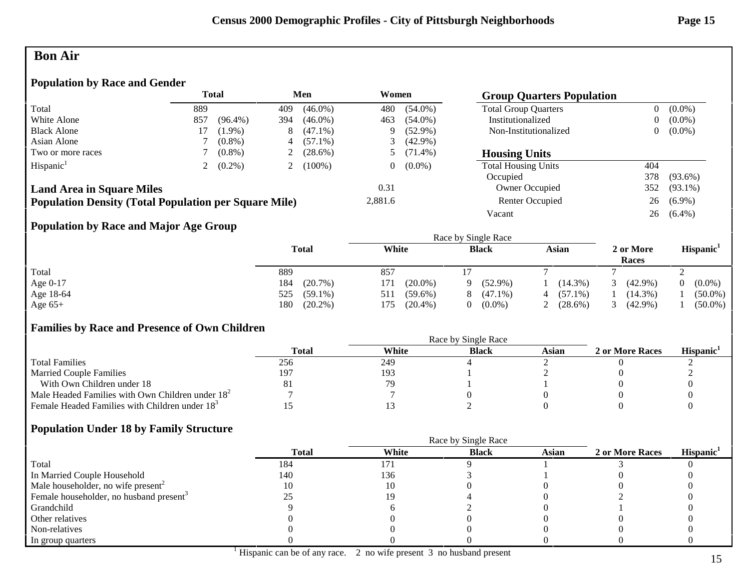# Bon Air

## Population by Race and Gender

| | Total | | Men | | Women | |
|---|---|---|---|---|---|---|
| Total | 889 | | 409 | (46.0%) | 480 | (54.0%) |
| White Alone | 857 | (96.4%) | 394 | (46.0%) | 463 | (54.0%) |
| Black Alone | 17 | (1.9%) | 8 | (47.1%) | 9 | (52.9%) |
| Asian Alone | 7 | (0.8%) | 4 | (57.1%) | 3 | (42.9%) |
| Two or more races | 7 | (0.8%) | 2 | (28.6%) | 5 | (71.4%) |
| Hispanic[1] | 2 | (0.2%) | 2 | (100%) | 0 | (0.0%) |

## Group Quarters Population

| | | |
|---|---|---|
| Total Group Quarters | 0 | (0.0%) |
| Institutionalized | 0 | (0.0%) |
| Non-Institutionalized | 0 | (0.0%) |

## Housing Units

| | | |
|---|---|---|
| Total Housing Units | 404 | |
| Occupied | 378 | (93.6%) |
| Owner Occupied | 352 | (93.1%) |
| Renter Occupied | 26 | (6.9%) |
| Vacant | 26 | (6.4%) |

**Land Area in Square Miles** 0.31

**Population Density (Total Population per Square Mile)** 2,881.6

## Population by Race and Major Age Group

| | Total | | Race by Single Race | | | | | | 2 or More Races | | Hispanic[1] | |
|---|---|---|---|---|---|---|---|---|---|---|---|---|
| | | | White | | Black | | Asian | | | | | |
| Total | 889 | | 857 | | 17 | | 7 | | 7 | | 2 | |
| Age 0-17 | 184 | (20.7%) | 171 | (20.0%) | 9 | (52.9%) | 1 | (14.3%) | 3 | (42.9%) | 0 | (0.0%) |
| Age 18-64 | 525 | (59.1%) | 511 | (59.6%) | 8 | (47.1%) | 4 | (57.1%) | 1 | (14.3%) | 1 | (50.0%) |
| Age 65+ | 180 | (20.2%) | 175 | (20.4%) | 0 | (0.0%) | 2 | (28.6%) | 3 | (42.9%) | 1 | (50.0%) |

## Families by Race and Presence of Own Children

| | Total | Race by Single Race | | | 2 or More Races | Hispanic[1] |
|---|---|---|---|---|---|---|
| | | White | Black | Asian | | |
| Total Families | 256 | 249 | 4 | 2 | 0 | 2 |
| Married Couple Families | 197 | 193 | 1 | 2 | 0 | 2 |
| With Own Children under 18 | 81 | 79 | 1 | 1 | 0 | 0 |
| Male Headed Families with Own Children under 18[2] | 7 | 7 | 0 | 0 | 0 | 0 |
| Female Headed Families with Children under 18[3] | 15 | 13 | 2 | 0 | 0 | 0 |

## Population Under 18 by Family Structure

| | Total | Race by Single Race | | | 2 or More Races | Hispanic[1] |
|---|---|---|---|---|---|---|
| | | White | Black | Asian | | |
| Total | 184 | 171 | 9 | 1 | 3 | 0 |
| In Married Couple Household | 140 | 136 | 3 | 1 | 0 | 0 |
| Male householder, no wife present[2] | 10 | 10 | 0 | 0 | 0 | 0 |
| Female householder, no husband present[3] | 25 | 19 | 4 | 0 | 2 | 0 |
| Grandchild | 9 | 6 | 2 | 0 | 1 | 0 |
| Other relatives | 0 | 0 | 0 | 0 | 0 | 0 |
| Non-relatives | 0 | 0 | 0 | 0 | 0 | 0 |
| In group quarters | 0 | 0 | 0 | 0 | 0 | 0 |

[1] Hispanic can be of any race. 2 no wife present 3 no husband present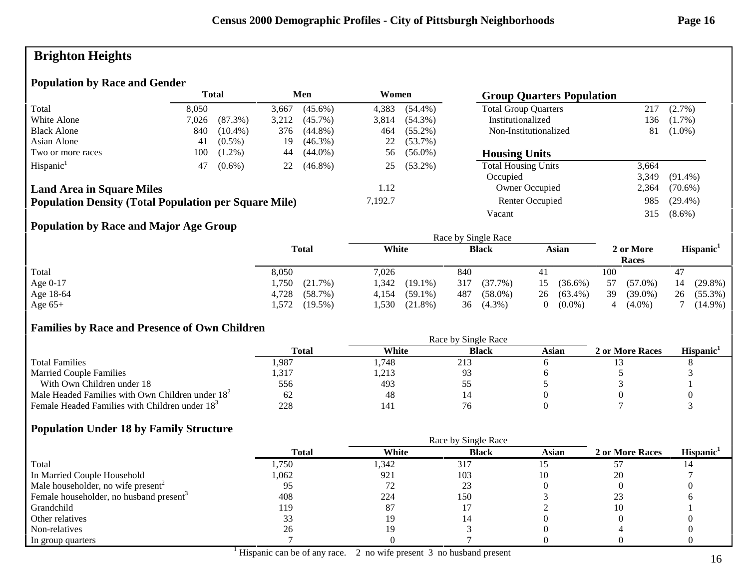# Brighton Heights

## Population by Race and Gender

| | Total | | Men | | Women | |
|---|---|---|---|---|---|---|
| Total | 8,050 | | 3,667 | (45.6%) | 4,383 | (54.4%) |
| White Alone | 7,026 | (87.3%) | 3,212 | (45.7%) | 3,814 | (54.3%) |
| Black Alone | 840 | (10.4%) | 376 | (44.8%) | 464 | (55.2%) |
| Asian Alone | 41 | (0.5%) | 19 | (46.3%) | 22 | (53.7%) |
| Two or more races | 100 | (1.2%) | 44 | (44.0%) | 56 | (56.0%) |
| Hispanic[1] | 47 | (0.6%) | 22 | (46.8%) | 25 | (53.2%) |

| | |
|---|---|
| **Land Area in Square Miles** | 1.12 |
| **Population Density (Total Population per Square Mile)** | 7,192.7 |

## Group Quarters Population

| | | |
|---|---|---|
| Total Group Quarters | 217 | (2.7%) |
| Institutionalized | 136 | (1.7%) |
| Non-Institutionalized | 81 | (1.0%) |

## Housing Units

| | | |
|---|---|---|
| Total Housing Units | 3,664 | |
| Occupied | 3,349 | (91.4%) |
| Owner Occupied | 2,364 | (70.6%) |
| Renter Occupied | 985 | (29.4%) |
| Vacant | 315 | (8.6%) |

## Population by Race and Major Age Group

| | Total | | Race by Single Race: White | | Black | | Asian | | 2 or More Races | | Hispanic[1] | |
|---|---|---|---|---|---|---|---|---|---|---|---|---|
| Total | 8,050 | | 7,026 | | 840 | | 41 | | 100 | | 47 | |
| Age 0-17 | 1,750 | (21.7%) | 1,342 | (19.1%) | 317 | (37.7%) | 15 | (36.6%) | 57 | (57.0%) | 14 | (29.8%) |
| Age 18-64 | 4,728 | (58.7%) | 4,154 | (59.1%) | 487 | (58.0%) | 26 | (63.4%) | 39 | (39.0%) | 26 | (55.3%) |
| Age 65+ | 1,572 | (19.5%) | 1,530 | (21.8%) | 36 | (4.3%) | 0 | (0.0%) | 4 | (4.0%) | 7 | (14.9%) |

## Families by Race and Presence of Own Children

| | Total | Race by Single Race: White | Black | Asian | 2 or More Races | Hispanic[1] |
|---|---|---|---|---|---|---|
| Total Families | 1,987 | 1,748 | 213 | 6 | 13 | 8 |
| Married Couple Families | 1,317 | 1,213 | 93 | 6 | 5 | 3 |
| With Own Children under 18 | 556 | 493 | 55 | 5 | 3 | 1 |
| Male Headed Families with Own Children under 18[2] | 62 | 48 | 14 | 0 | 0 | 0 |
| Female Headed Families with Children under 18[3] | 228 | 141 | 76 | 0 | 7 | 3 |

## Population Under 18 by Family Structure

| | Total | Race by Single Race: White | Black | Asian | 2 or More Races | Hispanic[1] |
|---|---|---|---|---|---|---|
| Total | 1,750 | 1,342 | 317 | 15 | 57 | 14 |
| In Married Couple Household | 1,062 | 921 | 103 | 10 | 20 | 7 |
| Male householder, no wife present[2] | 95 | 72 | 23 | 0 | 0 | 0 |
| Female householder, no husband present[3] | 408 | 224 | 150 | 3 | 23 | 6 |
| Grandchild | 119 | 87 | 17 | 2 | 10 | 1 |
| Other relatives | 33 | 19 | 14 | 0 | 0 | 0 |
| Non-relatives | 26 | 19 | 3 | 0 | 4 | 0 |
| In group quarters | 7 | 0 | 7 | 0 | 0 | 0 |

[1] Hispanic can be of any race. 2 no wife present 3 no husband present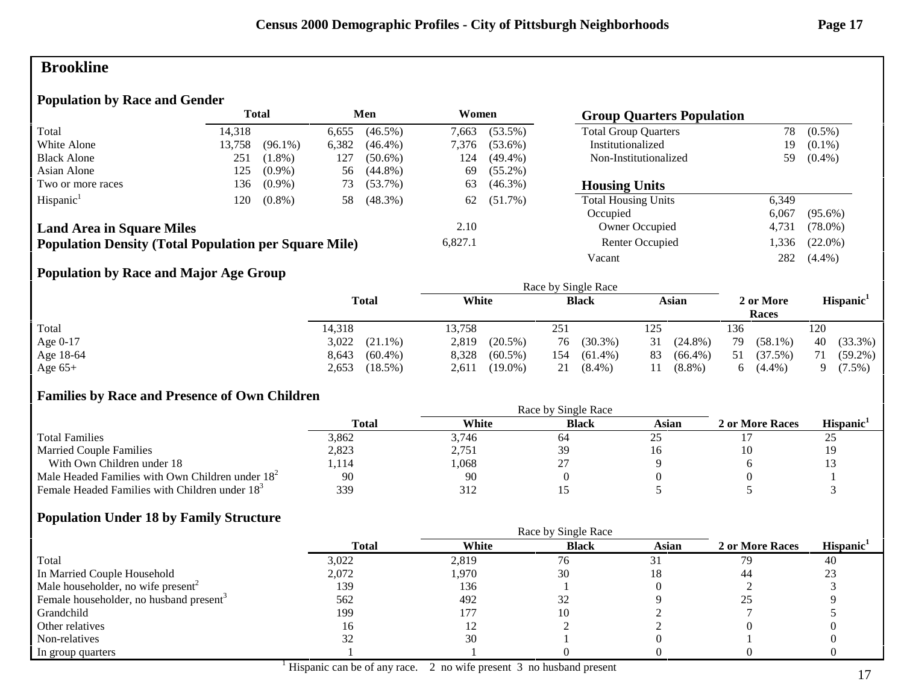# Brookline

## Population by Race and Gender

| | Total | | Men | | Women | |
|---|---|---|---|---|---|---|
| Total | 14,318 | | 6,655 | (46.5%) | 7,663 | (53.5%) |
| White Alone | 13,758 | (96.1%) | 6,382 | (46.4%) | 7,376 | (53.6%) |
| Black Alone | 251 | (1.8%) | 127 | (50.6%) | 124 | (49.4%) |
| Asian Alone | 125 | (0.9%) | 56 | (44.8%) | 69 | (55.2%) |
| Two or more races | 136 | (0.9%) | 73 | (53.7%) | 63 | (46.3%) |
| Hispanic[1] | 120 | (0.8%) | 58 | (48.3%) | 62 | (51.7%) |

| | |
|---|---|
| **Land Area in Square Miles** | 2.10 |
| **Population Density (Total Population per Square Mile)** | 6,827.1 |

## Group Quarters Population

| | | |
|---|---|---|
| Total Group Quarters | 78 | (0.5%) |
| Institutionalized | 19 | (0.1%) |
| Non-Institutionalized | 59 | (0.4%) |

## Housing Units

| | | |
|---|---|---|
| Total Housing Units | 6,349 | |
| Occupied | 6,067 | (95.6%) |
| Owner Occupied | 4,731 | (78.0%) |
| Renter Occupied | 1,336 | (22.0%) |
| Vacant | 282 | (4.4%) |

## Population by Race and Major Age Group

| | Total | | Race by Single Race: White | | Black | | Asian | | 2 or More Races | | Hispanic[1] | |
|---|---|---|---|---|---|---|---|---|---|---|---|---|
| Total | 14,318 | | 13,758 | | 251 | | 125 | | 136 | | 120 | |
| Age 0-17 | 3,022 | (21.1%) | 2,819 | (20.5%) | 76 | (30.3%) | 31 | (24.8%) | 79 | (58.1%) | 40 | (33.3%) |
| Age 18-64 | 8,643 | (60.4%) | 8,328 | (60.5%) | 154 | (61.4%) | 83 | (66.4%) | 51 | (37.5%) | 71 | (59.2%) |
| Age 65+ | 2,653 | (18.5%) | 2,611 | (19.0%) | 21 | (8.4%) | 11 | (8.8%) | 6 | (4.4%) | 9 | (7.5%) |

## Families by Race and Presence of Own Children

| | Total | Race by Single Race: White | Black | Asian | 2 or More Races | Hispanic[1] |
|---|---|---|---|---|---|---|
| Total Families | 3,862 | 3,746 | 64 | 25 | 17 | 25 |
| Married Couple Families | 2,823 | 2,751 | 39 | 16 | 10 | 19 |
| With Own Children under 18 | 1,114 | 1,068 | 27 | 9 | 6 | 13 |
| Male Headed Families with Own Children under 18[2] | 90 | 90 | 0 | 0 | 0 | 1 |
| Female Headed Families with Children under 18[3] | 339 | 312 | 15 | 5 | 5 | 3 |

## Population Under 18 by Family Structure

| | Total | Race by Single Race: White | Black | Asian | 2 or More Races | Hispanic[1] |
|---|---|---|---|---|---|---|
| Total | 3,022 | 2,819 | 76 | 31 | 79 | 40 |
| In Married Couple Household | 2,072 | 1,970 | 30 | 18 | 44 | 23 |
| Male householder, no wife present[2] | 139 | 136 | 1 | 0 | 2 | 3 |
| Female householder, no husband present[3] | 562 | 492 | 32 | 9 | 25 | 9 |
| Grandchild | 199 | 177 | 10 | 2 | 7 | 5 |
| Other relatives | 16 | 12 | 2 | 2 | 0 | 0 |
| Non-relatives | 32 | 30 | 1 | 0 | 1 | 0 |
| In group quarters | 1 | 1 | 0 | 0 | 0 | 0 |

[1] Hispanic can be of any race. 2 no wife present 3 no husband present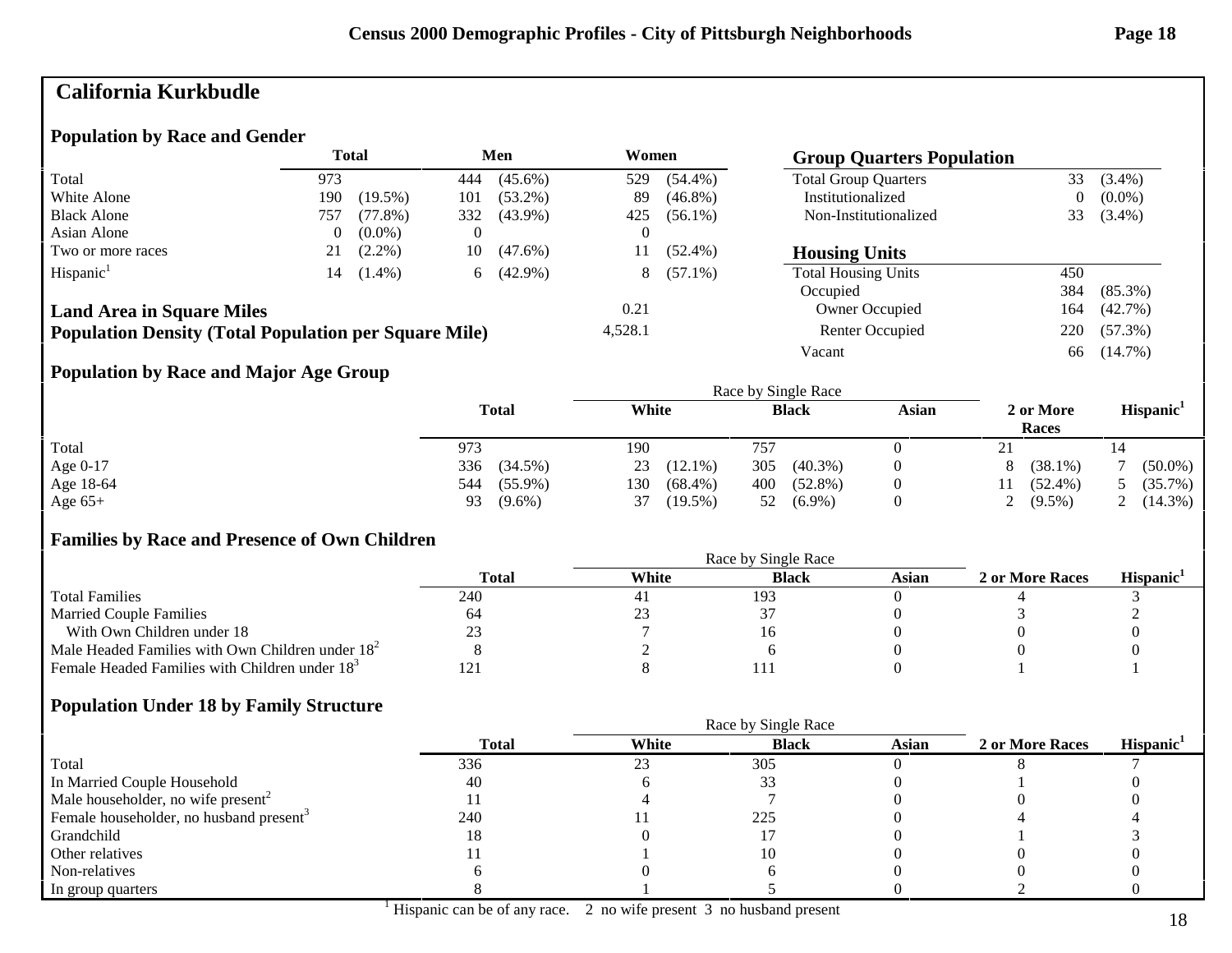# California Kurkbudle

## Population by Race and Gender

| | Total | | Men | | Women | |
|---|---|---|---|---|---|---|
| Total | 973 | | 444 | (45.6%) | 529 | (54.4%) |
| White Alone | 190 | (19.5%) | 101 | (53.2%) | 89 | (46.8%) |
| Black Alone | 757 | (77.8%) | 332 | (43.9%) | 425 | (56.1%) |
| Asian Alone | 0 | (0.0%) | 0 | | 0 | |
| Two or more races | 21 | (2.2%) | 10 | (47.6%) | 11 | (52.4%) |
| Hispanic[1] | 14 | (1.4%) | 6 | (42.9%) | 8 | (57.1%) |

## Group Quarters Population

| | | |
|---|---|---|
| Total Group Quarters | 33 | (3.4%) |
| Institutionalized | 0 | (0.0%) |
| Non-Institutionalized | 33 | (3.4%) |

## Housing Units

| | | |
|---|---|---|
| Total Housing Units | 450 | |
| Occupied | 384 | (85.3%) |
| Owner Occupied | 164 | (42.7%) |
| Renter Occupied | 220 | (57.3%) |
| Vacant | 66 | (14.7%) |

**Land Area in Square Miles** 0.21

**Population Density (Total Population per Square Mile)** 4,528.1

## Population by Race and Major Age Group

| | Total | | Race by Single Race: White | | Black | | Asian | 2 or More Races | | Hispanic[1] | |
|---|---|---|---|---|---|---|---|---|---|---|---|
| Total | 973 | | 190 | | 757 | | 0 | 21 | | 14 | |
| Age 0-17 | 336 | (34.5%) | 23 | (12.1%) | 305 | (40.3%) | 0 | 8 | (38.1%) | 7 | (50.0%) |
| Age 18-64 | 544 | (55.9%) | 130 | (68.4%) | 400 | (52.8%) | 0 | 11 | (52.4%) | 5 | (35.7%) |
| Age 65+ | 93 | (9.6%) | 37 | (19.5%) | 52 | (6.9%) | 0 | 2 | (9.5%) | 2 | (14.3%) |

## Families by Race and Presence of Own Children

| | Total | Race by Single Race: White | Black | Asian | 2 or More Races | Hispanic[1] |
|---|---|---|---|---|---|---|
| Total Families | 240 | 41 | 193 | 0 | 4 | 3 |
| Married Couple Families | 64 | 23 | 37 | 0 | 3 | 2 |
| With Own Children under 18 | 23 | 7 | 16 | 0 | 0 | 0 |
| Male Headed Families with Own Children under 18[2] | 8 | 2 | 6 | 0 | 0 | 0 |
| Female Headed Families with Children under 18[3] | 121 | 8 | 111 | 0 | 1 | 1 |

## Population Under 18 by Family Structure

| | Total | Race by Single Race: White | Black | Asian | 2 or More Races | Hispanic[1] |
|---|---|---|---|---|---|---|
| Total | 336 | 23 | 305 | 0 | 8 | 7 |
| In Married Couple Household | 40 | 6 | 33 | 0 | 1 | 0 |
| Male householder, no wife present[2] | 11 | 4 | 7 | 0 | 0 | 0 |
| Female householder, no husband present[3] | 240 | 11 | 225 | 0 | 4 | 4 |
| Grandchild | 18 | 0 | 17 | 0 | 1 | 3 |
| Other relatives | 11 | 1 | 10 | 0 | 0 | 0 |
| Non-relatives | 6 | 0 | 6 | 0 | 0 | 0 |
| In group quarters | 8 | 1 | 5 | 0 | 2 | 0 |

[1] Hispanic can be of any race. 2 no wife present 3 no husband present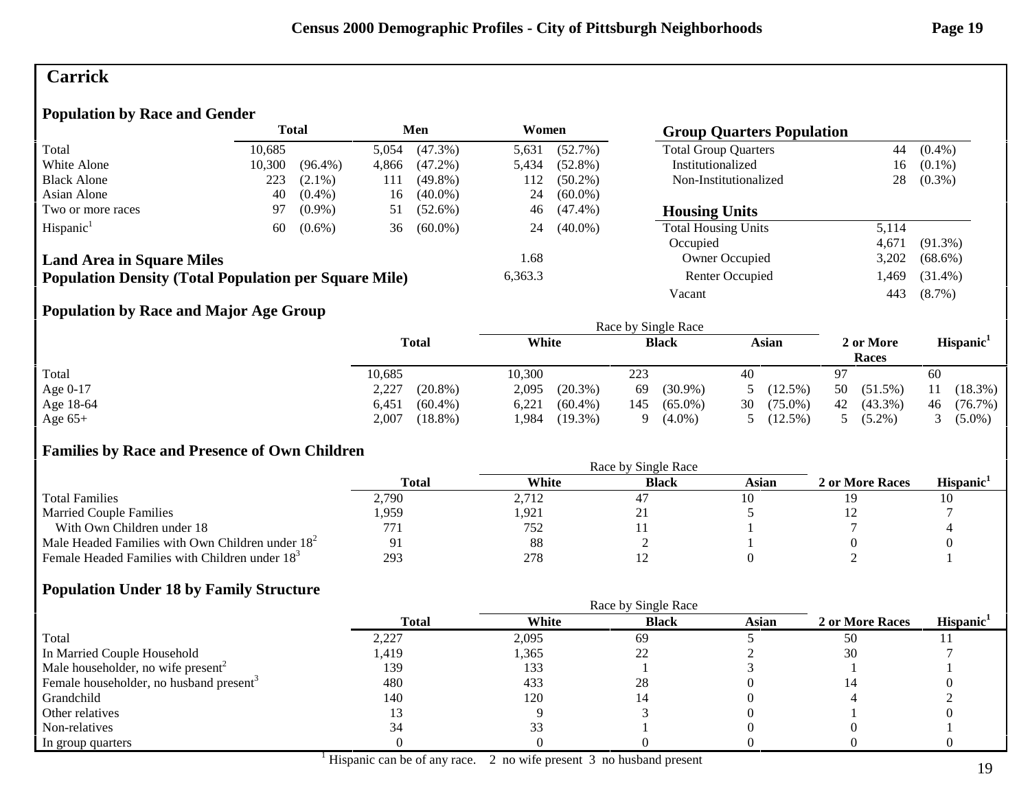# Carrick

## Population by Race and Gender

| | Total | | Men | | Women | |
|---|---|---|---|---|---|---|
| Total | 10,685 | | 5,054 | (47.3%) | 5,631 | (52.7%) |
| White Alone | 10,300 | (96.4%) | 4,866 | (47.2%) | 5,434 | (52.8%) |
| Black Alone | 223 | (2.1%) | 111 | (49.8%) | 112 | (50.2%) |
| Asian Alone | 40 | (0.4%) | 16 | (40.0%) | 24 | (60.0%) |
| Two or more races | 97 | (0.9%) | 51 | (52.6%) | 46 | (47.4%) |
| Hispanic[1] | 60 | (0.6%) | 36 | (60.0%) | 24 | (40.0%) |

**Land Area in Square Miles** 1.68

**Population Density (Total Population per Square Mile)** 6,363.3

## Group Quarters Population

| | | |
|---|---|---|
| Total Group Quarters | 44 | (0.4%) |
| Institutionalized | 16 | (0.1%) |
| Non-Institutionalized | 28 | (0.3%) |

## Housing Units

| | | |
|---|---|---|
| Total Housing Units | 5,114 | |
| Occupied | 4,671 | (91.3%) |
| Owner Occupied | 3,202 | (68.6%) |
| Renter Occupied | 1,469 | (31.4%) |
| Vacant | 443 | (8.7%) |

## Population by Race and Major Age Group

| | Total | | Race by Single Race: White | | Black | | Asian | | 2 or More Races | | Hispanic[1] | |
|---|---|---|---|---|---|---|---|---|---|---|---|---|
| Total | 10,685 | | 10,300 | | 223 | | 40 | | 97 | | 60 | |
| Age 0-17 | 2,227 | (20.8%) | 2,095 | (20.3%) | 69 | (30.9%) | 5 | (12.5%) | 50 | (51.5%) | 11 | (18.3%) |
| Age 18-64 | 6,451 | (60.4%) | 6,221 | (60.4%) | 145 | (65.0%) | 30 | (75.0%) | 42 | (43.3%) | 46 | (76.7%) |
| Age 65+ | 2,007 | (18.8%) | 1,984 | (19.3%) | 9 | (4.0%) | 5 | (12.5%) | 5 | (5.2%) | 3 | (5.0%) |

## Families by Race and Presence of Own Children

| | Total | Race by Single Race: White | Black | Asian | 2 or More Races | Hispanic[1] |
|---|---|---|---|---|---|---|
| Total Families | 2,790 | 2,712 | 47 | 10 | 19 | 10 |
| Married Couple Families | 1,959 | 1,921 | 21 | 5 | 12 | 7 |
| With Own Children under 18 | 771 | 752 | 11 | 1 | 7 | 4 |
| Male Headed Families with Own Children under 18[2] | 91 | 88 | 2 | 1 | 0 | 0 |
| Female Headed Families with Children under 18[3] | 293 | 278 | 12 | 0 | 2 | 1 |

## Population Under 18 by Family Structure

| | Total | Race by Single Race: White | Black | Asian | 2 or More Races | Hispanic[1] |
|---|---|---|---|---|---|---|
| Total | 2,227 | 2,095 | 69 | 5 | 50 | 11 |
| In Married Couple Household | 1,419 | 1,365 | 22 | 2 | 30 | 7 |
| Male householder, no wife present[2] | 139 | 133 | 1 | 3 | 1 | 1 |
| Female householder, no husband present[3] | 480 | 433 | 28 | 0 | 14 | 0 |
| Grandchild | 140 | 120 | 14 | 0 | 4 | 2 |
| Other relatives | 13 | 9 | 3 | 0 | 1 | 0 |
| Non-relatives | 34 | 33 | 1 | 0 | 0 | 1 |
| In group quarters | 0 | 0 | 0 | 0 | 0 | 0 |

[1] Hispanic can be of any race. 2 no wife present 3 no husband present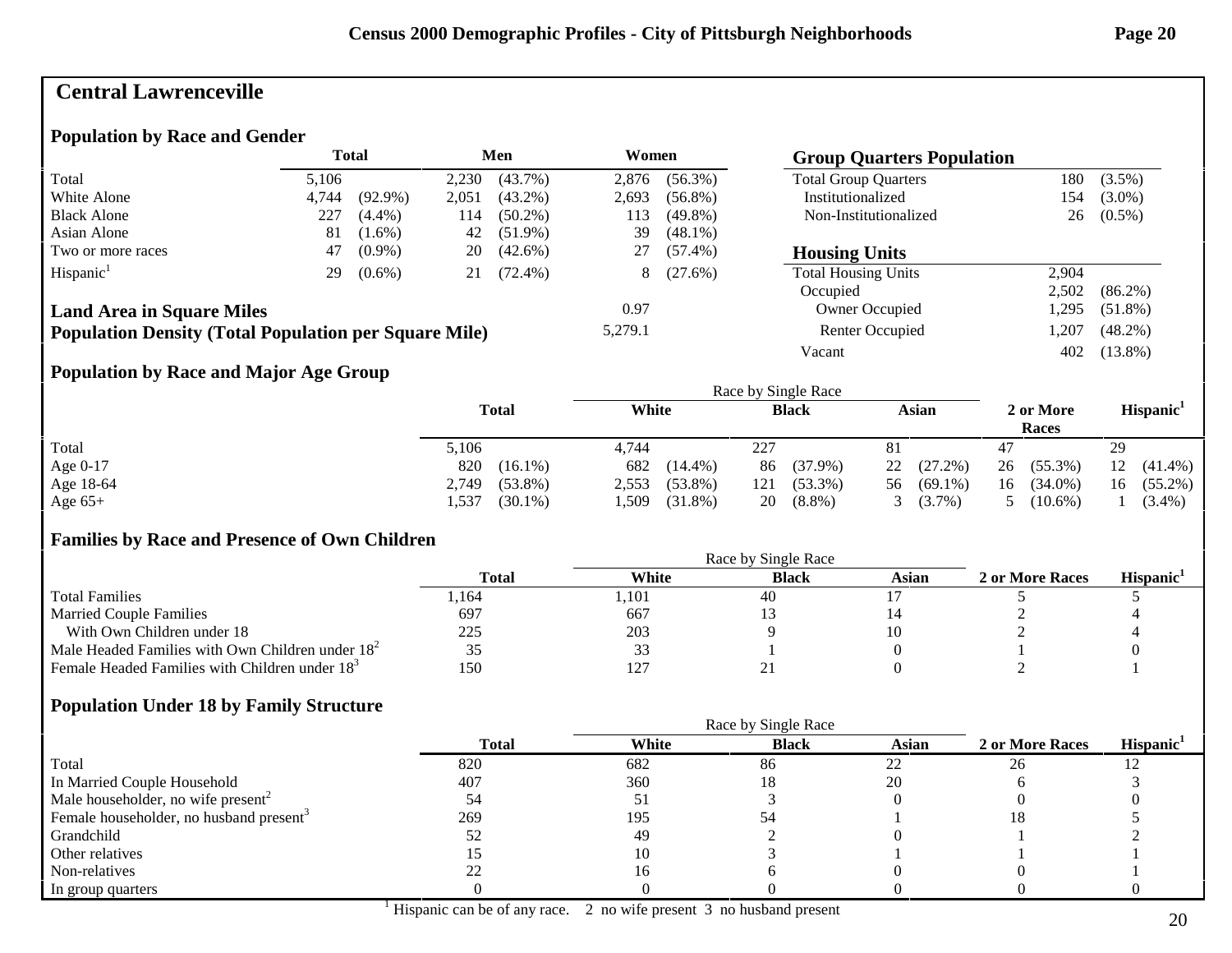# Central Lawrenceville

## Population by Race and Gender

| | Total | | Men | | Women | |
|---|---|---|---|---|---|---|
| Total | 5,106 | | 2,230 | (43.7%) | 2,876 | (56.3%) |
| White Alone | 4,744 | (92.9%) | 2,051 | (43.2%) | 2,693 | (56.8%) |
| Black Alone | 227 | (4.4%) | 114 | (50.2%) | 113 | (49.8%) |
| Asian Alone | 81 | (1.6%) | 42 | (51.9%) | 39 | (48.1%) |
| Two or more races | 47 | (0.9%) | 20 | (42.6%) | 27 | (57.4%) |
| Hispanic[1] | 29 | (0.6%) | 21 | (72.4%) | 8 | (27.6%) |

**Land Area in Square Miles** 0.97

**Population Density (Total Population per Square Mile)** 5,279.1

## Group Quarters Population

| | | |
|---|---|---|
| Total Group Quarters | 180 | (3.5%) |
| Institutionalized | 154 | (3.0%) |
| Non-Institutionalized | 26 | (0.5%) |

## Housing Units

| | | |
|---|---|---|
| Total Housing Units | 2,904 | |
| Occupied | 2,502 | (86.2%) |
| Owner Occupied | 1,295 | (51.8%) |
| Renter Occupied | 1,207 | (48.2%) |
| Vacant | 402 | (13.8%) |

## Population by Race and Major Age Group

| | Total | | Race by Single Race: White | | Black | | Asian | | 2 or More Races | | Hispanic[1] | |
|---|---|---|---|---|---|---|---|---|---|---|---|---|
| Total | 5,106 | | 4,744 | | 227 | | 81 | | 47 | | 29 | |
| Age 0-17 | 820 | (16.1%) | 682 | (14.4%) | 86 | (37.9%) | 22 | (27.2%) | 26 | (55.3%) | 12 | (41.4%) |
| Age 18-64 | 2,749 | (53.8%) | 2,553 | (53.8%) | 121 | (53.3%) | 56 | (69.1%) | 16 | (34.0%) | 16 | (55.2%) |
| Age 65+ | 1,537 | (30.1%) | 1,509 | (31.8%) | 20 | (8.8%) | 3 | (3.7%) | 5 | (10.6%) | 1 | (3.4%) |

## Families by Race and Presence of Own Children

| | Total | Race by Single Race: White | Black | Asian | 2 or More Races | Hispanic[1] |
|---|---|---|---|---|---|---|
| Total Families | 1,164 | 1,101 | 40 | 17 | 5 | 5 |
| Married Couple Families | 697 | 667 | 13 | 14 | 2 | 4 |
| With Own Children under 18 | 225 | 203 | 9 | 10 | 2 | 4 |
| Male Headed Families with Own Children under 18[2] | 35 | 33 | 1 | 0 | 1 | 0 |
| Female Headed Families with Children under 18[3] | 150 | 127 | 21 | 0 | 2 | 1 |

## Population Under 18 by Family Structure

| | Total | Race by Single Race: White | Black | Asian | 2 or More Races | Hispanic[1] |
|---|---|---|---|---|---|---|
| Total | 820 | 682 | 86 | 22 | 26 | 12 |
| In Married Couple Household | 407 | 360 | 18 | 20 | 6 | 3 |
| Male householder, no wife present[2] | 54 | 51 | 3 | 0 | 0 | 0 |
| Female householder, no husband present[3] | 269 | 195 | 54 | 1 | 18 | 5 |
| Grandchild | 52 | 49 | 2 | 0 | 1 | 2 |
| Other relatives | 15 | 10 | 3 | 1 | 1 | 1 |
| Non-relatives | 22 | 16 | 6 | 0 | 0 | 1 |
| In group quarters | 0 | 0 | 0 | 0 | 0 | 0 |

[1] Hispanic can be of any race. 2 no wife present 3 no husband present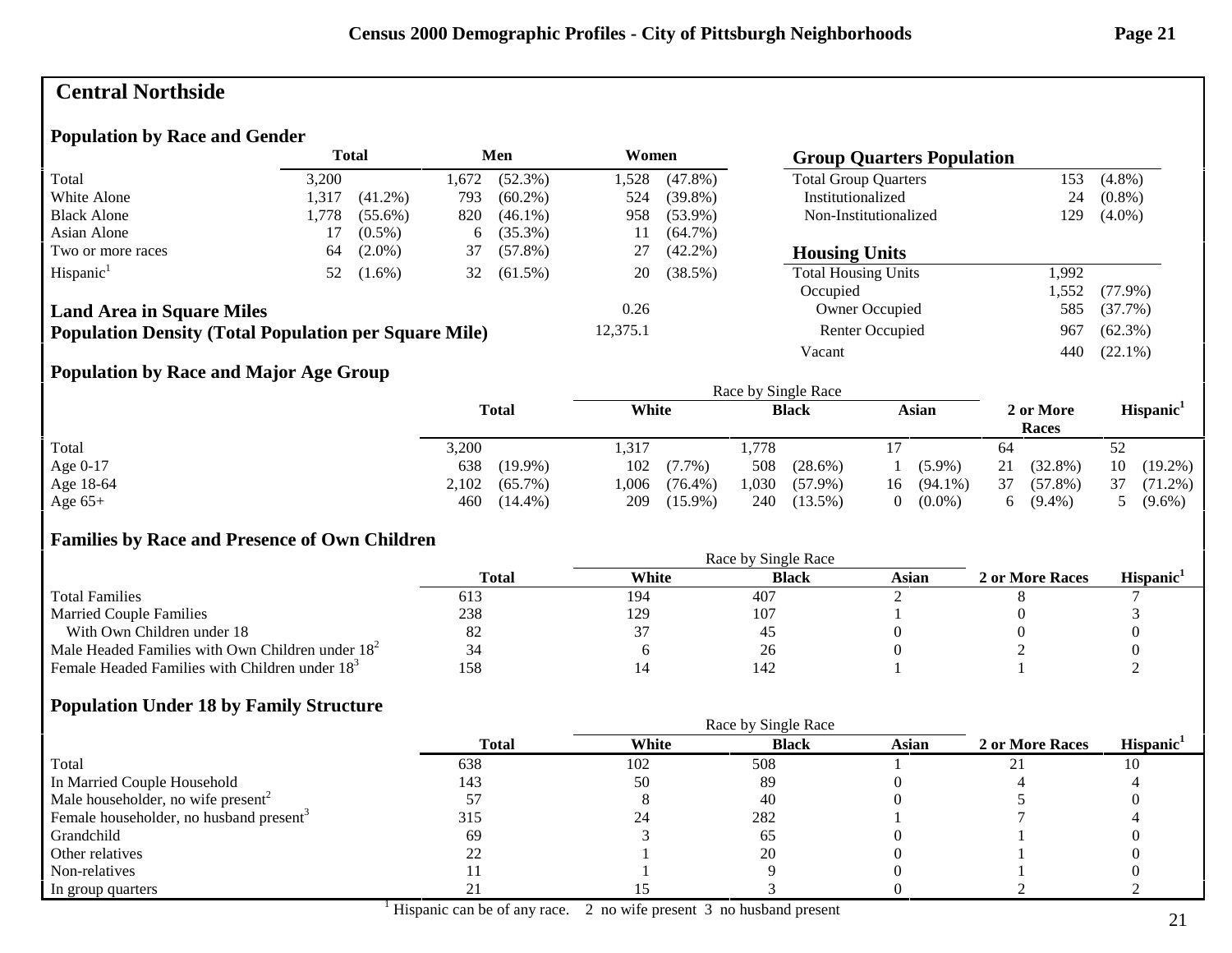# Central Northside

## Population by Race and Gender

| | Total | | Men | | Women | |
|---|---|---|---|---|---|---|
| Total | 3,200 | | 1,672 | (52.3%) | 1,528 | (47.8%) |
| White Alone | 1,317 | (41.2%) | 793 | (60.2%) | 524 | (39.8%) |
| Black Alone | 1,778 | (55.6%) | 820 | (46.1%) | 958 | (53.9%) |
| Asian Alone | 17 | (0.5%) | 6 | (35.3%) | 11 | (64.7%) |
| Two or more races | 64 | (2.0%) | 37 | (57.8%) | 27 | (42.2%) |
| Hispanic[1] | 52 | (1.6%) | 32 | (61.5%) | 20 | (38.5%) |

**Land Area in Square Miles**: 0.26

**Population Density (Total Population per Square Mile)**: 12,375.1

## Group Quarters Population

| | | |
|---|---|---|
| Total Group Quarters | 153 | (4.8%) |
| Institutionalized | 24 | (0.8%) |
| Non-Institutionalized | 129 | (4.0%) |

## Housing Units

| | | |
|---|---|---|
| Total Housing Units | 1,992 | |
| Occupied | 1,552 | (77.9%) |
| Owner Occupied | 585 | (37.7%) |
| Renter Occupied | 967 | (62.3%) |
| Vacant | 440 | (22.1%) |

## Population by Race and Major Age Group

| | Total | | Race by Single Race | | | | | | 2 or More Races | | Hispanic[1] | |
|---|---|---|---|---|---|---|---|---|---|---|---|---|
| | | | White | | Black | | Asian | | | | | |
| Total | 3,200 | | 1,317 | | 1,778 | | 17 | | 64 | | 52 | |
| Age 0-17 | 638 | (19.9%) | 102 | (7.7%) | 508 | (28.6%) | 1 | (5.9%) | 21 | (32.8%) | 10 | (19.2%) |
| Age 18-64 | 2,102 | (65.7%) | 1,006 | (76.4%) | 1,030 | (57.9%) | 16 | (94.1%) | 37 | (57.8%) | 37 | (71.2%) |
| Age 65+ | 460 | (14.4%) | 209 | (15.9%) | 240 | (13.5%) | 0 | (0.0%) | 6 | (9.4%) | 5 | (9.6%) |

## Families by Race and Presence of Own Children

| | Total | Race by Single Race | | | 2 or More Races | Hispanic[1] |
|---|---|---|---|---|---|---|
| | | White | Black | Asian | | |
| Total Families | 613 | 194 | 407 | 2 | 8 | 7 |
| Married Couple Families | 238 | 129 | 107 | 1 | 0 | 3 |
| With Own Children under 18 | 82 | 37 | 45 | 0 | 0 | 0 |
| Male Headed Families with Own Children under 18[2] | 34 | 6 | 26 | 0 | 2 | 0 |
| Female Headed Families with Children under 18[3] | 158 | 14 | 142 | 1 | 1 | 2 |

## Population Under 18 by Family Structure

| | Total | Race by Single Race | | | 2 or More Races | Hispanic[1] |
|---|---|---|---|---|---|---|
| | | White | Black | Asian | | |
| Total | 638 | 102 | 508 | 1 | 21 | 10 |
| In Married Couple Household | 143 | 50 | 89 | 0 | 4 | 4 |
| Male householder, no wife present[2] | 57 | 8 | 40 | 0 | 5 | 0 |
| Female householder, no husband present[3] | 315 | 24 | 282 | 1 | 7 | 4 |
| Grandchild | 69 | 3 | 65 | 0 | 1 | 0 |
| Other relatives | 22 | 1 | 20 | 0 | 1 | 0 |
| Non-relatives | 11 | 1 | 9 | 0 | 1 | 0 |
| In group quarters | 21 | 15 | 3 | 0 | 2 | 2 |

[1] Hispanic can be of any race. 2 no wife present 3 no husband present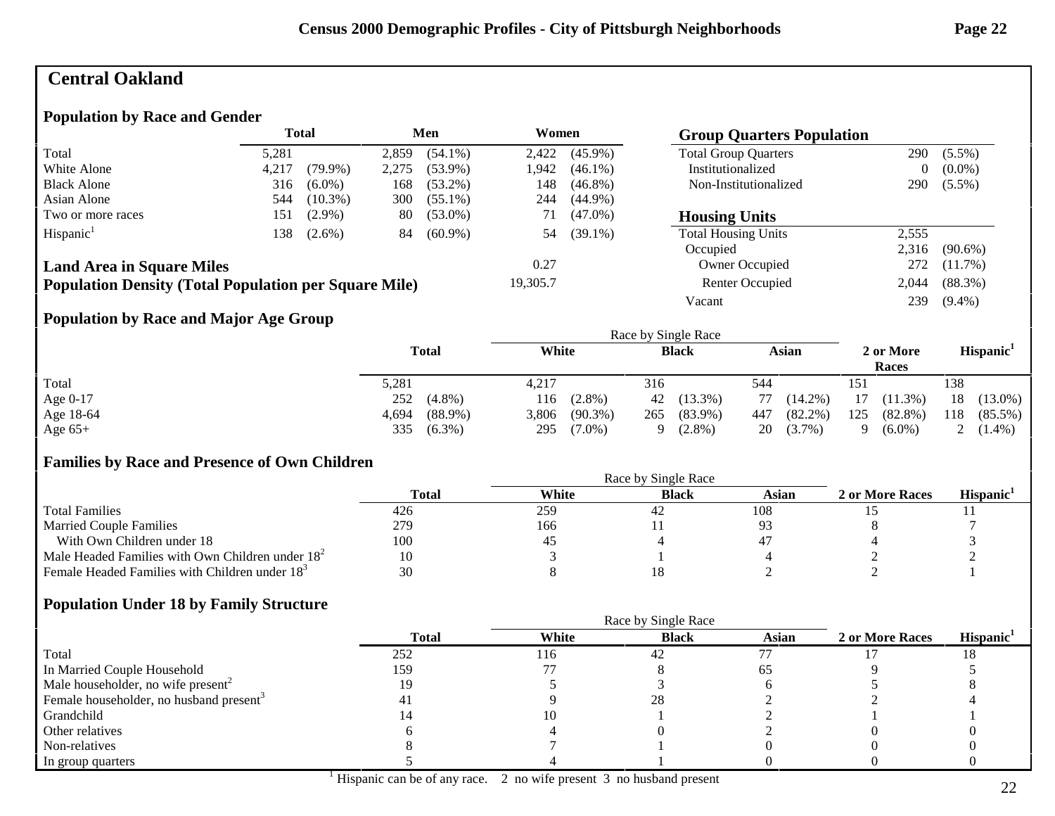# Central Oakland

## Population by Race and Gender

| | Total | | Men | | Women | |
|---|---|---|---|---|---|---|
| Total | 5,281 | | 2,859 | (54.1%) | 2,422 | (45.9%) |
| White Alone | 4,217 | (79.9%) | 2,275 | (53.9%) | 1,942 | (46.1%) |
| Black Alone | 316 | (6.0%) | 168 | (53.2%) | 148 | (46.8%) |
| Asian Alone | 544 | (10.3%) | 300 | (55.1%) | 244 | (44.9%) |
| Two or more races | 151 | (2.9%) | 80 | (53.0%) | 71 | (47.0%) |
| Hispanic[1] | 138 | (2.6%) | 84 | (60.9%) | 54 | (39.1%) |

**Land Area in Square Miles** 0.27

**Population Density (Total Population per Square Mile)** 19,305.7

## Group Quarters Population

| | | |
|---|---|---|
| Total Group Quarters | 290 | (5.5%) |
| Institutionalized | 0 | (0.0%) |
| Non-Institutionalized | 290 | (5.5%) |

## Housing Units

| | | |
|---|---|---|
| Total Housing Units | 2,555 | |
| Occupied | 2,316 | (90.6%) |
| Owner Occupied | 272 | (11.7%) |
| Renter Occupied | 2,044 | (88.3%) |
| Vacant | 239 | (9.4%) |

## Population by Race and Major Age Group

| | Total | | Race by Single Race: White | | Black | | Asian | | 2 or More Races | | Hispanic[1] | |
|---|---|---|---|---|---|---|---|---|---|---|---|---|
| Total | 5,281 | | 4,217 | | 316 | | 544 | | 151 | | 138 | |
| Age 0-17 | 252 | (4.8%) | 116 | (2.8%) | 42 | (13.3%) | 77 | (14.2%) | 17 | (11.3%) | 18 | (13.0%) |
| Age 18-64 | 4,694 | (88.9%) | 3,806 | (90.3%) | 265 | (83.9%) | 447 | (82.2%) | 125 | (82.8%) | 118 | (85.5%) |
| Age 65+ | 335 | (6.3%) | 295 | (7.0%) | 9 | (2.8%) | 20 | (3.7%) | 9 | (6.0%) | 2 | (1.4%) |

## Families by Race and Presence of Own Children

| | Total | Race by Single Race: White | Black | Asian | 2 or More Races | Hispanic[1] |
|---|---|---|---|---|---|---|
| Total Families | 426 | 259 | 42 | 108 | 15 | 11 |
| Married Couple Families | 279 | 166 | 11 | 93 | 8 | 7 |
| With Own Children under 18 | 100 | 45 | 4 | 47 | 4 | 3 |
| Male Headed Families with Own Children under 18[2] | 10 | 3 | 1 | 4 | 2 | 2 |
| Female Headed Families with Children under 18[3] | 30 | 8 | 18 | 2 | 2 | 1 |

## Population Under 18 by Family Structure

| | Total | Race by Single Race: White | Black | Asian | 2 or More Races | Hispanic[1] |
|---|---|---|---|---|---|---|
| Total | 252 | 116 | 42 | 77 | 17 | 18 |
| In Married Couple Household | 159 | 77 | 8 | 65 | 9 | 5 |
| Male householder, no wife present[2] | 19 | 5 | 3 | 6 | 5 | 8 |
| Female householder, no husband present[3] | 41 | 9 | 28 | 2 | 2 | 4 |
| Grandchild | 14 | 10 | 1 | 2 | 1 | 1 |
| Other relatives | 6 | 4 | 0 | 2 | 0 | 0 |
| Non-relatives | 8 | 7 | 1 | 0 | 0 | 0 |
| In group quarters | 5 | 4 | 1 | 0 | 0 | 0 |

[1] Hispanic can be of any race. 2 no wife present 3 no husband present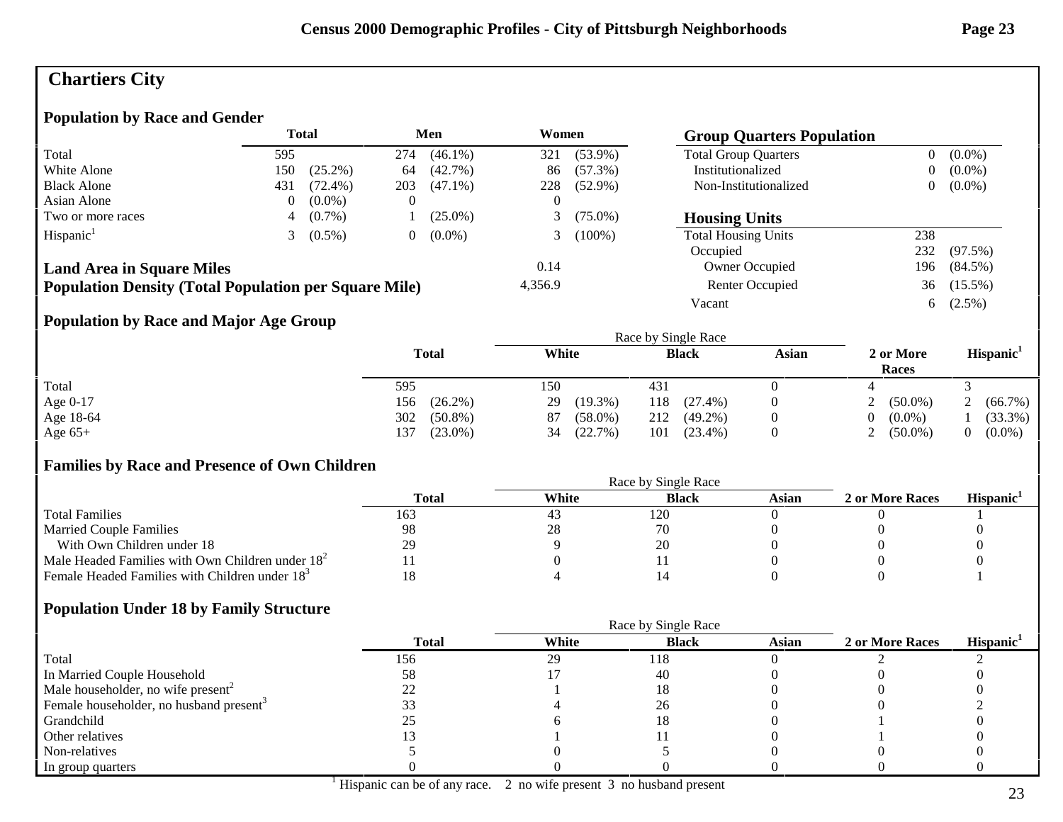# Chartiers City

## Population by Race and Gender

| | Total | | Men | | Women | |
|---|---|---|---|---|---|---|
| Total | 595 | | 274 | (46.1%) | 321 | (53.9%) |
| White Alone | 150 | (25.2%) | 64 | (42.7%) | 86 | (57.3%) |
| Black Alone | 431 | (72.4%) | 203 | (47.1%) | 228 | (52.9%) |
| Asian Alone | 0 | (0.0%) | 0 | | 0 | |
| Two or more races | 4 | (0.7%) | 1 | (25.0%) | 3 | (75.0%) |
| Hispanic[1] | 3 | (0.5%) | 0 | (0.0%) | 3 | (100%) |

## Group Quarters Population

| | | |
|---|---|---|
| Total Group Quarters | 0 | (0.0%) |
| Institutionalized | 0 | (0.0%) |
| Non-Institutionalized | 0 | (0.0%) |

## Housing Units

| | | |
|---|---|---|
| Total Housing Units | 238 | |
| Occupied | 232 | (97.5%) |
| Owner Occupied | 196 | (84.5%) |
| Renter Occupied | 36 | (15.5%) |
| Vacant | 6 | (2.5%) |

**Land Area in Square Miles**: 0.14

**Population Density (Total Population per Square Mile)**: 4,356.9

## Population by Race and Major Age Group

| | Total | | White | | Black | | Asian | 2 or More Races | | Hispanic[1] | |
|---|---|---|---|---|---|---|---|---|---|---|---|
| | | | Race by Single Race | | | | | | | | |
| Total | 595 | | 150 | | 431 | | 0 | 4 | | 3 | |
| Age 0-17 | 156 | (26.2%) | 29 | (19.3%) | 118 | (27.4%) | 0 | 2 | (50.0%) | 2 | (66.7%) |
| Age 18-64 | 302 | (50.8%) | 87 | (58.0%) | 212 | (49.2%) | 0 | 0 | (0.0%) | 1 | (33.3%) |
| Age 65+ | 137 | (23.0%) | 34 | (22.7%) | 101 | (23.4%) | 0 | 2 | (50.0%) | 0 | (0.0%) |

## Families by Race and Presence of Own Children

| | Total | White | Black | Asian | 2 or More Races | Hispanic[1] |
|---|---|---|---|---|---|---|
| | | Race by Single Race | | | | |
| Total Families | 163 | 43 | 120 | 0 | 0 | 1 |
| Married Couple Families | 98 | 28 | 70 | 0 | 0 | 0 |
| With Own Children under 18 | 29 | 9 | 20 | 0 | 0 | 0 |
| Male Headed Families with Own Children under 18[2] | 11 | 0 | 11 | 0 | 0 | 0 |
| Female Headed Families with Children under 18[3] | 18 | 4 | 14 | 0 | 0 | 1 |

## Population Under 18 by Family Structure

| | Total | White | Black | Asian | 2 or More Races | Hispanic[1] |
|---|---|---|---|---|---|---|
| | | Race by Single Race | | | | |
| Total | 156 | 29 | 118 | 0 | 2 | 2 |
| In Married Couple Household | 58 | 17 | 40 | 0 | 0 | 0 |
| Male householder, no wife present[2] | 22 | 1 | 18 | 0 | 0 | 0 |
| Female householder, no husband present[3] | 33 | 4 | 26 | 0 | 0 | 2 |
| Grandchild | 25 | 6 | 18 | 0 | 1 | 0 |
| Other relatives | 13 | 1 | 11 | 0 | 1 | 0 |
| Non-relatives | 5 | 0 | 5 | 0 | 0 | 0 |
| In group quarters | 0 | 0 | 0 | 0 | 0 | 0 |

[1] Hispanic can be of any race. 2 no wife present 3 no husband present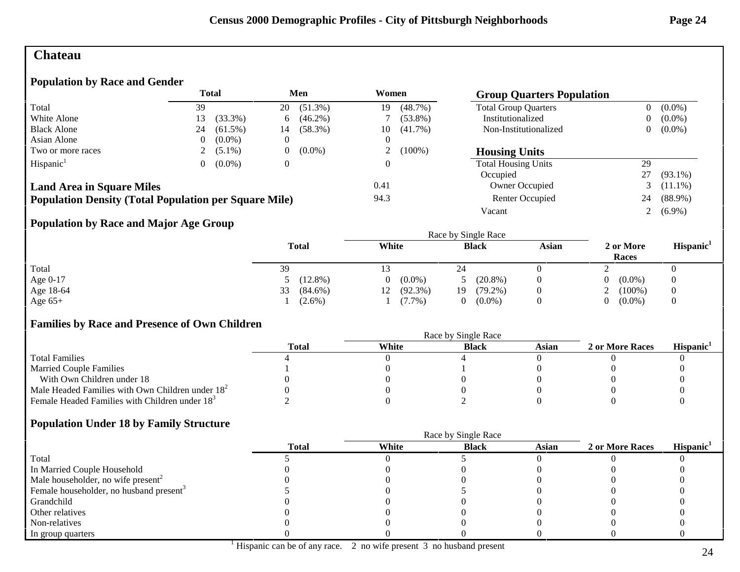# Chateau

## Population by Race and Gender

| | Total | | Men | | Women | |
|---|---|---|---|---|---|---|
| Total | 39 | | 20 | (51.3%) | 19 | (48.7%) |
| White Alone | 13 | (33.3%) | 6 | (46.2%) | 7 | (53.8%) |
| Black Alone | 24 | (61.5%) | 14 | (58.3%) | 10 | (41.7%) |
| Asian Alone | 0 | (0.0%) | 0 | | 0 | |
| Two or more races | 2 | (5.1%) | 0 | (0.0%) | 2 | (100%) |
| Hispanic[1] | 0 | (0.0%) | 0 | | 0 | |

| | |
|---|---|
| **Land Area in Square Miles** | 0.41 |
| **Population Density (Total Population per Square Mile)** | 94.3 |

## Group Quarters Population

| | | |
|---|---|---|
| Total Group Quarters | 0 | (0.0%) |
| Institutionalized | 0 | (0.0%) |
| Non-Institutionalized | 0 | (0.0%) |

## Housing Units

| | | |
|---|---|---|
| Total Housing Units | 29 | |
| Occupied | 27 | (93.1%) |
| Owner Occupied | 3 | (11.1%) |
| Renter Occupied | 24 | (88.9%) |
| Vacant | 2 | (6.9%) |

## Population by Race and Major Age Group

| | Total | | Race by Single Race: White | | Black | | Asian | 2 or More Races | | Hispanic[1] |
|---|---|---|---|---|---|---|---|---|---|---|
| Total | 39 | | 13 | | 24 | | 0 | 2 | | 0 |
| Age 0-17 | 5 | (12.8%) | 0 | (0.0%) | 5 | (20.8%) | 0 | 0 | (0.0%) | 0 |
| Age 18-64 | 33 | (84.6%) | 12 | (92.3%) | 19 | (79.2%) | 0 | 2 | (100%) | 0 |
| Age 65+ | 1 | (2.6%) | 1 | (7.7%) | 0 | (0.0%) | 0 | 0 | (0.0%) | 0 |

## Families by Race and Presence of Own Children

| | Total | Race by Single Race: White | Black | Asian | 2 or More Races | Hispanic[1] |
|---|---|---|---|---|---|---|
| Total Families | 4 | 0 | 4 | 0 | 0 | 0 |
| Married Couple Families | 1 | 0 | 1 | 0 | 0 | 0 |
| With Own Children under 18 | 0 | 0 | 0 | 0 | 0 | 0 |
| Male Headed Families with Own Children under 18[2] | 0 | 0 | 0 | 0 | 0 | 0 |
| Female Headed Families with Children under 18[3] | 2 | 0 | 2 | 0 | 0 | 0 |

## Population Under 18 by Family Structure

| | Total | Race by Single Race: White | Black | Asian | 2 or More Races | Hispanic[1] |
|---|---|---|---|---|---|---|
| Total | 5 | 0 | 5 | 0 | 0 | 0 |
| In Married Couple Household | 0 | 0 | 0 | 0 | 0 | 0 |
| Male householder, no wife present[2] | 0 | 0 | 0 | 0 | 0 | 0 |
| Female householder, no husband present[3] | 5 | 0 | 5 | 0 | 0 | 0 |
| Grandchild | 0 | 0 | 0 | 0 | 0 | 0 |
| Other relatives | 0 | 0 | 0 | 0 | 0 | 0 |
| Non-relatives | 0 | 0 | 0 | 0 | 0 | 0 |
| In group quarters | 0 | 0 | 0 | 0 | 0 | 0 |

[1] Hispanic can be of any race. 2 no wife present 3 no husband present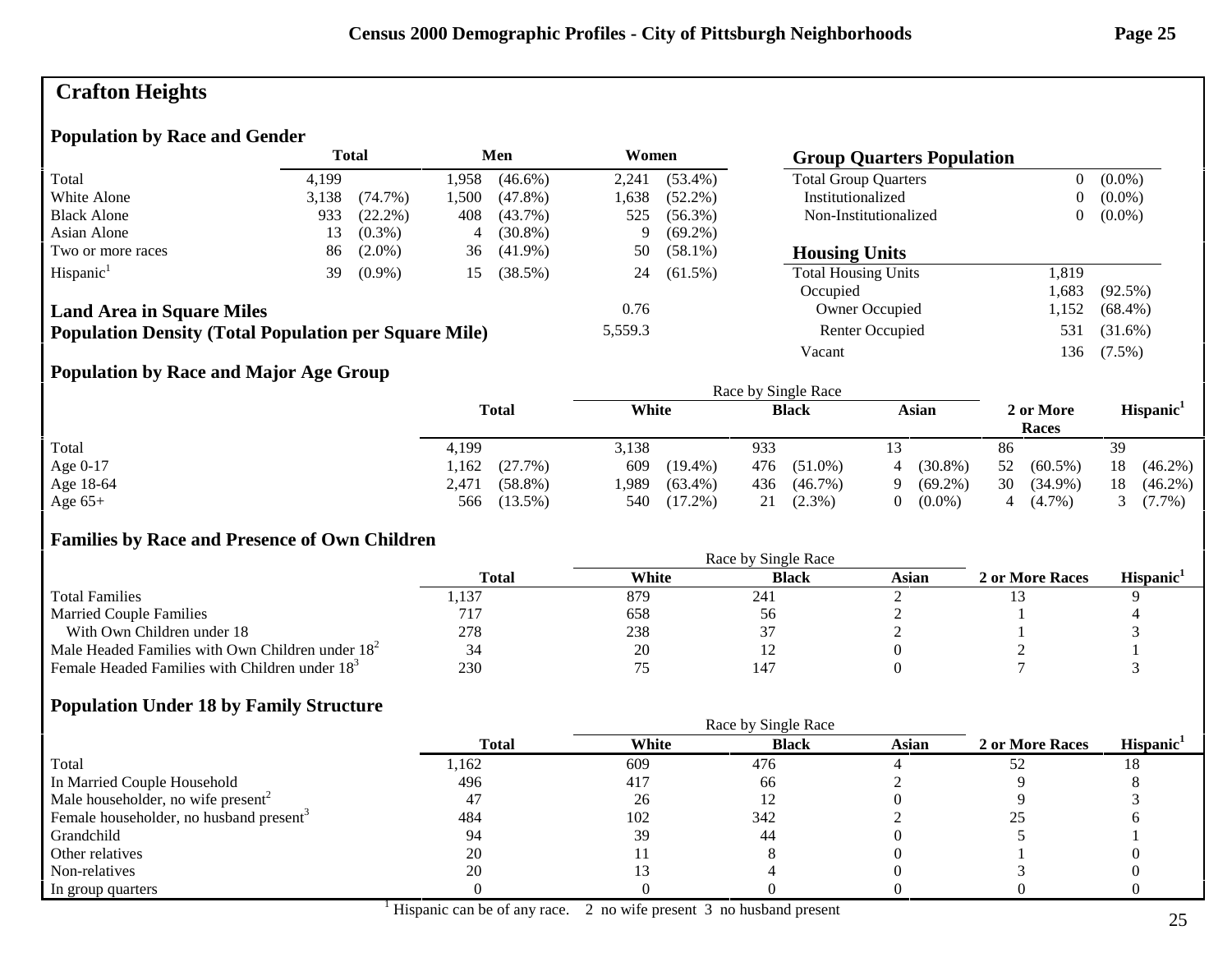# Crafton Heights

## Population by Race and Gender

| | Total | | Men | | Women | |
|---|---|---|---|---|---|---|
| Total | 4,199 | | 1,958 | (46.6%) | 2,241 | (53.4%) |
| White Alone | 3,138 | (74.7%) | 1,500 | (47.8%) | 1,638 | (52.2%) |
| Black Alone | 933 | (22.2%) | 408 | (43.7%) | 525 | (56.3%) |
| Asian Alone | 13 | (0.3%) | 4 | (30.8%) | 9 | (69.2%) |
| Two or more races | 86 | (2.0%) | 36 | (41.9%) | 50 | (58.1%) |
| Hispanic[1] | 39 | (0.9%) | 15 | (38.5%) | 24 | (61.5%) |

**Land Area in Square Miles** 0.76

**Population Density (Total Population per Square Mile)** 5,559.3

## Group Quarters Population

| | | |
|---|---|---|
| Total Group Quarters | 0 | (0.0%) |
| Institutionalized | 0 | (0.0%) |
| Non-Institutionalized | 0 | (0.0%) |

## Housing Units

| | | |
|---|---|---|
| Total Housing Units | 1,819 | |
| Occupied | 1,683 | (92.5%) |
| Owner Occupied | 1,152 | (68.4%) |
| Renter Occupied | 531 | (31.6%) |
| Vacant | 136 | (7.5%) |

## Population by Race and Major Age Group

| | Total | | Race by Single Race: White | | Black | | Asian | | 2 or More Races | | Hispanic[1] | |
|---|---|---|---|---|---|---|---|---|---|---|---|---|
| Total | 4,199 | | 3,138 | | 933 | | 13 | | 86 | | 39 | |
| Age 0-17 | 1,162 | (27.7%) | 609 | (19.4%) | 476 | (51.0%) | 4 | (30.8%) | 52 | (60.5%) | 18 | (46.2%) |
| Age 18-64 | 2,471 | (58.8%) | 1,989 | (63.4%) | 436 | (46.7%) | 9 | (69.2%) | 30 | (34.9%) | 18 | (46.2%) |
| Age 65+ | 566 | (13.5%) | 540 | (17.2%) | 21 | (2.3%) | 0 | (0.0%) | 4 | (4.7%) | 3 | (7.7%) |

## Families by Race and Presence of Own Children

| | Total | Race by Single Race: White | Black | Asian | 2 or More Races | Hispanic[1] |
|---|---|---|---|---|---|---|
| Total Families | 1,137 | 879 | 241 | 2 | 13 | 9 |
| Married Couple Families | 717 | 658 | 56 | 2 | 1 | 4 |
| With Own Children under 18 | 278 | 238 | 37 | 2 | 1 | 3 |
| Male Headed Families with Own Children under 18[2] | 34 | 20 | 12 | 0 | 2 | 1 |
| Female Headed Families with Children under 18[3] | 230 | 75 | 147 | 0 | 7 | 3 |

## Population Under 18 by Family Structure

| | Total | Race by Single Race: White | Black | Asian | 2 or More Races | Hispanic[1] |
|---|---|---|---|---|---|---|
| Total | 1,162 | 609 | 476 | 4 | 52 | 18 |
| In Married Couple Household | 496 | 417 | 66 | 2 | 9 | 8 |
| Male householder, no wife present[2] | 47 | 26 | 12 | 0 | 9 | 3 |
| Female householder, no husband present[3] | 484 | 102 | 342 | 2 | 25 | 6 |
| Grandchild | 94 | 39 | 44 | 0 | 5 | 1 |
| Other relatives | 20 | 11 | 8 | 0 | 1 | 0 |
| Non-relatives | 20 | 13 | 4 | 0 | 3 | 0 |
| In group quarters | 0 | 0 | 0 | 0 | 0 | 0 |

[1] Hispanic can be of any race. 2 no wife present 3 no husband present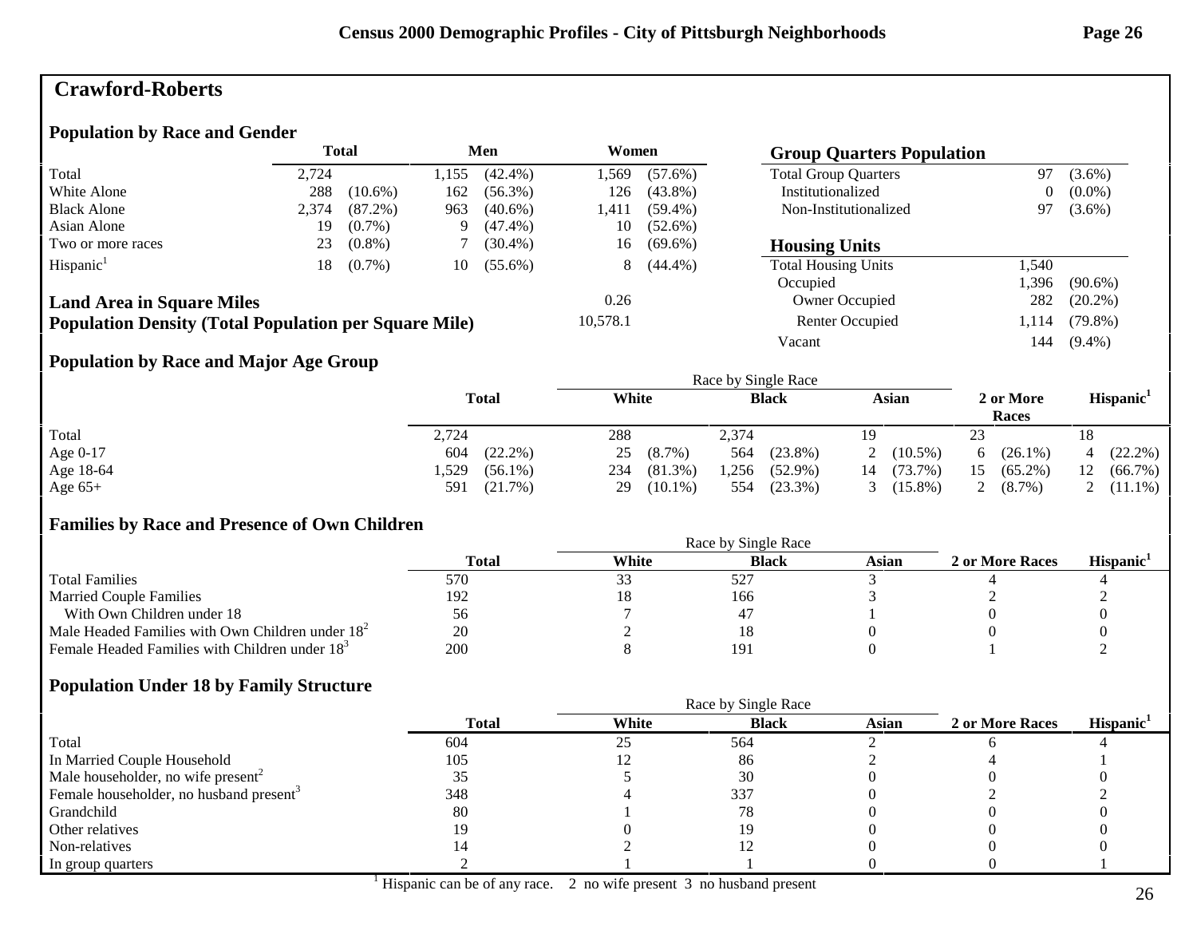# Crawford-Roberts

## Population by Race and Gender

| | Total | | Men | | Women | |
|---|---|---|---|---|---|---|
| Total | 2,724 | | 1,155 | (42.4%) | 1,569 | (57.6%) |
| White Alone | 288 | (10.6%) | 162 | (56.3%) | 126 | (43.8%) |
| Black Alone | 2,374 | (87.2%) | 963 | (40.6%) | 1,411 | (59.4%) |
| Asian Alone | 19 | (0.7%) | 9 | (47.4%) | 10 | (52.6%) |
| Two or more races | 23 | (0.8%) | 7 | (30.4%) | 16 | (69.6%) |
| Hispanic[1] | 18 | (0.7%) | 10 | (55.6%) | 8 | (44.4%) |

**Land Area in Square Miles** 0.26

**Population Density (Total Population per Square Mile)** 10,578.1

## Group Quarters Population

| | | |
|---|---|---|
| Total Group Quarters | 97 | (3.6%) |
| Institutionalized | 0 | (0.0%) |
| Non-Institutionalized | 97 | (3.6%) |

## Housing Units

| | | |
|---|---|---|
| Total Housing Units | 1,540 | |
| Occupied | 1,396 | (90.6%) |
| Owner Occupied | 282 | (20.2%) |
| Renter Occupied | 1,114 | (79.8%) |
| Vacant | 144 | (9.4%) |

## Population by Race and Major Age Group

| | Total | | White | | Black | | Asian | | 2 or More Races | | Hispanic[1] | |
|---|---|---|---|---|---|---|---|---|---|---|---|---|
| | | | Race by Single Race | | | | | | | | | |
| Total | 2,724 | | 288 | | 2,374 | | 19 | | 23 | | 18 | |
| Age 0-17 | 604 | (22.2%) | 25 | (8.7%) | 564 | (23.8%) | 2 | (10.5%) | 6 | (26.1%) | 4 | (22.2%) |
| Age 18-64 | 1,529 | (56.1%) | 234 | (81.3%) | 1,256 | (52.9%) | 14 | (73.7%) | 15 | (65.2%) | 12 | (66.7%) |
| Age 65+ | 591 | (21.7%) | 29 | (10.1%) | 554 | (23.3%) | 3 | (15.8%) | 2 | (8.7%) | 2 | (11.1%) |

## Families by Race and Presence of Own Children

| | Total | White | Black | Asian | 2 or More Races | Hispanic[1] |
|---|---|---|---|---|---|---|
| | | Race by Single Race | | | | |
| Total Families | 570 | 33 | 527 | 3 | 4 | 4 |
| Married Couple Families | 192 | 18 | 166 | 3 | 2 | 2 |
| With Own Children under 18 | 56 | 7 | 47 | 1 | 0 | 0 |
| Male Headed Families with Own Children under 18[2] | 20 | 2 | 18 | 0 | 0 | 0 |
| Female Headed Families with Children under 18[3] | 200 | 8 | 191 | 0 | 1 | 2 |

## Population Under 18 by Family Structure

| | Total | White | Black | Asian | 2 or More Races | Hispanic[1] |
|---|---|---|---|---|---|---|
| | | Race by Single Race | | | | |
| Total | 604 | 25 | 564 | 2 | 6 | 4 |
| In Married Couple Household | 105 | 12 | 86 | 2 | 4 | 1 |
| Male householder, no wife present[2] | 35 | 5 | 30 | 0 | 0 | 0 |
| Female householder, no husband present[3] | 348 | 4 | 337 | 0 | 2 | 2 |
| Grandchild | 80 | 1 | 78 | 0 | 0 | 0 |
| Other relatives | 19 | 0 | 19 | 0 | 0 | 0 |
| Non-relatives | 14 | 2 | 12 | 0 | 0 | 0 |
| In group quarters | 2 | 1 | 1 | 0 | 0 | 1 |

[1] Hispanic can be of any race. 2 no wife present 3 no husband present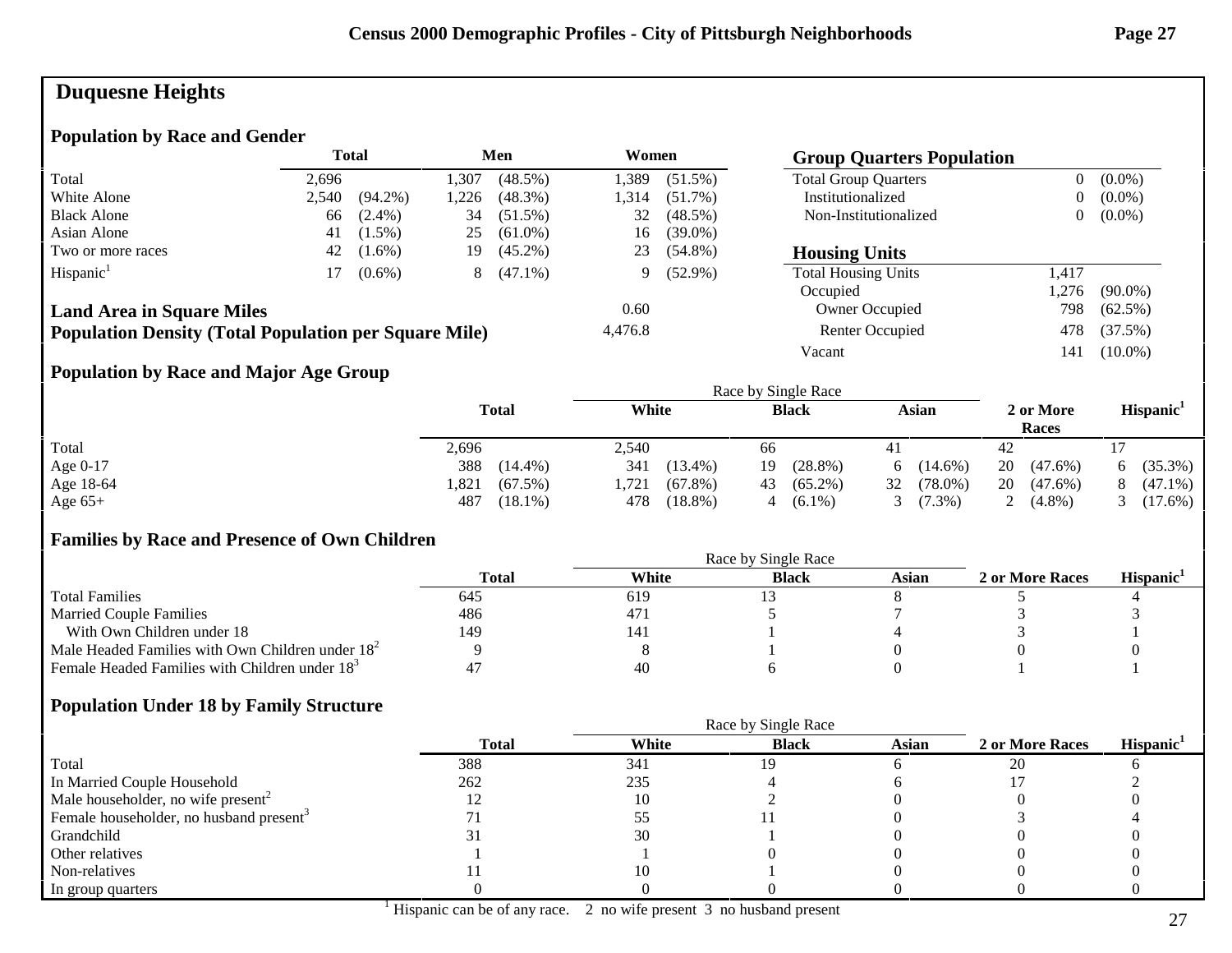# Duquesne Heights

## Population by Race and Gender

| | Total | | Men | | Women | |
|---|---|---|---|---|---|---|
| Total | 2,696 | | 1,307 | (48.5%) | 1,389 | (51.5%) |
| White Alone | 2,540 | (94.2%) | 1,226 | (48.3%) | 1,314 | (51.7%) |
| Black Alone | 66 | (2.4%) | 34 | (51.5%) | 32 | (48.5%) |
| Asian Alone | 41 | (1.5%) | 25 | (61.0%) | 16 | (39.0%) |
| Two or more races | 42 | (1.6%) | 19 | (45.2%) | 23 | (54.8%) |
| Hispanic[1] | 17 | (0.6%) | 8 | (47.1%) | 9 | (52.9%) |

| | |
|---|---|
| **Land Area in Square Miles** | 0.60 |
| **Population Density (Total Population per Square Mile)** | 4,476.8 |

## Group Quarters Population

| | | |
|---|---|---|
| Total Group Quarters | 0 | (0.0%) |
| Institutionalized | 0 | (0.0%) |
| Non-Institutionalized | 0 | (0.0%) |

## Housing Units

| | | |
|---|---|---|
| Total Housing Units | 1,417 | |
| Occupied | 1,276 | (90.0%) |
| Owner Occupied | 798 | (62.5%) |
| Renter Occupied | 478 | (37.5%) |
| Vacant | 141 | (10.0%) |

## Population by Race and Major Age Group

| | Total | | Race by Single Race: White | | Black | | Asian | | 2 or More Races | | Hispanic[1] | |
|---|---|---|---|---|---|---|---|---|---|---|---|---|
| Total | 2,696 | | 2,540 | | 66 | | 41 | | 42 | | 17 | |
| Age 0-17 | 388 | (14.4%) | 341 | (13.4%) | 19 | (28.8%) | 6 | (14.6%) | 20 | (47.6%) | 6 | (35.3%) |
| Age 18-64 | 1,821 | (67.5%) | 1,721 | (67.8%) | 43 | (65.2%) | 32 | (78.0%) | 20 | (47.6%) | 8 | (47.1%) |
| Age 65+ | 487 | (18.1%) | 478 | (18.8%) | 4 | (6.1%) | 3 | (7.3%) | 2 | (4.8%) | 3 | (17.6%) |

## Families by Race and Presence of Own Children

| | Total | Race by Single Race: White | Black | Asian | 2 or More Races | Hispanic[1] |
|---|---|---|---|---|---|---|
| Total Families | 645 | 619 | 13 | 8 | 5 | 4 |
| Married Couple Families | 486 | 471 | 5 | 7 | 3 | 3 |
| With Own Children under 18 | 149 | 141 | 1 | 4 | 3 | 1 |
| Male Headed Families with Own Children under 18[2] | 9 | 8 | 1 | 0 | 0 | 0 |
| Female Headed Families with Children under 18[3] | 47 | 40 | 6 | 0 | 1 | 1 |

## Population Under 18 by Family Structure

| | Total | Race by Single Race: White | Black | Asian | 2 or More Races | Hispanic[1] |
|---|---|---|---|---|---|---|
| Total | 388 | 341 | 19 | 6 | 20 | 6 |
| In Married Couple Household | 262 | 235 | 4 | 6 | 17 | 2 |
| Male householder, no wife present[2] | 12 | 10 | 2 | 0 | 0 | 0 |
| Female householder, no husband present[3] | 71 | 55 | 11 | 0 | 3 | 4 |
| Grandchild | 31 | 30 | 1 | 0 | 0 | 0 |
| Other relatives | 1 | 1 | 0 | 0 | 0 | 0 |
| Non-relatives | 11 | 10 | 1 | 0 | 0 | 0 |
| In group quarters | 0 | 0 | 0 | 0 | 0 | 0 |

[1] Hispanic can be of any race. 2 no wife present 3 no husband present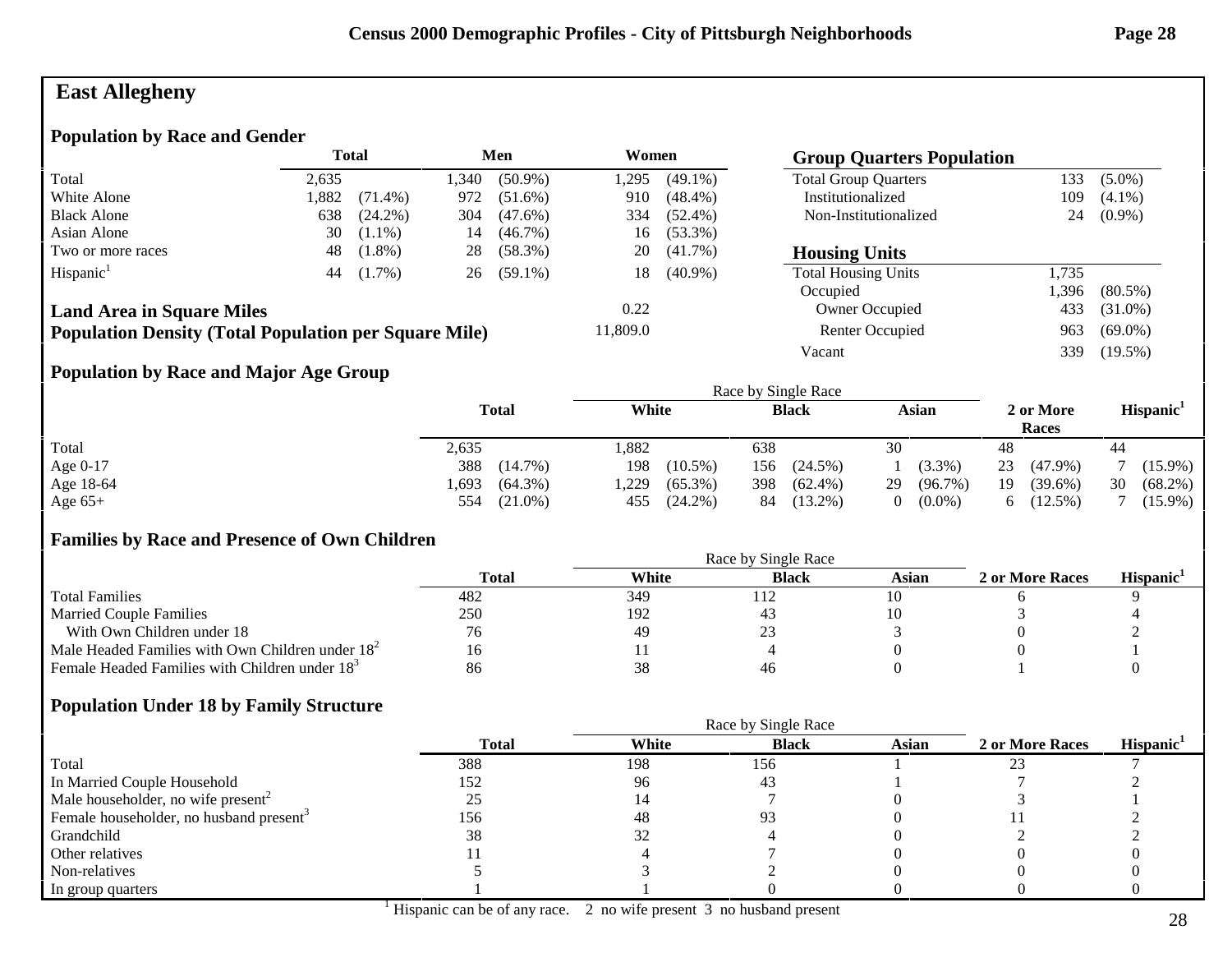# East Allegheny

## Population by Race and Gender

| | Total | | Men | | Women | |
|---|---|---|---|---|---|---|
| Total | 2,635 | | 1,340 | (50.9%) | 1,295 | (49.1%) |
| White Alone | 1,882 | (71.4%) | 972 | (51.6%) | 910 | (48.4%) |
| Black Alone | 638 | (24.2%) | 304 | (47.6%) | 334 | (52.4%) |
| Asian Alone | 30 | (1.1%) | 14 | (46.7%) | 16 | (53.3%) |
| Two or more races | 48 | (1.8%) | 28 | (58.3%) | 20 | (41.7%) |
| Hispanic[1] | 44 | (1.7%) | 26 | (59.1%) | 18 | (40.9%) |

**Land Area in Square Miles** 0.22

**Population Density (Total Population per Square Mile)** 11,809.0

## Group Quarters Population

| | | |
|---|---|---|
| Total Group Quarters | 133 | (5.0%) |
| Institutionalized | 109 | (4.1%) |
| Non-Institutionalized | 24 | (0.9%) |

## Housing Units

| | | |
|---|---|---|
| Total Housing Units | 1,735 | |
| Occupied | 1,396 | (80.5%) |
| Owner Occupied | 433 | (31.0%) |
| Renter Occupied | 963 | (69.0%) |
| Vacant | 339 | (19.5%) |

## Population by Race and Major Age Group

| | Total | | Race by Single Race: White | | Black | | Asian | | 2 or More Races | | Hispanic[1] | |
|---|---|---|---|---|---|---|---|---|---|---|---|---|
| Total | 2,635 | | 1,882 | | 638 | | 30 | | 48 | | 44 | |
| Age 0-17 | 388 | (14.7%) | 198 | (10.5%) | 156 | (24.5%) | 1 | (3.3%) | 23 | (47.9%) | 7 | (15.9%) |
| Age 18-64 | 1,693 | (64.3%) | 1,229 | (65.3%) | 398 | (62.4%) | 29 | (96.7%) | 19 | (39.6%) | 30 | (68.2%) |
| Age 65+ | 554 | (21.0%) | 455 | (24.2%) | 84 | (13.2%) | 0 | (0.0%) | 6 | (12.5%) | 7 | (15.9%) |

## Families by Race and Presence of Own Children

| | Total | Race by Single Race: White | Black | Asian | 2 or More Races | Hispanic[1] |
|---|---|---|---|---|---|---|
| Total Families | 482 | 349 | 112 | 10 | 6 | 9 |
| Married Couple Families | 250 | 192 | 43 | 10 | 3 | 4 |
| With Own Children under 18 | 76 | 49 | 23 | 3 | 0 | 2 |
| Male Headed Families with Own Children under 18[2] | 16 | 11 | 4 | 0 | 0 | 1 |
| Female Headed Families with Children under 18[3] | 86 | 38 | 46 | 0 | 1 | 0 |

## Population Under 18 by Family Structure

| | Total | Race by Single Race: White | Black | Asian | 2 or More Races | Hispanic[1] |
|---|---|---|---|---|---|---|
| Total | 388 | 198 | 156 | 1 | 23 | 7 |
| In Married Couple Household | 152 | 96 | 43 | 1 | 7 | 2 |
| Male householder, no wife present[2] | 25 | 14 | 7 | 0 | 3 | 1 |
| Female householder, no husband present[3] | 156 | 48 | 93 | 0 | 11 | 2 |
| Grandchild | 38 | 32 | 4 | 0 | 2 | 2 |
| Other relatives | 11 | 4 | 7 | 0 | 0 | 0 |
| Non-relatives | 5 | 3 | 2 | 0 | 0 | 0 |
| In group quarters | 1 | 1 | 0 | 0 | 0 | 0 |

[1] Hispanic can be of any race. 2 no wife present 3 no husband present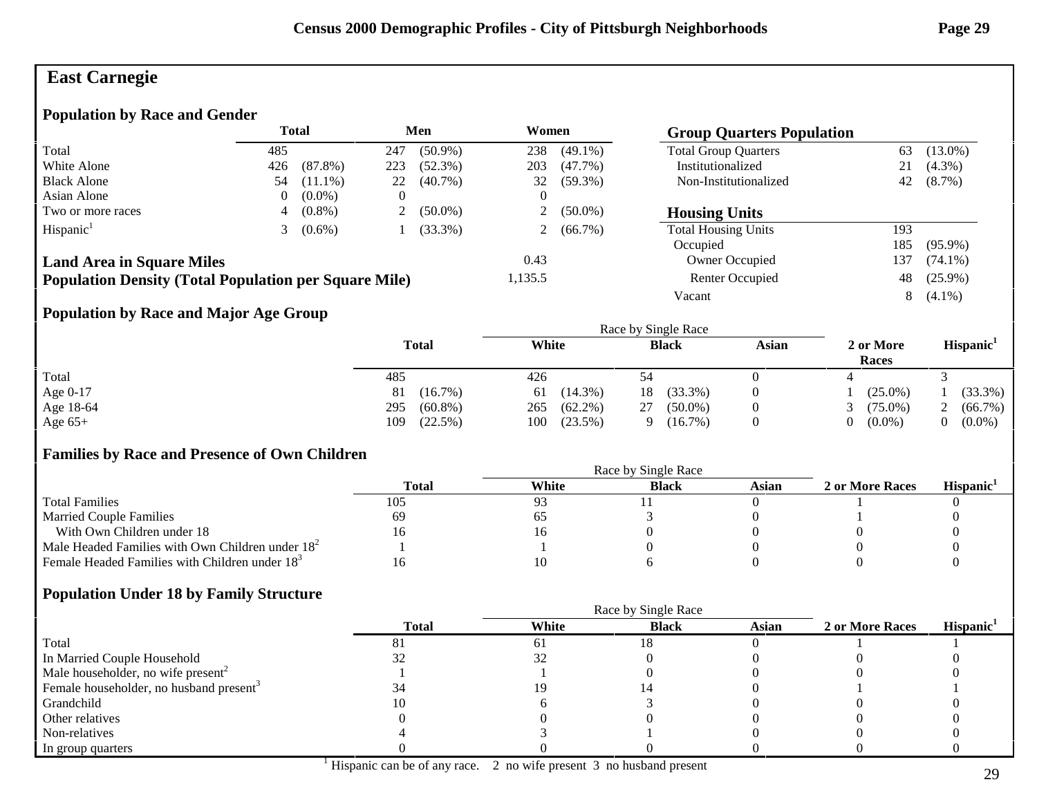# East Carnegie

## Population by Race and Gender

| | Total | | Men | | Women | |
|---|---|---|---|---|---|---|
| Total | 485 | | 247 | (50.9%) | 238 | (49.1%) |
| White Alone | 426 | (87.8%) | 223 | (52.3%) | 203 | (47.7%) |
| Black Alone | 54 | (11.1%) | 22 | (40.7%) | 32 | (59.3%) |
| Asian Alone | 0 | (0.0%) | 0 | | 0 | |
| Two or more races | 4 | (0.8%) | 2 | (50.0%) | 2 | (50.0%) |
| Hispanic[1] | 3 | (0.6%) | 1 | (33.3%) | 2 | (66.7%) |

**Land Area in Square Miles** 0.43

**Population Density (Total Population per Square Mile)** 1,135.5

## Group Quarters Population

| | | |
|---|---|---|
| Total Group Quarters | 63 | (13.0%) |
| Institutionalized | 21 | (4.3%) |
| Non-Institutionalized | 42 | (8.7%) |

## Housing Units

| | | |
|---|---|---|
| Total Housing Units | 193 | |
| Occupied | 185 | (95.9%) |
| Owner Occupied | 137 | (74.1%) |
| Renter Occupied | 48 | (25.9%) |
| Vacant | 8 | (4.1%) |

## Population by Race and Major Age Group

| | Total | | Race by Single Race: White | | Black | | Asian | 2 or More Races | | Hispanic[1] | |
|---|---|---|---|---|---|---|---|---|---|---|---|
| Total | 485 | | 426 | | 54 | | 0 | 4 | | 3 | |
| Age 0-17 | 81 | (16.7%) | 61 | (14.3%) | 18 | (33.3%) | 0 | 1 | (25.0%) | 1 | (33.3%) |
| Age 18-64 | 295 | (60.8%) | 265 | (62.2%) | 27 | (50.0%) | 0 | 3 | (75.0%) | 2 | (66.7%) |
| Age 65+ | 109 | (22.5%) | 100 | (23.5%) | 9 | (16.7%) | 0 | 0 | (0.0%) | 0 | (0.0%) |

## Families by Race and Presence of Own Children

| | Total | Race by Single Race: White | Black | Asian | 2 or More Races | Hispanic[1] |
|---|---|---|---|---|---|---|
| Total Families | 105 | 93 | 11 | 0 | 1 | 0 |
| Married Couple Families | 69 | 65 | 3 | 0 | 1 | 0 |
| With Own Children under 18 | 16 | 16 | 0 | 0 | 0 | 0 |
| Male Headed Families with Own Children under 18[2] | 1 | 1 | 0 | 0 | 0 | 0 |
| Female Headed Families with Children under 18[3] | 16 | 10 | 6 | 0 | 0 | 0 |

## Population Under 18 by Family Structure

| | Total | Race by Single Race: White | Black | Asian | 2 or More Races | Hispanic[1] |
|---|---|---|---|---|---|---|
| Total | 81 | 61 | 18 | 0 | 1 | 1 |
| In Married Couple Household | 32 | 32 | 0 | 0 | 0 | 0 |
| Male householder, no wife present[2] | 1 | 1 | 0 | 0 | 0 | 0 |
| Female householder, no husband present[3] | 34 | 19 | 14 | 0 | 1 | 1 |
| Grandchild | 10 | 6 | 3 | 0 | 0 | 0 |
| Other relatives | 0 | 0 | 0 | 0 | 0 | 0 |
| Non-relatives | 4 | 3 | 1 | 0 | 0 | 0 |
| In group quarters | 0 | 0 | 0 | 0 | 0 | 0 |

[1] Hispanic can be of any race. 2 no wife present 3 no husband present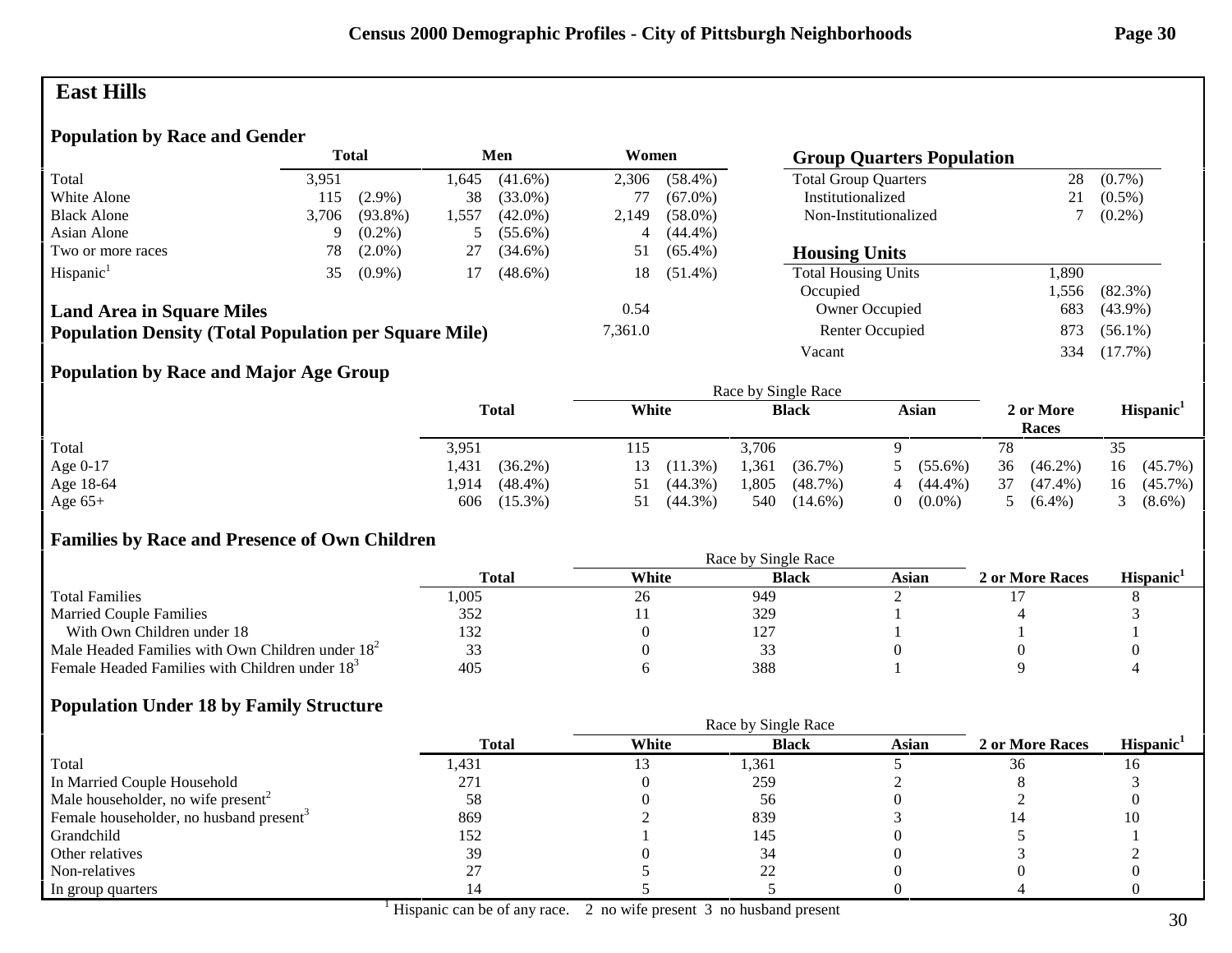# East Hills

## Population by Race and Gender

| | Total | | Men | | Women | |
|---|---|---|---|---|---|---|
| Total | 3,951 | | 1,645 | (41.6%) | 2,306 | (58.4%) |
| White Alone | 115 | (2.9%) | 38 | (33.0%) | 77 | (67.0%) |
| Black Alone | 3,706 | (93.8%) | 1,557 | (42.0%) | 2,149 | (58.0%) |
| Asian Alone | 9 | (0.2%) | 5 | (55.6%) | 4 | (44.4%) |
| Two or more races | 78 | (2.0%) | 27 | (34.6%) | 51 | (65.4%) |
| Hispanic[1] | 35 | (0.9%) | 17 | (48.6%) | 18 | (51.4%) |

**Land Area in Square Miles** 0.54

**Population Density (Total Population per Square Mile)** 7,361.0

## Group Quarters Population

| | | |
|---|---|---|
| Total Group Quarters | 28 | (0.7%) |
| Institutionalized | 21 | (0.5%) |
| Non-Institutionalized | 7 | (0.2%) |

## Housing Units

| | | |
|---|---|---|
| Total Housing Units | 1,890 | |
| Occupied | 1,556 | (82.3%) |
| Owner Occupied | 683 | (43.9%) |
| Renter Occupied | 873 | (56.1%) |
| Vacant | 334 | (17.7%) |

## Population by Race and Major Age Group

| | Total | | Race by Single Race: White | | Black | | Asian | | 2 or More Races | | Hispanic[1] | |
|---|---|---|---|---|---|---|---|---|---|---|---|---|
| Total | 3,951 | | 115 | | 3,706 | | 9 | | 78 | | 35 | |
| Age 0-17 | 1,431 | (36.2%) | 13 | (11.3%) | 1,361 | (36.7%) | 5 | (55.6%) | 36 | (46.2%) | 16 | (45.7%) |
| Age 18-64 | 1,914 | (48.4%) | 51 | (44.3%) | 1,805 | (48.7%) | 4 | (44.4%) | 37 | (47.4%) | 16 | (45.7%) |
| Age 65+ | 606 | (15.3%) | 51 | (44.3%) | 540 | (14.6%) | 0 | (0.0%) | 5 | (6.4%) | 3 | (8.6%) |

## Families by Race and Presence of Own Children

| | Total | Race by Single Race: White | Black | Asian | 2 or More Races | Hispanic[1] |
|---|---|---|---|---|---|---|
| Total Families | 1,005 | 26 | 949 | 2 | 17 | 8 |
| Married Couple Families | 352 | 11 | 329 | 1 | 4 | 3 |
| With Own Children under 18 | 132 | 0 | 127 | 1 | 1 | 1 |
| Male Headed Families with Own Children under 18[2] | 33 | 0 | 33 | 0 | 0 | 0 |
| Female Headed Families with Children under 18[3] | 405 | 6 | 388 | 1 | 9 | 4 |

## Population Under 18 by Family Structure

| | Total | Race by Single Race: White | Black | Asian | 2 or More Races | Hispanic[1] |
|---|---|---|---|---|---|---|
| Total | 1,431 | 13 | 1,361 | 5 | 36 | 16 |
| In Married Couple Household | 271 | 0 | 259 | 2 | 8 | 3 |
| Male householder, no wife present[2] | 58 | 0 | 56 | 0 | 2 | 0 |
| Female householder, no husband present[3] | 869 | 2 | 839 | 3 | 14 | 10 |
| Grandchild | 152 | 1 | 145 | 0 | 5 | 1 |
| Other relatives | 39 | 0 | 34 | 0 | 3 | 2 |
| Non-relatives | 27 | 5 | 22 | 0 | 0 | 0 |
| In group quarters | 14 | 5 | 5 | 0 | 4 | 0 |

[1] Hispanic can be of any race. 2 no wife present 3 no husband present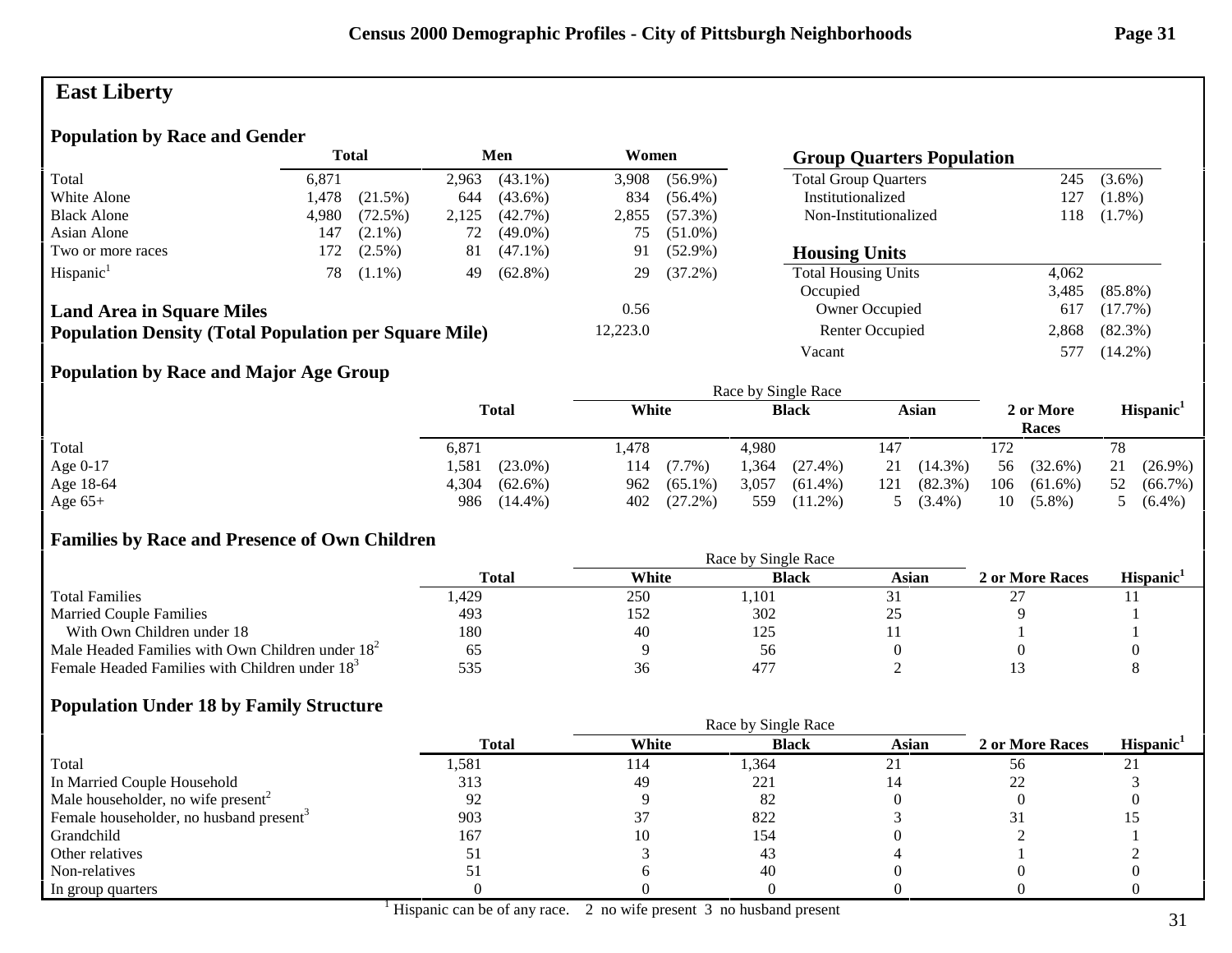# East Liberty

## Population by Race and Gender

| | Total | | Men | | Women | |
|---|---|---|---|---|---|---|
| Total | 6,871 | | 2,963 | (43.1%) | 3,908 | (56.9%) |
| White Alone | 1,478 | (21.5%) | 644 | (43.6%) | 834 | (56.4%) |
| Black Alone | 4,980 | (72.5%) | 2,125 | (42.7%) | 2,855 | (57.3%) |
| Asian Alone | 147 | (2.1%) | 72 | (49.0%) | 75 | (51.0%) |
| Two or more races | 172 | (2.5%) | 81 | (47.1%) | 91 | (52.9%) |
| Hispanic[1] | 78 | (1.1%) | 49 | (62.8%) | 29 | (37.2%) |

**Land Area in Square Miles** 0.56

**Population Density (Total Population per Square Mile)** 12,223.0

## Group Quarters Population

| | | |
|---|---|---|
| Total Group Quarters | 245 | (3.6%) |
| Institutionalized | 127 | (1.8%) |
| Non-Institutionalized | 118 | (1.7%) |

## Housing Units

| | | |
|---|---|---|
| Total Housing Units | 4,062 | |
| Occupied | 3,485 | (85.8%) |
| Owner Occupied | 617 | (17.7%) |
| Renter Occupied | 2,868 | (82.3%) |
| Vacant | 577 | (14.2%) |

## Population by Race and Major Age Group

| | Total | | Race by Single Race: White | | Black | | Asian | | 2 or More Races | | Hispanic[1] | |
|---|---|---|---|---|---|---|---|---|---|---|---|---|
| Total | 6,871 | | 1,478 | | 4,980 | | 147 | | 172 | | 78 | |
| Age 0-17 | 1,581 | (23.0%) | 114 | (7.7%) | 1,364 | (27.4%) | 21 | (14.3%) | 56 | (32.6%) | 21 | (26.9%) |
| Age 18-64 | 4,304 | (62.6%) | 962 | (65.1%) | 3,057 | (61.4%) | 121 | (82.3%) | 106 | (61.6%) | 52 | (66.7%) |
| Age 65+ | 986 | (14.4%) | 402 | (27.2%) | 559 | (11.2%) | 5 | (3.4%) | 10 | (5.8%) | 5 | (6.4%) |

## Families by Race and Presence of Own Children

| | Total | Race by Single Race: White | Black | Asian | 2 or More Races | Hispanic[1] |
|---|---|---|---|---|---|---|
| Total Families | 1,429 | 250 | 1,101 | 31 | 27 | 11 |
| Married Couple Families | 493 | 152 | 302 | 25 | 9 | 1 |
| With Own Children under 18 | 180 | 40 | 125 | 11 | 1 | 1 |
| Male Headed Families with Own Children under 18[2] | 65 | 9 | 56 | 0 | 0 | 0 |
| Female Headed Families with Children under 18[3] | 535 | 36 | 477 | 2 | 13 | 8 |

## Population Under 18 by Family Structure

| | Total | Race by Single Race: White | Black | Asian | 2 or More Races | Hispanic[1] |
|---|---|---|---|---|---|---|
| Total | 1,581 | 114 | 1,364 | 21 | 56 | 21 |
| In Married Couple Household | 313 | 49 | 221 | 14 | 22 | 3 |
| Male householder, no wife present[2] | 92 | 9 | 82 | 0 | 0 | 0 |
| Female householder, no husband present[3] | 903 | 37 | 822 | 3 | 31 | 15 |
| Grandchild | 167 | 10 | 154 | 0 | 2 | 1 |
| Other relatives | 51 | 3 | 43 | 4 | 1 | 2 |
| Non-relatives | 51 | 6 | 40 | 0 | 0 | 0 |
| In group quarters | 0 | 0 | 0 | 0 | 0 | 0 |

[1] Hispanic can be of any race. 2 no wife present 3 no husband present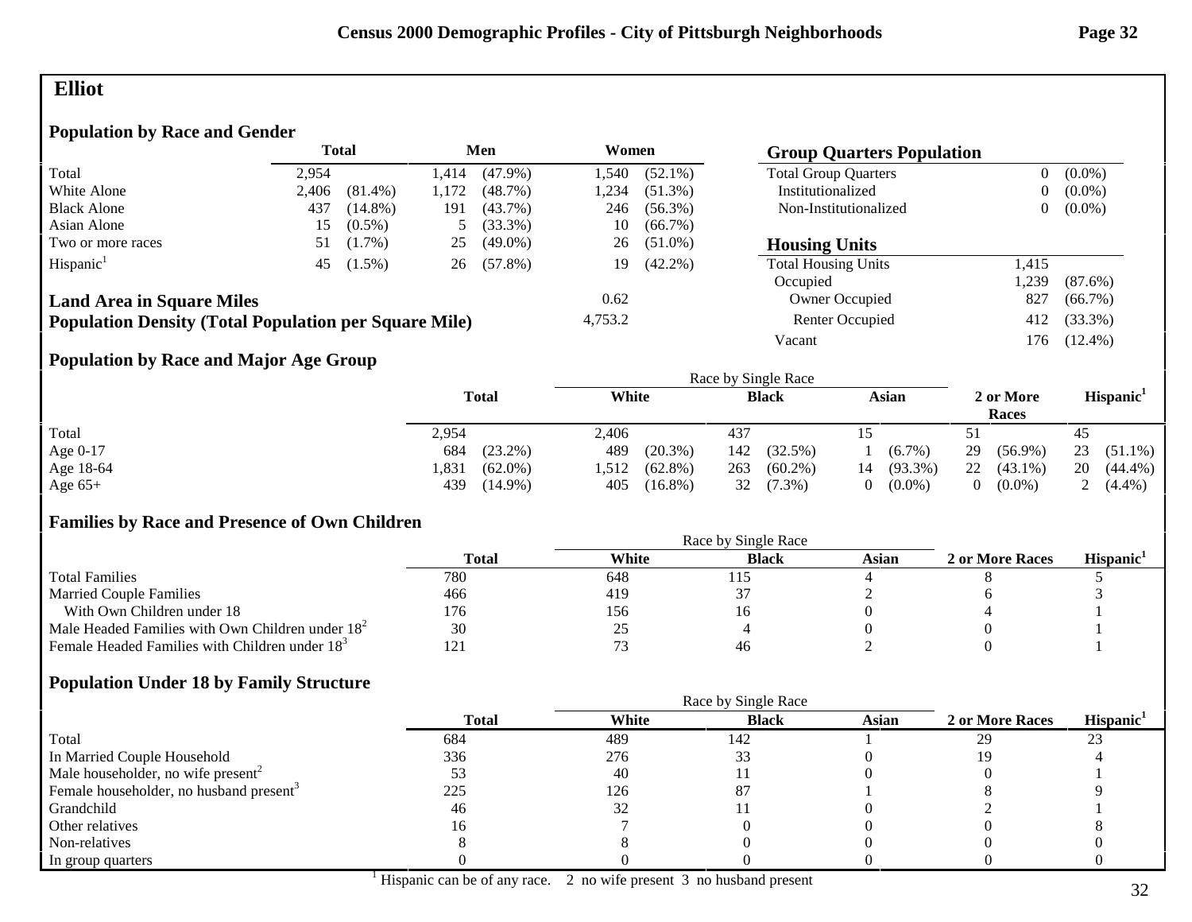# Elliot

## Population by Race and Gender

| | Total | | Men | | Women | |
|---|---|---|---|---|---|---|
| Total | 2,954 | | 1,414 | (47.9%) | 1,540 | (52.1%) |
| White Alone | 2,406 | (81.4%) | 1,172 | (48.7%) | 1,234 | (51.3%) |
| Black Alone | 437 | (14.8%) | 191 | (43.7%) | 246 | (56.3%) |
| Asian Alone | 15 | (0.5%) | 5 | (33.3%) | 10 | (66.7%) |
| Two or more races | 51 | (1.7%) | 25 | (49.0%) | 26 | (51.0%) |
| Hispanic[1] | 45 | (1.5%) | 26 | (57.8%) | 19 | (42.2%) |

**Land Area in Square Miles** 0.62

**Population Density (Total Population per Square Mile)** 4,753.2

## Group Quarters Population

| | | |
|---|---|---|
| Total Group Quarters | 0 | (0.0%) |
| Institutionalized | 0 | (0.0%) |
| Non-Institutionalized | 0 | (0.0%) |

## Housing Units

| | | |
|---|---|---|
| Total Housing Units | 1,415 | |
| Occupied | 1,239 | (87.6%) |
| Owner Occupied | 827 | (66.7%) |
| Renter Occupied | 412 | (33.3%) |
| Vacant | 176 | (12.4%) |

## Population by Race and Major Age Group

| | Total | | White | | Black | | Asian | | 2 or More Races | | Hispanic[1] | |
|---|---|---|---|---|---|---|---|---|---|---|---|---|
| Total | 2,954 | | 2,406 | | 437 | | 15 | | 51 | | 45 | |
| Age 0-17 | 684 | (23.2%) | 489 | (20.3%) | 142 | (32.5%) | 1 | (6.7%) | 29 | (56.9%) | 23 | (51.1%) |
| Age 18-64 | 1,831 | (62.0%) | 1,512 | (62.8%) | 263 | (60.2%) | 14 | (93.3%) | 22 | (43.1%) | 20 | (44.4%) |
| Age 65+ | 439 | (14.9%) | 405 | (16.8%) | 32 | (7.3%) | 0 | (0.0%) | 0 | (0.0%) | 2 | (4.4%) |

## Families by Race and Presence of Own Children

| | Total | White | Black | Asian | 2 or More Races | Hispanic[1] |
|---|---|---|---|---|---|---|
| Total Families | 780 | 648 | 115 | 4 | 8 | 5 |
| Married Couple Families | 466 | 419 | 37 | 2 | 6 | 3 |
| With Own Children under 18 | 176 | 156 | 16 | 0 | 4 | 1 |
| Male Headed Families with Own Children under 18[2] | 30 | 25 | 4 | 0 | 0 | 1 |
| Female Headed Families with Children under 18[3] | 121 | 73 | 46 | 2 | 0 | 1 |

## Population Under 18 by Family Structure

| | Total | White | Black | Asian | 2 or More Races | Hispanic[1] |
|---|---|---|---|---|---|---|
| Total | 684 | 489 | 142 | 1 | 29 | 23 |
| In Married Couple Household | 336 | 276 | 33 | 0 | 19 | 4 |
| Male householder, no wife present[2] | 53 | 40 | 11 | 0 | 0 | 1 |
| Female householder, no husband present[3] | 225 | 126 | 87 | 1 | 8 | 9 |
| Grandchild | 46 | 32 | 11 | 0 | 2 | 1 |
| Other relatives | 16 | 7 | 0 | 0 | 0 | 8 |
| Non-relatives | 8 | 8 | 0 | 0 | 0 | 0 |
| In group quarters | 0 | 0 | 0 | 0 | 0 | 0 |

[1] Hispanic can be of any race. 2 no wife present 3 no husband present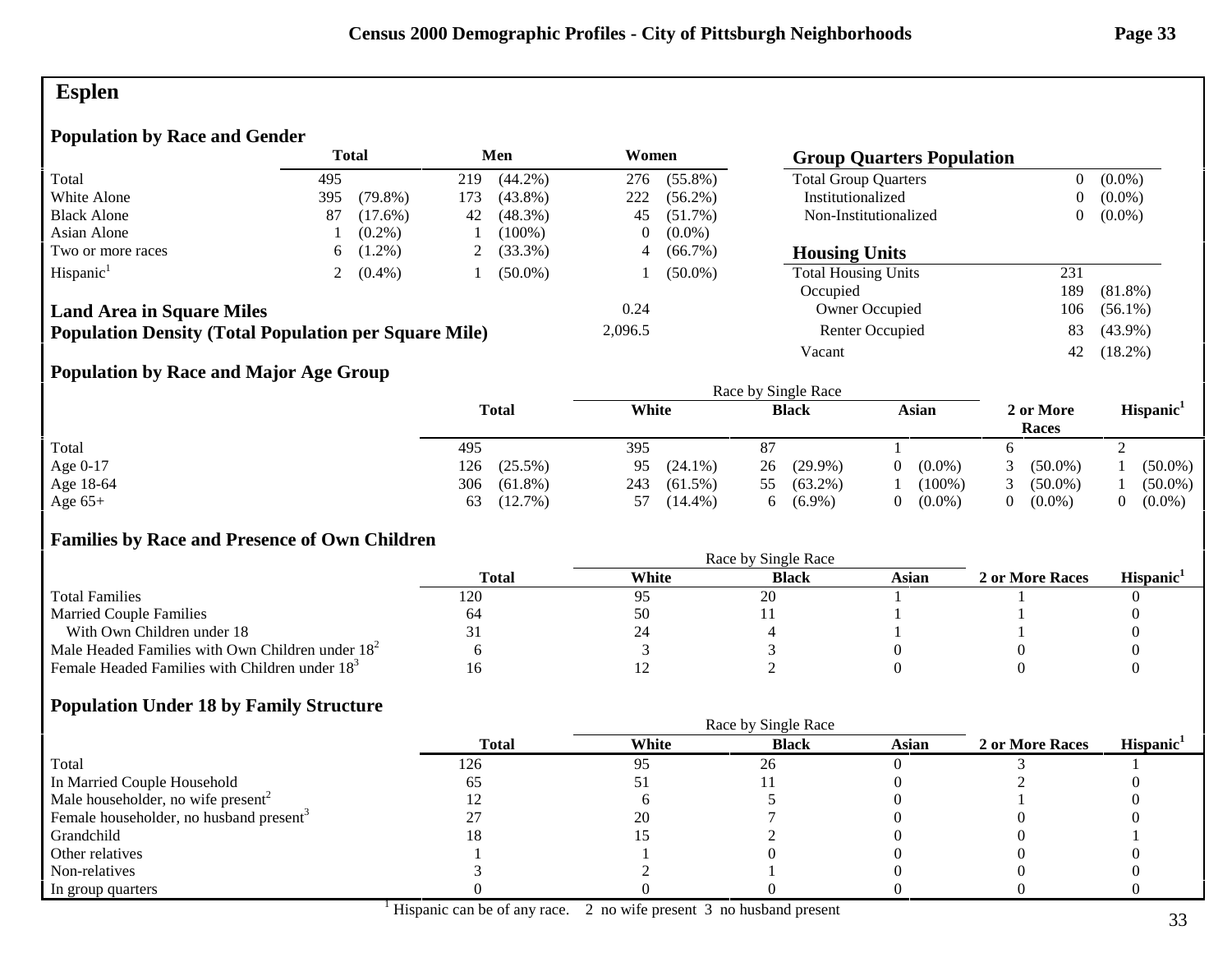# Esplen

## Population by Race and Gender

| | Total | | Men | | Women | |
|---|---|---|---|---|---|---|
| Total | 495 | | 219 | (44.2%) | 276 | (55.8%) |
| White Alone | 395 | (79.8%) | 173 | (43.8%) | 222 | (56.2%) |
| Black Alone | 87 | (17.6%) | 42 | (48.3%) | 45 | (51.7%) |
| Asian Alone | 1 | (0.2%) | 1 | (100%) | 0 | (0.0%) |
| Two or more races | 6 | (1.2%) | 2 | (33.3%) | 4 | (66.7%) |
| Hispanic[1] | 2 | (0.4%) | 1 | (50.0%) | 1 | (50.0%) |

| | |
|---|---|
| **Land Area in Square Miles** | 0.24 |
| **Population Density (Total Population per Square Mile)** | 2,096.5 |

## Group Quarters Population

| | | |
|---|---|---|
| Total Group Quarters | 0 | (0.0%) |
| Institutionalized | 0 | (0.0%) |
| Non-Institutionalized | 0 | (0.0%) |

## Housing Units

| | | |
|---|---|---|
| Total Housing Units | 231 | |
| Occupied | 189 | (81.8%) |
| Owner Occupied | 106 | (56.1%) |
| Renter Occupied | 83 | (43.9%) |
| Vacant | 42 | (18.2%) |

## Population by Race and Major Age Group

| | Total | | Race by Single Race: White | | Black | | Asian | | 2 or More Races | | Hispanic[1] | |
|---|---|---|---|---|---|---|---|---|---|---|---|---|
| Total | 495 | | 395 | | 87 | | 1 | | 6 | | 2 | |
| Age 0-17 | 126 | (25.5%) | 95 | (24.1%) | 26 | (29.9%) | 0 | (0.0%) | 3 | (50.0%) | 1 | (50.0%) |
| Age 18-64 | 306 | (61.8%) | 243 | (61.5%) | 55 | (63.2%) | 1 | (100%) | 3 | (50.0%) | 1 | (50.0%) |
| Age 65+ | 63 | (12.7%) | 57 | (14.4%) | 6 | (6.9%) | 0 | (0.0%) | 0 | (0.0%) | 0 | (0.0%) |

## Families by Race and Presence of Own Children

| | Total | Race by Single Race: White | Black | Asian | 2 or More Races | Hispanic[1] |
|---|---|---|---|---|---|---|
| Total Families | 120 | 95 | 20 | 1 | 1 | 0 |
| Married Couple Families | 64 | 50 | 11 | 1 | 1 | 0 |
| With Own Children under 18 | 31 | 24 | 4 | 1 | 1 | 0 |
| Male Headed Families with Own Children under 18[2] | 6 | 3 | 3 | 0 | 0 | 0 |
| Female Headed Families with Children under 18[3] | 16 | 12 | 2 | 0 | 0 | 0 |

## Population Under 18 by Family Structure

| | Total | Race by Single Race: White | Black | Asian | 2 or More Races | Hispanic[1] |
|---|---|---|---|---|---|---|
| Total | 126 | 95 | 26 | 0 | 3 | 1 |
| In Married Couple Household | 65 | 51 | 11 | 0 | 2 | 0 |
| Male householder, no wife present[2] | 12 | 6 | 5 | 0 | 1 | 0 |
| Female householder, no husband present[3] | 27 | 20 | 7 | 0 | 0 | 0 |
| Grandchild | 18 | 15 | 2 | 0 | 0 | 1 |
| Other relatives | 1 | 1 | 0 | 0 | 0 | 0 |
| Non-relatives | 3 | 2 | 1 | 0 | 0 | 0 |
| In group quarters | 0 | 0 | 0 | 0 | 0 | 0 |

[1] Hispanic can be of any race. 2 no wife present 3 no husband present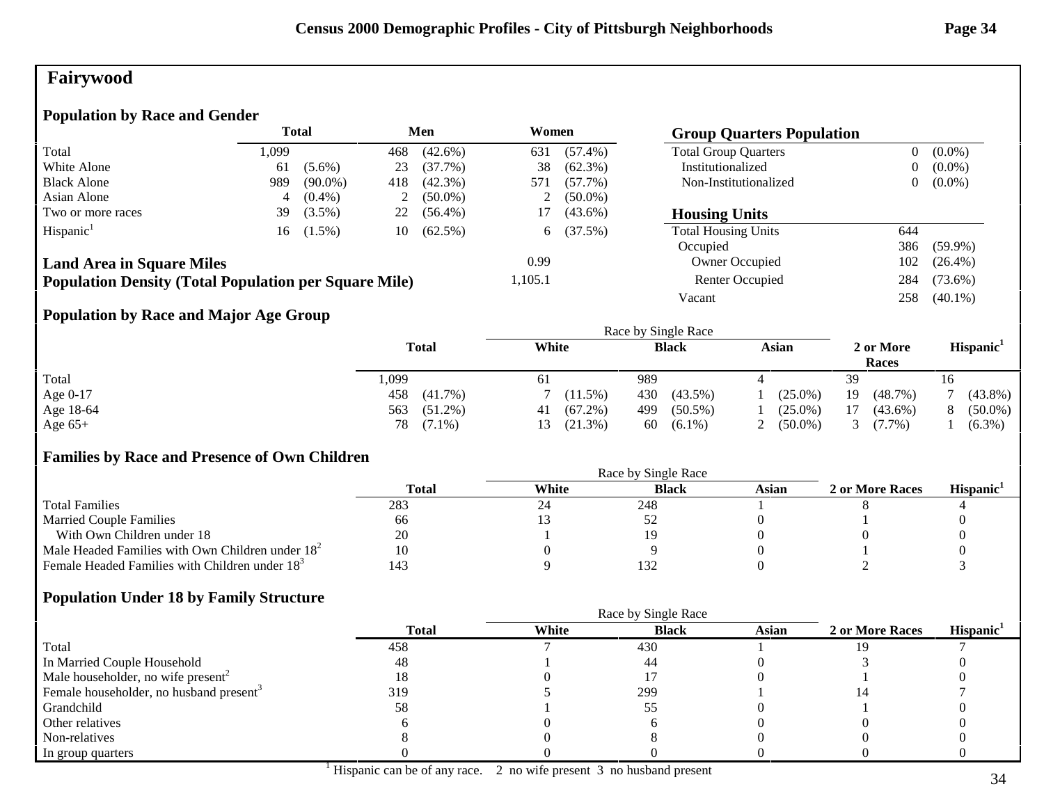# Fairywood

## Population by Race and Gender

| | Total | | Men | | Women | |
|---|---|---|---|---|---|---|
| Total | 1,099 | | 468 | (42.6%) | 631 | (57.4%) |
| White Alone | 61 | (5.6%) | 23 | (37.7%) | 38 | (62.3%) |
| Black Alone | 989 | (90.0%) | 418 | (42.3%) | 571 | (57.7%) |
| Asian Alone | 4 | (0.4%) | 2 | (50.0%) | 2 | (50.0%) |
| Two or more races | 39 | (3.5%) | 22 | (56.4%) | 17 | (43.6%) |
| Hispanic[1] | 16 | (1.5%) | 10 | (62.5%) | 6 | (37.5%) |

**Land Area in Square Miles** 0.99

**Population Density (Total Population per Square Mile)** 1,105.1

## Group Quarters Population

| | | |
|---|---|---|
| Total Group Quarters | 0 | (0.0%) |
| Institutionalized | 0 | (0.0%) |
| Non-Institutionalized | 0 | (0.0%) |

## Housing Units

| | | |
|---|---|---|
| Total Housing Units | 644 | |
| Occupied | 386 | (59.9%) |
| Owner Occupied | 102 | (26.4%) |
| Renter Occupied | 284 | (73.6%) |
| Vacant | 258 | (40.1%) |

## Population by Race and Major Age Group

| | Total | | Race by Single Race: White | | Black | | Asian | | 2 or More Races | | Hispanic[1] | |
|---|---|---|---|---|---|---|---|---|---|---|---|---|
| Total | 1,099 | | 61 | | 989 | | 4 | | 39 | | 16 | |
| Age 0-17 | 458 | (41.7%) | 7 | (11.5%) | 430 | (43.5%) | 1 | (25.0%) | 19 | (48.7%) | 7 | (43.8%) |
| Age 18-64 | 563 | (51.2%) | 41 | (67.2%) | 499 | (50.5%) | 1 | (25.0%) | 17 | (43.6%) | 8 | (50.0%) |
| Age 65+ | 78 | (7.1%) | 13 | (21.3%) | 60 | (6.1%) | 2 | (50.0%) | 3 | (7.7%) | 1 | (6.3%) |

## Families by Race and Presence of Own Children

| | Total | Race by Single Race: White | Black | Asian | 2 or More Races | Hispanic[1] |
|---|---|---|---|---|---|---|
| Total Families | 283 | 24 | 248 | 1 | 8 | 4 |
| Married Couple Families | 66 | 13 | 52 | 0 | 1 | 0 |
| With Own Children under 18 | 20 | 1 | 19 | 0 | 0 | 0 |
| Male Headed Families with Own Children under 18[2] | 10 | 0 | 9 | 0 | 1 | 0 |
| Female Headed Families with Children under 18[3] | 143 | 9 | 132 | 0 | 2 | 3 |

## Population Under 18 by Family Structure

| | Total | Race by Single Race: White | Black | Asian | 2 or More Races | Hispanic[1] |
|---|---|---|---|---|---|---|
| Total | 458 | 7 | 430 | 1 | 19 | 7 |
| In Married Couple Household | 48 | 1 | 44 | 0 | 3 | 0 |
| Male householder, no wife present[2] | 18 | 0 | 17 | 0 | 1 | 0 |
| Female householder, no husband present[3] | 319 | 5 | 299 | 1 | 14 | 7 |
| Grandchild | 58 | 1 | 55 | 0 | 1 | 0 |
| Other relatives | 6 | 0 | 6 | 0 | 0 | 0 |
| Non-relatives | 8 | 0 | 8 | 0 | 0 | 0 |
| In group quarters | 0 | 0 | 0 | 0 | 0 | 0 |

[1] Hispanic can be of any race. 2 no wife present 3 no husband present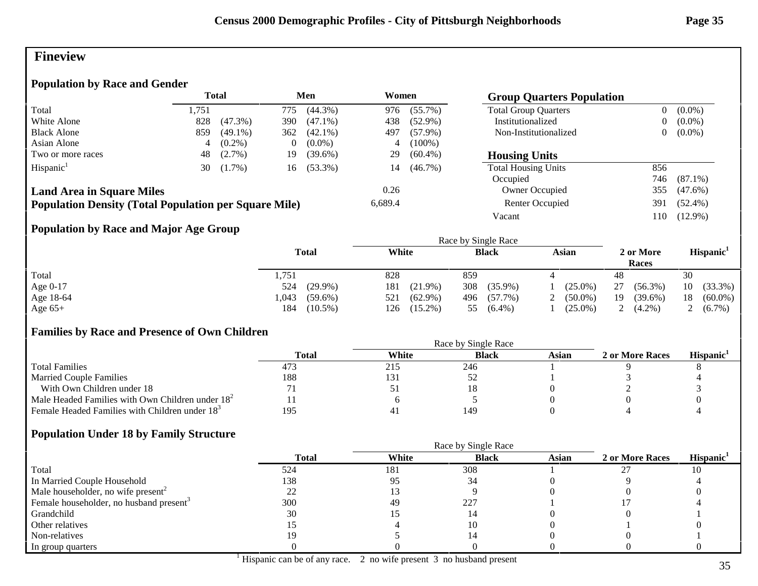# Fineview

## Population by Race and Gender

| | Total | | Men | | Women | |
|---|---|---|---|---|---|---|
| Total | 1,751 | | 775 | (44.3%) | 976 | (55.7%) |
| White Alone | 828 | (47.3%) | 390 | (47.1%) | 438 | (52.9%) |
| Black Alone | 859 | (49.1%) | 362 | (42.1%) | 497 | (57.9%) |
| Asian Alone | 4 | (0.2%) | 0 | (0.0%) | 4 | (100%) |
| Two or more races | 48 | (2.7%) | 19 | (39.6%) | 29 | (60.4%) |
| Hispanic[1] | 30 | (1.7%) | 16 | (53.3%) | 14 | (46.7%) |

**Land Area in Square Miles** 0.26

**Population Density (Total Population per Square Mile)** 6,689.4

## Group Quarters Population

| | | |
|---|---|---|
| Total Group Quarters | 0 | (0.0%) |
| Institutionalized | 0 | (0.0%) |
| Non-Institutionalized | 0 | (0.0%) |

## Housing Units

| | | |
|---|---|---|
| Total Housing Units | 856 | |
| Occupied | 746 | (87.1%) |
| Owner Occupied | 355 | (47.6%) |
| Renter Occupied | 391 | (52.4%) |
| Vacant | 110 | (12.9%) |

## Population by Race and Major Age Group

| | Total | | Race by Single Race: White | | Black | | Asian | | 2 or More Races | | Hispanic[1] | |
|---|---|---|---|---|---|---|---|---|---|---|---|---|
| Total | 1,751 | | 828 | | 859 | | 4 | | 48 | | 30 | |
| Age 0-17 | 524 | (29.9%) | 181 | (21.9%) | 308 | (35.9%) | 1 | (25.0%) | 27 | (56.3%) | 10 | (33.3%) |
| Age 18-64 | 1,043 | (59.6%) | 521 | (62.9%) | 496 | (57.7%) | 2 | (50.0%) | 19 | (39.6%) | 18 | (60.0%) |
| Age 65+ | 184 | (10.5%) | 126 | (15.2%) | 55 | (6.4%) | 1 | (25.0%) | 2 | (4.2%) | 2 | (6.7%) |

## Families by Race and Presence of Own Children

| | Total | Race by Single Race: White | Black | Asian | 2 or More Races | Hispanic[1] |
|---|---|---|---|---|---|---|
| Total Families | 473 | 215 | 246 | 1 | 9 | 8 |
| Married Couple Families | 188 | 131 | 52 | 1 | 3 | 4 |
| With Own Children under 18 | 71 | 51 | 18 | 0 | 2 | 3 |
| Male Headed Families with Own Children under 18[2] | 11 | 6 | 5 | 0 | 0 | 0 |
| Female Headed Families with Children under 18[3] | 195 | 41 | 149 | 0 | 4 | 4 |

## Population Under 18 by Family Structure

| | Total | Race by Single Race: White | Black | Asian | 2 or More Races | Hispanic[1] |
|---|---|---|---|---|---|---|
| Total | 524 | 181 | 308 | 1 | 27 | 10 |
| In Married Couple Household | 138 | 95 | 34 | 0 | 9 | 4 |
| Male householder, no wife present[2] | 22 | 13 | 9 | 0 | 0 | 0 |
| Female householder, no husband present[3] | 300 | 49 | 227 | 1 | 17 | 4 |
| Grandchild | 30 | 15 | 14 | 0 | 0 | 1 |
| Other relatives | 15 | 4 | 10 | 0 | 1 | 0 |
| Non-relatives | 19 | 5 | 14 | 0 | 0 | 1 |
| In group quarters | 0 | 0 | 0 | 0 | 0 | 0 |

[1] Hispanic can be of any race. 2 no wife present 3 no husband present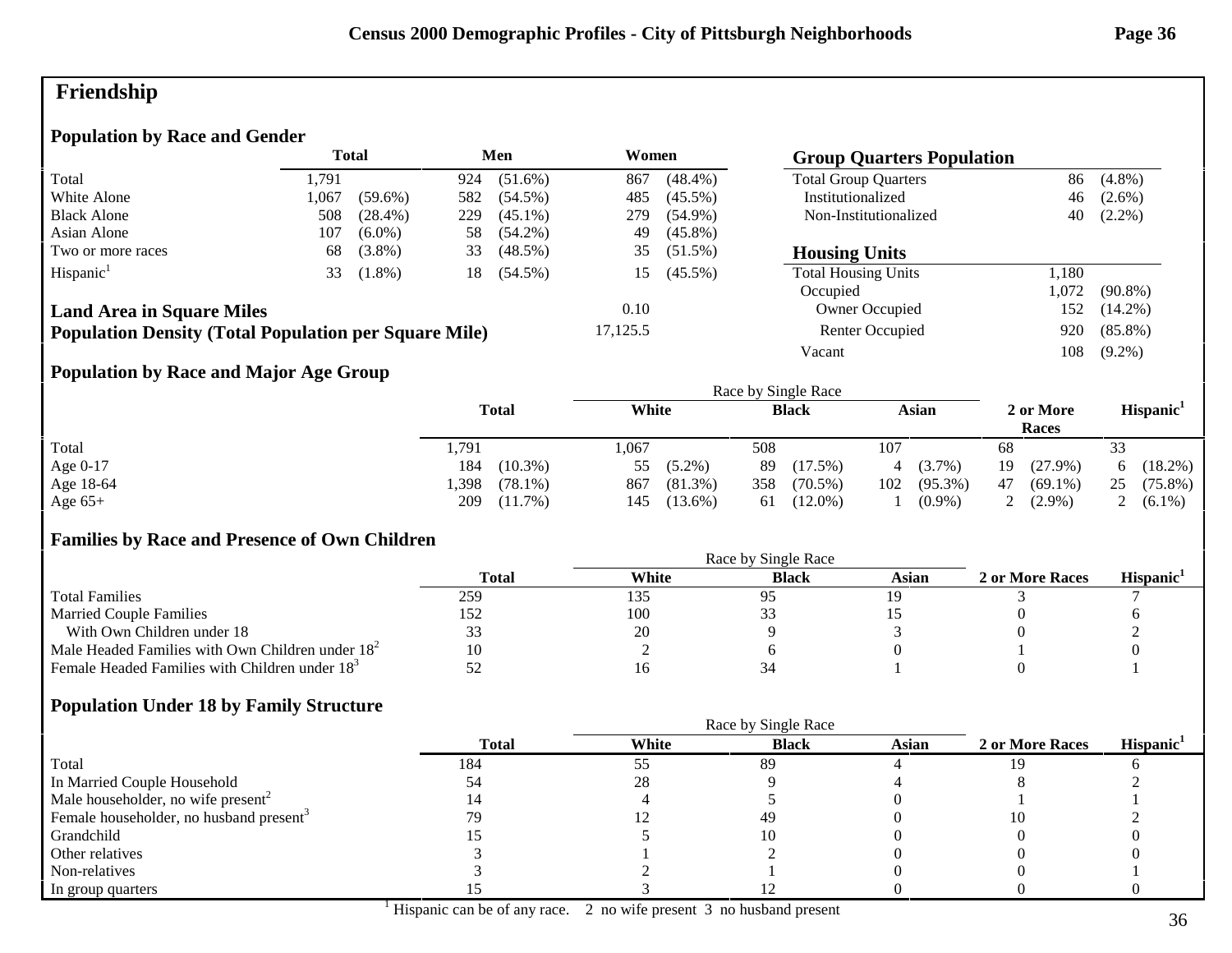# Friendship

## Population by Race and Gender

| | Total | | Men | | Women | |
|---|---|---|---|---|---|---|
| Total | 1,791 | | 924 | (51.6%) | 867 | (48.4%) |
| White Alone | 1,067 | (59.6%) | 582 | (54.5%) | 485 | (45.5%) |
| Black Alone | 508 | (28.4%) | 229 | (45.1%) | 279 | (54.9%) |
| Asian Alone | 107 | (6.0%) | 58 | (54.2%) | 49 | (45.8%) |
| Two or more races | 68 | (3.8%) | 33 | (48.5%) | 35 | (51.5%) |
| Hispanic[1] | 33 | (1.8%) | 18 | (54.5%) | 15 | (45.5%) |

**Land Area in Square Miles** 0.10

**Population Density (Total Population per Square Mile)** 17,125.5

## Group Quarters Population

| | | |
|---|---|---|
| Total Group Quarters | 86 | (4.8%) |
| Institutionalized | 46 | (2.6%) |
| Non-Institutionalized | 40 | (2.2%) |

## Housing Units

| | | |
|---|---|---|
| Total Housing Units | 1,180 | |
| Occupied | 1,072 | (90.8%) |
| Owner Occupied | 152 | (14.2%) |
| Renter Occupied | 920 | (85.8%) |
| Vacant | 108 | (9.2%) |

## Population by Race and Major Age Group

| | Total | | Race by Single Race | | | | | | 2 or More Races | | Hispanic[1] | |
|---|---|---|---|---|---|---|---|---|---|---|---|---|
| | | | White | | Black | | Asian | | | | | |
| Total | 1,791 | | 1,067 | | 508 | | 107 | | 68 | | 33 | |
| Age 0-17 | 184 | (10.3%) | 55 | (5.2%) | 89 | (17.5%) | 4 | (3.7%) | 19 | (27.9%) | 6 | (18.2%) |
| Age 18-64 | 1,398 | (78.1%) | 867 | (81.3%) | 358 | (70.5%) | 102 | (95.3%) | 47 | (69.1%) | 25 | (75.8%) |
| Age 65+ | 209 | (11.7%) | 145 | (13.6%) | 61 | (12.0%) | 1 | (0.9%) | 2 | (2.9%) | 2 | (6.1%) |

## Families by Race and Presence of Own Children

| | Total | White | Black | Asian | 2 or More Races | Hispanic[1] |
|---|---|---|---|---|---|---|
| Total Families | 259 | 135 | 95 | 19 | 3 | 7 |
| Married Couple Families | 152 | 100 | 33 | 15 | 0 | 6 |
| With Own Children under 18 | 33 | 20 | 9 | 3 | 0 | 2 |
| Male Headed Families with Own Children under 18[2] | 10 | 2 | 6 | 0 | 1 | 0 |
| Female Headed Families with Children under 18[3] | 52 | 16 | 34 | 1 | 0 | 1 |

## Population Under 18 by Family Structure

| | Total | White | Black | Asian | 2 or More Races | Hispanic[1] |
|---|---|---|---|---|---|---|
| Total | 184 | 55 | 89 | 4 | 19 | 6 |
| In Married Couple Household | 54 | 28 | 9 | 4 | 8 | 2 |
| Male householder, no wife present[2] | 14 | 4 | 5 | 0 | 1 | 1 |
| Female householder, no husband present[3] | 79 | 12 | 49 | 0 | 10 | 2 |
| Grandchild | 15 | 5 | 10 | 0 | 0 | 0 |
| Other relatives | 3 | 1 | 2 | 0 | 0 | 0 |
| Non-relatives | 3 | 2 | 1 | 0 | 0 | 1 |
| In group quarters | 15 | 3 | 12 | 0 | 0 | 0 |

[1] Hispanic can be of any race. 2 no wife present 3 no husband present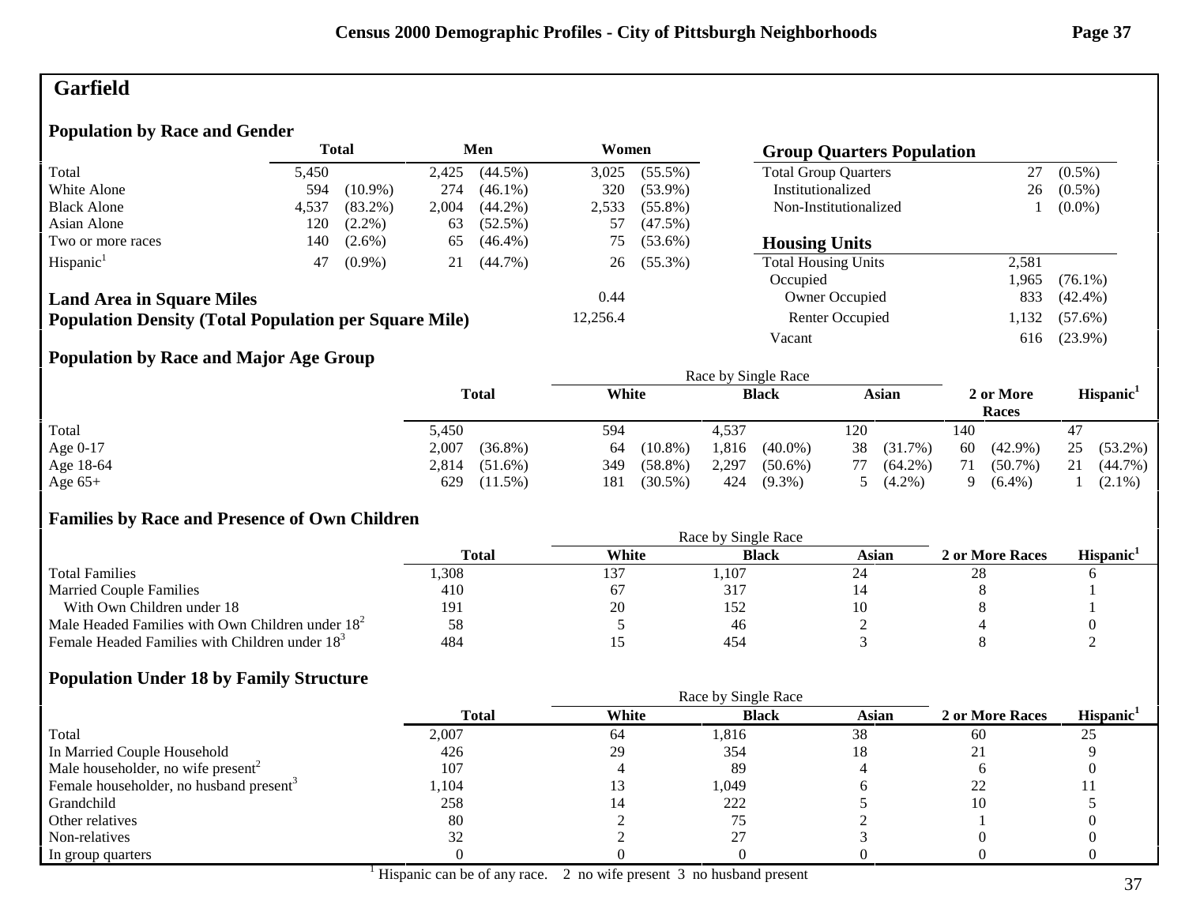# Garfield

## Population by Race and Gender

| | Total | | Men | | Women | |
|---|---|---|---|---|---|---|
| Total | 5,450 | | 2,425 | (44.5%) | 3,025 | (55.5%) |
| White Alone | 594 | (10.9%) | 274 | (46.1%) | 320 | (53.9%) |
| Black Alone | 4,537 | (83.2%) | 2,004 | (44.2%) | 2,533 | (55.8%) |
| Asian Alone | 120 | (2.2%) | 63 | (52.5%) | 57 | (47.5%) |
| Two or more races | 140 | (2.6%) | 65 | (46.4%) | 75 | (53.6%) |
| Hispanic[1] | 47 | (0.9%) | 21 | (44.7%) | 26 | (55.3%) |

**Land Area in Square Miles** 0.44

**Population Density (Total Population per Square Mile)** 12,256.4

## Group Quarters Population

| | | |
|---|---|---|
| Total Group Quarters | 27 | (0.5%) |
| Institutionalized | 26 | (0.5%) |
| Non-Institutionalized | 1 | (0.0%) |

## Housing Units

| | | |
|---|---|---|
| Total Housing Units | 2,581 | |
| Occupied | 1,965 | (76.1%) |
| Owner Occupied | 833 | (42.4%) |
| Renter Occupied | 1,132 | (57.6%) |
| Vacant | 616 | (23.9%) |

## Population by Race and Major Age Group

| | Total | | Race by Single Race: White | | Black | | Asian | | 2 or More Races | | Hispanic[1] | |
|---|---|---|---|---|---|---|---|---|---|---|---|---|
| Total | 5,450 | | 594 | | 4,537 | | 120 | | 140 | | 47 | |
| Age 0-17 | 2,007 | (36.8%) | 64 | (10.8%) | 1,816 | (40.0%) | 38 | (31.7%) | 60 | (42.9%) | 25 | (53.2%) |
| Age 18-64 | 2,814 | (51.6%) | 349 | (58.8%) | 2,297 | (50.6%) | 77 | (64.2%) | 71 | (50.7%) | 21 | (44.7%) |
| Age 65+ | 629 | (11.5%) | 181 | (30.5%) | 424 | (9.3%) | 5 | (4.2%) | 9 | (6.4%) | 1 | (2.1%) |

## Families by Race and Presence of Own Children

| | Total | Race by Single Race: White | Black | Asian | 2 or More Races | Hispanic[1] |
|---|---|---|---|---|---|---|
| Total Families | 1,308 | 137 | 1,107 | 24 | 28 | 6 |
| Married Couple Families | 410 | 67 | 317 | 14 | 8 | 1 |
| With Own Children under 18 | 191 | 20 | 152 | 10 | 8 | 1 |
| Male Headed Families with Own Children under 18[2] | 58 | 5 | 46 | 2 | 4 | 0 |
| Female Headed Families with Children under 18[3] | 484 | 15 | 454 | 3 | 8 | 2 |

## Population Under 18 by Family Structure

| | Total | Race by Single Race: White | Black | Asian | 2 or More Races | Hispanic[1] |
|---|---|---|---|---|---|---|
| Total | 2,007 | 64 | 1,816 | 38 | 60 | 25 |
| In Married Couple Household | 426 | 29 | 354 | 18 | 21 | 9 |
| Male householder, no wife present[2] | 107 | 4 | 89 | 4 | 6 | 0 |
| Female householder, no husband present[3] | 1,104 | 13 | 1,049 | 6 | 22 | 11 |
| Grandchild | 258 | 14 | 222 | 5 | 10 | 5 |
| Other relatives | 80 | 2 | 75 | 2 | 1 | 0 |
| Non-relatives | 32 | 2 | 27 | 3 | 0 | 0 |
| In group quarters | 0 | 0 | 0 | 0 | 0 | 0 |

[1] Hispanic can be of any race. 2 no wife present 3 no husband present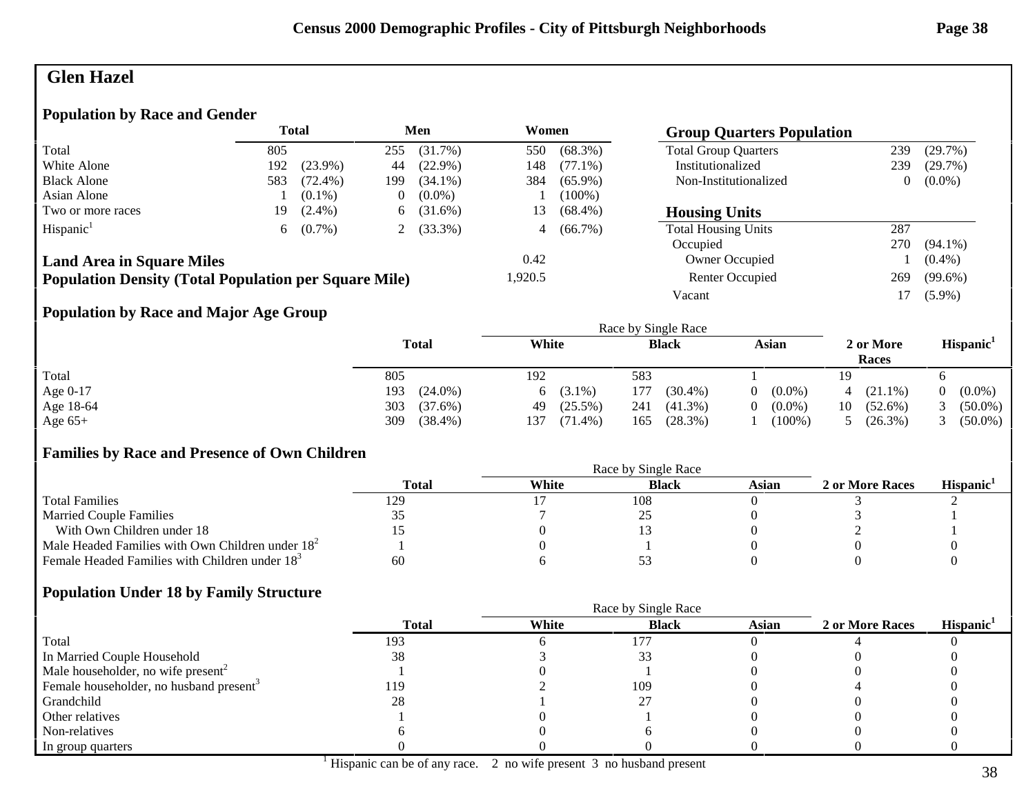# Glen Hazel

## Population by Race and Gender

| | Total | | Men | | Women | |
|---|---|---|---|---|---|---|
| Total | 805 | | 255 | (31.7%) | 550 | (68.3%) |
| White Alone | 192 | (23.9%) | 44 | (22.9%) | 148 | (77.1%) |
| Black Alone | 583 | (72.4%) | 199 | (34.1%) | 384 | (65.9%) |
| Asian Alone | 1 | (0.1%) | 0 | (0.0%) | 1 | (100%) |
| Two or more races | 19 | (2.4%) | 6 | (31.6%) | 13 | (68.4%) |
| Hispanic[1] | 6 | (0.7%) | 2 | (33.3%) | 4 | (66.7%) |

| | |
|---|---|
| **Land Area in Square Miles** | 0.42 |
| **Population Density (Total Population per Square Mile)** | 1,920.5 |

## Group Quarters Population

| | | |
|---|---|---|
| Total Group Quarters | 239 | (29.7%) |
| Institutionalized | 239 | (29.7%) |
| Non-Institutionalized | 0 | (0.0%) |

## Housing Units

| | | |
|---|---|---|
| Total Housing Units | 287 | |
| Occupied | 270 | (94.1%) |
| Owner Occupied | 1 | (0.4%) |
| Renter Occupied | 269 | (99.6%) |
| Vacant | 17 | (5.9%) |

## Population by Race and Major Age Group

| | Total | | Race by Single Race: White | | Black | | Asian | | 2 or More Races | | Hispanic[1] | |
|---|---|---|---|---|---|---|---|---|---|---|---|---|
| Total | 805 | | 192 | | 583 | | 1 | | 19 | | 6 | |
| Age 0-17 | 193 | (24.0%) | 6 | (3.1%) | 177 | (30.4%) | 0 | (0.0%) | 4 | (21.1%) | 0 | (0.0%) |
| Age 18-64 | 303 | (37.6%) | 49 | (25.5%) | 241 | (41.3%) | 0 | (0.0%) | 10 | (52.6%) | 3 | (50.0%) |
| Age 65+ | 309 | (38.4%) | 137 | (71.4%) | 165 | (28.3%) | 1 | (100%) | 5 | (26.3%) | 3 | (50.0%) |

## Families by Race and Presence of Own Children

| | Total | Race by Single Race: White | Black | Asian | 2 or More Races | Hispanic[1] |
|---|---|---|---|---|---|---|
| Total Families | 129 | 17 | 108 | 0 | 3 | 2 |
| Married Couple Families | 35 | 7 | 25 | 0 | 3 | 1 |
| With Own Children under 18 | 15 | 0 | 13 | 0 | 2 | 1 |
| Male Headed Families with Own Children under 18[2] | 1 | 0 | 1 | 0 | 0 | 0 |
| Female Headed Families with Children under 18[3] | 60 | 6 | 53 | 0 | 0 | 0 |

## Population Under 18 by Family Structure

| | Total | Race by Single Race: White | Black | Asian | 2 or More Races | Hispanic[1] |
|---|---|---|---|---|---|---|
| Total | 193 | 6 | 177 | 0 | 4 | 0 |
| In Married Couple Household | 38 | 3 | 33 | 0 | 0 | 0 |
| Male householder, no wife present[2] | 1 | 0 | 1 | 0 | 0 | 0 |
| Female householder, no husband present[3] | 119 | 2 | 109 | 0 | 4 | 0 |
| Grandchild | 28 | 1 | 27 | 0 | 0 | 0 |
| Other relatives | 1 | 0 | 1 | 0 | 0 | 0 |
| Non-relatives | 6 | 0 | 6 | 0 | 0 | 0 |
| In group quarters | 0 | 0 | 0 | 0 | 0 | 0 |

[1] Hispanic can be of any race. 2 no wife present 3 no husband present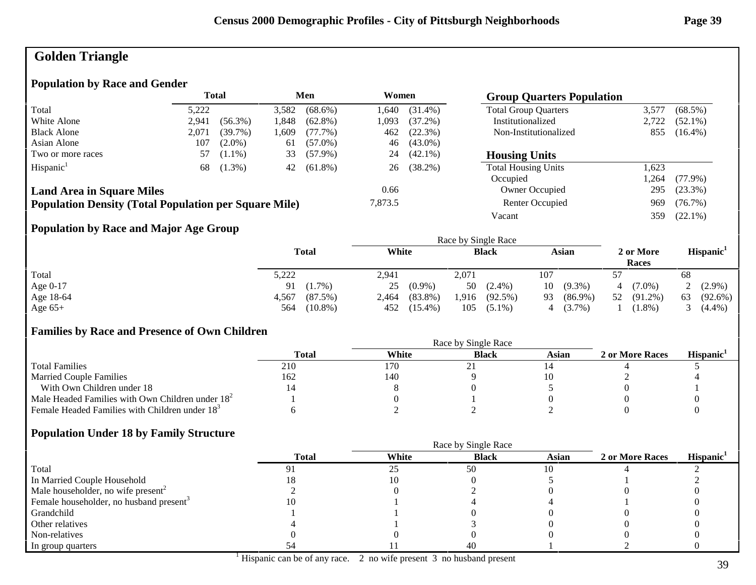# Golden Triangle

## Population by Race and Gender

| | Total | | Men | | Women | |
|---|---|---|---|---|---|---|
| Total | 5,222 | | 3,582 | (68.6%) | 1,640 | (31.4%) |
| White Alone | 2,941 | (56.3%) | 1,848 | (62.8%) | 1,093 | (37.2%) |
| Black Alone | 2,071 | (39.7%) | 1,609 | (77.7%) | 462 | (22.3%) |
| Asian Alone | 107 | (2.0%) | 61 | (57.0%) | 46 | (43.0%) |
| Two or more races | 57 | (1.1%) | 33 | (57.9%) | 24 | (42.1%) |
| Hispanic[1] | 68 | (1.3%) | 42 | (61.8%) | 26 | (38.2%) |

**Land Area in Square Miles** 0.66

**Population Density (Total Population per Square Mile)** 7,873.5

## Group Quarters Population

| | | |
|---|---|---|
| Total Group Quarters | 3,577 | (68.5%) |
| Institutionalized | 2,722 | (52.1%) |
| Non-Institutionalized | 855 | (16.4%) |

## Housing Units

| | | |
|---|---|---|
| Total Housing Units | 1,623 | |
| Occupied | 1,264 | (77.9%) |
| Owner Occupied | 295 | (23.3%) |
| Renter Occupied | 969 | (76.7%) |
| Vacant | 359 | (22.1%) |

## Population by Race and Major Age Group

| | Total | | Race by Single Race: White | | Black | | Asian | | 2 or More Races | | Hispanic[1] | |
|---|---|---|---|---|---|---|---|---|---|---|---|---|
| Total | 5,222 | | 2,941 | | 2,071 | | 107 | | 57 | | 68 | |
| Age 0-17 | 91 | (1.7%) | 25 | (0.9%) | 50 | (2.4%) | 10 | (9.3%) | 4 | (7.0%) | 2 | (2.9%) |
| Age 18-64 | 4,567 | (87.5%) | 2,464 | (83.8%) | 1,916 | (92.5%) | 93 | (86.9%) | 52 | (91.2%) | 63 | (92.6%) |
| Age 65+ | 564 | (10.8%) | 452 | (15.4%) | 105 | (5.1%) | 4 | (3.7%) | 1 | (1.8%) | 3 | (4.4%) |

## Families by Race and Presence of Own Children

| | Total | Race by Single Race: White | Black | Asian | 2 or More Races | Hispanic[1] |
|---|---|---|---|---|---|---|
| Total Families | 210 | 170 | 21 | 14 | 4 | 5 |
| Married Couple Families | 162 | 140 | 9 | 10 | 2 | 4 |
| With Own Children under 18 | 14 | 8 | 0 | 5 | 0 | 1 |
| Male Headed Families with Own Children under 18[2] | 1 | 0 | 1 | 0 | 0 | 0 |
| Female Headed Families with Children under 18[3] | 6 | 2 | 2 | 2 | 0 | 0 |

## Population Under 18 by Family Structure

| | Total | Race by Single Race: White | Black | Asian | 2 or More Races | Hispanic[1] |
|---|---|---|---|---|---|---|
| Total | 91 | 25 | 50 | 10 | 4 | 2 |
| In Married Couple Household | 18 | 10 | 0 | 5 | 1 | 2 |
| Male householder, no wife present[2] | 2 | 0 | 2 | 0 | 0 | 0 |
| Female householder, no husband present[3] | 10 | 1 | 4 | 4 | 1 | 0 |
| Grandchild | 1 | 1 | 0 | 0 | 0 | 0 |
| Other relatives | 4 | 1 | 3 | 0 | 0 | 0 |
| Non-relatives | 0 | 0 | 0 | 0 | 0 | 0 |
| In group quarters | 54 | 11 | 40 | 1 | 2 | 0 |

[1] Hispanic can be of any race. 2 no wife present 3 no husband present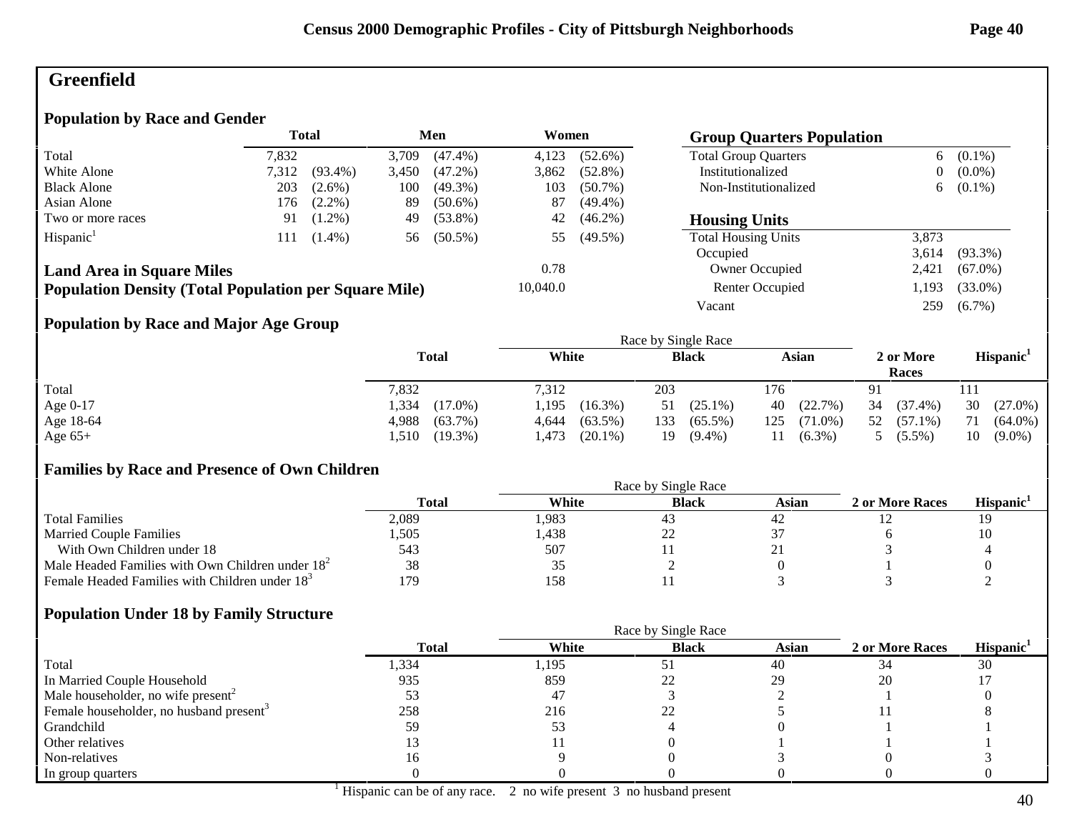# Greenfield

## Population by Race and Gender

| | Total | | Men | | Women | |
|---|---|---|---|---|---|---|
| Total | 7,832 | | 3,709 | (47.4%) | 4,123 | (52.6%) |
| White Alone | 7,312 | (93.4%) | 3,450 | (47.2%) | 3,862 | (52.8%) |
| Black Alone | 203 | (2.6%) | 100 | (49.3%) | 103 | (50.7%) |
| Asian Alone | 176 | (2.2%) | 89 | (50.6%) | 87 | (49.4%) |
| Two or more races | 91 | (1.2%) | 49 | (53.8%) | 42 | (46.2%) |
| Hispanic[1] | 111 | (1.4%) | 56 | (50.5%) | 55 | (49.5%) |

**Land Area in Square Miles** 0.78

**Population Density (Total Population per Square Mile)** 10,040.0

## Group Quarters Population

| | | |
|---|---|---|
| Total Group Quarters | 6 | (0.1%) |
| Institutionalized | 0 | (0.0%) |
| Non-Institutionalized | 6 | (0.1%) |

## Housing Units

| | | |
|---|---|---|
| Total Housing Units | 3,873 | |
| Occupied | 3,614 | (93.3%) |
| Owner Occupied | 2,421 | (67.0%) |
| Renter Occupied | 1,193 | (33.0%) |
| Vacant | 259 | (6.7%) |

## Population by Race and Major Age Group

| | Total | | Race by Single Race: White | | Black | | Asian | | 2 or More Races | | Hispanic[1] | |
|---|---|---|---|---|---|---|---|---|---|---|---|---|
| Total | 7,832 | | 7,312 | | 203 | | 176 | | 91 | | 111 | |
| Age 0-17 | 1,334 | (17.0%) | 1,195 | (16.3%) | 51 | (25.1%) | 40 | (22.7%) | 34 | (37.4%) | 30 | (27.0%) |
| Age 18-64 | 4,988 | (63.7%) | 4,644 | (63.5%) | 133 | (65.5%) | 125 | (71.0%) | 52 | (57.1%) | 71 | (64.0%) |
| Age 65+ | 1,510 | (19.3%) | 1,473 | (20.1%) | 19 | (9.4%) | 11 | (6.3%) | 5 | (5.5%) | 10 | (9.0%) |

## Families by Race and Presence of Own Children

| | Total | Race by Single Race: White | Black | Asian | 2 or More Races | Hispanic[1] |
|---|---|---|---|---|---|---|
| Total Families | 2,089 | 1,983 | 43 | 42 | 12 | 19 |
| Married Couple Families | 1,505 | 1,438 | 22 | 37 | 6 | 10 |
| With Own Children under 18 | 543 | 507 | 11 | 21 | 3 | 4 |
| Male Headed Families with Own Children under 18[2] | 38 | 35 | 2 | 0 | 1 | 0 |
| Female Headed Families with Children under 18[3] | 179 | 158 | 11 | 3 | 3 | 2 |

## Population Under 18 by Family Structure

| | Total | Race by Single Race: White | Black | Asian | 2 or More Races | Hispanic[1] |
|---|---|---|---|---|---|---|
| Total | 1,334 | 1,195 | 51 | 40 | 34 | 30 |
| In Married Couple Household | 935 | 859 | 22 | 29 | 20 | 17 |
| Male householder, no wife present[2] | 53 | 47 | 3 | 2 | 1 | 0 |
| Female householder, no husband present[3] | 258 | 216 | 22 | 5 | 11 | 8 |
| Grandchild | 59 | 53 | 4 | 0 | 1 | 1 |
| Other relatives | 13 | 11 | 0 | 1 | 1 | 1 |
| Non-relatives | 16 | 9 | 0 | 3 | 0 | 3 |
| In group quarters | 0 | 0 | 0 | 0 | 0 | 0 |

[1] Hispanic can be of any race. 2 no wife present 3 no husband present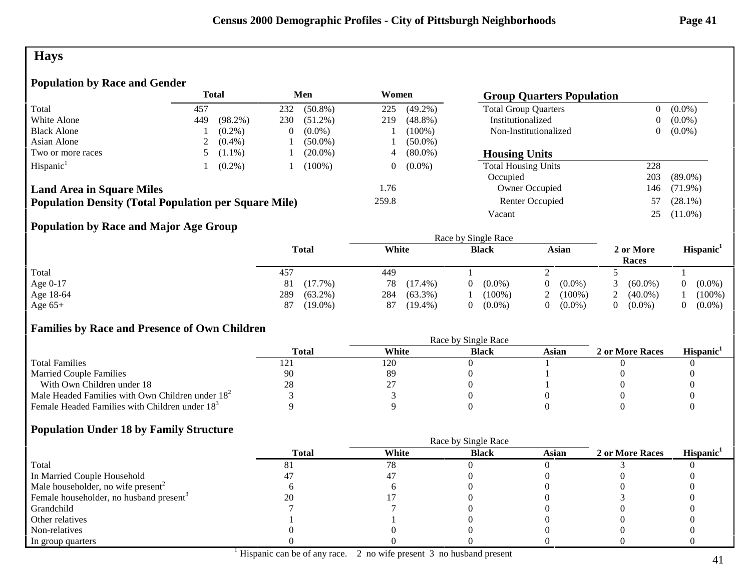# Hays

## Population by Race and Gender

| | Total | | Men | | Women | |
|---|---|---|---|---|---|---|
| Total | 457 | | 232 | (50.8%) | 225 | (49.2%) |
| White Alone | 449 | (98.2%) | 230 | (51.2%) | 219 | (48.8%) |
| Black Alone | 1 | (0.2%) | 0 | (0.0%) | 1 | (100%) |
| Asian Alone | 2 | (0.4%) | 1 | (50.0%) | 1 | (50.0%) |
| Two or more races | 5 | (1.1%) | 1 | (20.0%) | 4 | (80.0%) |
| Hispanic[1] | 1 | (0.2%) | 1 | (100%) | 0 | (0.0%) |

**Land Area in Square Miles** 1.76

**Population Density (Total Population per Square Mile)** 259.8

## Group Quarters Population

| | | |
|---|---|---|
| Total Group Quarters | 0 | (0.0%) |
| Institutionalized | 0 | (0.0%) |
| Non-Institutionalized | 0 | (0.0%) |

## Housing Units

| | | |
|---|---|---|
| Total Housing Units | 228 | |
| Occupied | 203 | (89.0%) |
| Owner Occupied | 146 | (71.9%) |
| Renter Occupied | 57 | (28.1%) |
| Vacant | 25 | (11.0%) |

## Population by Race and Major Age Group

| | Total | | White | | Black | | Asian | | 2 or More Races | | Hispanic[1] | |
|---|---|---|---|---|---|---|---|---|---|---|---|---|
| Total | 457 | | 449 | | 1 | | 2 | | 5 | | 1 | |
| Age 0-17 | 81 | (17.7%) | 78 | (17.4%) | 0 | (0.0%) | 0 | (0.0%) | 3 | (60.0%) | 0 | (0.0%) |
| Age 18-64 | 289 | (63.2%) | 284 | (63.3%) | 1 | (100%) | 2 | (100%) | 2 | (40.0%) | 1 | (100%) |
| Age 65+ | 87 | (19.0%) | 87 | (19.4%) | 0 | (0.0%) | 0 | (0.0%) | 0 | (0.0%) | 0 | (0.0%) |

White, Black, and Asian: Race by Single Race

## Families by Race and Presence of Own Children

| | Total | White | Black | Asian | 2 or More Races | Hispanic[1] |
|---|---|---|---|---|---|---|
| Total Families | 121 | 120 | 0 | 1 | 0 | 0 |
| Married Couple Families | 90 | 89 | 0 | 1 | 0 | 0 |
| With Own Children under 18 | 28 | 27 | 0 | 1 | 0 | 0 |
| Male Headed Families with Own Children under 18[2] | 3 | 3 | 0 | 0 | 0 | 0 |
| Female Headed Families with Children under 18[3] | 9 | 9 | 0 | 0 | 0 | 0 |

White, Black, and Asian: Race by Single Race

## Population Under 18 by Family Structure

| | Total | White | Black | Asian | 2 or More Races | Hispanic[1] |
|---|---|---|---|---|---|---|
| Total | 81 | 78 | 0 | 0 | 3 | 0 |
| In Married Couple Household | 47 | 47 | 0 | 0 | 0 | 0 |
| Male householder, no wife present[2] | 6 | 6 | 0 | 0 | 0 | 0 |
| Female householder, no husband present[3] | 20 | 17 | 0 | 0 | 3 | 0 |
| Grandchild | 7 | 7 | 0 | 0 | 0 | 0 |
| Other relatives | 1 | 1 | 0 | 0 | 0 | 0 |
| Non-relatives | 0 | 0 | 0 | 0 | 0 | 0 |
| In group quarters | 0 | 0 | 0 | 0 | 0 | 0 |

White, Black, and Asian: Race by Single Race

[1] Hispanic can be of any race. 2 no wife present 3 no husband present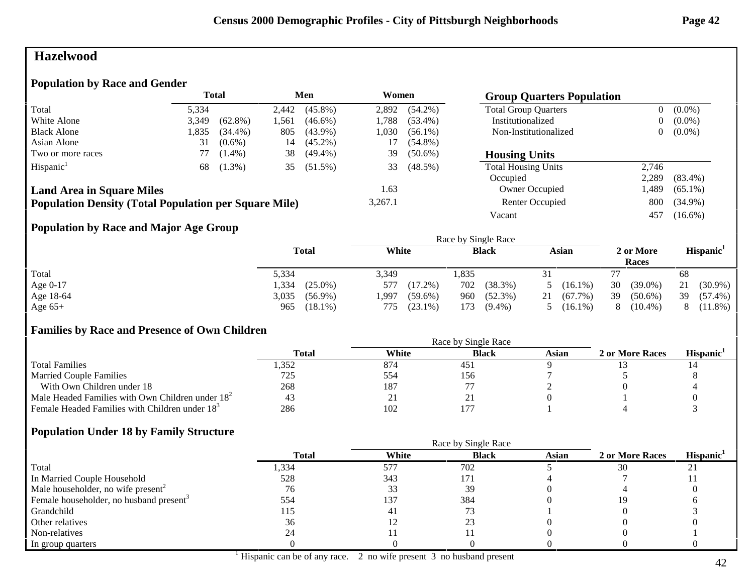## Hazelwood

### Population by Race and Gender

| | Total | | Men | | Women | |
|---|---|---|---|---|---|---|
| Total | 5,334 | | 2,442 | (45.8%) | 2,892 | (54.2%) |
| White Alone | 3,349 | (62.8%) | 1,561 | (46.6%) | 1,788 | (53.4%) |
| Black Alone | 1,835 | (34.4%) | 805 | (43.9%) | 1,030 | (56.1%) |
| Asian Alone | 31 | (0.6%) | 14 | (45.2%) | 17 | (54.8%) |
| Two or more races | 77 | (1.4%) | 38 | (49.4%) | 39 | (50.6%) |
| Hispanic[1] | 68 | (1.3%) | 35 | (51.5%) | 33 | (48.5%) |

**Land Area in Square Miles** 1.63

**Population Density (Total Population per Square Mile)** 3,267.1

### Group Quarters Population

| | | |
|---|---|---|
| Total Group Quarters | 0 | (0.0%) |
| Institutionalized | 0 | (0.0%) |
| Non-Institutionalized | 0 | (0.0%) |

### Housing Units

| | | |
|---|---|---|
| Total Housing Units | 2,746 | |
| Occupied | 2,289 | (83.4%) |
| Owner Occupied | 1,489 | (65.1%) |
| Renter Occupied | 800 | (34.9%) |
| Vacant | 457 | (16.6%) |

### Population by Race and Major Age Group

| | Total | | Race by Single Race | | | | | | 2 or More Races | | Hispanic[1] | |
|---|---|---|---|---|---|---|---|---|---|---|---|---|
| | | | White | | Black | | Asian | | | | | |
| Total | 5,334 | | 3,349 | | 1,835 | | 31 | | 77 | | 68 | |
| Age 0-17 | 1,334 | (25.0%) | 577 | (17.2%) | 702 | (38.3%) | 5 | (16.1%) | 30 | (39.0%) | 21 | (30.9%) |
| Age 18-64 | 3,035 | (56.9%) | 1,997 | (59.6%) | 960 | (52.3%) | 21 | (67.7%) | 39 | (50.6%) | 39 | (57.4%) |
| Age 65+ | 965 | (18.1%) | 775 | (23.1%) | 173 | (9.4%) | 5 | (16.1%) | 8 | (10.4%) | 8 | (11.8%) |

### Families by Race and Presence of Own Children

| | Total | Race by Single Race | | | 2 or More Races | Hispanic[1] |
|---|---|---|---|---|---|---|
| | | White | Black | Asian | | |
| Total Families | 1,352 | 874 | 451 | 9 | 13 | 14 |
| Married Couple Families | 725 | 554 | 156 | 7 | 5 | 8 |
| With Own Children under 18 | 268 | 187 | 77 | 2 | 0 | 4 |
| Male Headed Families with Own Children under 18[2] | 43 | 21 | 21 | 0 | 1 | 0 |
| Female Headed Families with Children under 18[3] | 286 | 102 | 177 | 1 | 4 | 3 |

### Population Under 18 by Family Structure

| | Total | Race by Single Race | | | 2 or More Races | Hispanic[1] |
|---|---|---|---|---|---|---|
| | | White | Black | Asian | | |
| Total | 1,334 | 577 | 702 | 5 | 30 | 21 |
| In Married Couple Household | 528 | 343 | 171 | 4 | 7 | 11 |
| Male householder, no wife present[2] | 76 | 33 | 39 | 0 | 4 | 0 |
| Female householder, no husband present[3] | 554 | 137 | 384 | 0 | 19 | 6 |
| Grandchild | 115 | 41 | 73 | 1 | 0 | 3 |
| Other relatives | 36 | 12 | 23 | 0 | 0 | 0 |
| Non-relatives | 24 | 11 | 11 | 0 | 0 | 1 |
| In group quarters | 0 | 0 | 0 | 0 | 0 | 0 |

[1] Hispanic can be of any race. 2 no wife present 3 no husband present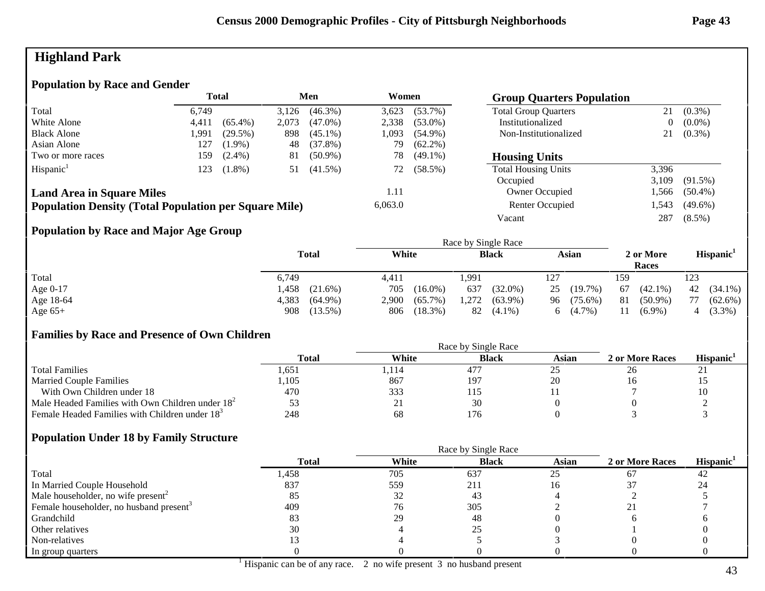# Highland Park

## Population by Race and Gender

| | Total | | Men | | Women | |
|---|---|---|---|---|---|---|
| Total | 6,749 | | 3,126 | (46.3%) | 3,623 | (53.7%) |
| White Alone | 4,411 | (65.4%) | 2,073 | (47.0%) | 2,338 | (53.0%) |
| Black Alone | 1,991 | (29.5%) | 898 | (45.1%) | 1,093 | (54.9%) |
| Asian Alone | 127 | (1.9%) | 48 | (37.8%) | 79 | (62.2%) |
| Two or more races | 159 | (2.4%) | 81 | (50.9%) | 78 | (49.1%) |
| Hispanic[1] | 123 | (1.8%) | 51 | (41.5%) | 72 | (58.5%) |

## Group Quarters Population

| | | |
|---|---|---|
| Total Group Quarters | 21 | (0.3%) |
| Institutionalized | 0 | (0.0%) |
| Non-Institutionalized | 21 | (0.3%) |

## Housing Units

| | | |
|---|---|---|
| Total Housing Units | 3,396 | |
| Occupied | 3,109 | (91.5%) |
| Owner Occupied | 1,566 | (50.4%) |
| Renter Occupied | 1,543 | (49.6%) |
| Vacant | 287 | (8.5%) |

**Land Area in Square Miles** 1.11

**Population Density (Total Population per Square Mile)** 6,063.0

## Population by Race and Major Age Group

| | Total | | White | | Black | | Asian | | 2 or More Races | | Hispanic[1] | |
|---|---|---|---|---|---|---|---|---|---|---|---|---|
| Total | 6,749 | | 4,411 | | 1,991 | | 127 | | 159 | | 123 | |
| Age 0-17 | 1,458 | (21.6%) | 705 | (16.0%) | 637 | (32.0%) | 25 | (19.7%) | 67 | (42.1%) | 42 | (34.1%) |
| Age 18-64 | 4,383 | (64.9%) | 2,900 | (65.7%) | 1,272 | (63.9%) | 96 | (75.6%) | 81 | (50.9%) | 77 | (62.6%) |
| Age 65+ | 908 | (13.5%) | 806 | (18.3%) | 82 | (4.1%) | 6 | (4.7%) | 11 | (6.9%) | 4 | (3.3%) |

White, Black, and Asian columns: Race by Single Race

## Families by Race and Presence of Own Children

| | Total | White | Black | Asian | 2 or More Races | Hispanic[1] |
|---|---|---|---|---|---|---|
| Total Families | 1,651 | 1,114 | 477 | 25 | 26 | 21 |
| Married Couple Families | 1,105 | 867 | 197 | 20 | 16 | 15 |
| With Own Children under 18 | 470 | 333 | 115 | 11 | 7 | 10 |
| Male Headed Families with Own Children under 18[2] | 53 | 21 | 30 | 0 | 0 | 2 |
| Female Headed Families with Children under 18[3] | 248 | 68 | 176 | 0 | 3 | 3 |

White, Black, and Asian columns: Race by Single Race

## Population Under 18 by Family Structure

| | Total | White | Black | Asian | 2 or More Races | Hispanic[1] |
|---|---|---|---|---|---|---|
| Total | 1,458 | 705 | 637 | 25 | 67 | 42 |
| In Married Couple Household | 837 | 559 | 211 | 16 | 37 | 24 |
| Male householder, no wife present[2] | 85 | 32 | 43 | 4 | 2 | 5 |
| Female householder, no husband present[3] | 409 | 76 | 305 | 2 | 21 | 7 |
| Grandchild | 83 | 29 | 48 | 0 | 6 | 6 |
| Other relatives | 30 | 4 | 25 | 0 | 1 | 0 |
| Non-relatives | 13 | 4 | 5 | 3 | 0 | 0 |
| In group quarters | 0 | 0 | 0 | 0 | 0 | 0 |

White, Black, and Asian columns: Race by Single Race

[1] Hispanic can be of any race. 2 no wife present 3 no husband present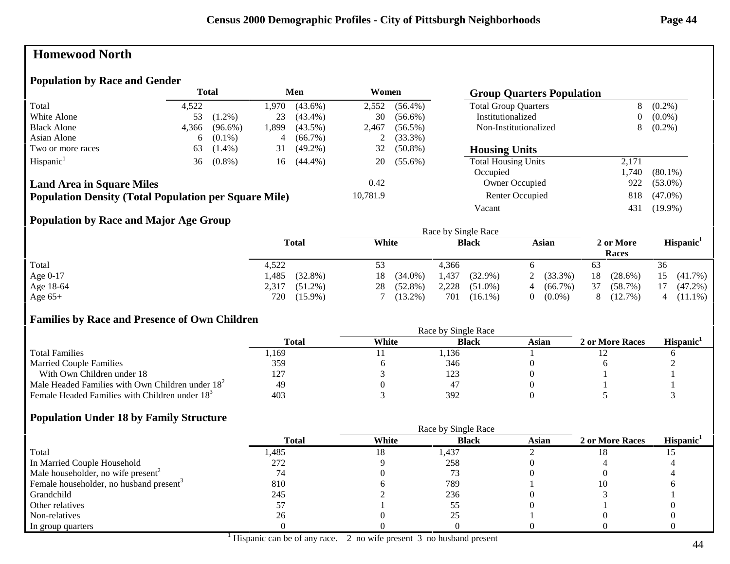# Homewood North

## Population by Race and Gender

| | Total | | Men | | Women | |
|---|---|---|---|---|---|---|
| Total | 4,522 | | 1,970 | (43.6%) | 2,552 | (56.4%) |
| White Alone | 53 | (1.2%) | 23 | (43.4%) | 30 | (56.6%) |
| Black Alone | 4,366 | (96.6%) | 1,899 | (43.5%) | 2,467 | (56.5%) |
| Asian Alone | 6 | (0.1%) | 4 | (66.7%) | 2 | (33.3%) |
| Two or more races | 63 | (1.4%) | 31 | (49.2%) | 32 | (50.8%) |
| Hispanic[1] | 36 | (0.8%) | 16 | (44.4%) | 20 | (55.6%) |

**Land Area in Square Miles** 0.42

**Population Density (Total Population per Square Mile)** 10,781.9

## Group Quarters Population

| | | |
|---|---|---|
| Total Group Quarters | 8 | (0.2%) |
| Institutionalized | 0 | (0.0%) |
| Non-Institutionalized | 8 | (0.2%) |

## Housing Units

| | | |
|---|---|---|
| Total Housing Units | 2,171 | |
| Occupied | 1,740 | (80.1%) |
| Owner Occupied | 922 | (53.0%) |
| Renter Occupied | 818 | (47.0%) |
| Vacant | 431 | (19.9%) |

## Population by Race and Major Age Group

| | Total | | Race by Single Race: White | | Black | | Asian | | 2 or More Races | | Hispanic[1] | |
|---|---|---|---|---|---|---|---|---|---|---|---|---|
| Total | 4,522 | | 53 | | 4,366 | | 6 | | 63 | | 36 | |
| Age 0-17 | 1,485 | (32.8%) | 18 | (34.0%) | 1,437 | (32.9%) | 2 | (33.3%) | 18 | (28.6%) | 15 | (41.7%) |
| Age 18-64 | 2,317 | (51.2%) | 28 | (52.8%) | 2,228 | (51.0%) | 4 | (66.7%) | 37 | (58.7%) | 17 | (47.2%) |
| Age 65+ | 720 | (15.9%) | 7 | (13.2%) | 701 | (16.1%) | 0 | (0.0%) | 8 | (12.7%) | 4 | (11.1%) |

## Families by Race and Presence of Own Children

| | Total | Race by Single Race: White | Black | Asian | 2 or More Races | Hispanic[1] |
|---|---|---|---|---|---|---|
| Total Families | 1,169 | 11 | 1,136 | 1 | 12 | 6 |
| Married Couple Families | 359 | 6 | 346 | 0 | 6 | 2 |
| With Own Children under 18 | 127 | 3 | 123 | 0 | 1 | 1 |
| Male Headed Families with Own Children under 18[2] | 49 | 0 | 47 | 0 | 1 | 1 |
| Female Headed Families with Children under 18[3] | 403 | 3 | 392 | 0 | 5 | 3 |

## Population Under 18 by Family Structure

| | Total | Race by Single Race: White | Black | Asian | 2 or More Races | Hispanic[1] |
|---|---|---|---|---|---|---|
| Total | 1,485 | 18 | 1,437 | 2 | 18 | 15 |
| In Married Couple Household | 272 | 9 | 258 | 0 | 4 | 4 |
| Male householder, no wife present[2] | 74 | 0 | 73 | 0 | 0 | 4 |
| Female householder, no husband present[3] | 810 | 6 | 789 | 1 | 10 | 6 |
| Grandchild | 245 | 2 | 236 | 0 | 3 | 1 |
| Other relatives | 57 | 1 | 55 | 0 | 1 | 0 |
| Non-relatives | 26 | 0 | 25 | 1 | 0 | 0 |
| In group quarters | 0 | 0 | 0 | 0 | 0 | 0 |

[1] Hispanic can be of any race. 2 no wife present 3 no husband present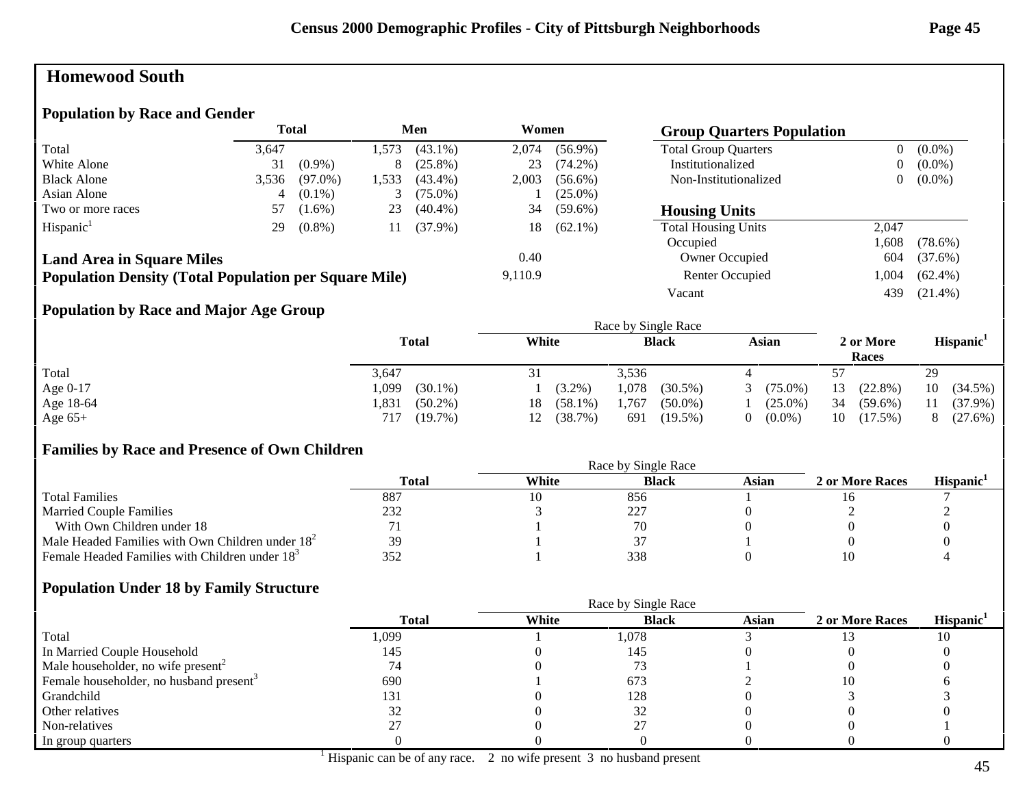# Homewood South

## Population by Race and Gender

| | Total | | Men | | Women | |
|---|---|---|---|---|---|---|
| Total | 3,647 | | 1,573 | (43.1%) | 2,074 | (56.9%) |
| White Alone | 31 | (0.9%) | 8 | (25.8%) | 23 | (74.2%) |
| Black Alone | 3,536 | (97.0%) | 1,533 | (43.4%) | 2,003 | (56.6%) |
| Asian Alone | 4 | (0.1%) | 3 | (75.0%) | 1 | (25.0%) |
| Two or more races | 57 | (1.6%) | 23 | (40.4%) | 34 | (59.6%) |
| Hispanic[1] | 29 | (0.8%) | 11 | (37.9%) | 18 | (62.1%) |

| | |
|---|---|
| **Land Area in Square Miles** | 0.40 |
| **Population Density (Total Population per Square Mile)** | 9,110.9 |

## Group Quarters Population

| | | |
|---|---|---|
| Total Group Quarters | 0 | (0.0%) |
| Institutionalized | 0 | (0.0%) |
| Non-Institutionalized | 0 | (0.0%) |

## Housing Units

| | | |
|---|---|---|
| Total Housing Units | 2,047 | |
| Occupied | 1,608 | (78.6%) |
| Owner Occupied | 604 | (37.6%) |
| Renter Occupied | 1,004 | (62.4%) |
| Vacant | 439 | (21.4%) |

## Population by Race and Major Age Group

| | Total | | Race by Single Race: White | | Black | | Asian | | 2 or More Races | | Hispanic[1] | |
|---|---|---|---|---|---|---|---|---|---|---|---|---|
| Total | 3,647 | | 31 | | 3,536 | | 4 | | 57 | | 29 | |
| Age 0-17 | 1,099 | (30.1%) | 1 | (3.2%) | 1,078 | (30.5%) | 3 | (75.0%) | 13 | (22.8%) | 10 | (34.5%) |
| Age 18-64 | 1,831 | (50.2%) | 18 | (58.1%) | 1,767 | (50.0%) | 1 | (25.0%) | 34 | (59.6%) | 11 | (37.9%) |
| Age 65+ | 717 | (19.7%) | 12 | (38.7%) | 691 | (19.5%) | 0 | (0.0%) | 10 | (17.5%) | 8 | (27.6%) |

## Families by Race and Presence of Own Children

| | Total | Race by Single Race: White | Black | Asian | 2 or More Races | Hispanic[1] |
|---|---|---|---|---|---|---|
| Total Families | 887 | 10 | 856 | 1 | 16 | 7 |
| Married Couple Families | 232 | 3 | 227 | 0 | 2 | 2 |
| With Own Children under 18 | 71 | 1 | 70 | 0 | 0 | 0 |
| Male Headed Families with Own Children under 18[2] | 39 | 1 | 37 | 1 | 0 | 0 |
| Female Headed Families with Children under 18[3] | 352 | 1 | 338 | 0 | 10 | 4 |

## Population Under 18 by Family Structure

| | Total | Race by Single Race: White | Black | Asian | 2 or More Races | Hispanic[1] |
|---|---|---|---|---|---|---|
| Total | 1,099 | 1 | 1,078 | 3 | 13 | 10 |
| In Married Couple Household | 145 | 0 | 145 | 0 | 0 | 0 |
| Male householder, no wife present[2] | 74 | 0 | 73 | 1 | 0 | 0 |
| Female householder, no husband present[3] | 690 | 1 | 673 | 2 | 10 | 6 |
| Grandchild | 131 | 0 | 128 | 0 | 3 | 3 |
| Other relatives | 32 | 0 | 32 | 0 | 0 | 0 |
| Non-relatives | 27 | 0 | 27 | 0 | 0 | 1 |
| In group quarters | 0 | 0 | 0 | 0 | 0 | 0 |

[1] Hispanic can be of any race. 2 no wife present 3 no husband present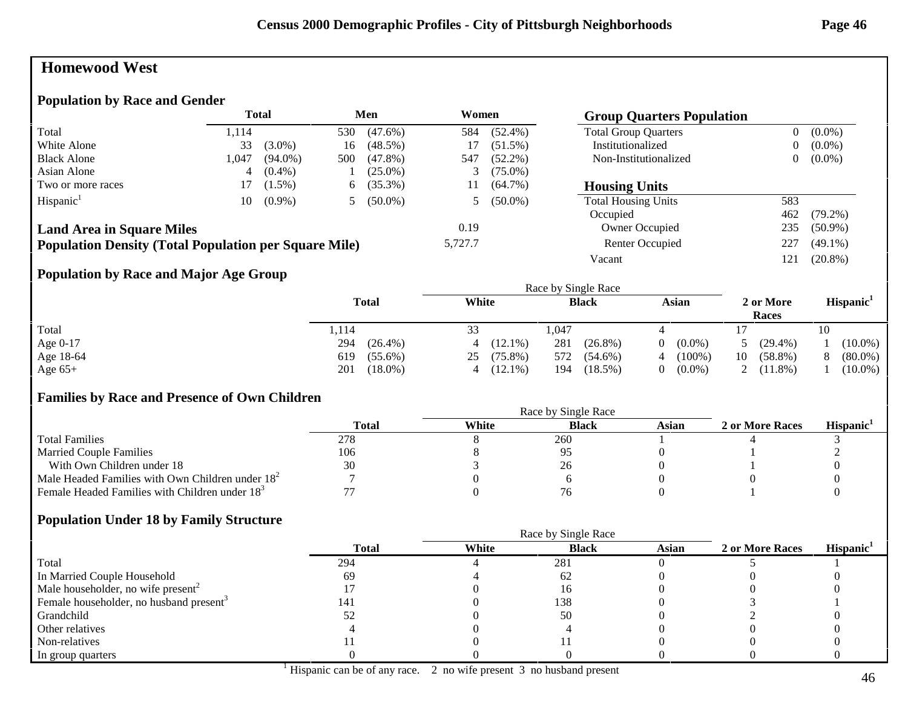# Homewood West

## Population by Race and Gender

| | Total | | Men | | Women | |
|---|---|---|---|---|---|---|
| Total | 1,114 | | 530 | (47.6%) | 584 | (52.4%) |
| White Alone | 33 | (3.0%) | 16 | (48.5%) | 17 | (51.5%) |
| Black Alone | 1,047 | (94.0%) | 500 | (47.8%) | 547 | (52.2%) |
| Asian Alone | 4 | (0.4%) | 1 | (25.0%) | 3 | (75.0%) |
| Two or more races | 17 | (1.5%) | 6 | (35.3%) | 11 | (64.7%) |
| Hispanic[1] | 10 | (0.9%) | 5 | (50.0%) | 5 | (50.0%) |

**Land Area in Square Miles** 0.19

**Population Density (Total Population per Square Mile)** 5,727.7

## Group Quarters Population

| | | |
|---|---|---|
| Total Group Quarters | 0 | (0.0%) |
| Institutionalized | 0 | (0.0%) |
| Non-Institutionalized | 0 | (0.0%) |

## Housing Units

| | | |
|---|---|---|
| Total Housing Units | 583 | |
| Occupied | 462 | (79.2%) |
| Owner Occupied | 235 | (50.9%) |
| Renter Occupied | 227 | (49.1%) |
| Vacant | 121 | (20.8%) |

## Population by Race and Major Age Group

| | Total | | Race by Single Race | | | | | | 2 or More Races | | Hispanic[1] | |
|---|---|---|---|---|---|---|---|---|---|---|---|---|
| | | | White | | Black | | Asian | | | | | |
| Total | 1,114 | | 33 | | 1,047 | | 4 | | 17 | | 10 | |
| Age 0-17 | 294 | (26.4%) | 4 | (12.1%) | 281 | (26.8%) | 0 | (0.0%) | 5 | (29.4%) | 1 | (10.0%) |
| Age 18-64 | 619 | (55.6%) | 25 | (75.8%) | 572 | (54.6%) | 4 | (100%) | 10 | (58.8%) | 8 | (80.0%) |
| Age 65+ | 201 | (18.0%) | 4 | (12.1%) | 194 | (18.5%) | 0 | (0.0%) | 2 | (11.8%) | 1 | (10.0%) |

## Families by Race and Presence of Own Children

| | Total | Race by Single Race | | | 2 or More Races | Hispanic[1] |
|---|---|---|---|---|---|---|
| | | White | Black | Asian | | |
| Total Families | 278 | 8 | 260 | 1 | 4 | 3 |
| Married Couple Families | 106 | 8 | 95 | 0 | 1 | 2 |
| With Own Children under 18 | 30 | 3 | 26 | 0 | 1 | 0 |
| Male Headed Families with Own Children under 18[2] | 7 | 0 | 6 | 0 | 0 | 0 |
| Female Headed Families with Children under 18[3] | 77 | 0 | 76 | 0 | 1 | 0 |

## Population Under 18 by Family Structure

| | Total | Race by Single Race | | | 2 or More Races | Hispanic[1] |
|---|---|---|---|---|---|---|
| | | White | Black | Asian | | |
| Total | 294 | 4 | 281 | 0 | 5 | 1 |
| In Married Couple Household | 69 | 4 | 62 | 0 | 0 | 0 |
| Male householder, no wife present[2] | 17 | 0 | 16 | 0 | 0 | 0 |
| Female householder, no husband present[3] | 141 | 0 | 138 | 0 | 3 | 1 |
| Grandchild | 52 | 0 | 50 | 0 | 2 | 0 |
| Other relatives | 4 | 0 | 4 | 0 | 0 | 0 |
| Non-relatives | 11 | 0 | 11 | 0 | 0 | 0 |
| In group quarters | 0 | 0 | 0 | 0 | 0 | 0 |

[1] Hispanic can be of any race. 2 no wife present 3 no husband present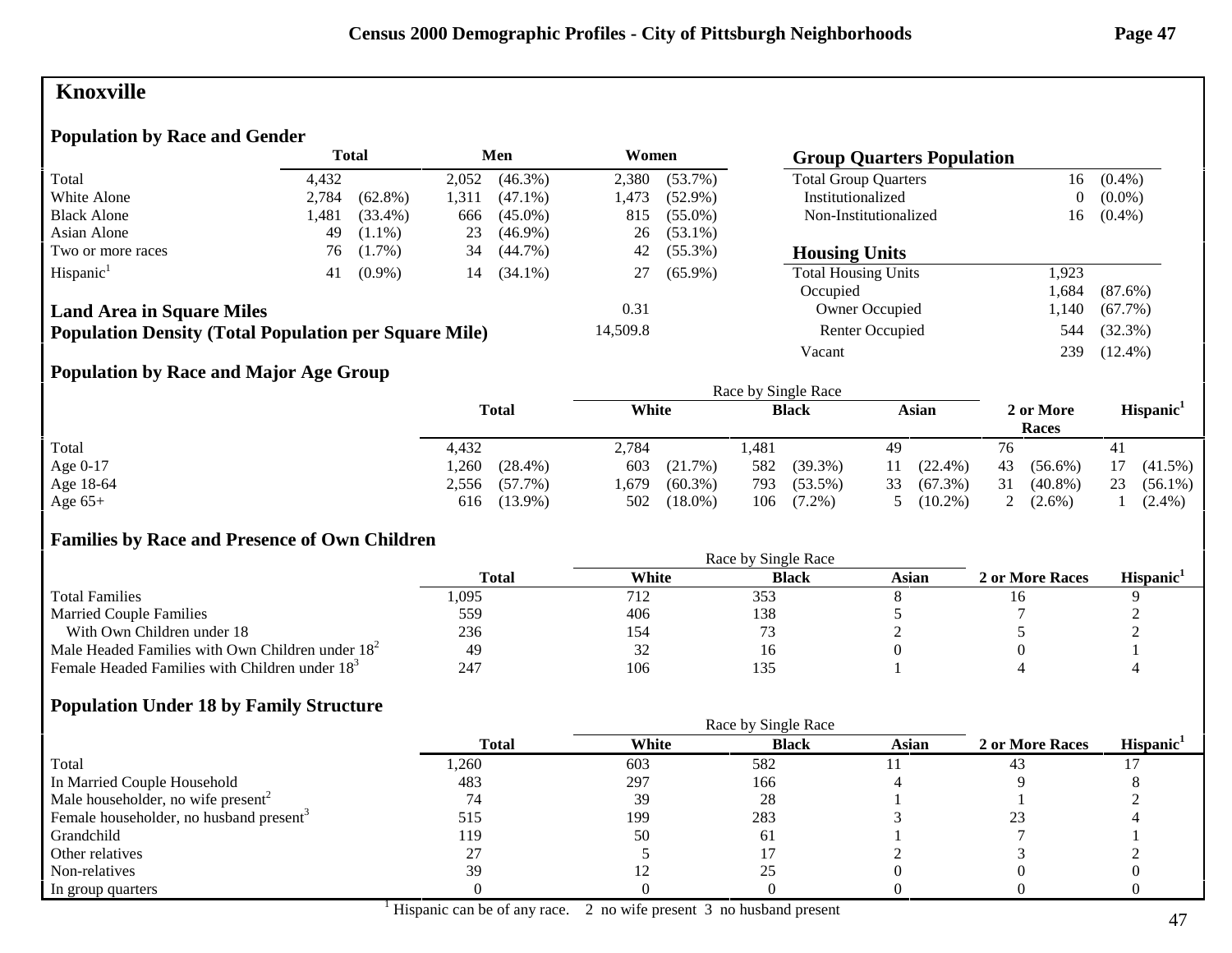# Knoxville

## Population by Race and Gender

| | Total | | Men | | Women | |
|---|---|---|---|---|---|---|
| Total | 4,432 | | 2,052 | (46.3%) | 2,380 | (53.7%) |
| White Alone | 2,784 | (62.8%) | 1,311 | (47.1%) | 1,473 | (52.9%) |
| Black Alone | 1,481 | (33.4%) | 666 | (45.0%) | 815 | (55.0%) |
| Asian Alone | 49 | (1.1%) | 23 | (46.9%) | 26 | (53.1%) |
| Two or more races | 76 | (1.7%) | 34 | (44.7%) | 42 | (55.3%) |
| Hispanic[1] | 41 | (0.9%) | 14 | (34.1%) | 27 | (65.9%) |

**Land Area in Square Miles** 0.31

**Population Density (Total Population per Square Mile)** 14,509.8

## Group Quarters Population

| | | |
|---|---|---|
| Total Group Quarters | 16 | (0.4%) |
| Institutionalized | 0 | (0.0%) |
| Non-Institutionalized | 16 | (0.4%) |

## Housing Units

| | | |
|---|---|---|
| Total Housing Units | 1,923 | |
| Occupied | 1,684 | (87.6%) |
| Owner Occupied | 1,140 | (67.7%) |
| Renter Occupied | 544 | (32.3%) |
| Vacant | 239 | (12.4%) |

## Population by Race and Major Age Group

| | Total | | White | | Black | | Asian | | 2 or More Races | | Hispanic[1] | |
|---|---|---|---|---|---|---|---|---|---|---|---|---|
| Total | 4,432 | | 2,784 | | 1,481 | | 49 | | 76 | | 41 | |
| Age 0-17 | 1,260 | (28.4%) | 603 | (21.7%) | 582 | (39.3%) | 11 | (22.4%) | 43 | (56.6%) | 17 | (41.5%) |
| Age 18-64 | 2,556 | (57.7%) | 1,679 | (60.3%) | 793 | (53.5%) | 33 | (67.3%) | 31 | (40.8%) | 23 | (56.1%) |
| Age 65+ | 616 | (13.9%) | 502 | (18.0%) | 106 | (7.2%) | 5 | (10.2%) | 2 | (2.6%) | 1 | (2.4%) |

(White, Black, and Asian: Race by Single Race)

## Families by Race and Presence of Own Children

| | Total | White | Black | Asian | 2 or More Races | Hispanic[1] |
|---|---|---|---|---|---|---|
| Total Families | 1,095 | 712 | 353 | 8 | 16 | 9 |
| Married Couple Families | 559 | 406 | 138 | 5 | 7 | 2 |
| With Own Children under 18 | 236 | 154 | 73 | 2 | 5 | 2 |
| Male Headed Families with Own Children under 18[2] | 49 | 32 | 16 | 0 | 0 | 1 |
| Female Headed Families with Children under 18[3] | 247 | 106 | 135 | 1 | 4 | 4 |

(White, Black, and Asian: Race by Single Race)

## Population Under 18 by Family Structure

| | Total | White | Black | Asian | 2 or More Races | Hispanic[1] |
|---|---|---|---|---|---|---|
| Total | 1,260 | 603 | 582 | 11 | 43 | 17 |
| In Married Couple Household | 483 | 297 | 166 | 4 | 9 | 8 |
| Male householder, no wife present[2] | 74 | 39 | 28 | 1 | 1 | 2 |
| Female householder, no husband present[3] | 515 | 199 | 283 | 3 | 23 | 4 |
| Grandchild | 119 | 50 | 61 | 1 | 7 | 1 |
| Other relatives | 27 | 5 | 17 | 2 | 3 | 2 |
| Non-relatives | 39 | 12 | 25 | 0 | 0 | 0 |
| In group quarters | 0 | 0 | 0 | 0 | 0 | 0 |

(White, Black, and Asian: Race by Single Race)

[1] Hispanic can be of any race. 2 no wife present 3 no husband present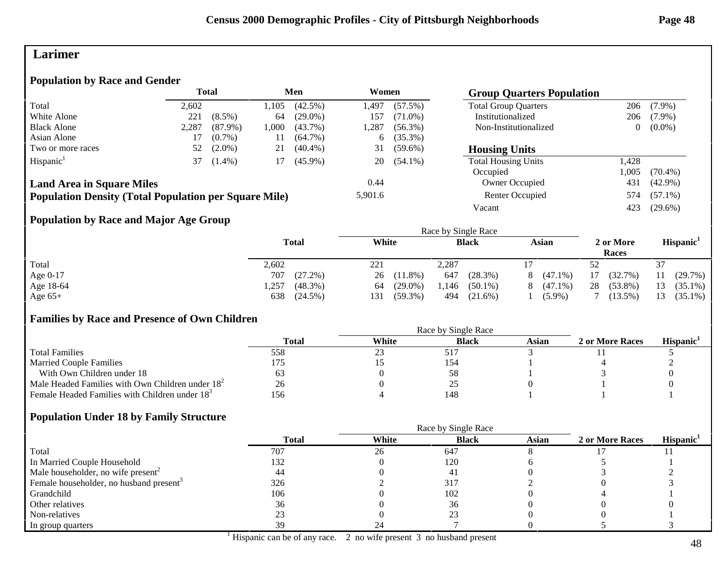## Larimer

### Population by Race and Gender

| | Total | | Men | | Women | |
|---|---|---|---|---|---|---|
| Total | 2,602 | | 1,105 | (42.5%) | 1,497 | (57.5%) |
| White Alone | 221 | (8.5%) | 64 | (29.0%) | 157 | (71.0%) |
| Black Alone | 2,287 | (87.9%) | 1,000 | (43.7%) | 1,287 | (56.3%) |
| Asian Alone | 17 | (0.7%) | 11 | (64.7%) | 6 | (35.3%) |
| Two or more races | 52 | (2.0%) | 21 | (40.4%) | 31 | (59.6%) |
| Hispanic[1] | 37 | (1.4%) | 17 | (45.9%) | 20 | (54.1%) |

**Land Area in Square Miles** 0.44

**Population Density (Total Population per Square Mile)** 5,901.6

### Group Quarters Population

| | | |
|---|---|---|
| Total Group Quarters | 206 | (7.9%) |
| Institutionalized | 206 | (7.9%) |
| Non-Institutionalized | 0 | (0.0%) |

### Housing Units

| | | |
|---|---|---|
| Total Housing Units | 1,428 | |
| Occupied | 1,005 | (70.4%) |
| Owner Occupied | 431 | (42.9%) |
| Renter Occupied | 574 | (57.1%) |
| Vacant | 423 | (29.6%) |

### Population by Race and Major Age Group

| | Total | | Race by Single Race: White | | Black | | Asian | | 2 or More Races | | Hispanic[1] | |
|---|---|---|---|---|---|---|---|---|---|---|---|---|
| Total | 2,602 | | 221 | | 2,287 | | 17 | | 52 | | 37 | |
| Age 0-17 | 707 | (27.2%) | 26 | (11.8%) | 647 | (28.3%) | 8 | (47.1%) | 17 | (32.7%) | 11 | (29.7%) |
| Age 18-64 | 1,257 | (48.3%) | 64 | (29.0%) | 1,146 | (50.1%) | 8 | (47.1%) | 28 | (53.8%) | 13 | (35.1%) |
| Age 65+ | 638 | (24.5%) | 131 | (59.3%) | 494 | (21.6%) | 1 | (5.9%) | 7 | (13.5%) | 13 | (35.1%) |

### Families by Race and Presence of Own Children

| | Total | Race by Single Race: White | Black | Asian | 2 or More Races | Hispanic[1] |
|---|---|---|---|---|---|---|
| Total Families | 558 | 23 | 517 | 3 | 11 | 5 |
| Married Couple Families | 175 | 15 | 154 | 1 | 4 | 2 |
| With Own Children under 18 | 63 | 0 | 58 | 1 | 3 | 0 |
| Male Headed Families with Own Children under 18[2] | 26 | 0 | 25 | 0 | 1 | 0 |
| Female Headed Families with Children under 18[3] | 156 | 4 | 148 | 1 | 1 | 1 |

### Population Under 18 by Family Structure

| | Total | Race by Single Race: White | Black | Asian | 2 or More Races | Hispanic[1] |
|---|---|---|---|---|---|---|
| Total | 707 | 26 | 647 | 8 | 17 | 11 |
| In Married Couple Household | 132 | 0 | 120 | 6 | 5 | 1 |
| Male householder, no wife present[2] | 44 | 0 | 41 | 0 | 3 | 2 |
| Female householder, no husband present[3] | 326 | 2 | 317 | 2 | 0 | 3 |
| Grandchild | 106 | 0 | 102 | 0 | 4 | 1 |
| Other relatives | 36 | 0 | 36 | 0 | 0 | 0 |
| Non-relatives | 23 | 0 | 23 | 0 | 0 | 1 |
| In group quarters | 39 | 24 | 7 | 0 | 5 | 3 |

[1] Hispanic can be of any race. 2 no wife present 3 no husband present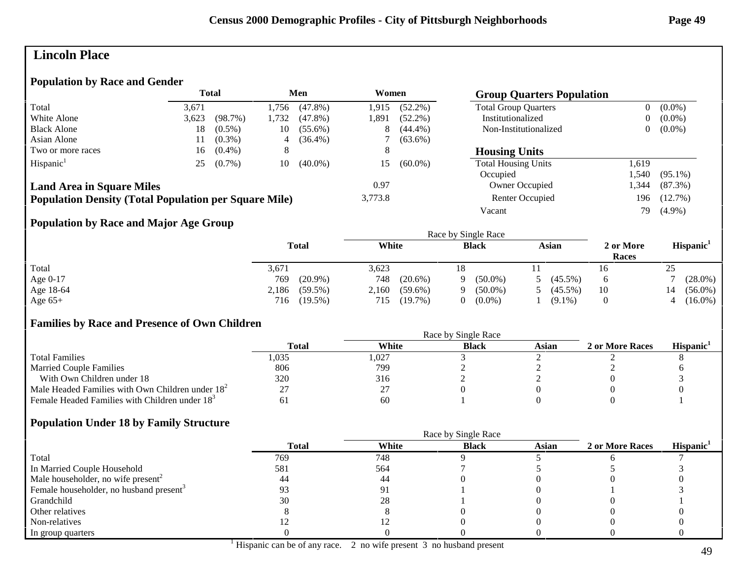# Lincoln Place

## Population by Race and Gender

| | Total | | Men | | Women | |
|---|---|---|---|---|---|---|
| Total | 3,671 | | 1,756 | (47.8%) | 1,915 | (52.2%) |
| White Alone | 3,623 | (98.7%) | 1,732 | (47.8%) | 1,891 | (52.2%) |
| Black Alone | 18 | (0.5%) | 10 | (55.6%) | 8 | (44.4%) |
| Asian Alone | 11 | (0.3%) | 4 | (36.4%) | 7 | (63.6%) |
| Two or more races | 16 | (0.4%) | 8 | | 8 | |
| Hispanic[1] | 25 | (0.7%) | 10 | (40.0%) | 15 | (60.0%) |

**Land Area in Square Miles** 0.97

**Population Density (Total Population per Square Mile)** 3,773.8

## Group Quarters Population

| | | |
|---|---|---|
| Total Group Quarters | 0 | (0.0%) |
| Institutionalized | 0 | (0.0%) |
| Non-Institutionalized | 0 | (0.0%) |

## Housing Units

| | | |
|---|---|---|
| Total Housing Units | 1,619 | |
| Occupied | 1,540 | (95.1%) |
| Owner Occupied | 1,344 | (87.3%) |
| Renter Occupied | 196 | (12.7%) |
| Vacant | 79 | (4.9%) |

## Population by Race and Major Age Group

| | Total | | Race by Single Race: White | | Black | | Asian | | 2 or More Races | Hispanic[1] | |
|---|---|---|---|---|---|---|---|---|---|---|---|
| Total | 3,671 | | 3,623 | | 18 | | 11 | | 16 | 25 | |
| Age 0-17 | 769 | (20.9%) | 748 | (20.6%) | 9 | (50.0%) | 5 | (45.5%) | 6 | 7 | (28.0%) |
| Age 18-64 | 2,186 | (59.5%) | 2,160 | (59.6%) | 9 | (50.0%) | 5 | (45.5%) | 10 | 14 | (56.0%) |
| Age 65+ | 716 | (19.5%) | 715 | (19.7%) | 0 | (0.0%) | 1 | (9.1%) | 0 | 4 | (16.0%) |

## Families by Race and Presence of Own Children

| | Total | Race by Single Race: White | Black | Asian | 2 or More Races | Hispanic[1] |
|---|---|---|---|---|---|---|
| Total Families | 1,035 | 1,027 | 3 | 2 | 2 | 8 |
| Married Couple Families | 806 | 799 | 2 | 2 | 2 | 6 |
| With Own Children under 18 | 320 | 316 | 2 | 2 | 0 | 3 |
| Male Headed Families with Own Children under 18[2] | 27 | 27 | 0 | 0 | 0 | 0 |
| Female Headed Families with Children under 18[3] | 61 | 60 | 1 | 0 | 0 | 1 |

## Population Under 18 by Family Structure

| | Total | Race by Single Race: White | Black | Asian | 2 or More Races | Hispanic[1] |
|---|---|---|---|---|---|---|
| Total | 769 | 748 | 9 | 5 | 6 | 7 |
| In Married Couple Household | 581 | 564 | 7 | 5 | 5 | 3 |
| Male householder, no wife present[2] | 44 | 44 | 0 | 0 | 0 | 0 |
| Female householder, no husband present[3] | 93 | 91 | 1 | 0 | 1 | 3 |
| Grandchild | 30 | 28 | 1 | 0 | 0 | 1 |
| Other relatives | 8 | 8 | 0 | 0 | 0 | 0 |
| Non-relatives | 12 | 12 | 0 | 0 | 0 | 0 |
| In group quarters | 0 | 0 | 0 | 0 | 0 | 0 |

[1] Hispanic can be of any race. 2 no wife present 3 no husband present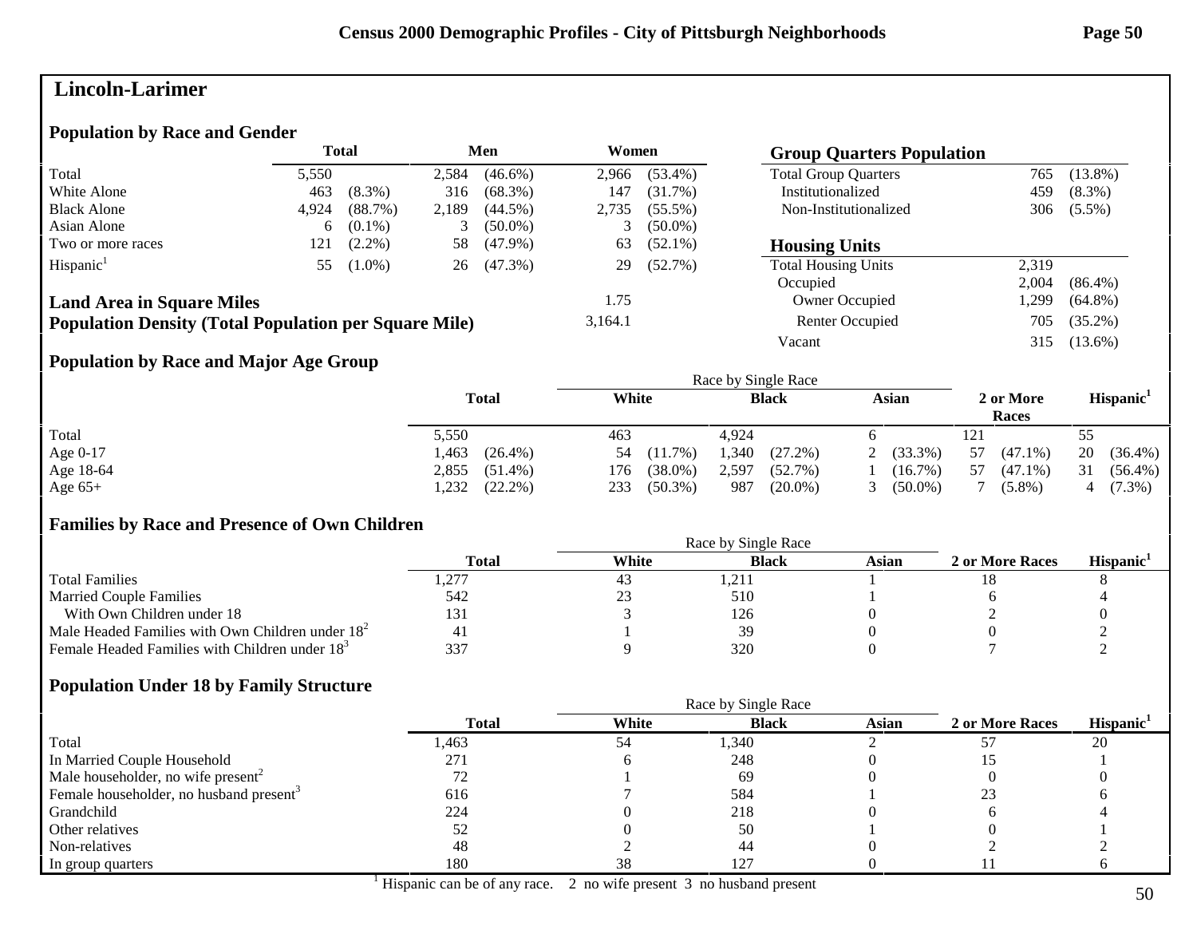# Lincoln-Larimer

## Population by Race and Gender

| | Total | | Men | | Women | |
|---|---|---|---|---|---|---|
| Total | 5,550 | | 2,584 | (46.6%) | 2,966 | (53.4%) |
| White Alone | 463 | (8.3%) | 316 | (68.3%) | 147 | (31.7%) |
| Black Alone | 4,924 | (88.7%) | 2,189 | (44.5%) | 2,735 | (55.5%) |
| Asian Alone | 6 | (0.1%) | 3 | (50.0%) | 3 | (50.0%) |
| Two or more races | 121 | (2.2%) | 58 | (47.9%) | 63 | (52.1%) |
| Hispanic[1] | 55 | (1.0%) | 26 | (47.3%) | 29 | (52.7%) |

**Land Area in Square Miles** 1.75

**Population Density (Total Population per Square Mile)** 3,164.1

## Group Quarters Population

| | | |
|---|---|---|
| Total Group Quarters | 765 | (13.8%) |
| Institutionalized | 459 | (8.3%) |
| Non-Institutionalized | 306 | (5.5%) |

## Housing Units

| | | |
|---|---|---|
| Total Housing Units | 2,319 | |
| Occupied | 2,004 | (86.4%) |
| Owner Occupied | 1,299 | (64.8%) |
| Renter Occupied | 705 | (35.2%) |
| Vacant | 315 | (13.6%) |

## Population by Race and Major Age Group

| | Total | | Race by Single Race: White | | Black | | Asian | | 2 or More Races | | Hispanic[1] | |
|---|---|---|---|---|---|---|---|---|---|---|---|---|
| Total | 5,550 | | 463 | | 4,924 | | 6 | | 121 | | 55 | |
| Age 0-17 | 1,463 | (26.4%) | 54 | (11.7%) | 1,340 | (27.2%) | 2 | (33.3%) | 57 | (47.1%) | 20 | (36.4%) |
| Age 18-64 | 2,855 | (51.4%) | 176 | (38.0%) | 2,597 | (52.7%) | 1 | (16.7%) | 57 | (47.1%) | 31 | (56.4%) |
| Age 65+ | 1,232 | (22.2%) | 233 | (50.3%) | 987 | (20.0%) | 3 | (50.0%) | 7 | (5.8%) | 4 | (7.3%) |

## Families by Race and Presence of Own Children

| | Total | Race by Single Race: White | Black | Asian | 2 or More Races | Hispanic[1] |
|---|---|---|---|---|---|---|
| Total Families | 1,277 | 43 | 1,211 | 1 | 18 | 8 |
| Married Couple Families | 542 | 23 | 510 | 1 | 6 | 4 |
| With Own Children under 18 | 131 | 3 | 126 | 0 | 2 | 0 |
| Male Headed Families with Own Children under 18[2] | 41 | 1 | 39 | 0 | 0 | 2 |
| Female Headed Families with Children under 18[3] | 337 | 9 | 320 | 0 | 7 | 2 |

## Population Under 18 by Family Structure

| | Total | Race by Single Race: White | Black | Asian | 2 or More Races | Hispanic[1] |
|---|---|---|---|---|---|---|
| Total | 1,463 | 54 | 1,340 | 2 | 57 | 20 |
| In Married Couple Household | 271 | 6 | 248 | 0 | 15 | 1 |
| Male householder, no wife present[2] | 72 | 1 | 69 | 0 | 0 | 0 |
| Female householder, no husband present[3] | 616 | 7 | 584 | 1 | 23 | 6 |
| Grandchild | 224 | 0 | 218 | 0 | 6 | 4 |
| Other relatives | 52 | 0 | 50 | 1 | 0 | 1 |
| Non-relatives | 48 | 2 | 44 | 0 | 2 | 2 |
| In group quarters | 180 | 38 | 127 | 0 | 11 | 6 |

[1] Hispanic can be of any race. 2 no wife present 3 no husband present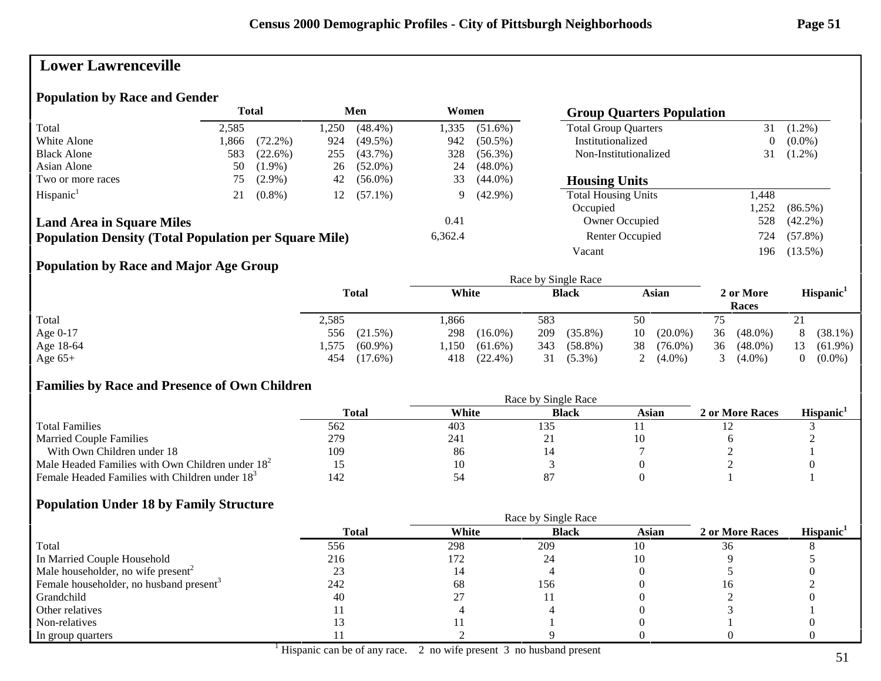# Lower Lawrenceville

## Population by Race and Gender

| | Total | | Men | | Women | |
|---|---|---|---|---|---|---|
| Total | 2,585 | | 1,250 | (48.4%) | 1,335 | (51.6%) |
| White Alone | 1,866 | (72.2%) | 924 | (49.5%) | 942 | (50.5%) |
| Black Alone | 583 | (22.6%) | 255 | (43.7%) | 328 | (56.3%) |
| Asian Alone | 50 | (1.9%) | 26 | (52.0%) | 24 | (48.0%) |
| Two or more races | 75 | (2.9%) | 42 | (56.0%) | 33 | (44.0%) |
| Hispanic[1] | 21 | (0.8%) | 12 | (57.1%) | 9 | (42.9%) |

## Group Quarters Population

| | | |
|---|---|---|
| Total Group Quarters | 31 | (1.2%) |
| Institutionalized | 0 | (0.0%) |
| Non-Institutionalized | 31 | (1.2%) |

## Housing Units

| | | |
|---|---|---|
| Total Housing Units | 1,448 | |
| Occupied | 1,252 | (86.5%) |
| Owner Occupied | 528 | (42.2%) |
| Renter Occupied | 724 | (57.8%) |
| Vacant | 196 | (13.5%) |

**Land Area in Square Miles** 0.41

**Population Density (Total Population per Square Mile)** 6,362.4

## Population by Race and Major Age Group

| | Total | | Race by Single Race: White | | Black | | Asian | | 2 or More Races | | Hispanic[1] | |
|---|---|---|---|---|---|---|---|---|---|---|---|---|
| Total | 2,585 | | 1,866 | | 583 | | 50 | | 75 | | 21 | |
| Age 0-17 | 556 | (21.5%) | 298 | (16.0%) | 209 | (35.8%) | 10 | (20.0%) | 36 | (48.0%) | 8 | (38.1%) |
| Age 18-64 | 1,575 | (60.9%) | 1,150 | (61.6%) | 343 | (58.8%) | 38 | (76.0%) | 36 | (48.0%) | 13 | (61.9%) |
| Age 65+ | 454 | (17.6%) | 418 | (22.4%) | 31 | (5.3%) | 2 | (4.0%) | 3 | (4.0%) | 0 | (0.0%) |

## Families by Race and Presence of Own Children

| | Total | Race by Single Race: White | Black | Asian | 2 or More Races | Hispanic[1] |
|---|---|---|---|---|---|---|
| Total Families | 562 | 403 | 135 | 11 | 12 | 3 |
| Married Couple Families | 279 | 241 | 21 | 10 | 6 | 2 |
| With Own Children under 18 | 109 | 86 | 14 | 7 | 2 | 1 |
| Male Headed Families with Own Children under 18[2] | 15 | 10 | 3 | 0 | 2 | 0 |
| Female Headed Families with Children under 18[3] | 142 | 54 | 87 | 0 | 1 | 1 |

## Population Under 18 by Family Structure

| | Total | Race by Single Race: White | Black | Asian | 2 or More Races | Hispanic[1] |
|---|---|---|---|---|---|---|
| Total | 556 | 298 | 209 | 10 | 36 | 8 |
| In Married Couple Household | 216 | 172 | 24 | 10 | 9 | 5 |
| Male householder, no wife present[2] | 23 | 14 | 4 | 0 | 5 | 0 |
| Female householder, no husband present[3] | 242 | 68 | 156 | 0 | 16 | 2 |
| Grandchild | 40 | 27 | 11 | 0 | 2 | 0 |
| Other relatives | 11 | 4 | 4 | 0 | 3 | 1 |
| Non-relatives | 13 | 11 | 1 | 0 | 1 | 0 |
| In group quarters | 11 | 2 | 9 | 0 | 0 | 0 |

[1] Hispanic can be of any race. 2 no wife present 3 no husband present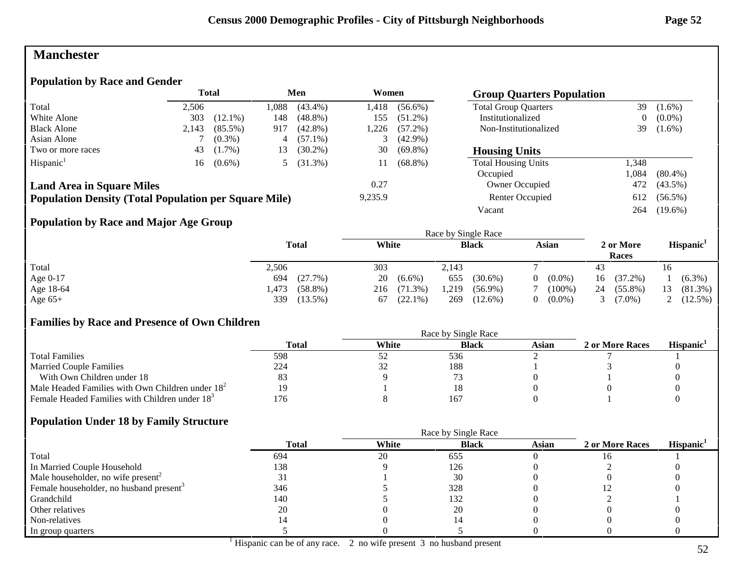# Manchester

## Population by Race and Gender

| | Total | | Men | | Women | |
|---|---|---|---|---|---|---|
| Total | 2,506 | | 1,088 | (43.4%) | 1,418 | (56.6%) |
| White Alone | 303 | (12.1%) | 148 | (48.8%) | 155 | (51.2%) |
| Black Alone | 2,143 | (85.5%) | 917 | (42.8%) | 1,226 | (57.2%) |
| Asian Alone | 7 | (0.3%) | 4 | (57.1%) | 3 | (42.9%) |
| Two or more races | 43 | (1.7%) | 13 | (30.2%) | 30 | (69.8%) |
| Hispanic[1] | 16 | (0.6%) | 5 | (31.3%) | 11 | (68.8%) |

**Land Area in Square Miles** 0.27

**Population Density (Total Population per Square Mile)** 9,235.9

## Group Quarters Population

| | | |
|---|---|---|
| Total Group Quarters | 39 | (1.6%) |
| Institutionalized | 0 | (0.0%) |
| Non-Institutionalized | 39 | (1.6%) |

## Housing Units

| | | |
|---|---|---|
| Total Housing Units | 1,348 | |
| Occupied | 1,084 | (80.4%) |
| Owner Occupied | 472 | (43.5%) |
| Renter Occupied | 612 | (56.5%) |
| Vacant | 264 | (19.6%) |

## Population by Race and Major Age Group

| | Total | | Race by Single Race: White | | Black | | Asian | | 2 or More Races | | Hispanic[1] | |
|---|---|---|---|---|---|---|---|---|---|---|---|---|
| Total | 2,506 | | 303 | | 2,143 | | 7 | | 43 | | 16 | |
| Age 0-17 | 694 | (27.7%) | 20 | (6.6%) | 655 | (30.6%) | 0 | (0.0%) | 16 | (37.2%) | 1 | (6.3%) |
| Age 18-64 | 1,473 | (58.8%) | 216 | (71.3%) | 1,219 | (56.9%) | 7 | (100%) | 24 | (55.8%) | 13 | (81.3%) |
| Age 65+ | 339 | (13.5%) | 67 | (22.1%) | 269 | (12.6%) | 0 | (0.0%) | 3 | (7.0%) | 2 | (12.5%) |

## Families by Race and Presence of Own Children

| | Total | Race by Single Race: White | Black | Asian | 2 or More Races | Hispanic[1] |
|---|---|---|---|---|---|---|
| Total Families | 598 | 52 | 536 | 2 | 7 | 1 |
| Married Couple Families | 224 | 32 | 188 | 1 | 3 | 0 |
| With Own Children under 18 | 83 | 9 | 73 | 0 | 1 | 0 |
| Male Headed Families with Own Children under 18[2] | 19 | 1 | 18 | 0 | 0 | 0 |
| Female Headed Families with Children under 18[3] | 176 | 8 | 167 | 0 | 1 | 0 |

## Population Under 18 by Family Structure

| | Total | Race by Single Race: White | Black | Asian | 2 or More Races | Hispanic[1] |
|---|---|---|---|---|---|---|
| Total | 694 | 20 | 655 | 0 | 16 | 1 |
| In Married Couple Household | 138 | 9 | 126 | 0 | 2 | 0 |
| Male householder, no wife present[2] | 31 | 1 | 30 | 0 | 0 | 0 |
| Female householder, no husband present[3] | 346 | 5 | 328 | 0 | 12 | 0 |
| Grandchild | 140 | 5 | 132 | 0 | 2 | 1 |
| Other relatives | 20 | 0 | 20 | 0 | 0 | 0 |
| Non-relatives | 14 | 0 | 14 | 0 | 0 | 0 |
| In group quarters | 5 | 0 | 5 | 0 | 0 | 0 |

[1] Hispanic can be of any race. 2 no wife present 3 no husband present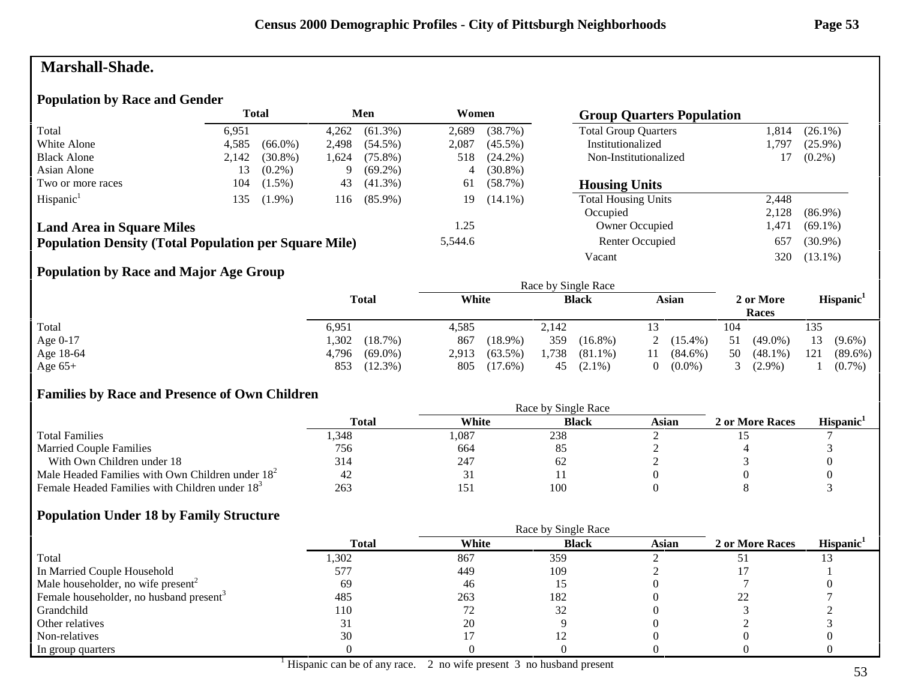# Marshall-Shade.

## Population by Race and Gender

| | Total | | Men | | Women | |
|---|---|---|---|---|---|---|
| Total | 6,951 | | 4,262 | (61.3%) | 2,689 | (38.7%) |
| White Alone | 4,585 | (66.0%) | 2,498 | (54.5%) | 2,087 | (45.5%) |
| Black Alone | 2,142 | (30.8%) | 1,624 | (75.8%) | 518 | (24.2%) |
| Asian Alone | 13 | (0.2%) | 9 | (69.2%) | 4 | (30.8%) |
| Two or more races | 104 | (1.5%) | 43 | (41.3%) | 61 | (58.7%) |
| Hispanic[1] | 135 | (1.9%) | 116 | (85.9%) | 19 | (14.1%) |

**Land Area in Square Miles** 1.25

**Population Density (Total Population per Square Mile)** 5,544.6

## Group Quarters Population

| | | |
|---|---|---|
| Total Group Quarters | 1,814 | (26.1%) |
| Institutionalized | 1,797 | (25.9%) |
| Non-Institutionalized | 17 | (0.2%) |

## Housing Units

| | | |
|---|---|---|
| Total Housing Units | 2,448 | |
| Occupied | 2,128 | (86.9%) |
| Owner Occupied | 1,471 | (69.1%) |
| Renter Occupied | 657 | (30.9%) |
| Vacant | 320 | (13.1%) |

## Population by Race and Major Age Group

| | Total | | Race by Single Race: White | | Black | | Asian | | 2 or More Races | | Hispanic[1] | |
|---|---|---|---|---|---|---|---|---|---|---|---|---|
| Total | 6,951 | | 4,585 | | 2,142 | | 13 | | 104 | | 135 | |
| Age 0-17 | 1,302 | (18.7%) | 867 | (18.9%) | 359 | (16.8%) | 2 | (15.4%) | 51 | (49.0%) | 13 | (9.6%) |
| Age 18-64 | 4,796 | (69.0%) | 2,913 | (63.5%) | 1,738 | (81.1%) | 11 | (84.6%) | 50 | (48.1%) | 121 | (89.6%) |
| Age 65+ | 853 | (12.3%) | 805 | (17.6%) | 45 | (2.1%) | 0 | (0.0%) | 3 | (2.9%) | 1 | (0.7%) |

## Families by Race and Presence of Own Children

| | Total | Race by Single Race: White | Black | Asian | 2 or More Races | Hispanic[1] |
|---|---|---|---|---|---|---|
| Total Families | 1,348 | 1,087 | 238 | 2 | 15 | 7 |
| Married Couple Families | 756 | 664 | 85 | 2 | 4 | 3 |
| With Own Children under 18 | 314 | 247 | 62 | 2 | 3 | 0 |
| Male Headed Families with Own Children under 18[2] | 42 | 31 | 11 | 0 | 0 | 0 |
| Female Headed Families with Children under 18[3] | 263 | 151 | 100 | 0 | 8 | 3 |

## Population Under 18 by Family Structure

| | Total | Race by Single Race: White | Black | Asian | 2 or More Races | Hispanic[1] |
|---|---|---|---|---|---|---|
| Total | 1,302 | 867 | 359 | 2 | 51 | 13 |
| In Married Couple Household | 577 | 449 | 109 | 2 | 17 | 1 |
| Male householder, no wife present[2] | 69 | 46 | 15 | 0 | 7 | 0 |
| Female householder, no husband present[3] | 485 | 263 | 182 | 0 | 22 | 7 |
| Grandchild | 110 | 72 | 32 | 0 | 3 | 2 |
| Other relatives | 31 | 20 | 9 | 0 | 2 | 3 |
| Non-relatives | 30 | 17 | 12 | 0 | 0 | 0 |
| In group quarters | 0 | 0 | 0 | 0 | 0 | 0 |

[1] Hispanic can be of any race. 2 no wife present 3 no husband present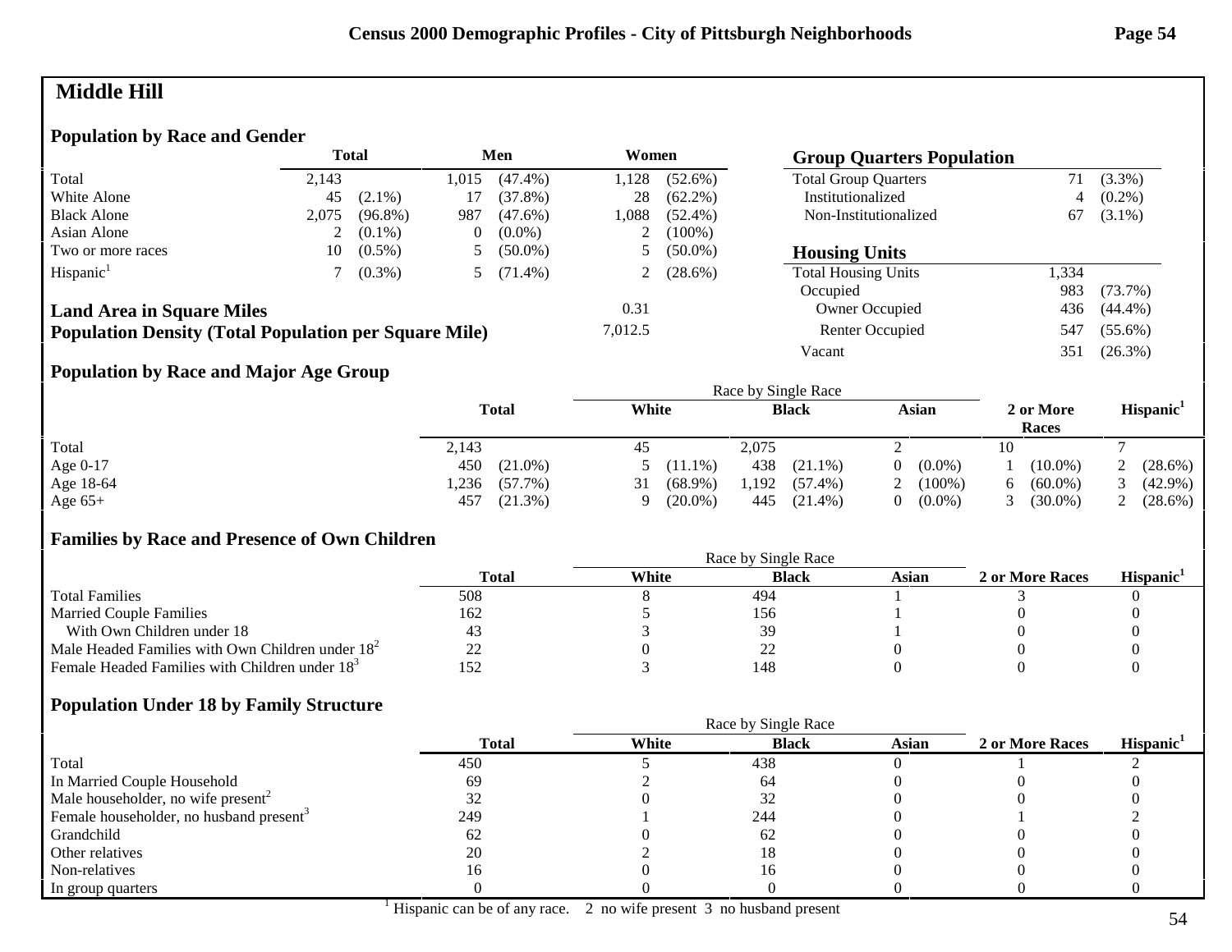# Middle Hill

## Population by Race and Gender

| | Total | | Men | | Women | |
|---|---|---|---|---|---|---|
| Total | 2,143 | | 1,015 | (47.4%) | 1,128 | (52.6%) |
| White Alone | 45 | (2.1%) | 17 | (37.8%) | 28 | (62.2%) |
| Black Alone | 2,075 | (96.8%) | 987 | (47.6%) | 1,088 | (52.4%) |
| Asian Alone | 2 | (0.1%) | 0 | (0.0%) | 2 | (100%) |
| Two or more races | 10 | (0.5%) | 5 | (50.0%) | 5 | (50.0%) |
| Hispanic[1] | 7 | (0.3%) | 5 | (71.4%) | 2 | (28.6%) |

| | |
|---|---|
| **Land Area in Square Miles** | 0.31 |
| **Population Density (Total Population per Square Mile)** | 7,012.5 |

## Group Quarters Population

| | | |
|---|---|---|
| Total Group Quarters | 71 | (3.3%) |
| Institutionalized | 4 | (0.2%) |
| Non-Institutionalized | 67 | (3.1%) |

## Housing Units

| | | |
|---|---|---|
| Total Housing Units | 1,334 | |
| Occupied | 983 | (73.7%) |
| Owner Occupied | 436 | (44.4%) |
| Renter Occupied | 547 | (55.6%) |
| Vacant | 351 | (26.3%) |

## Population by Race and Major Age Group

| | Total | | Race by Single Race: White | | Black | | Asian | | 2 or More Races | | Hispanic[1] | |
|---|---|---|---|---|---|---|---|---|---|---|---|---|
| Total | 2,143 | | 45 | | 2,075 | | 2 | | 10 | | 7 | |
| Age 0-17 | 450 | (21.0%) | 5 | (11.1%) | 438 | (21.1%) | 0 | (0.0%) | 1 | (10.0%) | 2 | (28.6%) |
| Age 18-64 | 1,236 | (57.7%) | 31 | (68.9%) | 1,192 | (57.4%) | 2 | (100%) | 6 | (60.0%) | 3 | (42.9%) |
| Age 65+ | 457 | (21.3%) | 9 | (20.0%) | 445 | (21.4%) | 0 | (0.0%) | 3 | (30.0%) | 2 | (28.6%) |

## Families by Race and Presence of Own Children

| | Total | Race by Single Race: White | Black | Asian | 2 or More Races | Hispanic[1] |
|---|---|---|---|---|---|---|
| Total Families | 508 | 8 | 494 | 1 | 3 | 0 |
| Married Couple Families | 162 | 5 | 156 | 1 | 0 | 0 |
| With Own Children under 18 | 43 | 3 | 39 | 1 | 0 | 0 |
| Male Headed Families with Own Children under 18[2] | 22 | 0 | 22 | 0 | 0 | 0 |
| Female Headed Families with Children under 18[3] | 152 | 3 | 148 | 0 | 0 | 0 |

## Population Under 18 by Family Structure

| | Total | Race by Single Race: White | Black | Asian | 2 or More Races | Hispanic[1] |
|---|---|---|---|---|---|---|
| Total | 450 | 5 | 438 | 0 | 1 | 2 |
| In Married Couple Household | 69 | 2 | 64 | 0 | 0 | 0 |
| Male householder, no wife present[2] | 32 | 0 | 32 | 0 | 0 | 0 |
| Female householder, no husband present[3] | 249 | 1 | 244 | 0 | 1 | 2 |
| Grandchild | 62 | 0 | 62 | 0 | 0 | 0 |
| Other relatives | 20 | 2 | 18 | 0 | 0 | 0 |
| Non-relatives | 16 | 0 | 16 | 0 | 0 | 0 |
| In group quarters | 0 | 0 | 0 | 0 | 0 | 0 |

[1] Hispanic can be of any race. 2 no wife present 3 no husband present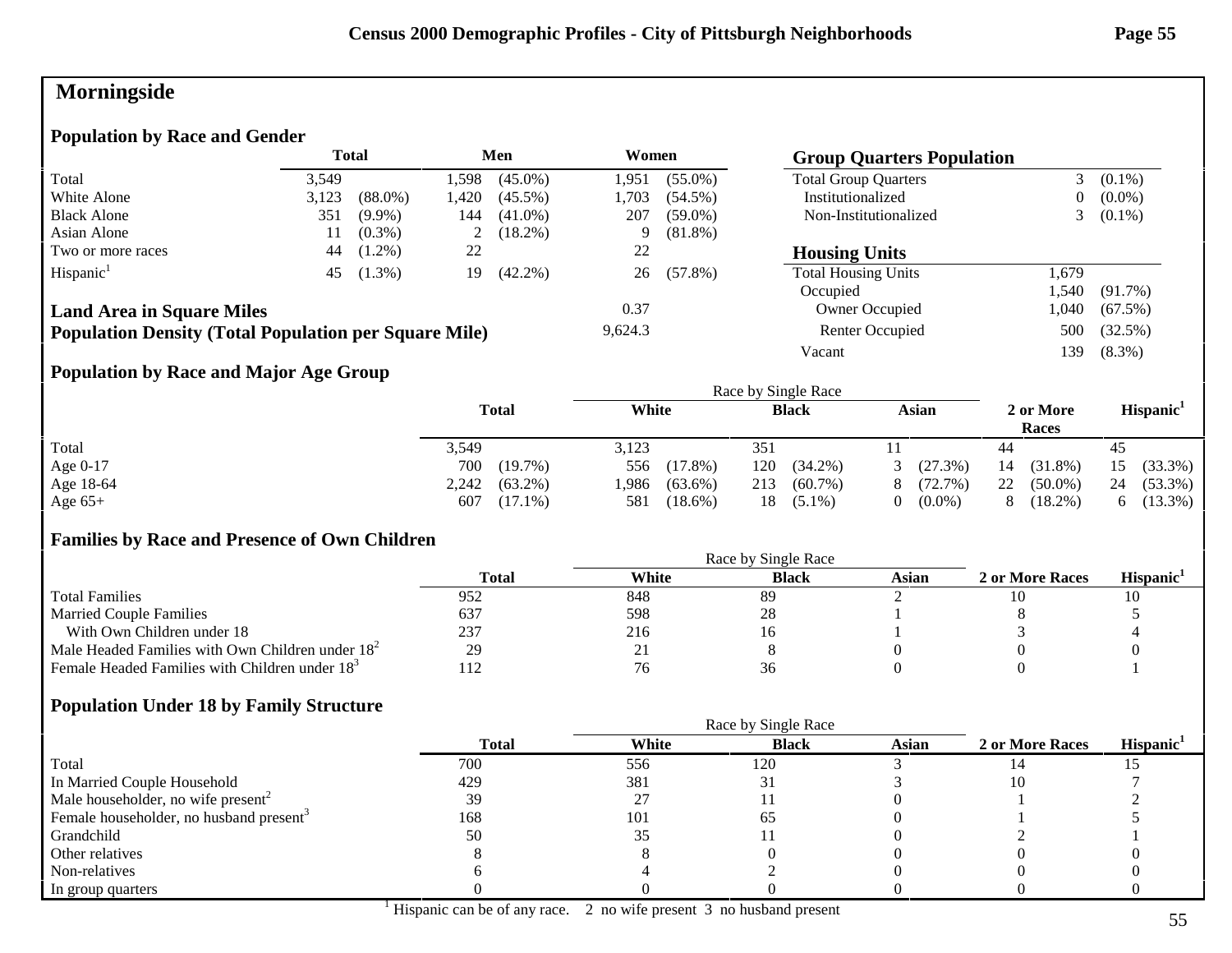# Morningside

## Population by Race and Gender

| | Total | | Men | | Women | |
|---|---|---|---|---|---|---|
| Total | 3,549 | | 1,598 | (45.0%) | 1,951 | (55.0%) |
| White Alone | 3,123 | (88.0%) | 1,420 | (45.5%) | 1,703 | (54.5%) |
| Black Alone | 351 | (9.9%) | 144 | (41.0%) | 207 | (59.0%) |
| Asian Alone | 11 | (0.3%) | 2 | (18.2%) | 9 | (81.8%) |
| Two or more races | 44 | (1.2%) | 22 | | 22 | |
| Hispanic[1] | 45 | (1.3%) | 19 | (42.2%) | 26 | (57.8%) |

**Land Area in Square Miles** 0.37

**Population Density (Total Population per Square Mile)** 9,624.3

## Group Quarters Population

| | | |
|---|---|---|
| Total Group Quarters | 3 | (0.1%) |
| Institutionalized | 0 | (0.0%) |
| Non-Institutionalized | 3 | (0.1%) |

## Housing Units

| | | |
|---|---|---|
| Total Housing Units | 1,679 | |
| Occupied | 1,540 | (91.7%) |
| Owner Occupied | 1,040 | (67.5%) |
| Renter Occupied | 500 | (32.5%) |
| Vacant | 139 | (8.3%) |

## Population by Race and Major Age Group

| | Total | | Race by Single Race | | | | | | 2 or More Races | | Hispanic[1] | |
|---|---|---|---|---|---|---|---|---|---|---|---|---|
| | | | White | | Black | | Asian | | | | | |
| Total | 3,549 | | 3,123 | | 351 | | 11 | | 44 | | 45 | |
| Age 0-17 | 700 | (19.7%) | 556 | (17.8%) | 120 | (34.2%) | 3 | (27.3%) | 14 | (31.8%) | 15 | (33.3%) |
| Age 18-64 | 2,242 | (63.2%) | 1,986 | (63.6%) | 213 | (60.7%) | 8 | (72.7%) | 22 | (50.0%) | 24 | (53.3%) |
| Age 65+ | 607 | (17.1%) | 581 | (18.6%) | 18 | (5.1%) | 0 | (0.0%) | 8 | (18.2%) | 6 | (13.3%) |

## Families by Race and Presence of Own Children

| | Total | Race by Single Race | | | 2 or More Races | Hispanic[1] |
|---|---|---|---|---|---|---|
| | | White | Black | Asian | | |
| Total Families | 952 | 848 | 89 | 2 | 10 | 10 |
| Married Couple Families | 637 | 598 | 28 | 1 | 8 | 5 |
| With Own Children under 18 | 237 | 216 | 16 | 1 | 3 | 4 |
| Male Headed Families with Own Children under 18[2] | 29 | 21 | 8 | 0 | 0 | 0 |
| Female Headed Families with Children under 18[3] | 112 | 76 | 36 | 0 | 0 | 1 |

## Population Under 18 by Family Structure

| | Total | Race by Single Race | | | 2 or More Races | Hispanic[1] |
|---|---|---|---|---|---|---|
| | | White | Black | Asian | | |
| Total | 700 | 556 | 120 | 3 | 14 | 15 |
| In Married Couple Household | 429 | 381 | 31 | 3 | 10 | 7 |
| Male householder, no wife present[2] | 39 | 27 | 11 | 0 | 1 | 2 |
| Female householder, no husband present[3] | 168 | 101 | 65 | 0 | 1 | 5 |
| Grandchild | 50 | 35 | 11 | 0 | 2 | 1 |
| Other relatives | 8 | 8 | 0 | 0 | 0 | 0 |
| Non-relatives | 6 | 4 | 2 | 0 | 0 | 0 |
| In group quarters | 0 | 0 | 0 | 0 | 0 | 0 |

[1] Hispanic can be of any race. 2 no wife present 3 no husband present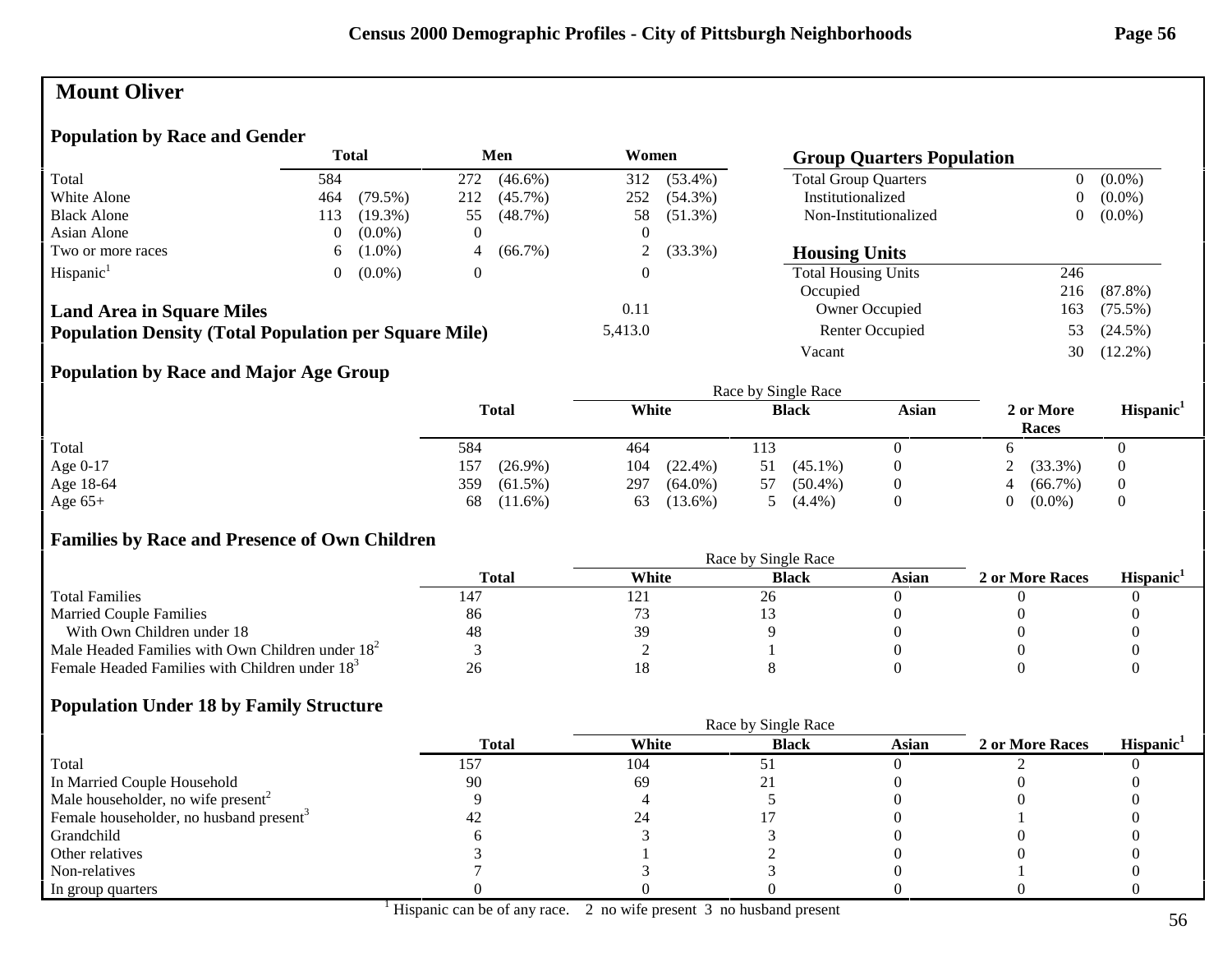# Mount Oliver

## Population by Race and Gender

| | Total | | Men | | Women | |
|---|---|---|---|---|---|---|
| Total | 584 | | 272 | (46.6%) | 312 | (53.4%) |
| White Alone | 464 | (79.5%) | 212 | (45.7%) | 252 | (54.3%) |
| Black Alone | 113 | (19.3%) | 55 | (48.7%) | 58 | (51.3%) |
| Asian Alone | 0 | (0.0%) | 0 | | 0 | |
| Two or more races | 6 | (1.0%) | 4 | (66.7%) | 2 | (33.3%) |
| Hispanic[1] | 0 | (0.0%) | 0 | | 0 | |

**Land Area in Square Miles** 0.11

**Population Density (Total Population per Square Mile)** 5,413.0

## Group Quarters Population

| | | |
|---|---|---|
| Total Group Quarters | 0 | (0.0%) |
| Institutionalized | 0 | (0.0%) |
| Non-Institutionalized | 0 | (0.0%) |

## Housing Units

| | | |
|---|---|---|
| Total Housing Units | 246 | |
| Occupied | 216 | (87.8%) |
| Owner Occupied | 163 | (75.5%) |
| Renter Occupied | 53 | (24.5%) |
| Vacant | 30 | (12.2%) |

## Population by Race and Major Age Group

| | Total | | Race by Single Race: White | | Black | | Asian | 2 or More Races | | Hispanic[1] |
|---|---|---|---|---|---|---|---|---|---|---|
| Total | 584 | | 464 | | 113 | | 0 | 6 | | 0 |
| Age 0-17 | 157 | (26.9%) | 104 | (22.4%) | 51 | (45.1%) | 0 | 2 | (33.3%) | 0 |
| Age 18-64 | 359 | (61.5%) | 297 | (64.0%) | 57 | (50.4%) | 0 | 4 | (66.7%) | 0 |
| Age 65+ | 68 | (11.6%) | 63 | (13.6%) | 5 | (4.4%) | 0 | 0 | (0.0%) | 0 |

## Families by Race and Presence of Own Children

| | Total | Race by Single Race: White | Black | Asian | 2 or More Races | Hispanic[1] |
|---|---|---|---|---|---|---|
| Total Families | 147 | 121 | 26 | 0 | 0 | 0 |
| Married Couple Families | 86 | 73 | 13 | 0 | 0 | 0 |
| With Own Children under 18 | 48 | 39 | 9 | 0 | 0 | 0 |
| Male Headed Families with Own Children under 18[2] | 3 | 2 | 1 | 0 | 0 | 0 |
| Female Headed Families with Children under 18[3] | 26 | 18 | 8 | 0 | 0 | 0 |

## Population Under 18 by Family Structure

| | Total | Race by Single Race: White | Black | Asian | 2 or More Races | Hispanic[1] |
|---|---|---|---|---|---|---|
| Total | 157 | 104 | 51 | 0 | 2 | 0 |
| In Married Couple Household | 90 | 69 | 21 | 0 | 0 | 0 |
| Male householder, no wife present[2] | 9 | 4 | 5 | 0 | 0 | 0 |
| Female householder, no husband present[3] | 42 | 24 | 17 | 0 | 1 | 0 |
| Grandchild | 6 | 3 | 3 | 0 | 0 | 0 |
| Other relatives | 3 | 1 | 2 | 0 | 0 | 0 |
| Non-relatives | 7 | 3 | 3 | 0 | 1 | 0 |
| In group quarters | 0 | 0 | 0 | 0 | 0 | 0 |

[1] Hispanic can be of any race. 2 no wife present 3 no husband present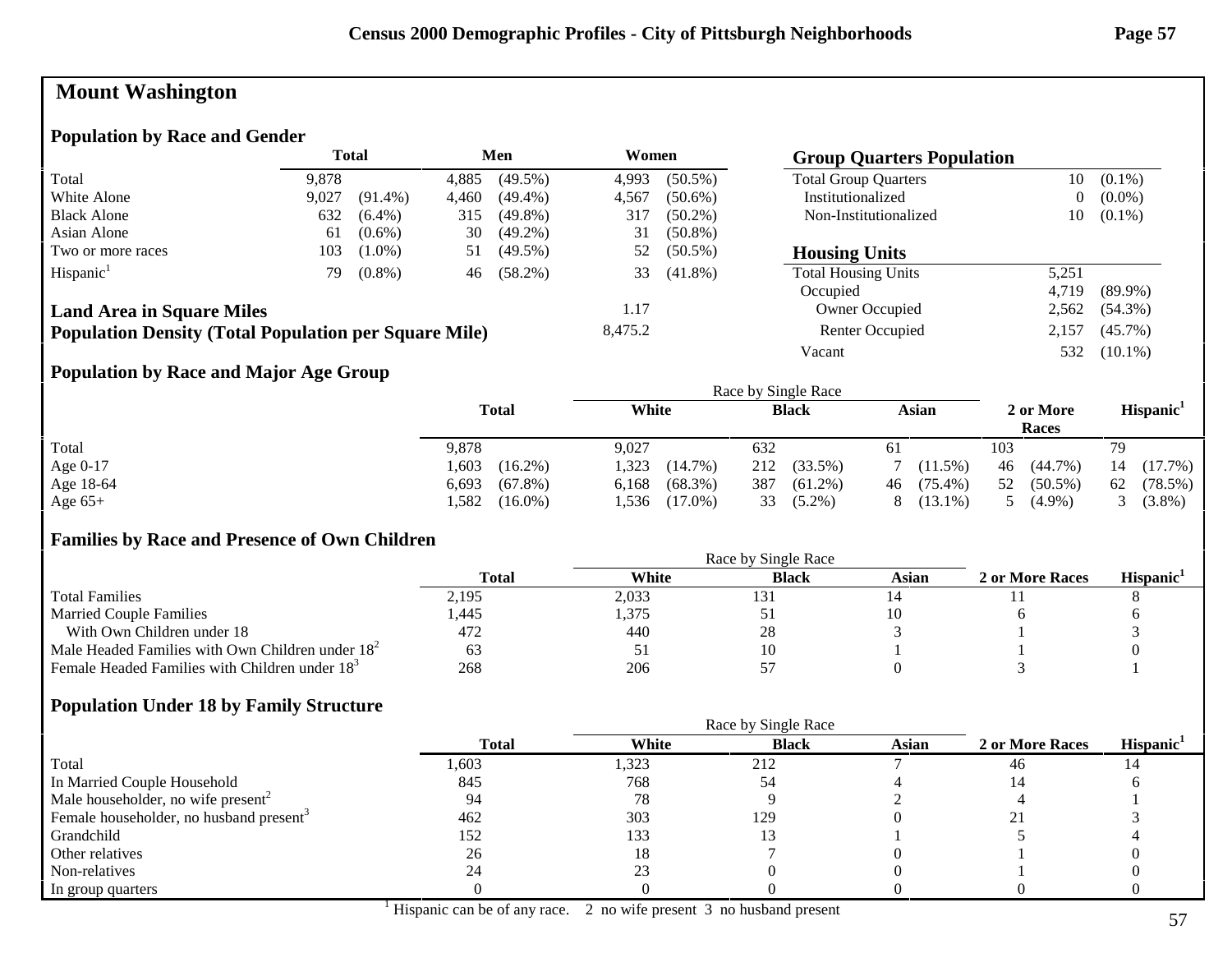# Mount Washington

## Population by Race and Gender

| | Total | | Men | | Women | |
|---|---|---|---|---|---|---|
| Total | 9,878 | | 4,885 | (49.5%) | 4,993 | (50.5%) |
| White Alone | 9,027 | (91.4%) | 4,460 | (49.4%) | 4,567 | (50.6%) |
| Black Alone | 632 | (6.4%) | 315 | (49.8%) | 317 | (50.2%) |
| Asian Alone | 61 | (0.6%) | 30 | (49.2%) | 31 | (50.8%) |
| Two or more races | 103 | (1.0%) | 51 | (49.5%) | 52 | (50.5%) |
| Hispanic[1] | 79 | (0.8%) | 46 | (58.2%) | 33 | (41.8%) |

**Land Area in Square Miles**: 1.17

**Population Density (Total Population per Square Mile)**: 8,475.2

## Group Quarters Population

| | | |
|---|---|---|
| Total Group Quarters | 10 | (0.1%) |
| Institutionalized | 0 | (0.0%) |
| Non-Institutionalized | 10 | (0.1%) |

## Housing Units

| | | |
|---|---|---|
| Total Housing Units | 5,251 | |
| Occupied | 4,719 | (89.9%) |
| Owner Occupied | 2,562 | (54.3%) |
| Renter Occupied | 2,157 | (45.7%) |
| Vacant | 532 | (10.1%) |

## Population by Race and Major Age Group

| | Total | | Race by Single Race: White | | Black | | Asian | | 2 or More Races | | Hispanic[1] | |
|---|---|---|---|---|---|---|---|---|---|---|---|---|
| Total | 9,878 | | 9,027 | | 632 | | 61 | | 103 | | 79 | |
| Age 0-17 | 1,603 | (16.2%) | 1,323 | (14.7%) | 212 | (33.5%) | 7 | (11.5%) | 46 | (44.7%) | 14 | (17.7%) |
| Age 18-64 | 6,693 | (67.8%) | 6,168 | (68.3%) | 387 | (61.2%) | 46 | (75.4%) | 52 | (50.5%) | 62 | (78.5%) |
| Age 65+ | 1,582 | (16.0%) | 1,536 | (17.0%) | 33 | (5.2%) | 8 | (13.1%) | 5 | (4.9%) | 3 | (3.8%) |

## Families by Race and Presence of Own Children

| | Total | Race by Single Race: White | Black | Asian | 2 or More Races | Hispanic[1] |
|---|---|---|---|---|---|---|
| Total Families | 2,195 | 2,033 | 131 | 14 | 11 | 8 |
| Married Couple Families | 1,445 | 1,375 | 51 | 10 | 6 | 6 |
| With Own Children under 18 | 472 | 440 | 28 | 3 | 1 | 3 |
| Male Headed Families with Own Children under 18[2] | 63 | 51 | 10 | 1 | 1 | 0 |
| Female Headed Families with Children under 18[3] | 268 | 206 | 57 | 0 | 3 | 1 |

## Population Under 18 by Family Structure

| | Total | Race by Single Race: White | Black | Asian | 2 or More Races | Hispanic[1] |
|---|---|---|---|---|---|---|
| Total | 1,603 | 1,323 | 212 | 7 | 46 | 14 |
| In Married Couple Household | 845 | 768 | 54 | 4 | 14 | 6 |
| Male householder, no wife present[2] | 94 | 78 | 9 | 2 | 4 | 1 |
| Female householder, no husband present[3] | 462 | 303 | 129 | 0 | 21 | 3 |
| Grandchild | 152 | 133 | 13 | 1 | 5 | 4 |
| Other relatives | 26 | 18 | 7 | 0 | 1 | 0 |
| Non-relatives | 24 | 23 | 0 | 0 | 1 | 0 |
| In group quarters | 0 | 0 | 0 | 0 | 0 | 0 |

[1] Hispanic can be of any race. 2 no wife present 3 no husband present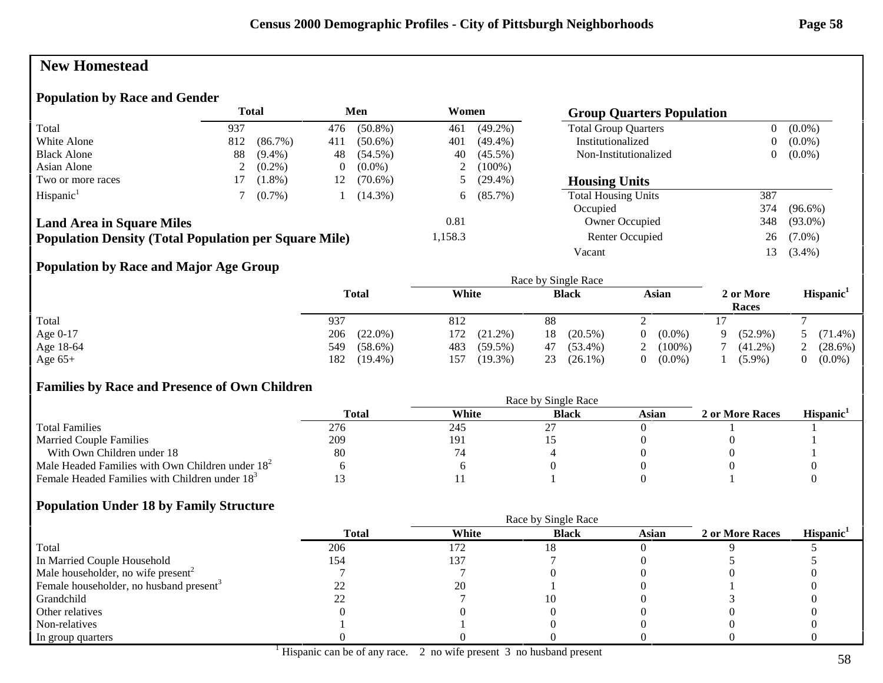# New Homestead

## Population by Race and Gender

| | Total | | Men | | Women | |
|---|---|---|---|---|---|---|
| Total | 937 | | 476 | (50.8%) | 461 | (49.2%) |
| White Alone | 812 | (86.7%) | 411 | (50.6%) | 401 | (49.4%) |
| Black Alone | 88 | (9.4%) | 48 | (54.5%) | 40 | (45.5%) |
| Asian Alone | 2 | (0.2%) | 0 | (0.0%) | 2 | (100%) |
| Two or more races | 17 | (1.8%) | 12 | (70.6%) | 5 | (29.4%) |
| Hispanic[1] | 7 | (0.7%) | 1 | (14.3%) | 6 | (85.7%) |

| | |
|---|---|
| **Land Area in Square Miles** | 0.81 |
| **Population Density (Total Population per Square Mile)** | 1,158.3 |

## Group Quarters Population

| | | |
|---|---|---|
| Total Group Quarters | 0 | (0.0%) |
| Institutionalized | 0 | (0.0%) |
| Non-Institutionalized | 0 | (0.0%) |

## Housing Units

| | | |
|---|---|---|
| Total Housing Units | 387 | |
| Occupied | 374 | (96.6%) |
| Owner Occupied | 348 | (93.0%) |
| Renter Occupied | 26 | (7.0%) |
| Vacant | 13 | (3.4%) |

## Population by Race and Major Age Group

| | Total | | White | | Black | | Asian | | 2 or More Races | | Hispanic[1] | |
|---|---|---|---|---|---|---|---|---|---|---|---|---|
| Total | 937 | | 812 | | 88 | | 2 | | 17 | | 7 | |
| Age 0-17 | 206 | (22.0%) | 172 | (21.2%) | 18 | (20.5%) | 0 | (0.0%) | 9 | (52.9%) | 5 | (71.4%) |
| Age 18-64 | 549 | (58.6%) | 483 | (59.5%) | 47 | (53.4%) | 2 | (100%) | 7 | (41.2%) | 2 | (28.6%) |
| Age 65+ | 182 | (19.4%) | 157 | (19.3%) | 23 | (26.1%) | 0 | (0.0%) | 1 | (5.9%) | 0 | (0.0%) |

(White, Black, Asian: Race by Single Race)

## Families by Race and Presence of Own Children

| | Total | White | Black | Asian | 2 or More Races | Hispanic[1] |
|---|---|---|---|---|---|---|
| Total Families | 276 | 245 | 27 | 0 | 1 | 1 |
| Married Couple Families | 209 | 191 | 15 | 0 | 0 | 1 |
| With Own Children under 18 | 80 | 74 | 4 | 0 | 0 | 1 |
| Male Headed Families with Own Children under 18[2] | 6 | 6 | 0 | 0 | 0 | 0 |
| Female Headed Families with Children under 18[3] | 13 | 11 | 1 | 0 | 1 | 0 |

(White, Black, Asian: Race by Single Race)

## Population Under 18 by Family Structure

| | Total | White | Black | Asian | 2 or More Races | Hispanic[1] |
|---|---|---|---|---|---|---|
| Total | 206 | 172 | 18 | 0 | 9 | 5 |
| In Married Couple Household | 154 | 137 | 7 | 0 | 5 | 5 |
| Male householder, no wife present[2] | 7 | 7 | 0 | 0 | 0 | 0 |
| Female householder, no husband present[3] | 22 | 20 | 1 | 0 | 1 | 0 |
| Grandchild | 22 | 7 | 10 | 0 | 3 | 0 |
| Other relatives | 0 | 0 | 0 | 0 | 0 | 0 |
| Non-relatives | 1 | 1 | 0 | 0 | 0 | 0 |
| In group quarters | 0 | 0 | 0 | 0 | 0 | 0 |

(White, Black, Asian: Race by Single Race)

[1] Hispanic can be of any race. 2 no wife present 3 no husband present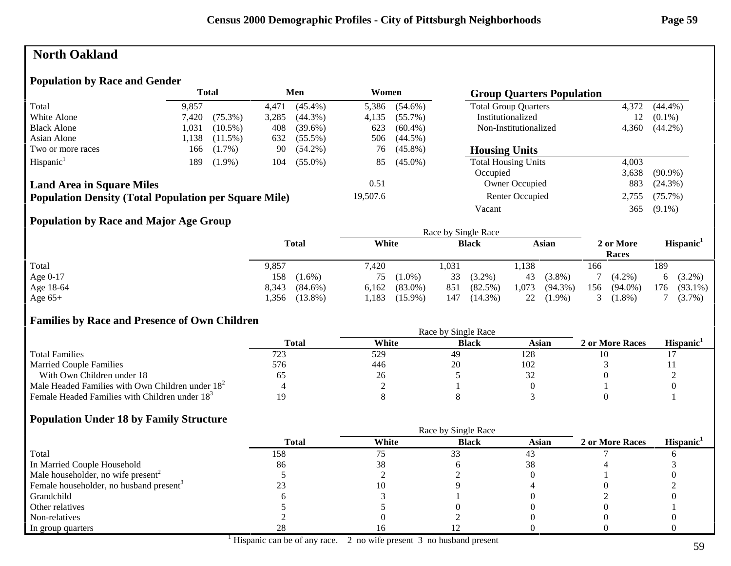# North Oakland

## Population by Race and Gender

| | Total | | Men | | Women | |
|---|---|---|---|---|---|---|
| Total | 9,857 | | 4,471 | (45.4%) | 5,386 | (54.6%) |
| White Alone | 7,420 | (75.3%) | 3,285 | (44.3%) | 4,135 | (55.7%) |
| Black Alone | 1,031 | (10.5%) | 408 | (39.6%) | 623 | (60.4%) |
| Asian Alone | 1,138 | (11.5%) | 632 | (55.5%) | 506 | (44.5%) |
| Two or more races | 166 | (1.7%) | 90 | (54.2%) | 76 | (45.8%) |
| Hispanic[1] | 189 | (1.9%) | 104 | (55.0%) | 85 | (45.0%) |

**Land Area in Square Miles** 0.51

**Population Density (Total Population per Square Mile)** 19,507.6

## Group Quarters Population

| | | |
|---|---|---|
| Total Group Quarters | 4,372 | (44.4%) |
| Institutionalized | 12 | (0.1%) |
| Non-Institutionalized | 4,360 | (44.2%) |

## Housing Units

| | | |
|---|---|---|
| Total Housing Units | 4,003 | |
| Occupied | 3,638 | (90.9%) |
| Owner Occupied | 883 | (24.3%) |
| Renter Occupied | 2,755 | (75.7%) |
| Vacant | 365 | (9.1%) |

## Population by Race and Major Age Group

| | Total | | Race by Single Race: White | | Black | | Asian | | 2 or More Races | | Hispanic[1] | |
|---|---|---|---|---|---|---|---|---|---|---|---|---|
| Total | 9,857 | | 7,420 | | 1,031 | | 1,138 | | 166 | | 189 | |
| Age 0-17 | 158 | (1.6%) | 75 | (1.0%) | 33 | (3.2%) | 43 | (3.8%) | 7 | (4.2%) | 6 | (3.2%) |
| Age 18-64 | 8,343 | (84.6%) | 6,162 | (83.0%) | 851 | (82.5%) | 1,073 | (94.3%) | 156 | (94.0%) | 176 | (93.1%) |
| Age 65+ | 1,356 | (13.8%) | 1,183 | (15.9%) | 147 | (14.3%) | 22 | (1.9%) | 3 | (1.8%) | 7 | (3.7%) |

## Families by Race and Presence of Own Children

| | Total | Race by Single Race: White | Black | Asian | 2 or More Races | Hispanic[1] |
|---|---|---|---|---|---|---|
| Total Families | 723 | 529 | 49 | 128 | 10 | 17 |
| Married Couple Families | 576 | 446 | 20 | 102 | 3 | 11 |
| With Own Children under 18 | 65 | 26 | 5 | 32 | 0 | 2 |
| Male Headed Families with Own Children under 18[2] | 4 | 2 | 1 | 0 | 1 | 0 |
| Female Headed Families with Children under 18[3] | 19 | 8 | 8 | 3 | 0 | 1 |

## Population Under 18 by Family Structure

| | Total | Race by Single Race: White | Black | Asian | 2 or More Races | Hispanic[1] |
|---|---|---|---|---|---|---|
| Total | 158 | 75 | 33 | 43 | 7 | 6 |
| In Married Couple Household | 86 | 38 | 6 | 38 | 4 | 3 |
| Male householder, no wife present[2] | 5 | 2 | 2 | 0 | 1 | 0 |
| Female householder, no husband present[3] | 23 | 10 | 9 | 4 | 0 | 2 |
| Grandchild | 6 | 3 | 1 | 0 | 2 | 0 |
| Other relatives | 5 | 5 | 0 | 0 | 0 | 1 |
| Non-relatives | 2 | 0 | 2 | 0 | 0 | 0 |
| In group quarters | 28 | 16 | 12 | 0 | 0 | 0 |

[1] Hispanic can be of any race. 2 no wife present 3 no husband present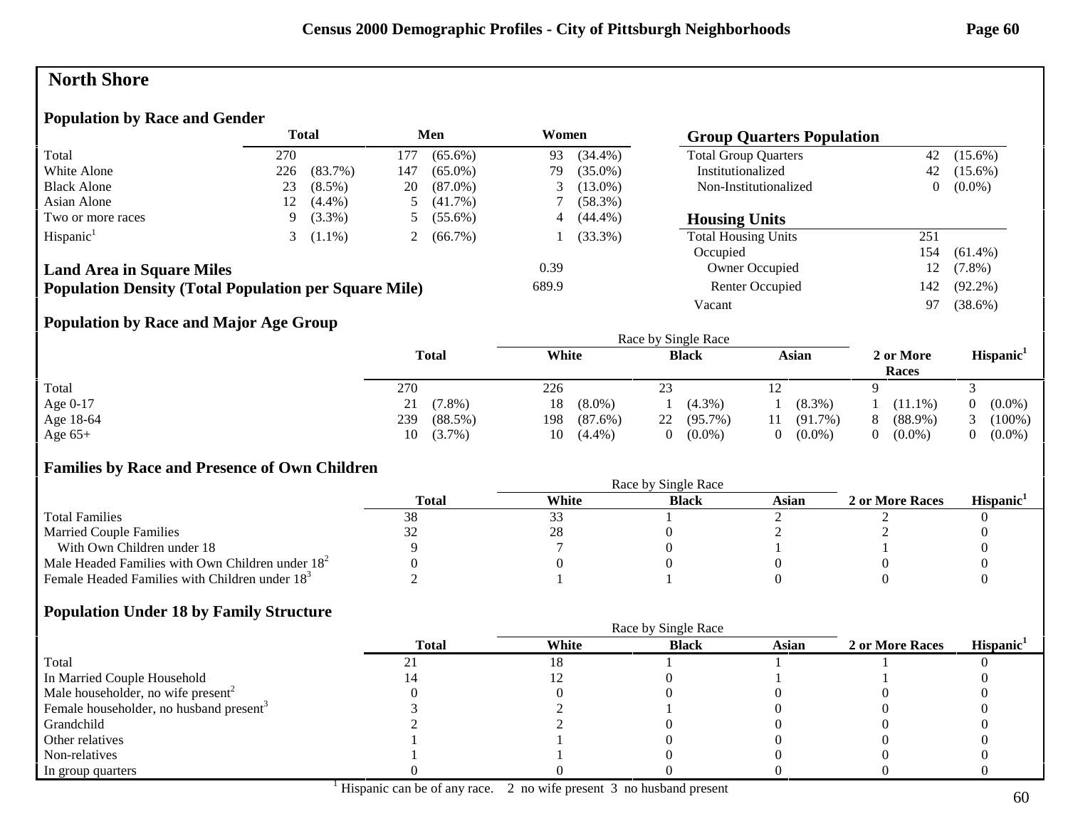# North Shore

## Population by Race and Gender

| | Total | | Men | | Women | |
|---|---|---|---|---|---|---|
| Total | 270 | | 177 | (65.6%) | 93 | (34.4%) |
| White Alone | 226 | (83.7%) | 147 | (65.0%) | 79 | (35.0%) |
| Black Alone | 23 | (8.5%) | 20 | (87.0%) | 3 | (13.0%) |
| Asian Alone | 12 | (4.4%) | 5 | (41.7%) | 7 | (58.3%) |
| Two or more races | 9 | (3.3%) | 5 | (55.6%) | 4 | (44.4%) |
| Hispanic[1] | 3 | (1.1%) | 2 | (66.7%) | 1 | (33.3%) |

**Land Area in Square Miles** 0.39

**Population Density (Total Population per Square Mile)** 689.9

## Group Quarters Population

| | | |
|---|---|---|
| Total Group Quarters | 42 | (15.6%) |
| Institutionalized | 42 | (15.6%) |
| Non-Institutionalized | 0 | (0.0%) |

## Housing Units

| | | |
|---|---|---|
| Total Housing Units | 251 | |
| Occupied | 154 | (61.4%) |
| Owner Occupied | 12 | (7.8%) |
| Renter Occupied | 142 | (92.2%) |
| Vacant | 97 | (38.6%) |

## Population by Race and Major Age Group

| | Total | | Race by Single Race: White | | Black | | Asian | | 2 or More Races | | Hispanic[1] | |
|---|---|---|---|---|---|---|---|---|---|---|---|---|
| Total | 270 | | 226 | | 23 | | 12 | | 9 | | 3 | |
| Age 0-17 | 21 | (7.8%) | 18 | (8.0%) | 1 | (4.3%) | 1 | (8.3%) | 1 | (11.1%) | 0 | (0.0%) |
| Age 18-64 | 239 | (88.5%) | 198 | (87.6%) | 22 | (95.7%) | 11 | (91.7%) | 8 | (88.9%) | 3 | (100%) |
| Age 65+ | 10 | (3.7%) | 10 | (4.4%) | 0 | (0.0%) | 0 | (0.0%) | 0 | (0.0%) | 0 | (0.0%) |

## Families by Race and Presence of Own Children

| | Total | Race by Single Race: White | Black | Asian | 2 or More Races | Hispanic[1] |
|---|---|---|---|---|---|---|
| Total Families | 38 | 33 | 1 | 2 | 2 | 0 |
| Married Couple Families | 32 | 28 | 0 | 2 | 2 | 0 |
| With Own Children under 18 | 9 | 7 | 0 | 1 | 1 | 0 |
| Male Headed Families with Own Children under 18[2] | 0 | 0 | 0 | 0 | 0 | 0 |
| Female Headed Families with Children under 18[3] | 2 | 1 | 1 | 0 | 0 | 0 |

## Population Under 18 by Family Structure

| | Total | Race by Single Race: White | Black | Asian | 2 or More Races | Hispanic[1] |
|---|---|---|---|---|---|---|
| Total | 21 | 18 | 1 | 1 | 1 | 0 |
| In Married Couple Household | 14 | 12 | 0 | 1 | 1 | 0 |
| Male householder, no wife present[2] | 0 | 0 | 0 | 0 | 0 | 0 |
| Female householder, no husband present[3] | 3 | 2 | 1 | 0 | 0 | 0 |
| Grandchild | 2 | 2 | 0 | 0 | 0 | 0 |
| Other relatives | 1 | 1 | 0 | 0 | 0 | 0 |
| Non-relatives | 1 | 1 | 0 | 0 | 0 | 0 |
| In group quarters | 0 | 0 | 0 | 0 | 0 | 0 |

[1] Hispanic can be of any race. 2 no wife present 3 no husband present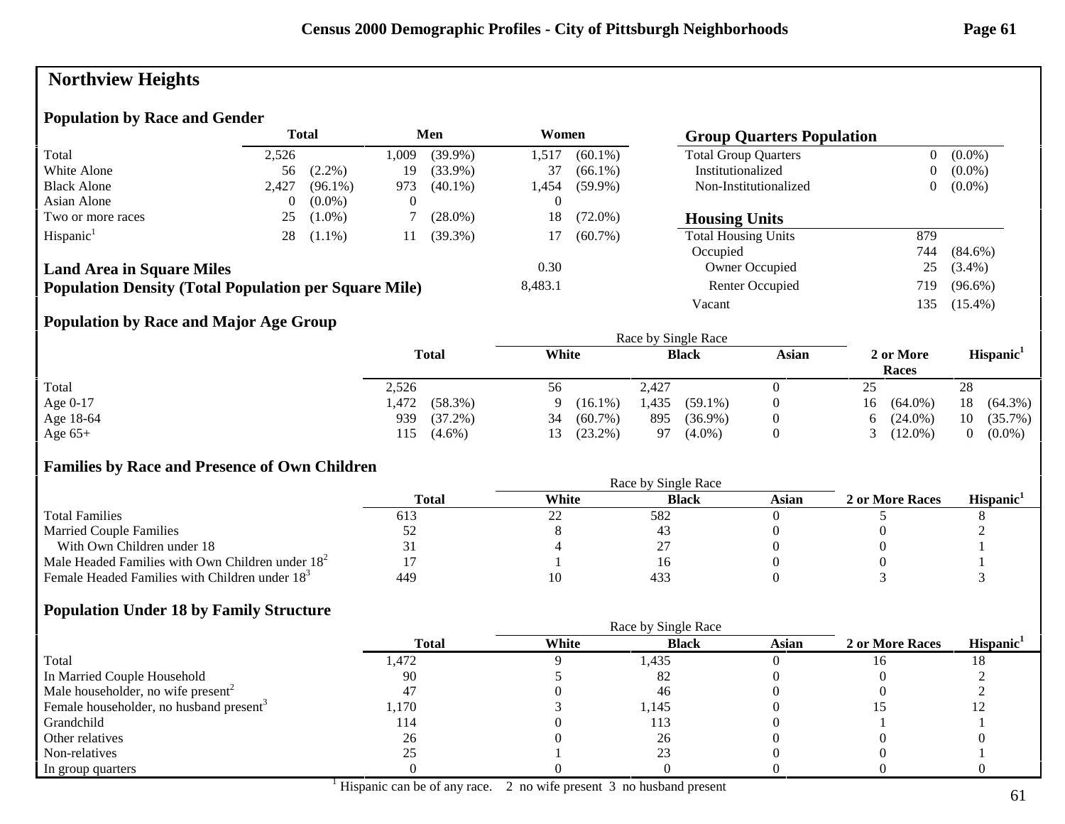# Northview Heights

## Population by Race and Gender

| | Total | | Men | | Women | |
|---|---|---|---|---|---|---|
| Total | 2,526 | | 1,009 | (39.9%) | 1,517 | (60.1%) |
| White Alone | 56 | (2.2%) | 19 | (33.9%) | 37 | (66.1%) |
| Black Alone | 2,427 | (96.1%) | 973 | (40.1%) | 1,454 | (59.9%) |
| Asian Alone | 0 | (0.0%) | 0 | | 0 | |
| Two or more races | 25 | (1.0%) | 7 | (28.0%) | 18 | (72.0%) |
| Hispanic[1] | 28 | (1.1%) | 11 | (39.3%) | 17 | (60.7%) |

**Land Area in Square Miles** 0.30

**Population Density (Total Population per Square Mile)** 8,483.1

## Group Quarters Population

| | | |
|---|---|---|
| Total Group Quarters | 0 | (0.0%) |
| Institutionalized | 0 | (0.0%) |
| Non-Institutionalized | 0 | (0.0%) |

## Housing Units

| | | |
|---|---|---|
| Total Housing Units | 879 | |
| Occupied | 744 | (84.6%) |
| Owner Occupied | 25 | (3.4%) |
| Renter Occupied | 719 | (96.6%) |
| Vacant | 135 | (15.4%) |

## Population by Race and Major Age Group

| | Total | | Race by Single Race: White | | Black | | Asian | 2 or More Races | | Hispanic[1] | |
|---|---|---|---|---|---|---|---|---|---|---|---|
| Total | 2,526 | | 56 | | 2,427 | | 0 | 25 | | 28 | |
| Age 0-17 | 1,472 | (58.3%) | 9 | (16.1%) | 1,435 | (59.1%) | 0 | 16 | (64.0%) | 18 | (64.3%) |
| Age 18-64 | 939 | (37.2%) | 34 | (60.7%) | 895 | (36.9%) | 0 | 6 | (24.0%) | 10 | (35.7%) |
| Age 65+ | 115 | (4.6%) | 13 | (23.2%) | 97 | (4.0%) | 0 | 3 | (12.0%) | 0 | (0.0%) |

## Families by Race and Presence of Own Children

| | Total | Race by Single Race: White | Black | Asian | 2 or More Races | Hispanic[1] |
|---|---|---|---|---|---|---|
| Total Families | 613 | 22 | 582 | 0 | 5 | 8 |
| Married Couple Families | 52 | 8 | 43 | 0 | 0 | 2 |
| With Own Children under 18 | 31 | 4 | 27 | 0 | 0 | 1 |
| Male Headed Families with Own Children under 18[2] | 17 | 1 | 16 | 0 | 0 | 1 |
| Female Headed Families with Children under 18[3] | 449 | 10 | 433 | 0 | 3 | 3 |

## Population Under 18 by Family Structure

| | Total | Race by Single Race: White | Black | Asian | 2 or More Races | Hispanic[1] |
|---|---|---|---|---|---|---|
| Total | 1,472 | 9 | 1,435 | 0 | 16 | 18 |
| In Married Couple Household | 90 | 5 | 82 | 0 | 0 | 2 |
| Male householder, no wife present[2] | 47 | 0 | 46 | 0 | 0 | 2 |
| Female householder, no husband present[3] | 1,170 | 3 | 1,145 | 0 | 15 | 12 |
| Grandchild | 114 | 0 | 113 | 0 | 1 | 1 |
| Other relatives | 26 | 0 | 26 | 0 | 0 | 0 |
| Non-relatives | 25 | 1 | 23 | 0 | 0 | 1 |
| In group quarters | 0 | 0 | 0 | 0 | 0 | 0 |

[1] Hispanic can be of any race. 2 no wife present 3 no husband present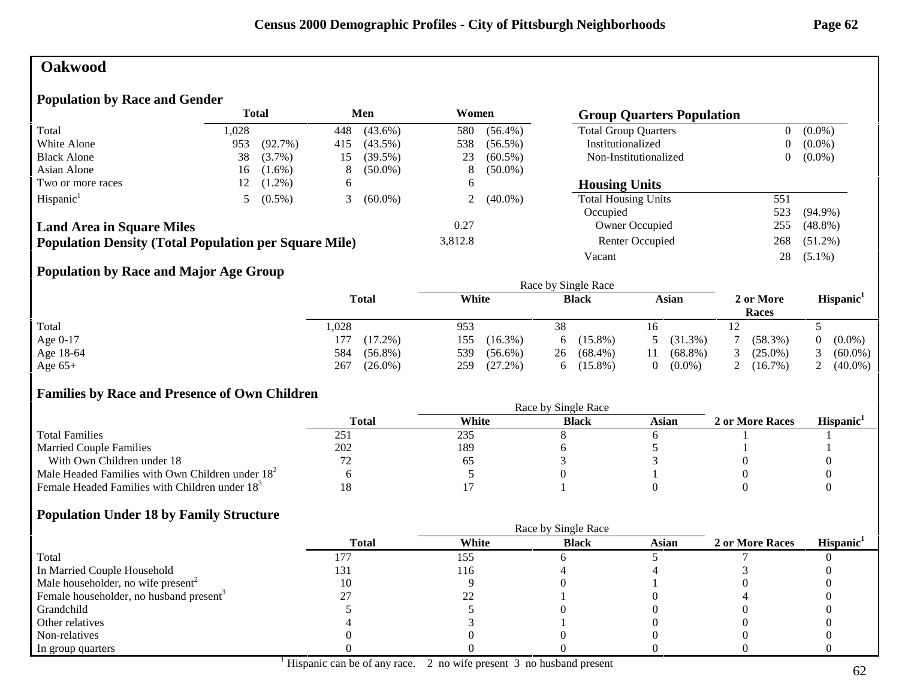# Oakwood

## Population by Race and Gender

| | Total | | Men | | Women | |
|---|---|---|---|---|---|---|
| Total | 1,028 | | 448 | (43.6%) | 580 | (56.4%) |
| White Alone | 953 | (92.7%) | 415 | (43.5%) | 538 | (56.5%) |
| Black Alone | 38 | (3.7%) | 15 | (39.5%) | 23 | (60.5%) |
| Asian Alone | 16 | (1.6%) | 8 | (50.0%) | 8 | (50.0%) |
| Two or more races | 12 | (1.2%) | 6 | | 6 | |
| Hispanic[1] | 5 | (0.5%) | 3 | (60.0%) | 2 | (40.0%) |

**Land Area in Square Miles** 0.27

**Population Density (Total Population per Square Mile)** 3,812.8

## Group Quarters Population

| | | |
|---|---|---|
| Total Group Quarters | 0 | (0.0%) |
| Institutionalized | 0 | (0.0%) |
| Non-Institutionalized | 0 | (0.0%) |

## Housing Units

| | | |
|---|---|---|
| Total Housing Units | 551 | |
| Occupied | 523 | (94.9%) |
| Owner Occupied | 255 | (48.8%) |
| Renter Occupied | 268 | (51.2%) |
| Vacant | 28 | (5.1%) |

## Population by Race and Major Age Group

| | Total | | Race by Single Race: White | | Black | | Asian | | 2 or More Races | | Hispanic[1] | |
|---|---|---|---|---|---|---|---|---|---|---|---|---|
| Total | 1,028 | | 953 | | 38 | | 16 | | 12 | | 5 | |
| Age 0-17 | 177 | (17.2%) | 155 | (16.3%) | 6 | (15.8%) | 5 | (31.3%) | 7 | (58.3%) | 0 | (0.0%) |
| Age 18-64 | 584 | (56.8%) | 539 | (56.6%) | 26 | (68.4%) | 11 | (68.8%) | 3 | (25.0%) | 3 | (60.0%) |
| Age 65+ | 267 | (26.0%) | 259 | (27.2%) | 6 | (15.8%) | 0 | (0.0%) | 2 | (16.7%) | 2 | (40.0%) |

## Families by Race and Presence of Own Children

| | Total | Race by Single Race: White | Black | Asian | 2 or More Races | Hispanic[1] |
|---|---|---|---|---|---|---|
| Total Families | 251 | 235 | 8 | 6 | 1 | 1 |
| Married Couple Families | 202 | 189 | 6 | 5 | 1 | 1 |
| With Own Children under 18 | 72 | 65 | 3 | 3 | 0 | 0 |
| Male Headed Families with Own Children under 18[2] | 6 | 5 | 0 | 1 | 0 | 0 |
| Female Headed Families with Children under 18[3] | 18 | 17 | 1 | 0 | 0 | 0 |

## Population Under 18 by Family Structure

| | Total | Race by Single Race: White | Black | Asian | 2 or More Races | Hispanic[1] |
|---|---|---|---|---|---|---|
| Total | 177 | 155 | 6 | 5 | 7 | 0 |
| In Married Couple Household | 131 | 116 | 4 | 4 | 3 | 0 |
| Male householder, no wife present[2] | 10 | 9 | 0 | 1 | 0 | 0 |
| Female householder, no husband present[3] | 27 | 22 | 1 | 0 | 4 | 0 |
| Grandchild | 5 | 5 | 0 | 0 | 0 | 0 |
| Other relatives | 4 | 3 | 1 | 0 | 0 | 0 |
| Non-relatives | 0 | 0 | 0 | 0 | 0 | 0 |
| In group quarters | 0 | 0 | 0 | 0 | 0 | 0 |

[1] Hispanic can be of any race. 2 no wife present 3 no husband present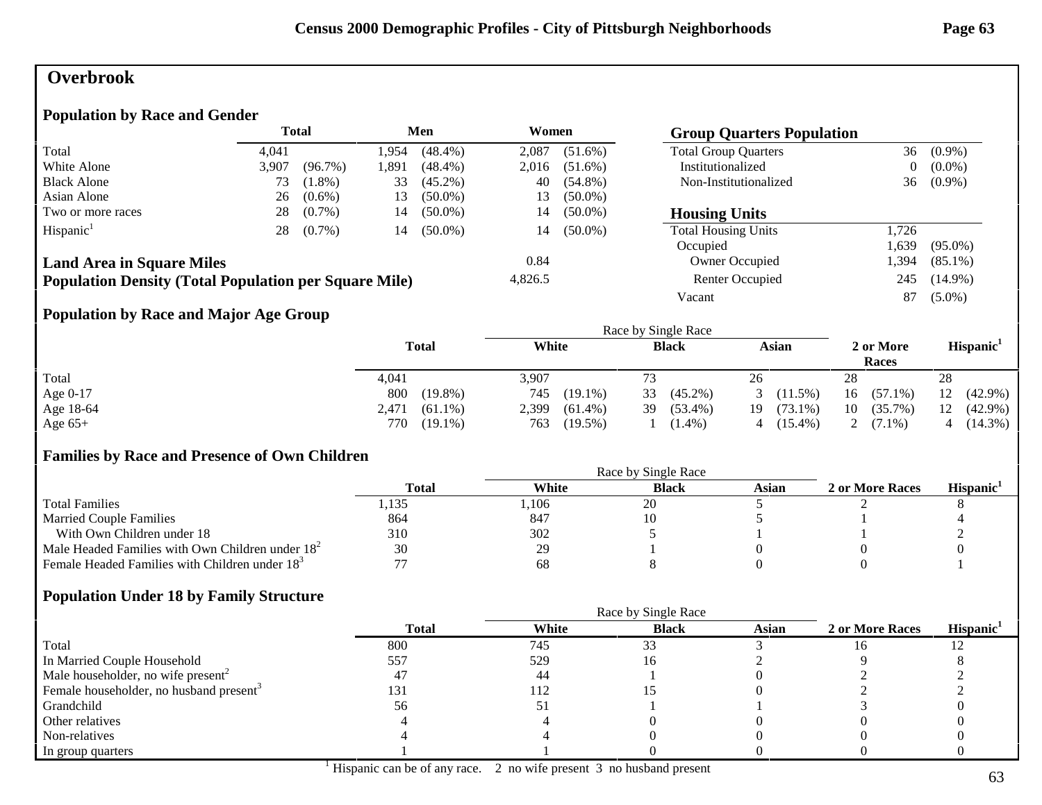# Overbrook

## Population by Race and Gender

| | Total | | Men | | Women | |
|---|---|---|---|---|---|---|
| Total | 4,041 | | 1,954 | (48.4%) | 2,087 | (51.6%) |
| White Alone | 3,907 | (96.7%) | 1,891 | (48.4%) | 2,016 | (51.6%) |
| Black Alone | 73 | (1.8%) | 33 | (45.2%) | 40 | (54.8%) |
| Asian Alone | 26 | (0.6%) | 13 | (50.0%) | 13 | (50.0%) |
| Two or more races | 28 | (0.7%) | 14 | (50.0%) | 14 | (50.0%) |
| Hispanic[1] | 28 | (0.7%) | 14 | (50.0%) | 14 | (50.0%) |

| | |
|---|---|
| **Land Area in Square Miles** | 0.84 |
| **Population Density (Total Population per Square Mile)** | 4,826.5 |

## Group Quarters Population

| | | |
|---|---|---|
| Total Group Quarters | 36 | (0.9%) |
| Institutionalized | 0 | (0.0%) |
| Non-Institutionalized | 36 | (0.9%) |

## Housing Units

| | | |
|---|---|---|
| Total Housing Units | 1,726 | |
| Occupied | 1,639 | (95.0%) |
| Owner Occupied | 1,394 | (85.1%) |
| Renter Occupied | 245 | (14.9%) |
| Vacant | 87 | (5.0%) |

## Population by Race and Major Age Group

| | Total | | Race by Single Race: White | | Black | | Asian | | 2 or More Races | | Hispanic[1] | |
|---|---|---|---|---|---|---|---|---|---|---|---|---|
| Total | 4,041 | | 3,907 | | 73 | | 26 | | 28 | | 28 | |
| Age 0-17 | 800 | (19.8%) | 745 | (19.1%) | 33 | (45.2%) | 3 | (11.5%) | 16 | (57.1%) | 12 | (42.9%) |
| Age 18-64 | 2,471 | (61.1%) | 2,399 | (61.4%) | 39 | (53.4%) | 19 | (73.1%) | 10 | (35.7%) | 12 | (42.9%) |
| Age 65+ | 770 | (19.1%) | 763 | (19.5%) | 1 | (1.4%) | 4 | (15.4%) | 2 | (7.1%) | 4 | (14.3%) |

## Families by Race and Presence of Own Children

| | Total | Race by Single Race: White | Black | Asian | 2 or More Races | Hispanic[1] |
|---|---|---|---|---|---|---|
| Total Families | 1,135 | 1,106 | 20 | 5 | 2 | 8 |
| Married Couple Families | 864 | 847 | 10 | 5 | 1 | 4 |
| With Own Children under 18 | 310 | 302 | 5 | 1 | 1 | 2 |
| Male Headed Families with Own Children under 18[2] | 30 | 29 | 1 | 0 | 0 | 0 |
| Female Headed Families with Children under 18[3] | 77 | 68 | 8 | 0 | 0 | 1 |

## Population Under 18 by Family Structure

| | Total | Race by Single Race: White | Black | Asian | 2 or More Races | Hispanic[1] |
|---|---|---|---|---|---|---|
| Total | 800 | 745 | 33 | 3 | 16 | 12 |
| In Married Couple Household | 557 | 529 | 16 | 2 | 9 | 8 |
| Male householder, no wife present[2] | 47 | 44 | 1 | 0 | 2 | 2 |
| Female householder, no husband present[3] | 131 | 112 | 15 | 0 | 2 | 2 |
| Grandchild | 56 | 51 | 1 | 1 | 3 | 0 |
| Other relatives | 4 | 4 | 0 | 0 | 0 | 0 |
| Non-relatives | 4 | 4 | 0 | 0 | 0 | 0 |
| In group quarters | 1 | 1 | 0 | 0 | 0 | 0 |

[1] Hispanic can be of any race. 2 no wife present 3 no husband present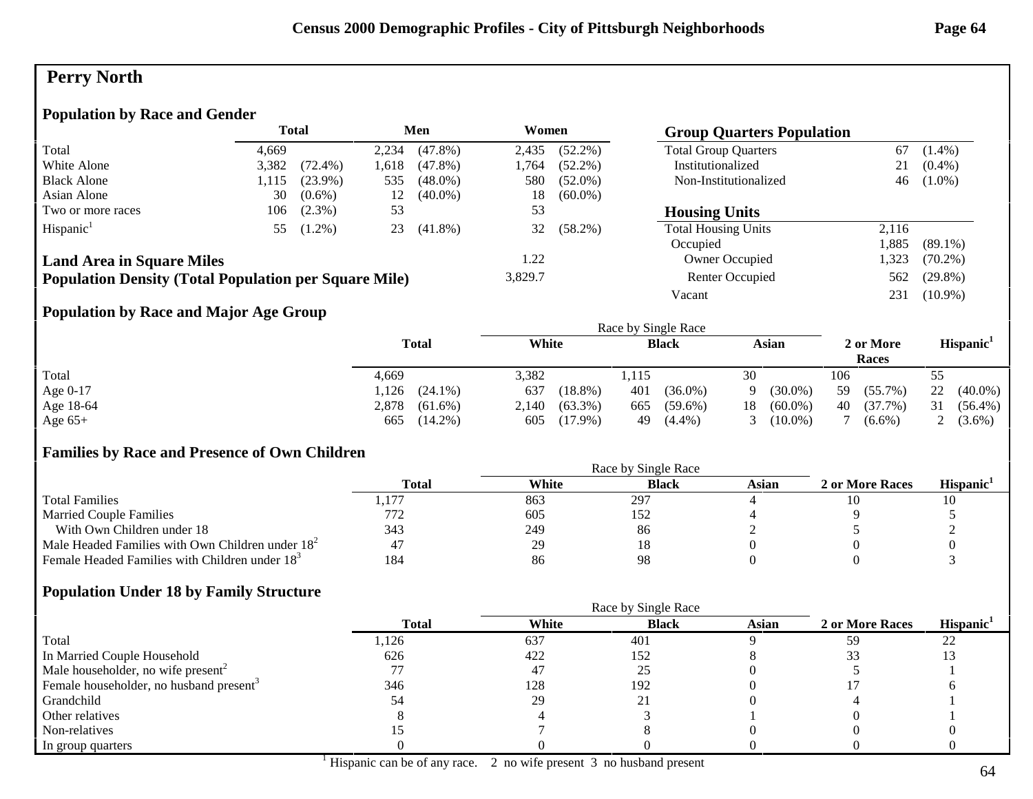# Perry North

## Population by Race and Gender

| | Total | | Men | | Women | |
|---|---|---|---|---|---|---|
| Total | 4,669 | | 2,234 | (47.8%) | 2,435 | (52.2%) |
| White Alone | 3,382 | (72.4%) | 1,618 | (47.8%) | 1,764 | (52.2%) |
| Black Alone | 1,115 | (23.9%) | 535 | (48.0%) | 580 | (52.0%) |
| Asian Alone | 30 | (0.6%) | 12 | (40.0%) | 18 | (60.0%) |
| Two or more races | 106 | (2.3%) | 53 | | 53 | |
| Hispanic[1] | 55 | (1.2%) | 23 | (41.8%) | 32 | (58.2%) |

**Land Area in Square Miles**: 1.22

**Population Density (Total Population per Square Mile)**: 3,829.7

## Group Quarters Population

| | | |
|---|---|---|
| Total Group Quarters | 67 | (1.4%) |
| Institutionalized | 21 | (0.4%) |
| Non-Institutionalized | 46 | (1.0%) |

## Housing Units

| | | |
|---|---|---|
| Total Housing Units | 2,116 | |
| Occupied | 1,885 | (89.1%) |
| Owner Occupied | 1,323 | (70.2%) |
| Renter Occupied | 562 | (29.8%) |
| Vacant | 231 | (10.9%) |

## Population by Race and Major Age Group

| | Total | | Race by Single Race: White | | Black | | Asian | | 2 or More Races | | Hispanic[1] | |
|---|---|---|---|---|---|---|---|---|---|---|---|---|
| Total | 4,669 | | 3,382 | | 1,115 | | 30 | | 106 | | 55 | |
| Age 0-17 | 1,126 | (24.1%) | 637 | (18.8%) | 401 | (36.0%) | 9 | (30.0%) | 59 | (55.7%) | 22 | (40.0%) |
| Age 18-64 | 2,878 | (61.6%) | 2,140 | (63.3%) | 665 | (59.6%) | 18 | (60.0%) | 40 | (37.7%) | 31 | (56.4%) |
| Age 65+ | 665 | (14.2%) | 605 | (17.9%) | 49 | (4.4%) | 3 | (10.0%) | 7 | (6.6%) | 2 | (3.6%) |

## Families by Race and Presence of Own Children

| | Total | Race by Single Race: White | Black | Asian | 2 or More Races | Hispanic[1] |
|---|---|---|---|---|---|---|
| Total Families | 1,177 | 863 | 297 | 4 | 10 | 10 |
| Married Couple Families | 772 | 605 | 152 | 4 | 9 | 5 |
| With Own Children under 18 | 343 | 249 | 86 | 2 | 5 | 2 |
| Male Headed Families with Own Children under 18[2] | 47 | 29 | 18 | 0 | 0 | 0 |
| Female Headed Families with Children under 18[3] | 184 | 86 | 98 | 0 | 0 | 3 |

## Population Under 18 by Family Structure

| | Total | Race by Single Race: White | Black | Asian | 2 or More Races | Hispanic[1] |
|---|---|---|---|---|---|---|
| Total | 1,126 | 637 | 401 | 9 | 59 | 22 |
| In Married Couple Household | 626 | 422 | 152 | 8 | 33 | 13 |
| Male householder, no wife present[2] | 77 | 47 | 25 | 0 | 5 | 1 |
| Female householder, no husband present[3] | 346 | 128 | 192 | 0 | 17 | 6 |
| Grandchild | 54 | 29 | 21 | 0 | 4 | 1 |
| Other relatives | 8 | 4 | 3 | 1 | 0 | 1 |
| Non-relatives | 15 | 7 | 8 | 0 | 0 | 0 |
| In group quarters | 0 | 0 | 0 | 0 | 0 | 0 |

[1] Hispanic can be of any race. 2 no wife present 3 no husband present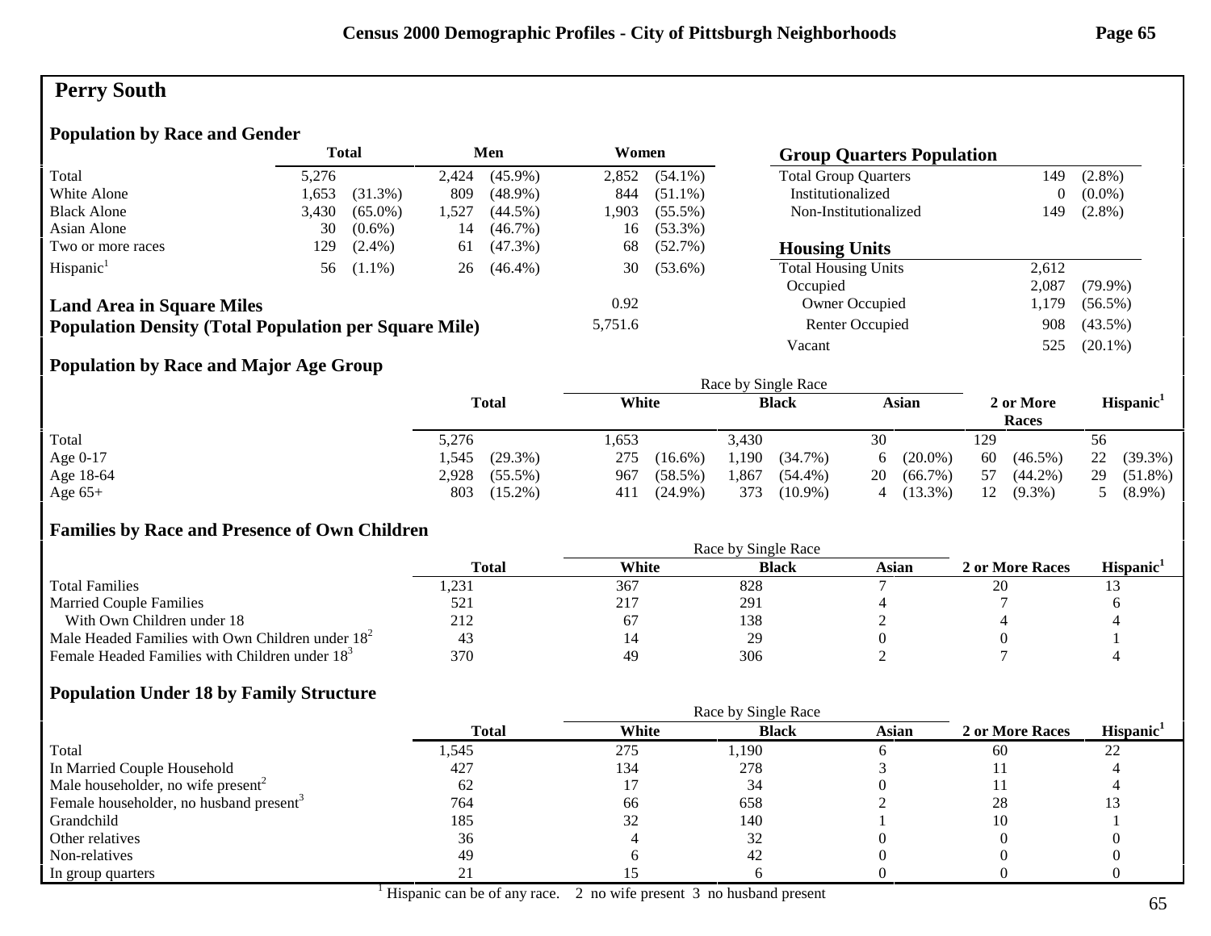# Perry South

## Population by Race and Gender

| | Total | | Men | | Women | |
|---|---|---|---|---|---|---|
| Total | 5,276 | | 2,424 | (45.9%) | 2,852 | (54.1%) |
| White Alone | 1,653 | (31.3%) | 809 | (48.9%) | 844 | (51.1%) |
| Black Alone | 3,430 | (65.0%) | 1,527 | (44.5%) | 1,903 | (55.5%) |
| Asian Alone | 30 | (0.6%) | 14 | (46.7%) | 16 | (53.3%) |
| Two or more races | 129 | (2.4%) | 61 | (47.3%) | 68 | (52.7%) |
| Hispanic[1] | 56 | (1.1%) | 26 | (46.4%) | 30 | (53.6%) |

**Land Area in Square Miles**: 0.92

**Population Density (Total Population per Square Mile)**: 5,751.6

## Group Quarters Population

| | | |
|---|---|---|
| Total Group Quarters | 149 | (2.8%) |
| Institutionalized | 0 | (0.0%) |
| Non-Institutionalized | 149 | (2.8%) |

## Housing Units

| | | |
|---|---|---|
| Total Housing Units | 2,612 | |
| Occupied | 2,087 | (79.9%) |
| Owner Occupied | 1,179 | (56.5%) |
| Renter Occupied | 908 | (43.5%) |
| Vacant | 525 | (20.1%) |

## Population by Race and Major Age Group

| | Total | | Race by Single Race: White | | Black | | Asian | | 2 or More Races | | Hispanic[1] | |
|---|---|---|---|---|---|---|---|---|---|---|---|---|
| Total | 5,276 | | 1,653 | | 3,430 | | 30 | | 129 | | 56 | |
| Age 0-17 | 1,545 | (29.3%) | 275 | (16.6%) | 1,190 | (34.7%) | 6 | (20.0%) | 60 | (46.5%) | 22 | (39.3%) |
| Age 18-64 | 2,928 | (55.5%) | 967 | (58.5%) | 1,867 | (54.4%) | 20 | (66.7%) | 57 | (44.2%) | 29 | (51.8%) |
| Age 65+ | 803 | (15.2%) | 411 | (24.9%) | 373 | (10.9%) | 4 | (13.3%) | 12 | (9.3%) | 5 | (8.9%) |

## Families by Race and Presence of Own Children

| | Total | Race by Single Race: White | Black | Asian | 2 or More Races | Hispanic[1] |
|---|---|---|---|---|---|---|
| Total Families | 1,231 | 367 | 828 | 7 | 20 | 13 |
| Married Couple Families | 521 | 217 | 291 | 4 | 7 | 6 |
| With Own Children under 18 | 212 | 67 | 138 | 2 | 4 | 4 |
| Male Headed Families with Own Children under 18[2] | 43 | 14 | 29 | 0 | 0 | 1 |
| Female Headed Families with Children under 18[3] | 370 | 49 | 306 | 2 | 7 | 4 |

## Population Under 18 by Family Structure

| | Total | Race by Single Race: White | Black | Asian | 2 or More Races | Hispanic[1] |
|---|---|---|---|---|---|---|
| Total | 1,545 | 275 | 1,190 | 6 | 60 | 22 |
| In Married Couple Household | 427 | 134 | 278 | 3 | 11 | 4 |
| Male householder, no wife present[2] | 62 | 17 | 34 | 0 | 11 | 4 |
| Female householder, no husband present[3] | 764 | 66 | 658 | 2 | 28 | 13 |
| Grandchild | 185 | 32 | 140 | 1 | 10 | 1 |
| Other relatives | 36 | 4 | 32 | 0 | 0 | 0 |
| Non-relatives | 49 | 6 | 42 | 0 | 0 | 0 |
| In group quarters | 21 | 15 | 6 | 0 | 0 | 0 |

[1] Hispanic can be of any race. 2 no wife present 3 no husband present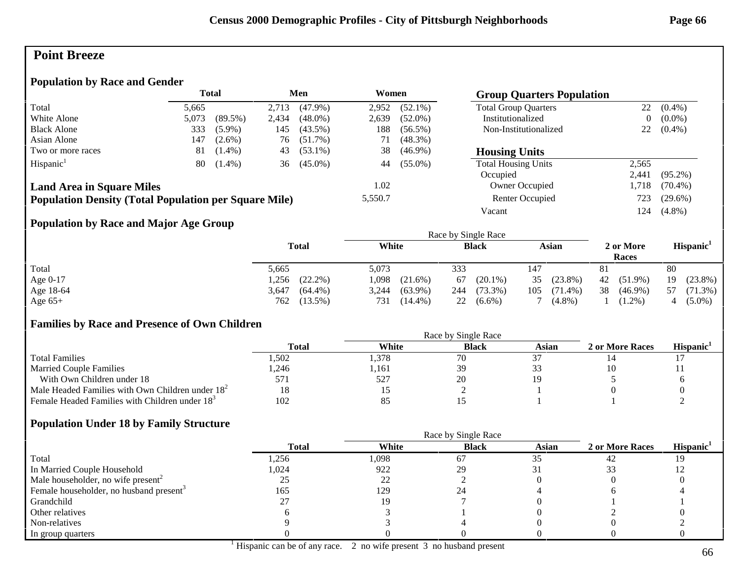## Point Breeze

### Population by Race and Gender

| | Total | | Men | | Women | |
|---|---|---|---|---|---|---|
| Total | 5,665 | | 2,713 | (47.9%) | 2,952 | (52.1%) |
| White Alone | 5,073 | (89.5%) | 2,434 | (48.0%) | 2,639 | (52.0%) |
| Black Alone | 333 | (5.9%) | 145 | (43.5%) | 188 | (56.5%) |
| Asian Alone | 147 | (2.6%) | 76 | (51.7%) | 71 | (48.3%) |
| Two or more races | 81 | (1.4%) | 43 | (53.1%) | 38 | (46.9%) |
| Hispanic[1] | 80 | (1.4%) | 36 | (45.0%) | 44 | (55.0%) |

**Land Area in Square Miles** 1.02

**Population Density (Total Population per Square Mile)** 5,550.7

### Group Quarters Population

| | | |
|---|---|---|
| Total Group Quarters | 22 | (0.4%) |
| Institutionalized | 0 | (0.0%) |
| Non-Institutionalized | 22 | (0.4%) |

### Housing Units

| | | |
|---|---|---|
| Total Housing Units | 2,565 | |
| Occupied | 2,441 | (95.2%) |
| Owner Occupied | 1,718 | (70.4%) |
| Renter Occupied | 723 | (29.6%) |
| Vacant | 124 | (4.8%) |

### Population by Race and Major Age Group

| | Total | | Race by Single Race: White | | Black | | Asian | | 2 or More Races | | Hispanic[1] | |
|---|---|---|---|---|---|---|---|---|---|---|---|---|
| Total | 5,665 | | 5,073 | | 333 | | 147 | | 81 | | 80 | |
| Age 0-17 | 1,256 | (22.2%) | 1,098 | (21.6%) | 67 | (20.1%) | 35 | (23.8%) | 42 | (51.9%) | 19 | (23.8%) |
| Age 18-64 | 3,647 | (64.4%) | 3,244 | (63.9%) | 244 | (73.3%) | 105 | (71.4%) | 38 | (46.9%) | 57 | (71.3%) |
| Age 65+ | 762 | (13.5%) | 731 | (14.4%) | 22 | (6.6%) | 7 | (4.8%) | 1 | (1.2%) | 4 | (5.0%) |

### Families by Race and Presence of Own Children

| | Total | Race by Single Race: White | Black | Asian | 2 or More Races | Hispanic[1] |
|---|---|---|---|---|---|---|
| Total Families | 1,502 | 1,378 | 70 | 37 | 14 | 17 |
| Married Couple Families | 1,246 | 1,161 | 39 | 33 | 10 | 11 |
| With Own Children under 18 | 571 | 527 | 20 | 19 | 5 | 6 |
| Male Headed Families with Own Children under 18[2] | 18 | 15 | 2 | 1 | 0 | 0 |
| Female Headed Families with Children under 18[3] | 102 | 85 | 15 | 1 | 1 | 2 |

### Population Under 18 by Family Structure

| | Total | Race by Single Race: White | Black | Asian | 2 or More Races | Hispanic[1] |
|---|---|---|---|---|---|---|
| Total | 1,256 | 1,098 | 67 | 35 | 42 | 19 |
| In Married Couple Household | 1,024 | 922 | 29 | 31 | 33 | 12 |
| Male householder, no wife present[2] | 25 | 22 | 2 | 0 | 0 | 0 |
| Female householder, no husband present[3] | 165 | 129 | 24 | 4 | 6 | 4 |
| Grandchild | 27 | 19 | 7 | 0 | 1 | 1 |
| Other relatives | 6 | 3 | 1 | 0 | 2 | 0 |
| Non-relatives | 9 | 3 | 4 | 0 | 0 | 2 |
| In group quarters | 0 | 0 | 0 | 0 | 0 | 0 |

[1] Hispanic can be of any race. 2 no wife present 3 no husband present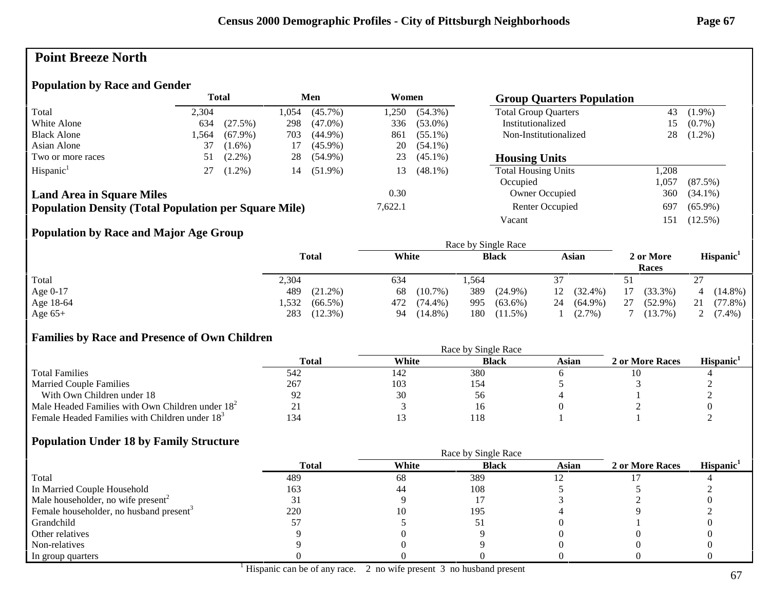# Point Breeze North

## Population by Race and Gender

| | Total | | Men | | Women | |
|---|---|---|---|---|---|---|
| Total | 2,304 | | 1,054 | (45.7%) | 1,250 | (54.3%) |
| White Alone | 634 | (27.5%) | 298 | (47.0%) | 336 | (53.0%) |
| Black Alone | 1,564 | (67.9%) | 703 | (44.9%) | 861 | (55.1%) |
| Asian Alone | 37 | (1.6%) | 17 | (45.9%) | 20 | (54.1%) |
| Two or more races | 51 | (2.2%) | 28 | (54.9%) | 23 | (45.1%) |
| Hispanic[1] | 27 | (1.2%) | 14 | (51.9%) | 13 | (48.1%) |

**Land Area in Square Miles** 0.30

**Population Density (Total Population per Square Mile)** 7,622.1

## Group Quarters Population

| | | |
|---|---|---|
| Total Group Quarters | 43 | (1.9%) |
| Institutionalized | 15 | (0.7%) |
| Non-Institutionalized | 28 | (1.2%) |

## Housing Units

| | | |
|---|---|---|
| Total Housing Units | 1,208 | |
| Occupied | 1,057 | (87.5%) |
| Owner Occupied | 360 | (34.1%) |
| Renter Occupied | 697 | (65.9%) |
| Vacant | 151 | (12.5%) |

## Population by Race and Major Age Group

| | Total | | Race by Single Race: White | | Black | | Asian | | 2 or More Races | | Hispanic[1] | |
|---|---|---|---|---|---|---|---|---|---|---|---|---|
| Total | 2,304 | | 634 | | 1,564 | | 37 | | 51 | | 27 | |
| Age 0-17 | 489 | (21.2%) | 68 | (10.7%) | 389 | (24.9%) | 12 | (32.4%) | 17 | (33.3%) | 4 | (14.8%) |
| Age 18-64 | 1,532 | (66.5%) | 472 | (74.4%) | 995 | (63.6%) | 24 | (64.9%) | 27 | (52.9%) | 21 | (77.8%) |
| Age 65+ | 283 | (12.3%) | 94 | (14.8%) | 180 | (11.5%) | 1 | (2.7%) | 7 | (13.7%) | 2 | (7.4%) |

## Families by Race and Presence of Own Children

| | Total | Race by Single Race: White | Black | Asian | 2 or More Races | Hispanic[1] |
|---|---|---|---|---|---|---|
| Total Families | 542 | 142 | 380 | 6 | 10 | 4 |
| Married Couple Families | 267 | 103 | 154 | 5 | 3 | 2 |
| With Own Children under 18 | 92 | 30 | 56 | 4 | 1 | 2 |
| Male Headed Families with Own Children under 18[2] | 21 | 3 | 16 | 0 | 2 | 0 |
| Female Headed Families with Children under 18[3] | 134 | 13 | 118 | 1 | 1 | 2 |

## Population Under 18 by Family Structure

| | Total | Race by Single Race: White | Black | Asian | 2 or More Races | Hispanic[1] |
|---|---|---|---|---|---|---|
| Total | 489 | 68 | 389 | 12 | 17 | 4 |
| In Married Couple Household | 163 | 44 | 108 | 5 | 5 | 2 |
| Male householder, no wife present[2] | 31 | 9 | 17 | 3 | 2 | 0 |
| Female householder, no husband present[3] | 220 | 10 | 195 | 4 | 9 | 2 |
| Grandchild | 57 | 5 | 51 | 0 | 1 | 0 |
| Other relatives | 9 | 0 | 9 | 0 | 0 | 0 |
| Non-relatives | 9 | 0 | 9 | 0 | 0 | 0 |
| In group quarters | 0 | 0 | 0 | 0 | 0 | 0 |

[1] Hispanic can be of any race. 2 no wife present 3 no husband present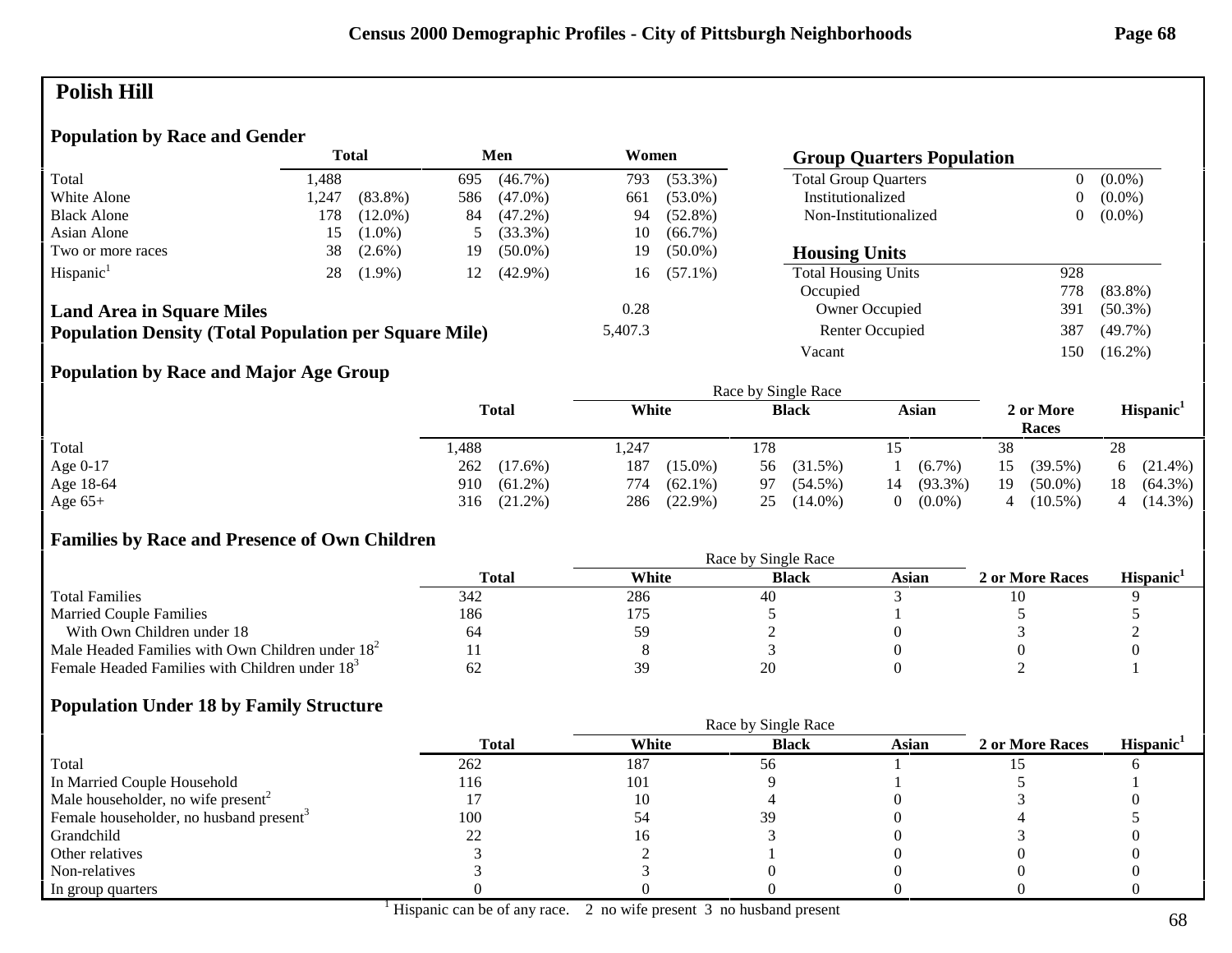# Polish Hill

## Population by Race and Gender

| | Total | | Men | | Women | |
|---|---|---|---|---|---|---|
| Total | 1,488 | | 695 | (46.7%) | 793 | (53.3%) |
| White Alone | 1,247 | (83.8%) | 586 | (47.0%) | 661 | (53.0%) |
| Black Alone | 178 | (12.0%) | 84 | (47.2%) | 94 | (52.8%) |
| Asian Alone | 15 | (1.0%) | 5 | (33.3%) | 10 | (66.7%) |
| Two or more races | 38 | (2.6%) | 19 | (50.0%) | 19 | (50.0%) |
| Hispanic[1] | 28 | (1.9%) | 12 | (42.9%) | 16 | (57.1%) |

**Land Area in Square Miles**: 0.28

**Population Density (Total Population per Square Mile)**: 5,407.3

## Group Quarters Population

| | | |
|---|---|---|
| Total Group Quarters | 0 | (0.0%) |
| Institutionalized | 0 | (0.0%) |
| Non-Institutionalized | 0 | (0.0%) |

## Housing Units

| | | |
|---|---|---|
| Total Housing Units | 928 | |
| Occupied | 778 | (83.8%) |
| Owner Occupied | 391 | (50.3%) |
| Renter Occupied | 387 | (49.7%) |
| Vacant | 150 | (16.2%) |

## Population by Race and Major Age Group

| | Total | | Race by Single Race: White | | Black | | Asian | | 2 or More Races | | Hispanic[1] | |
|---|---|---|---|---|---|---|---|---|---|---|---|---|
| Total | 1,488 | | 1,247 | | 178 | | 15 | | 38 | | 28 | |
| Age 0-17 | 262 | (17.6%) | 187 | (15.0%) | 56 | (31.5%) | 1 | (6.7%) | 15 | (39.5%) | 6 | (21.4%) |
| Age 18-64 | 910 | (61.2%) | 774 | (62.1%) | 97 | (54.5%) | 14 | (93.3%) | 19 | (50.0%) | 18 | (64.3%) |
| Age 65+ | 316 | (21.2%) | 286 | (22.9%) | 25 | (14.0%) | 0 | (0.0%) | 4 | (10.5%) | 4 | (14.3%) |

## Families by Race and Presence of Own Children

| | Total | Race by Single Race: White | Black | Asian | 2 or More Races | Hispanic[1] |
|---|---|---|---|---|---|---|
| Total Families | 342 | 286 | 40 | 3 | 10 | 9 |
| Married Couple Families | 186 | 175 | 5 | 1 | 5 | 5 |
| With Own Children under 18 | 64 | 59 | 2 | 0 | 3 | 2 |
| Male Headed Families with Own Children under 18[2] | 11 | 8 | 3 | 0 | 0 | 0 |
| Female Headed Families with Children under 18[3] | 62 | 39 | 20 | 0 | 2 | 1 |

## Population Under 18 by Family Structure

| | Total | Race by Single Race: White | Black | Asian | 2 or More Races | Hispanic[1] |
|---|---|---|---|---|---|---|
| Total | 262 | 187 | 56 | 1 | 15 | 6 |
| In Married Couple Household | 116 | 101 | 9 | 1 | 5 | 1 |
| Male householder, no wife present[2] | 17 | 10 | 4 | 0 | 3 | 0 |
| Female householder, no husband present[3] | 100 | 54 | 39 | 0 | 4 | 5 |
| Grandchild | 22 | 16 | 3 | 0 | 3 | 0 |
| Other relatives | 3 | 2 | 1 | 0 | 0 | 0 |
| Non-relatives | 3 | 3 | 0 | 0 | 0 | 0 |
| In group quarters | 0 | 0 | 0 | 0 | 0 | 0 |

[1] Hispanic can be of any race. 2 no wife present 3 no husband present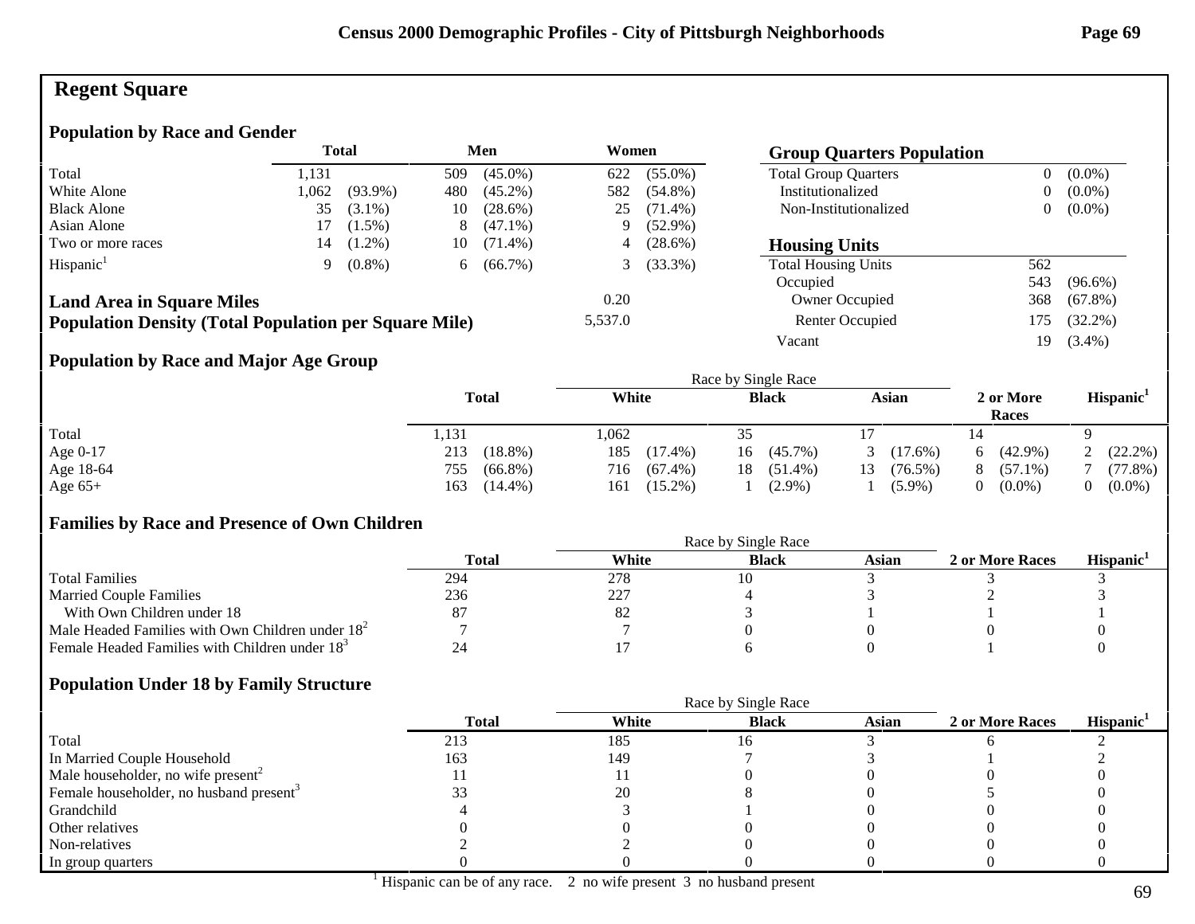## Regent Square

### Population by Race and Gender

| | Total | | Men | | Women | |
|---|---|---|---|---|---|---|
| Total | 1,131 | | 509 | (45.0%) | 622 | (55.0%) |
| White Alone | 1,062 | (93.9%) | 480 | (45.2%) | 582 | (54.8%) |
| Black Alone | 35 | (3.1%) | 10 | (28.6%) | 25 | (71.4%) |
| Asian Alone | 17 | (1.5%) | 8 | (47.1%) | 9 | (52.9%) |
| Two or more races | 14 | (1.2%) | 10 | (71.4%) | 4 | (28.6%) |
| Hispanic[1] | 9 | (0.8%) | 6 | (66.7%) | 3 | (33.3%) |

**Land Area in Square Miles** 0.20

**Population Density (Total Population per Square Mile)** 5,537.0

### Group Quarters Population

| | | |
|---|---|---|
| Total Group Quarters | 0 | (0.0%) |
| Institutionalized | 0 | (0.0%) |
| Non-Institutionalized | 0 | (0.0%) |

### Housing Units

| | | |
|---|---|---|
| Total Housing Units | 562 | |
| Occupied | 543 | (96.6%) |
| Owner Occupied | 368 | (67.8%) |
| Renter Occupied | 175 | (32.2%) |
| Vacant | 19 | (3.4%) |

### Population by Race and Major Age Group

| | Total | | Race by Single Race: White | | Black | | Asian | | 2 or More Races | | Hispanic[1] | |
|---|---|---|---|---|---|---|---|---|---|---|---|---|
| Total | 1,131 | | 1,062 | | 35 | | 17 | | 14 | | 9 | |
| Age 0-17 | 213 | (18.8%) | 185 | (17.4%) | 16 | (45.7%) | 3 | (17.6%) | 6 | (42.9%) | 2 | (22.2%) |
| Age 18-64 | 755 | (66.8%) | 716 | (67.4%) | 18 | (51.4%) | 13 | (76.5%) | 8 | (57.1%) | 7 | (77.8%) |
| Age 65+ | 163 | (14.4%) | 161 | (15.2%) | 1 | (2.9%) | 1 | (5.9%) | 0 | (0.0%) | 0 | (0.0%) |

### Families by Race and Presence of Own Children

| | Total | Race by Single Race: White | Black | Asian | 2 or More Races | Hispanic[1] |
|---|---|---|---|---|---|---|
| Total Families | 294 | 278 | 10 | 3 | 3 | 3 |
| Married Couple Families | 236 | 227 | 4 | 3 | 2 | 3 |
| With Own Children under 18 | 87 | 82 | 3 | 1 | 1 | 1 |
| Male Headed Families with Own Children under 18[2] | 7 | 7 | 0 | 0 | 0 | 0 |
| Female Headed Families with Children under 18[3] | 24 | 17 | 6 | 0 | 1 | 0 |

### Population Under 18 by Family Structure

| | Total | Race by Single Race: White | Black | Asian | 2 or More Races | Hispanic[1] |
|---|---|---|---|---|---|---|
| Total | 213 | 185 | 16 | 3 | 6 | 2 |
| In Married Couple Household | 163 | 149 | 7 | 3 | 1 | 2 |
| Male householder, no wife present[2] | 11 | 11 | 0 | 0 | 0 | 0 |
| Female householder, no husband present[3] | 33 | 20 | 8 | 0 | 5 | 0 |
| Grandchild | 4 | 3 | 1 | 0 | 0 | 0 |
| Other relatives | 0 | 0 | 0 | 0 | 0 | 0 |
| Non-relatives | 2 | 2 | 0 | 0 | 0 | 0 |
| In group quarters | 0 | 0 | 0 | 0 | 0 | 0 |

[1] Hispanic can be of any race. 2 no wife present 3 no husband present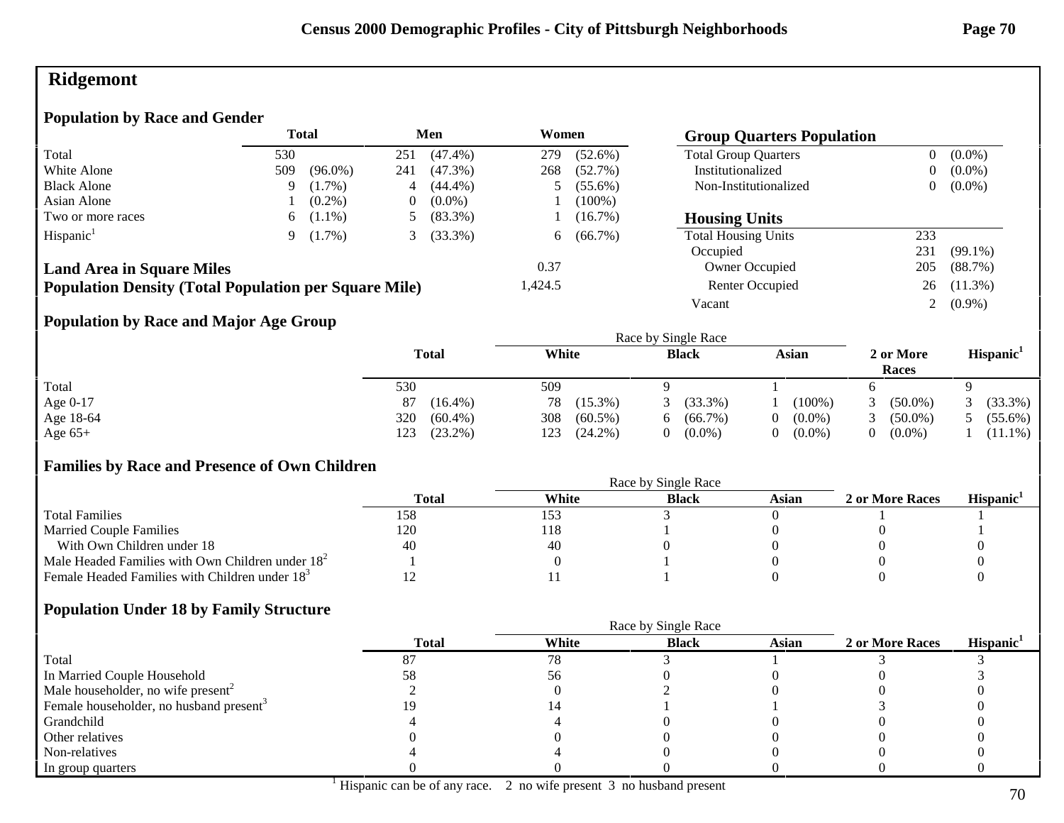# Ridgemont

## Population by Race and Gender

| | Total | | Men | | Women | |
|---|---|---|---|---|---|---|
| Total | 530 | | 251 | (47.4%) | 279 | (52.6%) |
| White Alone | 509 | (96.0%) | 241 | (47.3%) | 268 | (52.7%) |
| Black Alone | 9 | (1.7%) | 4 | (44.4%) | 5 | (55.6%) |
| Asian Alone | 1 | (0.2%) | 0 | (0.0%) | 1 | (100%) |
| Two or more races | 6 | (1.1%) | 5 | (83.3%) | 1 | (16.7%) |
| Hispanic[1] | 9 | (1.7%) | 3 | (33.3%) | 6 | (66.7%) |

**Land Area in Square Miles**: 0.37

**Population Density (Total Population per Square Mile)**: 1,424.5

## Group Quarters Population

| | | |
|---|---|---|
| Total Group Quarters | 0 | (0.0%) |
| Institutionalized | 0 | (0.0%) |
| Non-Institutionalized | 0 | (0.0%) |

## Housing Units

| | | |
|---|---|---|
| Total Housing Units | 233 | |
| Occupied | 231 | (99.1%) |
| Owner Occupied | 205 | (88.7%) |
| Renter Occupied | 26 | (11.3%) |
| Vacant | 2 | (0.9%) |

## Population by Race and Major Age Group

| | Total | | Race by Single Race: White | | Black | | Asian | | 2 or More Races | | Hispanic[1] | |
|---|---|---|---|---|---|---|---|---|---|---|---|---|
| Total | 530 | | 509 | | 9 | | 1 | | 6 | | 9 | |
| Age 0-17 | 87 | (16.4%) | 78 | (15.3%) | 3 | (33.3%) | 1 | (100%) | 3 | (50.0%) | 3 | (33.3%) |
| Age 18-64 | 320 | (60.4%) | 308 | (60.5%) | 6 | (66.7%) | 0 | (0.0%) | 3 | (50.0%) | 5 | (55.6%) |
| Age 65+ | 123 | (23.2%) | 123 | (24.2%) | 0 | (0.0%) | 0 | (0.0%) | 0 | (0.0%) | 1 | (11.1%) |

## Families by Race and Presence of Own Children

| | Total | Race by Single Race: White | Black | Asian | 2 or More Races | Hispanic[1] |
|---|---|---|---|---|---|---|
| Total Families | 158 | 153 | 3 | 0 | 1 | 1 |
| Married Couple Families | 120 | 118 | 1 | 0 | 0 | 1 |
| With Own Children under 18 | 40 | 40 | 0 | 0 | 0 | 0 |
| Male Headed Families with Own Children under 18[2] | 1 | 0 | 1 | 0 | 0 | 0 |
| Female Headed Families with Children under 18[3] | 12 | 11 | 1 | 0 | 0 | 0 |

## Population Under 18 by Family Structure

| | Total | Race by Single Race: White | Black | Asian | 2 or More Races | Hispanic[1] |
|---|---|---|---|---|---|---|
| Total | 87 | 78 | 3 | 1 | 3 | 3 |
| In Married Couple Household | 58 | 56 | 0 | 0 | 0 | 3 |
| Male householder, no wife present[2] | 2 | 0 | 2 | 0 | 0 | 0 |
| Female householder, no husband present[3] | 19 | 14 | 1 | 1 | 3 | 0 |
| Grandchild | 4 | 4 | 0 | 0 | 0 | 0 |
| Other relatives | 0 | 0 | 0 | 0 | 0 | 0 |
| Non-relatives | 4 | 4 | 0 | 0 | 0 | 0 |
| In group quarters | 0 | 0 | 0 | 0 | 0 | 0 |

[1] Hispanic can be of any race. 2 no wife present 3 no husband present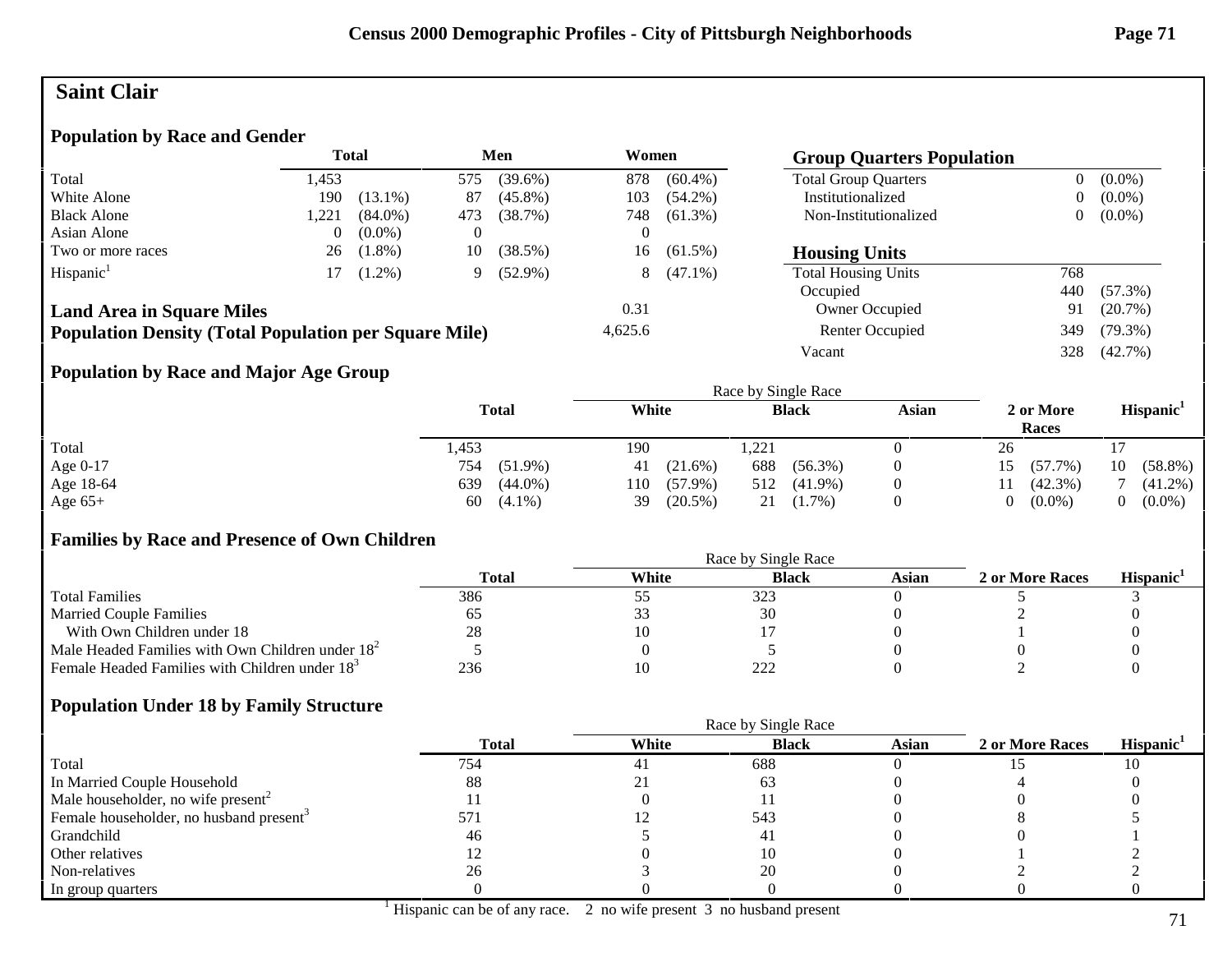# Saint Clair

## Population by Race and Gender

| | Total | | Men | | Women | |
|---|---|---|---|---|---|---|
| Total | 1,453 | | 575 | (39.6%) | 878 | (60.4%) |
| White Alone | 190 | (13.1%) | 87 | (45.8%) | 103 | (54.2%) |
| Black Alone | 1,221 | (84.0%) | 473 | (38.7%) | 748 | (61.3%) |
| Asian Alone | 0 | (0.0%) | 0 | | 0 | |
| Two or more races | 26 | (1.8%) | 10 | (38.5%) | 16 | (61.5%) |
| Hispanic[1] | 17 | (1.2%) | 9 | (52.9%) | 8 | (47.1%) |

**Land Area in Square Miles**: 0.31

**Population Density (Total Population per Square Mile)**: 4,625.6

## Group Quarters Population

| | | |
|---|---|---|
| Total Group Quarters | 0 | (0.0%) |
| Institutionalized | 0 | (0.0%) |
| Non-Institutionalized | 0 | (0.0%) |

## Housing Units

| | | |
|---|---|---|
| Total Housing Units | 768 | |
| Occupied | 440 | (57.3%) |
| Owner Occupied | 91 | (20.7%) |
| Renter Occupied | 349 | (79.3%) |
| Vacant | 328 | (42.7%) |

## Population by Race and Major Age Group

| | Total | | Race by Single Race: White | | Black | | Asian | 2 or More Races | | Hispanic[1] | |
|---|---|---|---|---|---|---|---|---|---|---|---|
| Total | 1,453 | | 190 | | 1,221 | | 0 | 26 | | 17 | |
| Age 0-17 | 754 | (51.9%) | 41 | (21.6%) | 688 | (56.3%) | 0 | 15 | (57.7%) | 10 | (58.8%) |
| Age 18-64 | 639 | (44.0%) | 110 | (57.9%) | 512 | (41.9%) | 0 | 11 | (42.3%) | 7 | (41.2%) |
| Age 65+ | 60 | (4.1%) | 39 | (20.5%) | 21 | (1.7%) | 0 | 0 | (0.0%) | 0 | (0.0%) |

## Families by Race and Presence of Own Children

| | Total | Race by Single Race: White | Black | Asian | 2 or More Races | Hispanic[1] |
|---|---|---|---|---|---|---|
| Total Families | 386 | 55 | 323 | 0 | 5 | 3 |
| Married Couple Families | 65 | 33 | 30 | 0 | 2 | 0 |
| With Own Children under 18 | 28 | 10 | 17 | 0 | 1 | 0 |
| Male Headed Families with Own Children under 18[2] | 5 | 0 | 5 | 0 | 0 | 0 |
| Female Headed Families with Children under 18[3] | 236 | 10 | 222 | 0 | 2 | 0 |

## Population Under 18 by Family Structure

| | Total | Race by Single Race: White | Black | Asian | 2 or More Races | Hispanic[1] |
|---|---|---|---|---|---|---|
| Total | 754 | 41 | 688 | 0 | 15 | 10 |
| In Married Couple Household | 88 | 21 | 63 | 0 | 4 | 0 |
| Male householder, no wife present[2] | 11 | 0 | 11 | 0 | 0 | 0 |
| Female householder, no husband present[3] | 571 | 12 | 543 | 0 | 8 | 5 |
| Grandchild | 46 | 5 | 41 | 0 | 0 | 1 |
| Other relatives | 12 | 0 | 10 | 0 | 1 | 2 |
| Non-relatives | 26 | 3 | 20 | 0 | 2 | 2 |
| In group quarters | 0 | 0 | 0 | 0 | 0 | 0 |

[1] Hispanic can be of any race. 2 no wife present 3 no husband present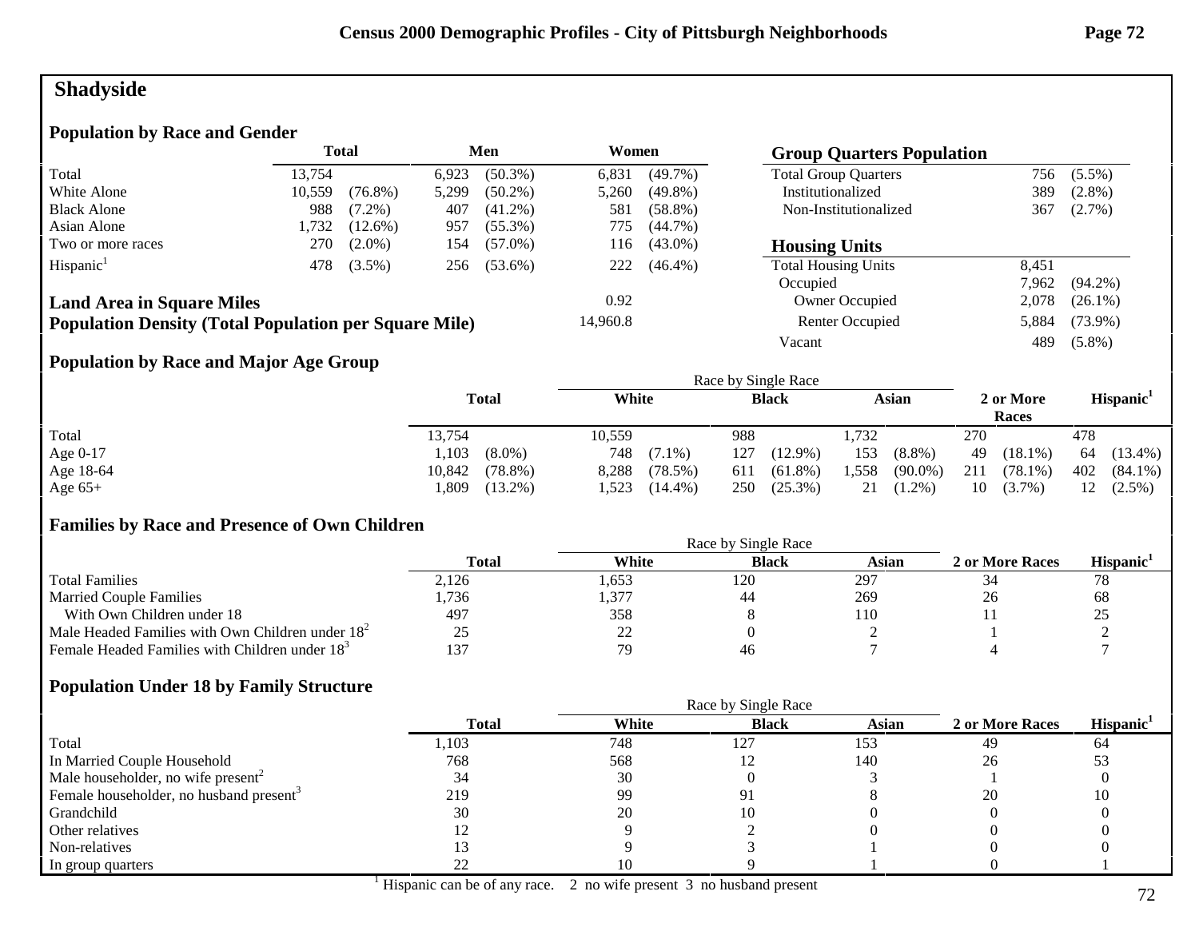# Shadyside

## Population by Race and Gender

| | Total | | Men | | Women | |
|---|---|---|---|---|---|---|
| Total | 13,754 | | 6,923 | (50.3%) | 6,831 | (49.7%) |
| White Alone | 10,559 | (76.8%) | 5,299 | (50.2%) | 5,260 | (49.8%) |
| Black Alone | 988 | (7.2%) | 407 | (41.2%) | 581 | (58.8%) |
| Asian Alone | 1,732 | (12.6%) | 957 | (55.3%) | 775 | (44.7%) |
| Two or more races | 270 | (2.0%) | 154 | (57.0%) | 116 | (43.0%) |
| Hispanic[1] | 478 | (3.5%) | 256 | (53.6%) | 222 | (46.4%) |

**Land Area in Square Miles** 0.92

**Population Density (Total Population per Square Mile)** 14,960.8

## Group Quarters Population

| | | |
|---|---|---|
| Total Group Quarters | 756 | (5.5%) |
| Institutionalized | 389 | (2.8%) |
| Non-Institutionalized | 367 | (2.7%) |

## Housing Units

| | | |
|---|---|---|
| Total Housing Units | 8,451 | |
| Occupied | 7,962 | (94.2%) |
| Owner Occupied | 2,078 | (26.1%) |
| Renter Occupied | 5,884 | (73.9%) |
| Vacant | 489 | (5.8%) |

## Population by Race and Major Age Group

| | Total | | Race by Single Race: White | | Black | | Asian | | 2 or More Races | | Hispanic[1] | |
|---|---|---|---|---|---|---|---|---|---|---|---|---|
| Total | 13,754 | | 10,559 | | 988 | | 1,732 | | 270 | | 478 | |
| Age 0-17 | 1,103 | (8.0%) | 748 | (7.1%) | 127 | (12.9%) | 153 | (8.8%) | 49 | (18.1%) | 64 | (13.4%) |
| Age 18-64 | 10,842 | (78.8%) | 8,288 | (78.5%) | 611 | (61.8%) | 1,558 | (90.0%) | 211 | (78.1%) | 402 | (84.1%) |
| Age 65+ | 1,809 | (13.2%) | 1,523 | (14.4%) | 250 | (25.3%) | 21 | (1.2%) | 10 | (3.7%) | 12 | (2.5%) |

## Families by Race and Presence of Own Children

| | Total | Race by Single Race: White | Black | Asian | 2 or More Races | Hispanic[1] |
|---|---|---|---|---|---|---|
| Total Families | 2,126 | 1,653 | 120 | 297 | 34 | 78 |
| Married Couple Families | 1,736 | 1,377 | 44 | 269 | 26 | 68 |
| With Own Children under 18 | 497 | 358 | 8 | 110 | 11 | 25 |
| Male Headed Families with Own Children under 18[2] | 25 | 22 | 0 | 2 | 1 | 2 |
| Female Headed Families with Children under 18[3] | 137 | 79 | 46 | 7 | 4 | 7 |

## Population Under 18 by Family Structure

| | Total | Race by Single Race: White | Black | Asian | 2 or More Races | Hispanic[1] |
|---|---|---|---|---|---|---|
| Total | 1,103 | 748 | 127 | 153 | 49 | 64 |
| In Married Couple Household | 768 | 568 | 12 | 140 | 26 | 53 |
| Male householder, no wife present[2] | 34 | 30 | 0 | 3 | 1 | 0 |
| Female householder, no husband present[3] | 219 | 99 | 91 | 8 | 20 | 10 |
| Grandchild | 30 | 20 | 10 | 0 | 0 | 0 |
| Other relatives | 12 | 9 | 2 | 0 | 0 | 0 |
| Non-relatives | 13 | 9 | 3 | 1 | 0 | 0 |
| In group quarters | 22 | 10 | 9 | 1 | 0 | 1 |

[1] Hispanic can be of any race. 2 no wife present 3 no husband present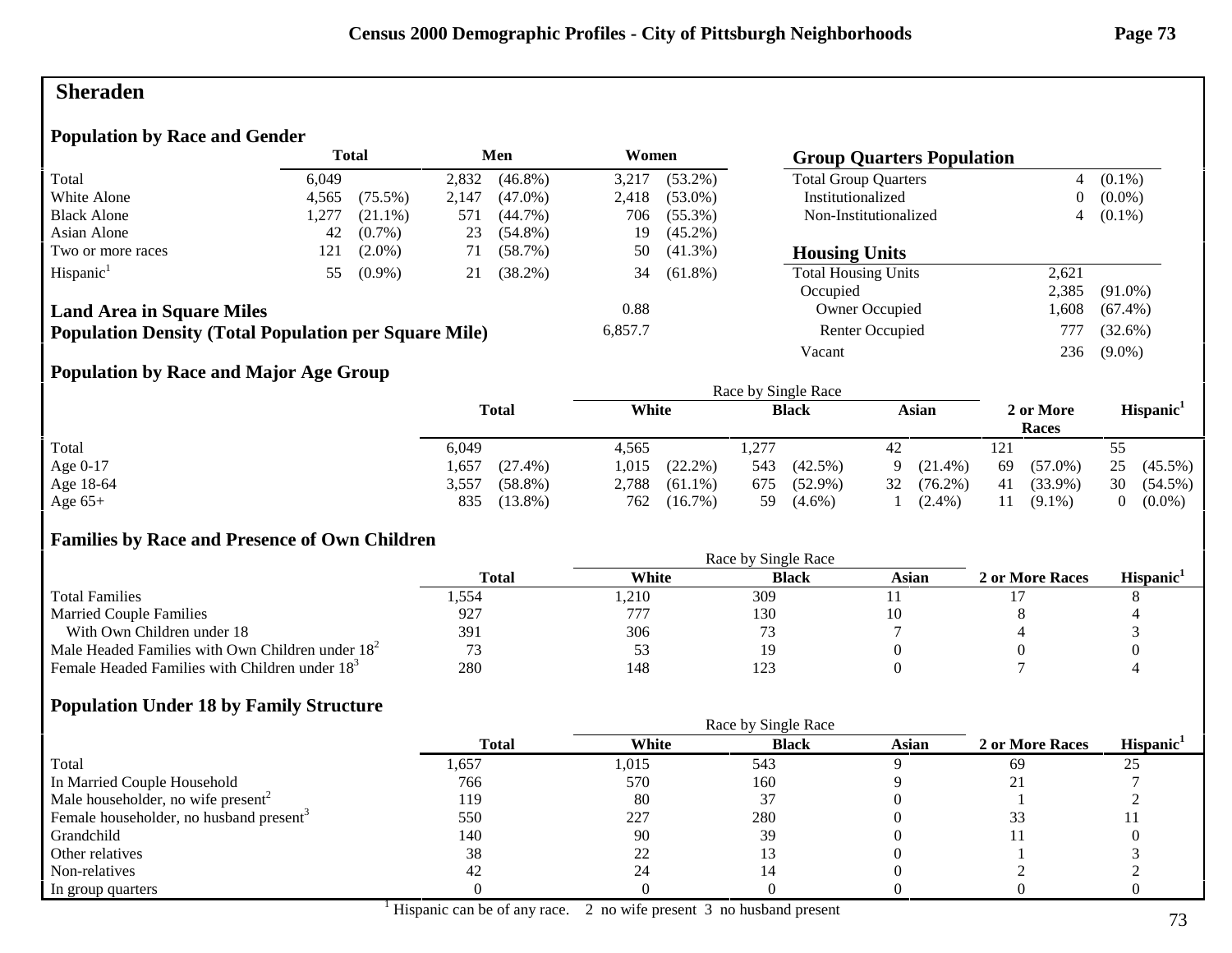# Sheraden

## Population by Race and Gender

| | Total | | Men | | Women | |
|---|---|---|---|---|---|---|
| Total | 6,049 | | 2,832 | (46.8%) | 3,217 | (53.2%) |
| White Alone | 4,565 | (75.5%) | 2,147 | (47.0%) | 2,418 | (53.0%) |
| Black Alone | 1,277 | (21.1%) | 571 | (44.7%) | 706 | (55.3%) |
| Asian Alone | 42 | (0.7%) | 23 | (54.8%) | 19 | (45.2%) |
| Two or more races | 121 | (2.0%) | 71 | (58.7%) | 50 | (41.3%) |
| Hispanic[1] | 55 | (0.9%) | 21 | (38.2%) | 34 | (61.8%) |

**Land Area in Square Miles** 0.88

**Population Density (Total Population per Square Mile)** 6,857.7

## Group Quarters Population

| | | |
|---|---|---|
| Total Group Quarters | 4 | (0.1%) |
| Institutionalized | 0 | (0.0%) |
| Non-Institutionalized | 4 | (0.1%) |

## Housing Units

| | | |
|---|---|---|
| Total Housing Units | 2,621 | |
| Occupied | 2,385 | (91.0%) |
| Owner Occupied | 1,608 | (67.4%) |
| Renter Occupied | 777 | (32.6%) |
| Vacant | 236 | (9.0%) |

## Population by Race and Major Age Group

| | Total | | Race by Single Race: White | | Black | | Asian | | 2 or More Races | | Hispanic[1] | |
|---|---|---|---|---|---|---|---|---|---|---|---|---|
| Total | 6,049 | | 4,565 | | 1,277 | | 42 | | 121 | | 55 | |
| Age 0-17 | 1,657 | (27.4%) | 1,015 | (22.2%) | 543 | (42.5%) | 9 | (21.4%) | 69 | (57.0%) | 25 | (45.5%) |
| Age 18-64 | 3,557 | (58.8%) | 2,788 | (61.1%) | 675 | (52.9%) | 32 | (76.2%) | 41 | (33.9%) | 30 | (54.5%) |
| Age 65+ | 835 | (13.8%) | 762 | (16.7%) | 59 | (4.6%) | 1 | (2.4%) | 11 | (9.1%) | 0 | (0.0%) |

## Families by Race and Presence of Own Children

| | Total | Race by Single Race: White | Black | Asian | 2 or More Races | Hispanic[1] |
|---|---|---|---|---|---|---|
| Total Families | 1,554 | 1,210 | 309 | 11 | 17 | 8 |
| Married Couple Families | 927 | 777 | 130 | 10 | 8 | 4 |
| With Own Children under 18 | 391 | 306 | 73 | 7 | 4 | 3 |
| Male Headed Families with Own Children under 18[2] | 73 | 53 | 19 | 0 | 0 | 0 |
| Female Headed Families with Children under 18[3] | 280 | 148 | 123 | 0 | 7 | 4 |

## Population Under 18 by Family Structure

| | Total | Race by Single Race: White | Black | Asian | 2 or More Races | Hispanic[1] |
|---|---|---|---|---|---|---|
| Total | 1,657 | 1,015 | 543 | 9 | 69 | 25 |
| In Married Couple Household | 766 | 570 | 160 | 9 | 21 | 7 |
| Male householder, no wife present[2] | 119 | 80 | 37 | 0 | 1 | 2 |
| Female householder, no husband present[3] | 550 | 227 | 280 | 0 | 33 | 11 |
| Grandchild | 140 | 90 | 39 | 0 | 11 | 0 |
| Other relatives | 38 | 22 | 13 | 0 | 1 | 3 |
| Non-relatives | 42 | 24 | 14 | 0 | 2 | 2 |
| In group quarters | 0 | 0 | 0 | 0 | 0 | 0 |

[1] Hispanic can be of any race. 2 no wife present 3 no husband present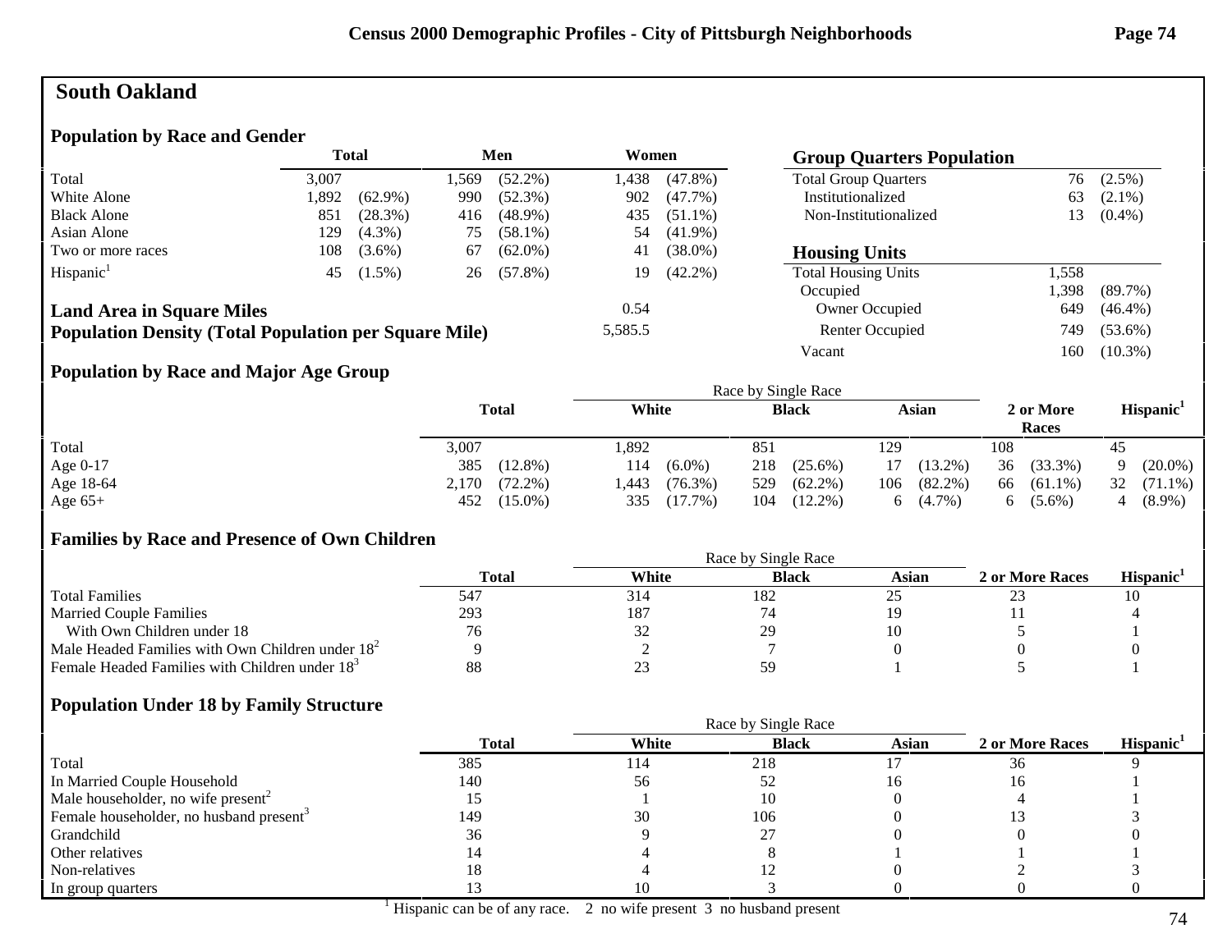# South Oakland

## Population by Race and Gender

| | Total | | Men | | Women | |
|---|---|---|---|---|---|---|
| Total | 3,007 | | 1,569 | (52.2%) | 1,438 | (47.8%) |
| White Alone | 1,892 | (62.9%) | 990 | (52.3%) | 902 | (47.7%) |
| Black Alone | 851 | (28.3%) | 416 | (48.9%) | 435 | (51.1%) |
| Asian Alone | 129 | (4.3%) | 75 | (58.1%) | 54 | (41.9%) |
| Two or more races | 108 | (3.6%) | 67 | (62.0%) | 41 | (38.0%) |
| Hispanic[1] | 45 | (1.5%) | 26 | (57.8%) | 19 | (42.2%) |

| | |
|---|---|
| **Land Area in Square Miles** | 0.54 |
| **Population Density (Total Population per Square Mile)** | 5,585.5 |

## Group Quarters Population

| | | |
|---|---|---|
| Total Group Quarters | 76 | (2.5%) |
| Institutionalized | 63 | (2.1%) |
| Non-Institutionalized | 13 | (0.4%) |

## Housing Units

| | | |
|---|---|---|
| Total Housing Units | 1,558 | |
| Occupied | 1,398 | (89.7%) |
| Owner Occupied | 649 | (46.4%) |
| Renter Occupied | 749 | (53.6%) |
| Vacant | 160 | (10.3%) |

## Population by Race and Major Age Group

| | Total | | Race by Single Race: White | | Black | | Asian | | 2 or More Races | | Hispanic[1] | |
|---|---|---|---|---|---|---|---|---|---|---|---|---|
| Total | 3,007 | | 1,892 | | 851 | | 129 | | 108 | | 45 | |
| Age 0-17 | 385 | (12.8%) | 114 | (6.0%) | 218 | (25.6%) | 17 | (13.2%) | 36 | (33.3%) | 9 | (20.0%) |
| Age 18-64 | 2,170 | (72.2%) | 1,443 | (76.3%) | 529 | (62.2%) | 106 | (82.2%) | 66 | (61.1%) | 32 | (71.1%) |
| Age 65+ | 452 | (15.0%) | 335 | (17.7%) | 104 | (12.2%) | 6 | (4.7%) | 6 | (5.6%) | 4 | (8.9%) |

## Families by Race and Presence of Own Children

| | Total | Race by Single Race: White | Black | Asian | 2 or More Races | Hispanic[1] |
|---|---|---|---|---|---|---|
| Total Families | 547 | 314 | 182 | 25 | 23 | 10 |
| Married Couple Families | 293 | 187 | 74 | 19 | 11 | 4 |
| With Own Children under 18 | 76 | 32 | 29 | 10 | 5 | 1 |
| Male Headed Families with Own Children under 18[2] | 9 | 2 | 7 | 0 | 0 | 0 |
| Female Headed Families with Children under 18[3] | 88 | 23 | 59 | 1 | 5 | 1 |

## Population Under 18 by Family Structure

| | Total | Race by Single Race: White | Black | Asian | 2 or More Races | Hispanic[1] |
|---|---|---|---|---|---|---|
| Total | 385 | 114 | 218 | 17 | 36 | 9 |
| In Married Couple Household | 140 | 56 | 52 | 16 | 16 | 1 |
| Male householder, no wife present[2] | 15 | 1 | 10 | 0 | 4 | 1 |
| Female householder, no husband present[3] | 149 | 30 | 106 | 0 | 13 | 3 |
| Grandchild | 36 | 9 | 27 | 0 | 0 | 0 |
| Other relatives | 14 | 4 | 8 | 1 | 1 | 1 |
| Non-relatives | 18 | 4 | 12 | 0 | 2 | 3 |
| In group quarters | 13 | 10 | 3 | 0 | 0 | 0 |

[1] Hispanic can be of any race. 2 no wife present 3 no husband present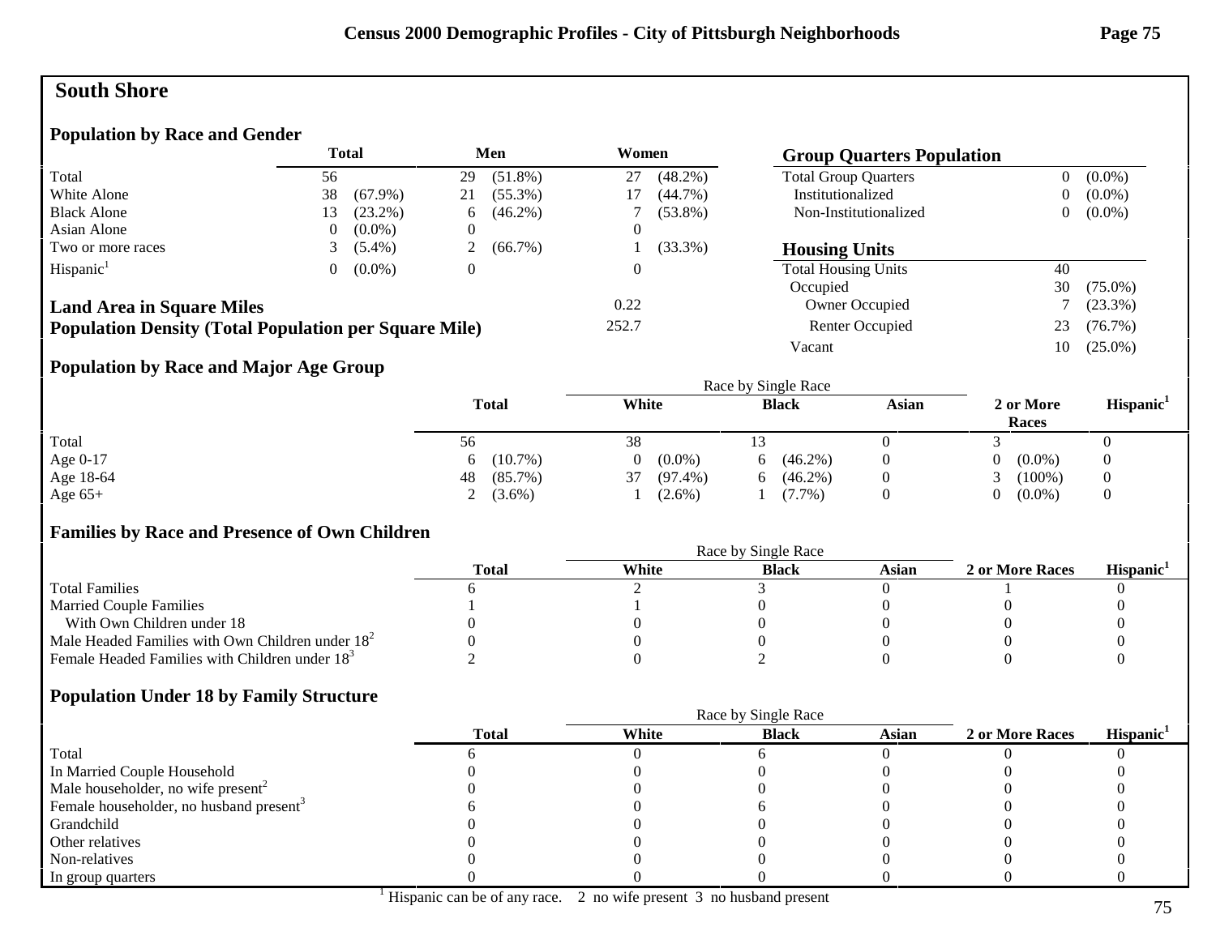# South Shore

## Population by Race and Gender

| | Total | | Men | | Women | |
|---|---|---|---|---|---|---|
| Total | 56 | | 29 | (51.8%) | 27 | (48.2%) |
| White Alone | 38 | (67.9%) | 21 | (55.3%) | 17 | (44.7%) |
| Black Alone | 13 | (23.2%) | 6 | (46.2%) | 7 | (53.8%) |
| Asian Alone | 0 | (0.0%) | 0 | | 0 | |
| Two or more races | 3 | (5.4%) | 2 | (66.7%) | 1 | (33.3%) |
| Hispanic[1] | 0 | (0.0%) | 0 | | 0 | |

**Land Area in Square Miles** 0.22

**Population Density (Total Population per Square Mile)** 252.7

## Group Quarters Population

| | | |
|---|---|---|
| Total Group Quarters | 0 | (0.0%) |
| Institutionalized | 0 | (0.0%) |
| Non-Institutionalized | 0 | (0.0%) |

## Housing Units

| | | |
|---|---|---|
| Total Housing Units | 40 | |
| Occupied | 30 | (75.0%) |
| Owner Occupied | 7 | (23.3%) |
| Renter Occupied | 23 | (76.7%) |
| Vacant | 10 | (25.0%) |

## Population by Race and Major Age Group

| | Total | | Race by Single Race: White | | Black | | Asian | 2 or More Races | | Hispanic[1] |
|---|---|---|---|---|---|---|---|---|---|---|
| Total | 56 | | 38 | | 13 | | 0 | 3 | | 0 |
| Age 0-17 | 6 | (10.7%) | 0 | (0.0%) | 6 | (46.2%) | 0 | 0 | (0.0%) | 0 |
| Age 18-64 | 48 | (85.7%) | 37 | (97.4%) | 6 | (46.2%) | 0 | 3 | (100%) | 0 |
| Age 65+ | 2 | (3.6%) | 1 | (2.6%) | 1 | (7.7%) | 0 | 0 | (0.0%) | 0 |

## Families by Race and Presence of Own Children

| | Total | Race by Single Race: White | Black | Asian | 2 or More Races | Hispanic[1] |
|---|---|---|---|---|---|---|
| Total Families | 6 | 2 | 3 | 0 | 1 | 0 |
| Married Couple Families | 1 | 1 | 0 | 0 | 0 | 0 |
| With Own Children under 18 | 0 | 0 | 0 | 0 | 0 | 0 |
| Male Headed Families with Own Children under 18[2] | 0 | 0 | 0 | 0 | 0 | 0 |
| Female Headed Families with Children under 18[3] | 2 | 0 | 2 | 0 | 0 | 0 |

## Population Under 18 by Family Structure

| | Total | Race by Single Race: White | Black | Asian | 2 or More Races | Hispanic[1] |
|---|---|---|---|---|---|---|
| Total | 6 | 0 | 6 | 0 | 0 | 0 |
| In Married Couple Household | 0 | 0 | 0 | 0 | 0 | 0 |
| Male householder, no wife present[2] | 0 | 0 | 0 | 0 | 0 | 0 |
| Female householder, no husband present[3] | 6 | 0 | 6 | 0 | 0 | 0 |
| Grandchild | 0 | 0 | 0 | 0 | 0 | 0 |
| Other relatives | 0 | 0 | 0 | 0 | 0 | 0 |
| Non-relatives | 0 | 0 | 0 | 0 | 0 | 0 |
| In group quarters | 0 | 0 | 0 | 0 | 0 | 0 |

[1] Hispanic can be of any race. 2 no wife present 3 no husband present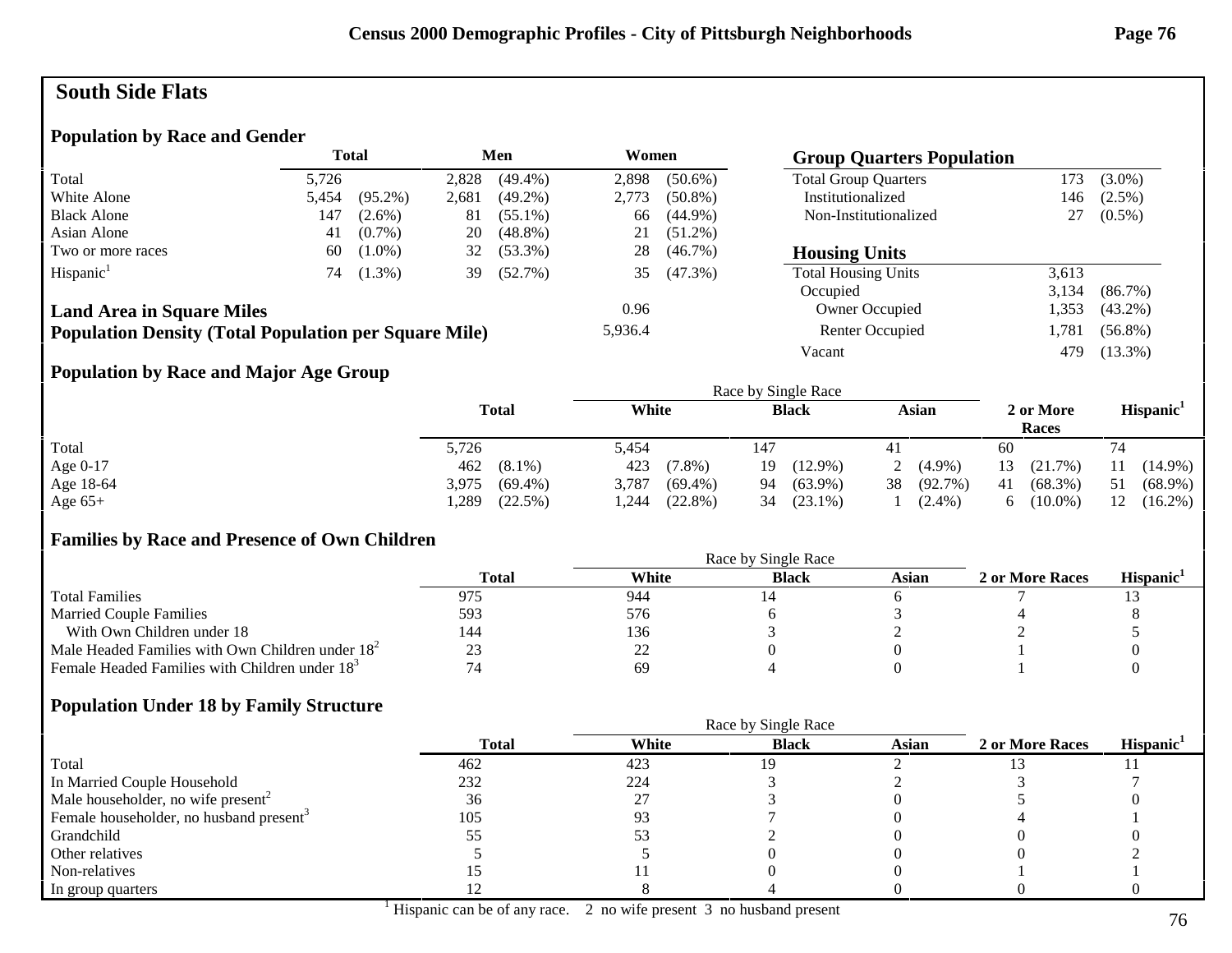## South Side Flats

### Population by Race and Gender

| | Total | | Men | | Women | |
|---|---|---|---|---|---|---|
| Total | 5,726 | | 2,828 | (49.4%) | 2,898 | (50.6%) |
| White Alone | 5,454 | (95.2%) | 2,681 | (49.2%) | 2,773 | (50.8%) |
| Black Alone | 147 | (2.6%) | 81 | (55.1%) | 66 | (44.9%) |
| Asian Alone | 41 | (0.7%) | 20 | (48.8%) | 21 | (51.2%) |
| Two or more races | 60 | (1.0%) | 32 | (53.3%) | 28 | (46.7%) |
| Hispanic[1] | 74 | (1.3%) | 39 | (52.7%) | 35 | (47.3%) |

**Land Area in Square Miles** 0.96

**Population Density (Total Population per Square Mile)** 5,936.4

### Group Quarters Population

| | | |
|---|---|---|
| Total Group Quarters | 173 | (3.0%) |
| Institutionalized | 146 | (2.5%) |
| Non-Institutionalized | 27 | (0.5%) |

### Housing Units

| | | |
|---|---|---|
| Total Housing Units | 3,613 | |
| Occupied | 3,134 | (86.7%) |
| Owner Occupied | 1,353 | (43.2%) |
| Renter Occupied | 1,781 | (56.8%) |
| Vacant | 479 | (13.3%) |

### Population by Race and Major Age Group

| | Total | | Race by Single Race: White | | Black | | Asian | | 2 or More Races | | Hispanic[1] | |
|---|---|---|---|---|---|---|---|---|---|---|---|---|
| Total | 5,726 | | 5,454 | | 147 | | 41 | | 60 | | 74 | |
| Age 0-17 | 462 | (8.1%) | 423 | (7.8%) | 19 | (12.9%) | 2 | (4.9%) | 13 | (21.7%) | 11 | (14.9%) |
| Age 18-64 | 3,975 | (69.4%) | 3,787 | (69.4%) | 94 | (63.9%) | 38 | (92.7%) | 41 | (68.3%) | 51 | (68.9%) |
| Age 65+ | 1,289 | (22.5%) | 1,244 | (22.8%) | 34 | (23.1%) | 1 | (2.4%) | 6 | (10.0%) | 12 | (16.2%) |

### Families by Race and Presence of Own Children

| | Total | Race by Single Race: White | Black | Asian | 2 or More Races | Hispanic[1] |
|---|---|---|---|---|---|---|
| Total Families | 975 | 944 | 14 | 6 | 7 | 13 |
| Married Couple Families | 593 | 576 | 6 | 3 | 4 | 8 |
| With Own Children under 18 | 144 | 136 | 3 | 2 | 2 | 5 |
| Male Headed Families with Own Children under 18[2] | 23 | 22 | 0 | 0 | 1 | 0 |
| Female Headed Families with Children under 18[3] | 74 | 69 | 4 | 0 | 1 | 0 |

### Population Under 18 by Family Structure

| | Total | Race by Single Race: White | Black | Asian | 2 or More Races | Hispanic[1] |
|---|---|---|---|---|---|---|
| Total | 462 | 423 | 19 | 2 | 13 | 11 |
| In Married Couple Household | 232 | 224 | 3 | 2 | 3 | 7 |
| Male householder, no wife present[2] | 36 | 27 | 3 | 0 | 5 | 0 |
| Female householder, no husband present[3] | 105 | 93 | 7 | 0 | 4 | 1 |
| Grandchild | 55 | 53 | 2 | 0 | 0 | 0 |
| Other relatives | 5 | 5 | 0 | 0 | 0 | 2 |
| Non-relatives | 15 | 11 | 0 | 0 | 1 | 1 |
| In group quarters | 12 | 8 | 4 | 0 | 0 | 0 |

[1] Hispanic can be of any race. 2 no wife present 3 no husband present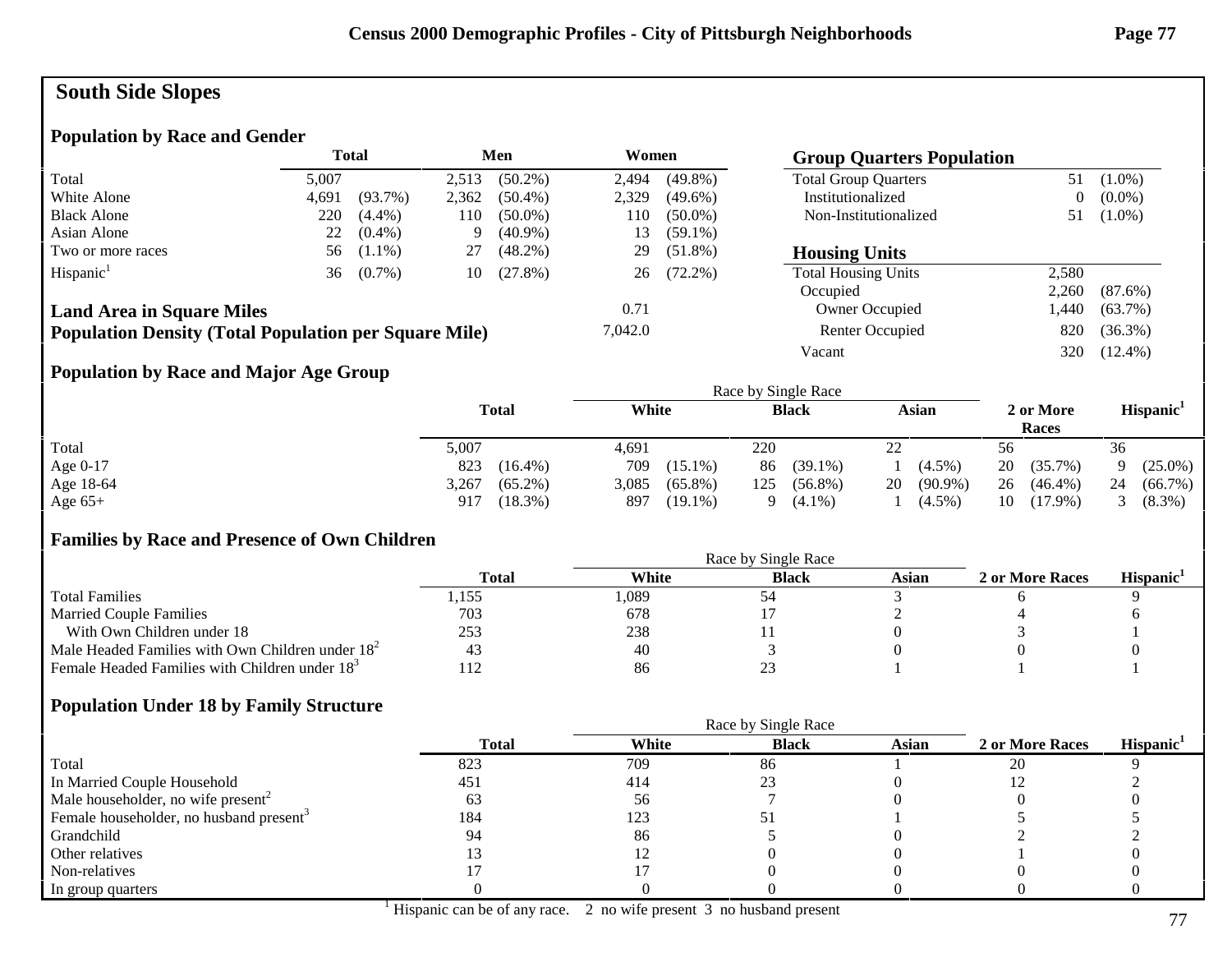# South Side Slopes

## Population by Race and Gender

| | Total | | Men | | Women | |
|---|---|---|---|---|---|---|
| Total | 5,007 | | 2,513 | (50.2%) | 2,494 | (49.8%) |
| White Alone | 4,691 | (93.7%) | 2,362 | (50.4%) | 2,329 | (49.6%) |
| Black Alone | 220 | (4.4%) | 110 | (50.0%) | 110 | (50.0%) |
| Asian Alone | 22 | (0.4%) | 9 | (40.9%) | 13 | (59.1%) |
| Two or more races | 56 | (1.1%) | 27 | (48.2%) | 29 | (51.8%) |
| Hispanic[1] | 36 | (0.7%) | 10 | (27.8%) | 26 | (72.2%) |

**Land Area in Square Miles** 0.71

**Population Density (Total Population per Square Mile)** 7,042.0

## Group Quarters Population

| | | |
|---|---|---|
| Total Group Quarters | 51 | (1.0%) |
| Institutionalized | 0 | (0.0%) |
| Non-Institutionalized | 51 | (1.0%) |

## Housing Units

| | | |
|---|---|---|
| Total Housing Units | 2,580 | |
| Occupied | 2,260 | (87.6%) |
| Owner Occupied | 1,440 | (63.7%) |
| Renter Occupied | 820 | (36.3%) |
| Vacant | 320 | (12.4%) |

## Population by Race and Major Age Group

| | Total | | Race by Single Race: White | | Black | | Asian | | 2 or More Races | | Hispanic[1] | |
|---|---|---|---|---|---|---|---|---|---|---|---|---|
| Total | 5,007 | | 4,691 | | 220 | | 22 | | 56 | | 36 | |
| Age 0-17 | 823 | (16.4%) | 709 | (15.1%) | 86 | (39.1%) | 1 | (4.5%) | 20 | (35.7%) | 9 | (25.0%) |
| Age 18-64 | 3,267 | (65.2%) | 3,085 | (65.8%) | 125 | (56.8%) | 20 | (90.9%) | 26 | (46.4%) | 24 | (66.7%) |
| Age 65+ | 917 | (18.3%) | 897 | (19.1%) | 9 | (4.1%) | 1 | (4.5%) | 10 | (17.9%) | 3 | (8.3%) |

## Families by Race and Presence of Own Children

| | Total | Race by Single Race: White | Black | Asian | 2 or More Races | Hispanic[1] |
|---|---|---|---|---|---|---|
| Total Families | 1,155 | 1,089 | 54 | 3 | 6 | 9 |
| Married Couple Families | 703 | 678 | 17 | 2 | 4 | 6 |
| With Own Children under 18 | 253 | 238 | 11 | 0 | 3 | 1 |
| Male Headed Families with Own Children under 18[2] | 43 | 40 | 3 | 0 | 0 | 0 |
| Female Headed Families with Children under 18[3] | 112 | 86 | 23 | 1 | 1 | 1 |

## Population Under 18 by Family Structure

| | Total | Race by Single Race: White | Black | Asian | 2 or More Races | Hispanic[1] |
|---|---|---|---|---|---|---|
| Total | 823 | 709 | 86 | 1 | 20 | 9 |
| In Married Couple Household | 451 | 414 | 23 | 0 | 12 | 2 |
| Male householder, no wife present[2] | 63 | 56 | 7 | 0 | 0 | 0 |
| Female householder, no husband present[3] | 184 | 123 | 51 | 1 | 5 | 5 |
| Grandchild | 94 | 86 | 5 | 0 | 2 | 2 |
| Other relatives | 13 | 12 | 0 | 0 | 1 | 0 |
| Non-relatives | 17 | 17 | 0 | 0 | 0 | 0 |
| In group quarters | 0 | 0 | 0 | 0 | 0 | 0 |

[1] Hispanic can be of any race. 2 no wife present 3 no husband present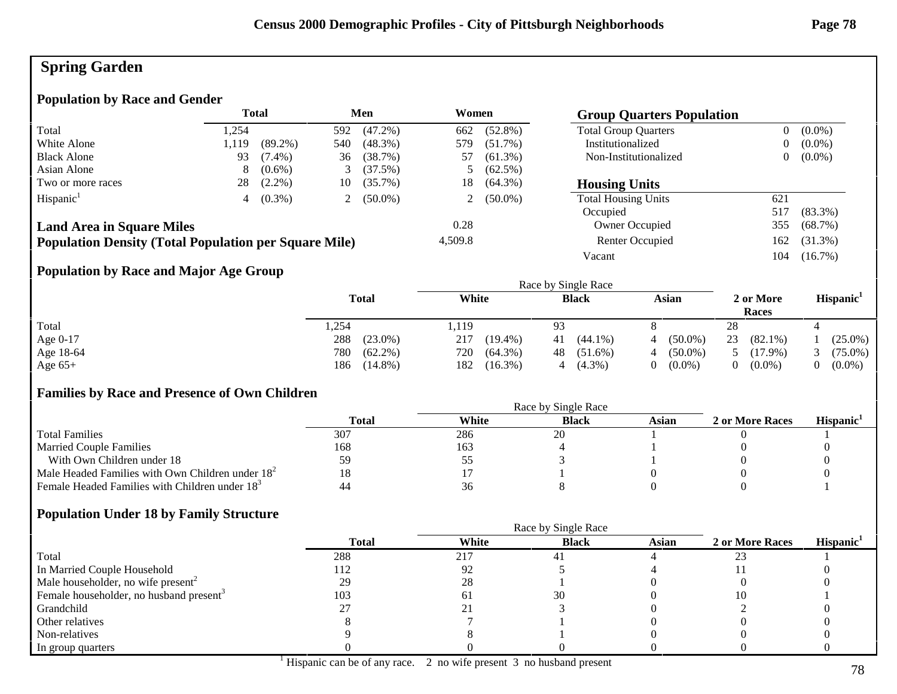# Spring Garden

## Population by Race and Gender

| | Total | | Men | | Women | |
|---|---|---|---|---|---|---|
| Total | 1,254 | | 592 | (47.2%) | 662 | (52.8%) |
| White Alone | 1,119 | (89.2%) | 540 | (48.3%) | 579 | (51.7%) |
| Black Alone | 93 | (7.4%) | 36 | (38.7%) | 57 | (61.3%) |
| Asian Alone | 8 | (0.6%) | 3 | (37.5%) | 5 | (62.5%) |
| Two or more races | 28 | (2.2%) | 10 | (35.7%) | 18 | (64.3%) |
| Hispanic[1] | 4 | (0.3%) | 2 | (50.0%) | 2 | (50.0%) |

**Land Area in Square Miles** 0.28

**Population Density (Total Population per Square Mile)** 4,509.8

## Group Quarters Population

| | | |
|---|---|---|
| Total Group Quarters | 0 | (0.0%) |
| Institutionalized | 0 | (0.0%) |
| Non-Institutionalized | 0 | (0.0%) |

## Housing Units

| | | |
|---|---|---|
| Total Housing Units | 621 | |
| Occupied | 517 | (83.3%) |
| Owner Occupied | 355 | (68.7%) |
| Renter Occupied | 162 | (31.3%) |
| Vacant | 104 | (16.7%) |

## Population by Race and Major Age Group

| | Total | | Race by Single Race: White | | Black | | Asian | | 2 or More Races | | Hispanic[1] | |
|---|---|---|---|---|---|---|---|---|---|---|---|---|
| Total | 1,254 | | 1,119 | | 93 | | 8 | | 28 | | 4 | |
| Age 0-17 | 288 | (23.0%) | 217 | (19.4%) | 41 | (44.1%) | 4 | (50.0%) | 23 | (82.1%) | 1 | (25.0%) |
| Age 18-64 | 780 | (62.2%) | 720 | (64.3%) | 48 | (51.6%) | 4 | (50.0%) | 5 | (17.9%) | 3 | (75.0%) |
| Age 65+ | 186 | (14.8%) | 182 | (16.3%) | 4 | (4.3%) | 0 | (0.0%) | 0 | (0.0%) | 0 | (0.0%) |

## Families by Race and Presence of Own Children

| | Total | Race by Single Race: White | Black | Asian | 2 or More Races | Hispanic[1] |
|---|---|---|---|---|---|---|
| Total Families | 307 | 286 | 20 | 1 | 0 | 1 |
| Married Couple Families | 168 | 163 | 4 | 1 | 0 | 0 |
| With Own Children under 18 | 59 | 55 | 3 | 1 | 0 | 0 |
| Male Headed Families with Own Children under 18[2] | 18 | 17 | 1 | 0 | 0 | 0 |
| Female Headed Families with Children under 18[3] | 44 | 36 | 8 | 0 | 0 | 1 |

## Population Under 18 by Family Structure

| | Total | Race by Single Race: White | Black | Asian | 2 or More Races | Hispanic[1] |
|---|---|---|---|---|---|---|
| Total | 288 | 217 | 41 | 4 | 23 | 1 |
| In Married Couple Household | 112 | 92 | 5 | 4 | 11 | 0 |
| Male householder, no wife present[2] | 29 | 28 | 1 | 0 | 0 | 0 |
| Female householder, no husband present[3] | 103 | 61 | 30 | 0 | 10 | 1 |
| Grandchild | 27 | 21 | 3 | 0 | 2 | 0 |
| Other relatives | 8 | 7 | 1 | 0 | 0 | 0 |
| Non-relatives | 9 | 8 | 1 | 0 | 0 | 0 |
| In group quarters | 0 | 0 | 0 | 0 | 0 | 0 |

[1] Hispanic can be of any race. 2 no wife present 3 no husband present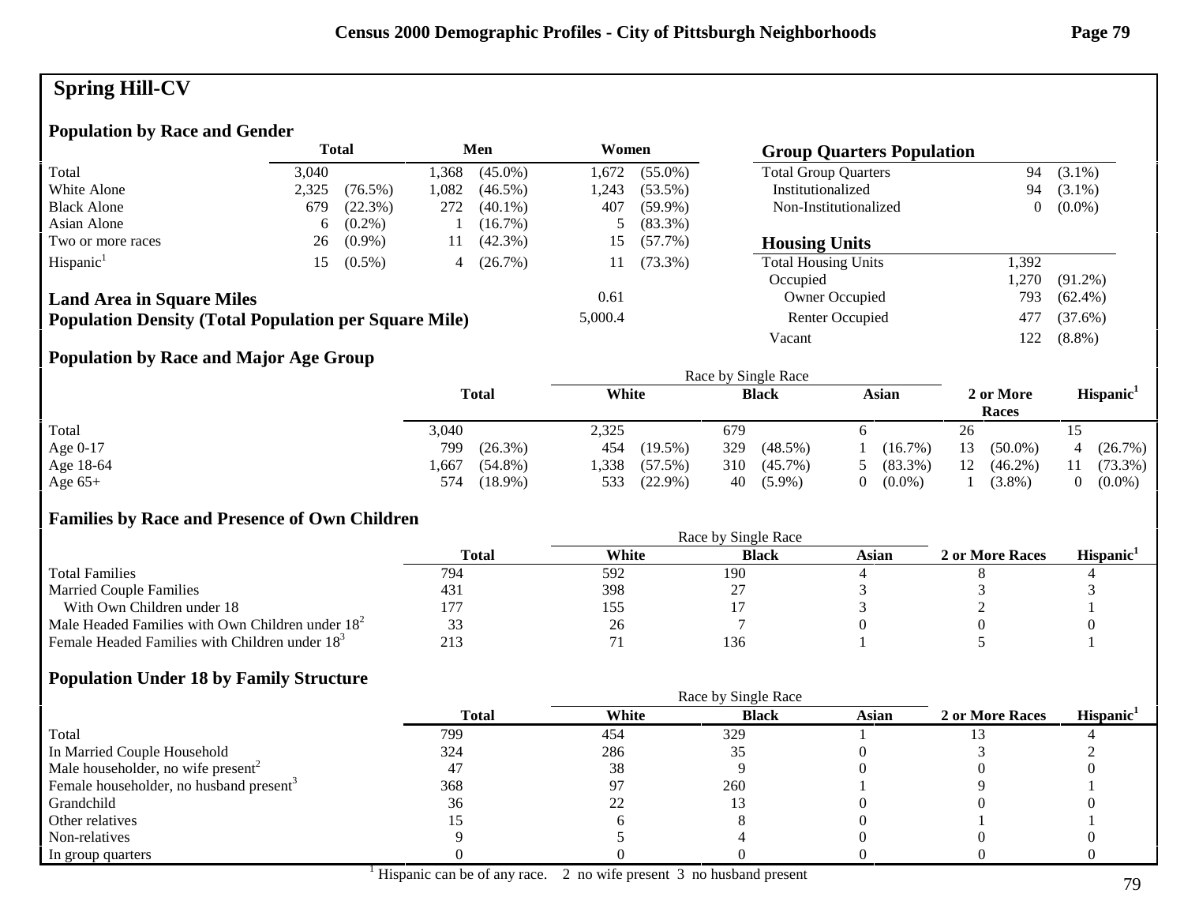# Spring Hill-CV

## Population by Race and Gender

| | Total | | Men | | Women | |
|---|---|---|---|---|---|---|
| Total | 3,040 | | 1,368 | (45.0%) | 1,672 | (55.0%) |
| White Alone | 2,325 | (76.5%) | 1,082 | (46.5%) | 1,243 | (53.5%) |
| Black Alone | 679 | (22.3%) | 272 | (40.1%) | 407 | (59.9%) |
| Asian Alone | 6 | (0.2%) | 1 | (16.7%) | 5 | (83.3%) |
| Two or more races | 26 | (0.9%) | 11 | (42.3%) | 15 | (57.7%) |
| Hispanic[1] | 15 | (0.5%) | 4 | (26.7%) | 11 | (73.3%) |

**Land Area in Square Miles** 0.61

**Population Density (Total Population per Square Mile)** 5,000.4

## Group Quarters Population

| | | |
|---|---|---|
| Total Group Quarters | 94 | (3.1%) |
| Institutionalized | 94 | (3.1%) |
| Non-Institutionalized | 0 | (0.0%) |

## Housing Units

| | | |
|---|---|---|
| Total Housing Units | 1,392 | |
| Occupied | 1,270 | (91.2%) |
| Owner Occupied | 793 | (62.4%) |
| Renter Occupied | 477 | (37.6%) |
| Vacant | 122 | (8.8%) |

## Population by Race and Major Age Group

| | Total | | Race by Single Race: White | | Black | | Asian | | 2 or More Races | | Hispanic[1] | |
|---|---|---|---|---|---|---|---|---|---|---|---|---|
| Total | 3,040 | | 2,325 | | 679 | | 6 | | 26 | | 15 | |
| Age 0-17 | 799 | (26.3%) | 454 | (19.5%) | 329 | (48.5%) | 1 | (16.7%) | 13 | (50.0%) | 4 | (26.7%) |
| Age 18-64 | 1,667 | (54.8%) | 1,338 | (57.5%) | 310 | (45.7%) | 5 | (83.3%) | 12 | (46.2%) | 11 | (73.3%) |
| Age 65+ | 574 | (18.9%) | 533 | (22.9%) | 40 | (5.9%) | 0 | (0.0%) | 1 | (3.8%) | 0 | (0.0%) |

## Families by Race and Presence of Own Children

| | Total | Race by Single Race: White | Black | Asian | 2 or More Races | Hispanic[1] |
|---|---|---|---|---|---|---|
| Total Families | 794 | 592 | 190 | 4 | 8 | 4 |
| Married Couple Families | 431 | 398 | 27 | 3 | 3 | 3 |
| With Own Children under 18 | 177 | 155 | 17 | 3 | 2 | 1 |
| Male Headed Families with Own Children under 18[2] | 33 | 26 | 7 | 0 | 0 | 0 |
| Female Headed Families with Children under 18[3] | 213 | 71 | 136 | 1 | 5 | 1 |

## Population Under 18 by Family Structure

| | Total | Race by Single Race: White | Black | Asian | 2 or More Races | Hispanic[1] |
|---|---|---|---|---|---|---|
| Total | 799 | 454 | 329 | 1 | 13 | 4 |
| In Married Couple Household | 324 | 286 | 35 | 0 | 3 | 2 |
| Male householder, no wife present[2] | 47 | 38 | 9 | 0 | 0 | 0 |
| Female householder, no husband present[3] | 368 | 97 | 260 | 1 | 9 | 1 |
| Grandchild | 36 | 22 | 13 | 0 | 0 | 0 |
| Other relatives | 15 | 6 | 8 | 0 | 1 | 1 |
| Non-relatives | 9 | 5 | 4 | 0 | 0 | 0 |
| In group quarters | 0 | 0 | 0 | 0 | 0 | 0 |

[1] Hispanic can be of any race. 2 no wife present 3 no husband present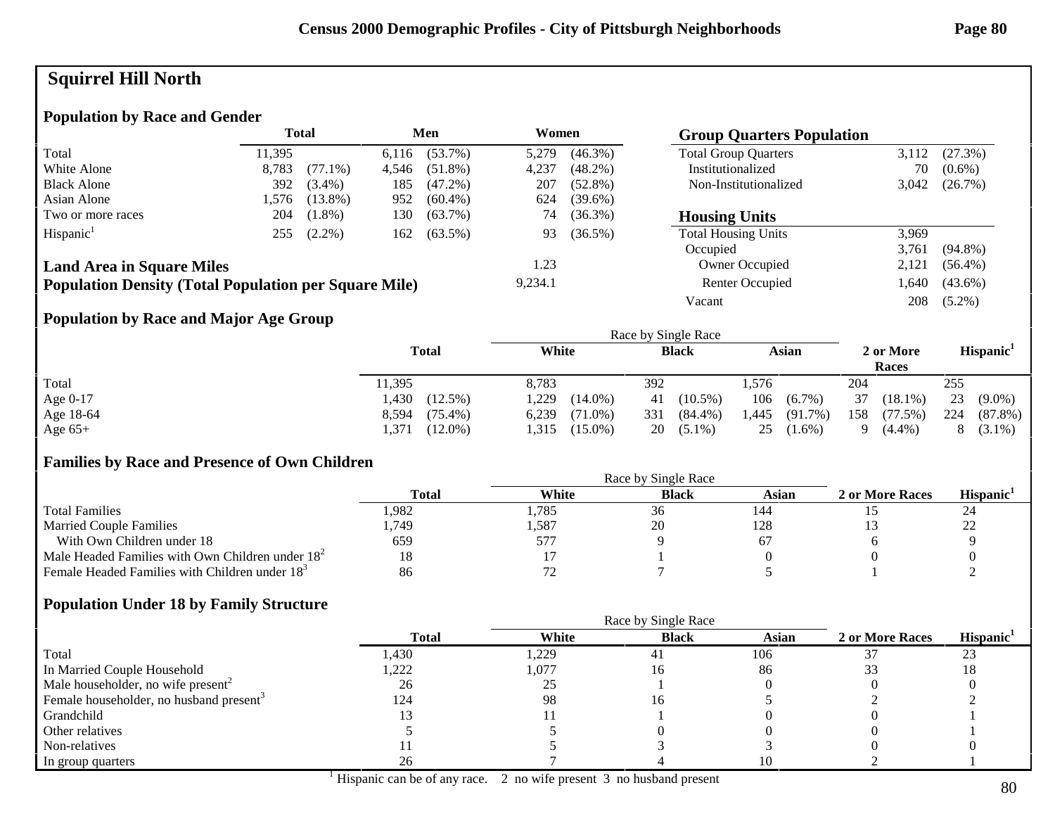# Squirrel Hill North

## Population by Race and Gender

| | Total | | Men | | Women | |
|---|---|---|---|---|---|---|
| Total | 11,395 | | 6,116 | (53.7%) | 5,279 | (46.3%) |
| White Alone | 8,783 | (77.1%) | 4,546 | (51.8%) | 4,237 | (48.2%) |
| Black Alone | 392 | (3.4%) | 185 | (47.2%) | 207 | (52.8%) |
| Asian Alone | 1,576 | (13.8%) | 952 | (60.4%) | 624 | (39.6%) |
| Two or more races | 204 | (1.8%) | 130 | (63.7%) | 74 | (36.3%) |
| Hispanic[1] | 255 | (2.2%) | 162 | (63.5%) | 93 | (36.5%) |

**Land Area in Square Miles** 1.23

**Population Density (Total Population per Square Mile)** 9,234.1

## Group Quarters Population

| | | |
|---|---|---|
| Total Group Quarters | 3,112 | (27.3%) |
| Institutionalized | 70 | (0.6%) |
| Non-Institutionalized | 3,042 | (26.7%) |

## Housing Units

| | | |
|---|---|---|
| Total Housing Units | 3,969 | |
| Occupied | 3,761 | (94.8%) |
| Owner Occupied | 2,121 | (56.4%) |
| Renter Occupied | 1,640 | (43.6%) |
| Vacant | 208 | (5.2%) |

## Population by Race and Major Age Group

| | Total | | Race by Single Race: White | | Black | | Asian | | 2 or More Races | | Hispanic[1] | |
|---|---|---|---|---|---|---|---|---|---|---|---|---|
| Total | 11,395 | | 8,783 | | 392 | | 1,576 | | 204 | | 255 | |
| Age 0-17 | 1,430 | (12.5%) | 1,229 | (14.0%) | 41 | (10.5%) | 106 | (6.7%) | 37 | (18.1%) | 23 | (9.0%) |
| Age 18-64 | 8,594 | (75.4%) | 6,239 | (71.0%) | 331 | (84.4%) | 1,445 | (91.7%) | 158 | (77.5%) | 224 | (87.8%) |
| Age 65+ | 1,371 | (12.0%) | 1,315 | (15.0%) | 20 | (5.1%) | 25 | (1.6%) | 9 | (4.4%) | 8 | (3.1%) |

## Families by Race and Presence of Own Children

| | Total | Race by Single Race: White | Black | Asian | 2 or More Races | Hispanic[1] |
|---|---|---|---|---|---|---|
| Total Families | 1,982 | 1,785 | 36 | 144 | 15 | 24 |
| Married Couple Families | 1,749 | 1,587 | 20 | 128 | 13 | 22 |
| With Own Children under 18 | 659 | 577 | 9 | 67 | 6 | 9 |
| Male Headed Families with Own Children under 18[2] | 18 | 17 | 1 | 0 | 0 | 0 |
| Female Headed Families with Children under 18[3] | 86 | 72 | 7 | 5 | 1 | 2 |

## Population Under 18 by Family Structure

| | Total | Race by Single Race: White | Black | Asian | 2 or More Races | Hispanic[1] |
|---|---|---|---|---|---|---|
| Total | 1,430 | 1,229 | 41 | 106 | 37 | 23 |
| In Married Couple Household | 1,222 | 1,077 | 16 | 86 | 33 | 18 |
| Male householder, no wife present[2] | 26 | 25 | 1 | 0 | 0 | 0 |
| Female householder, no husband present[3] | 124 | 98 | 16 | 5 | 2 | 2 |
| Grandchild | 13 | 11 | 1 | 0 | 0 | 1 |
| Other relatives | 5 | 5 | 0 | 0 | 0 | 1 |
| Non-relatives | 11 | 5 | 3 | 3 | 0 | 0 |
| In group quarters | 26 | 7 | 4 | 10 | 2 | 1 |

[1] Hispanic can be of any race. 2 no wife present 3 no husband present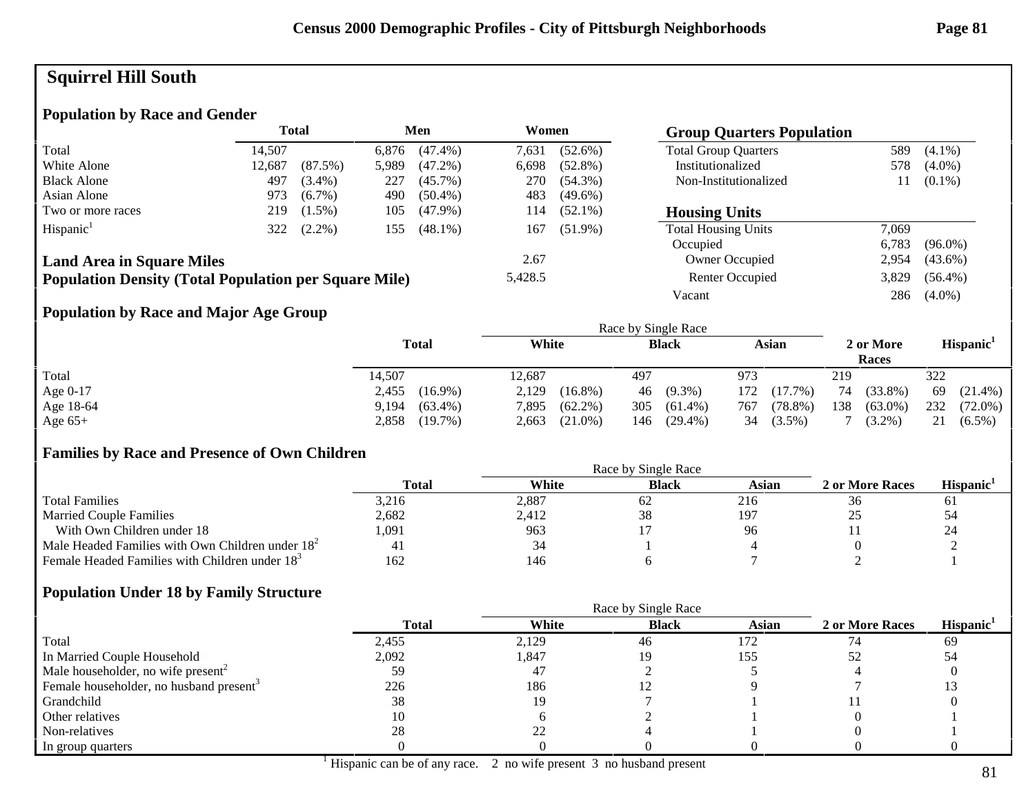# Squirrel Hill South

## Population by Race and Gender

| | Total | | Men | | Women | |
|---|---|---|---|---|---|---|
| Total | 14,507 | | 6,876 | (47.4%) | 7,631 | (52.6%) |
| White Alone | 12,687 | (87.5%) | 5,989 | (47.2%) | 6,698 | (52.8%) |
| Black Alone | 497 | (3.4%) | 227 | (45.7%) | 270 | (54.3%) |
| Asian Alone | 973 | (6.7%) | 490 | (50.4%) | 483 | (49.6%) |
| Two or more races | 219 | (1.5%) | 105 | (47.9%) | 114 | (52.1%) |
| Hispanic[1] | 322 | (2.2%) | 155 | (48.1%) | 167 | (51.9%) |

**Land Area in Square Miles** 2.67

**Population Density (Total Population per Square Mile)** 5,428.5

## Group Quarters Population

| | | |
|---|---|---|
| Total Group Quarters | 589 | (4.1%) |
| Institutionalized | 578 | (4.0%) |
| Non-Institutionalized | 11 | (0.1%) |

## Housing Units

| | | |
|---|---|---|
| Total Housing Units | 7,069 | |
| Occupied | 6,783 | (96.0%) |
| Owner Occupied | 2,954 | (43.6%) |
| Renter Occupied | 3,829 | (56.4%) |
| Vacant | 286 | (4.0%) |

## Population by Race and Major Age Group

| | Total | | Race by Single Race: White | | Black | | Asian | | 2 or More Races | | Hispanic[1] | |
|---|---|---|---|---|---|---|---|---|---|---|---|---|
| Total | 14,507 | | 12,687 | | 497 | | 973 | | 219 | | 322 | |
| Age 0-17 | 2,455 | (16.9%) | 2,129 | (16.8%) | 46 | (9.3%) | 172 | (17.7%) | 74 | (33.8%) | 69 | (21.4%) |
| Age 18-64 | 9,194 | (63.4%) | 7,895 | (62.2%) | 305 | (61.4%) | 767 | (78.8%) | 138 | (63.0%) | 232 | (72.0%) |
| Age 65+ | 2,858 | (19.7%) | 2,663 | (21.0%) | 146 | (29.4%) | 34 | (3.5%) | 7 | (3.2%) | 21 | (6.5%) |

## Families by Race and Presence of Own Children

| | Total | Race by Single Race: White | Black | Asian | 2 or More Races | Hispanic[1] |
|---|---|---|---|---|---|---|
| Total Families | 3,216 | 2,887 | 62 | 216 | 36 | 61 |
| Married Couple Families | 2,682 | 2,412 | 38 | 197 | 25 | 54 |
| With Own Children under 18 | 1,091 | 963 | 17 | 96 | 11 | 24 |
| Male Headed Families with Own Children under 18[2] | 41 | 34 | 1 | 4 | 0 | 2 |
| Female Headed Families with Children under 18[3] | 162 | 146 | 6 | 7 | 2 | 1 |

## Population Under 18 by Family Structure

| | Total | Race by Single Race: White | Black | Asian | 2 or More Races | Hispanic[1] |
|---|---|---|---|---|---|---|
| Total | 2,455 | 2,129 | 46 | 172 | 74 | 69 |
| In Married Couple Household | 2,092 | 1,847 | 19 | 155 | 52 | 54 |
| Male householder, no wife present[2] | 59 | 47 | 2 | 5 | 4 | 0 |
| Female householder, no husband present[3] | 226 | 186 | 12 | 9 | 7 | 13 |
| Grandchild | 38 | 19 | 7 | 1 | 11 | 0 |
| Other relatives | 10 | 6 | 2 | 1 | 0 | 1 |
| Non-relatives | 28 | 22 | 4 | 1 | 0 | 1 |
| In group quarters | 0 | 0 | 0 | 0 | 0 | 0 |

[1] Hispanic can be of any race. 2 no wife present 3 no husband present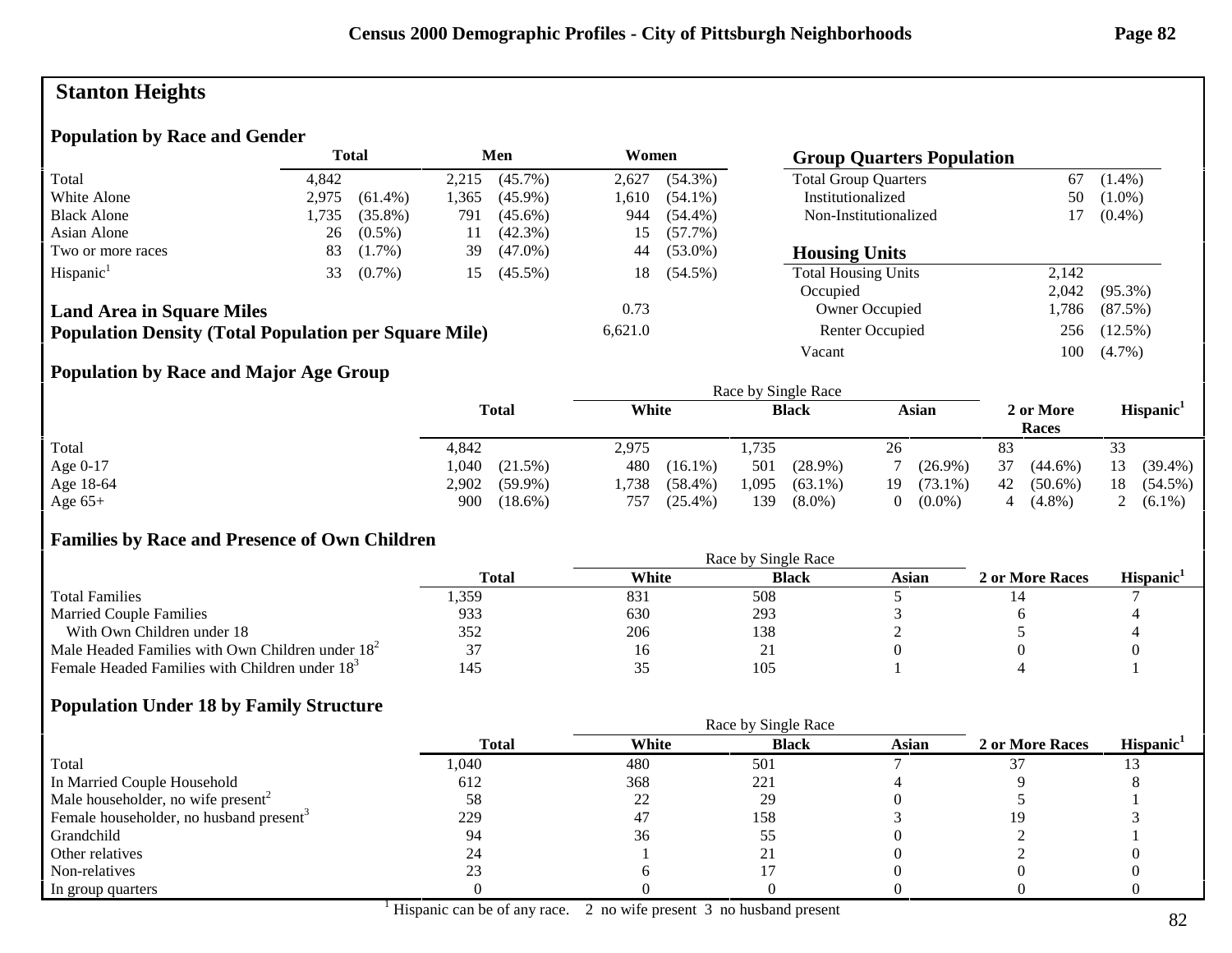## Stanton Heights

### Population by Race and Gender

| | Total | | Men | | Women | |
|---|---|---|---|---|---|---|
| Total | 4,842 | | 2,215 | (45.7%) | 2,627 | (54.3%) |
| White Alone | 2,975 | (61.4%) | 1,365 | (45.9%) | 1,610 | (54.1%) |
| Black Alone | 1,735 | (35.8%) | 791 | (45.6%) | 944 | (54.4%) |
| Asian Alone | 26 | (0.5%) | 11 | (42.3%) | 15 | (57.7%) |
| Two or more races | 83 | (1.7%) | 39 | (47.0%) | 44 | (53.0%) |
| Hispanic[1] | 33 | (0.7%) | 15 | (45.5%) | 18 | (54.5%) |

**Land Area in Square Miles** 0.73

**Population Density (Total Population per Square Mile)** 6,621.0

### Group Quarters Population

| | | |
|---|---|---|
| Total Group Quarters | 67 | (1.4%) |
| Institutionalized | 50 | (1.0%) |
| Non-Institutionalized | 17 | (0.4%) |

### Housing Units

| | | |
|---|---|---|
| Total Housing Units | 2,142 | |
| Occupied | 2,042 | (95.3%) |
| Owner Occupied | 1,786 | (87.5%) |
| Renter Occupied | 256 | (12.5%) |
| Vacant | 100 | (4.7%) |

### Population by Race and Major Age Group

| | Total | | Race by Single Race: White | | Black | | Asian | | 2 or More Races | | Hispanic[1] | |
|---|---|---|---|---|---|---|---|---|---|---|---|---|
| Total | 4,842 | | 2,975 | | 1,735 | | 26 | | 83 | | 33 | |
| Age 0-17 | 1,040 | (21.5%) | 480 | (16.1%) | 501 | (28.9%) | 7 | (26.9%) | 37 | (44.6%) | 13 | (39.4%) |
| Age 18-64 | 2,902 | (59.9%) | 1,738 | (58.4%) | 1,095 | (63.1%) | 19 | (73.1%) | 42 | (50.6%) | 18 | (54.5%) |
| Age 65+ | 900 | (18.6%) | 757 | (25.4%) | 139 | (8.0%) | 0 | (0.0%) | 4 | (4.8%) | 2 | (6.1%) |

### Families by Race and Presence of Own Children

| | Total | Race by Single Race: White | Black | Asian | 2 or More Races | Hispanic[1] |
|---|---|---|---|---|---|---|
| Total Families | 1,359 | 831 | 508 | 5 | 14 | 7 |
| Married Couple Families | 933 | 630 | 293 | 3 | 6 | 4 |
| With Own Children under 18 | 352 | 206 | 138 | 2 | 5 | 4 |
| Male Headed Families with Own Children under 18[2] | 37 | 16 | 21 | 0 | 0 | 0 |
| Female Headed Families with Children under 18[3] | 145 | 35 | 105 | 1 | 4 | 1 |

### Population Under 18 by Family Structure

| | Total | Race by Single Race: White | Black | Asian | 2 or More Races | Hispanic[1] |
|---|---|---|---|---|---|---|
| Total | 1,040 | 480 | 501 | 7 | 37 | 13 |
| In Married Couple Household | 612 | 368 | 221 | 4 | 9 | 8 |
| Male householder, no wife present[2] | 58 | 22 | 29 | 0 | 5 | 1 |
| Female householder, no husband present[3] | 229 | 47 | 158 | 3 | 19 | 3 |
| Grandchild | 94 | 36 | 55 | 0 | 2 | 1 |
| Other relatives | 24 | 1 | 21 | 0 | 2 | 0 |
| Non-relatives | 23 | 6 | 17 | 0 | 0 | 0 |
| In group quarters | 0 | 0 | 0 | 0 | 0 | 0 |

[1] Hispanic can be of any race. 2 no wife present 3 no husband present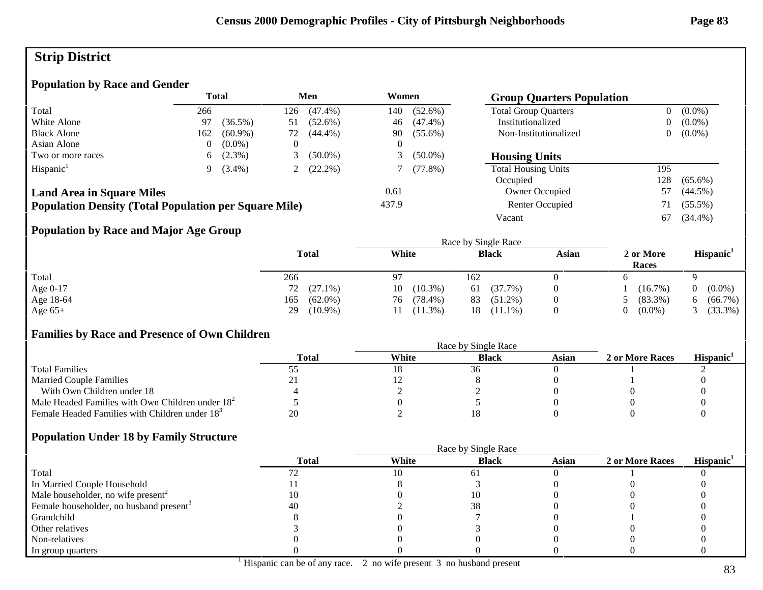# Strip District

## Population by Race and Gender

| | Total | | Men | | Women | |
|---|---|---|---|---|---|---|
| Total | 266 | | 126 | (47.4%) | 140 | (52.6%) |
| White Alone | 97 | (36.5%) | 51 | (52.6%) | 46 | (47.4%) |
| Black Alone | 162 | (60.9%) | 72 | (44.4%) | 90 | (55.6%) |
| Asian Alone | 0 | (0.0%) | 0 | | 0 | |
| Two or more races | 6 | (2.3%) | 3 | (50.0%) | 3 | (50.0%) |
| Hispanic[1] | 9 | (3.4%) | 2 | (22.2%) | 7 | (77.8%) |

**Land Area in Square Miles** 0.61

**Population Density (Total Population per Square Mile)** 437.9

## Group Quarters Population

| | | |
|---|---|---|
| Total Group Quarters | 0 | (0.0%) |
| Institutionalized | 0 | (0.0%) |
| Non-Institutionalized | 0 | (0.0%) |

## Housing Units

| | | |
|---|---|---|
| Total Housing Units | 195 | |
| Occupied | 128 | (65.6%) |
| Owner Occupied | 57 | (44.5%) |
| Renter Occupied | 71 | (55.5%) |
| Vacant | 67 | (34.4%) |

## Population by Race and Major Age Group

| | Total | | Race by Single Race: White | | Black | | Asian | 2 or More Races | | Hispanic[1] | |
|---|---|---|---|---|---|---|---|---|---|---|---|
| Total | 266 | | 97 | | 162 | | 0 | 6 | | 9 | |
| Age 0-17 | 72 | (27.1%) | 10 | (10.3%) | 61 | (37.7%) | 0 | 1 | (16.7%) | 0 | (0.0%) |
| Age 18-64 | 165 | (62.0%) | 76 | (78.4%) | 83 | (51.2%) | 0 | 5 | (83.3%) | 6 | (66.7%) |
| Age 65+ | 29 | (10.9%) | 11 | (11.3%) | 18 | (11.1%) | 0 | 0 | (0.0%) | 3 | (33.3%) |

## Families by Race and Presence of Own Children

| | Total | Race by Single Race: White | Black | Asian | 2 or More Races | Hispanic[1] |
|---|---|---|---|---|---|---|
| Total Families | 55 | 18 | 36 | 0 | 1 | 2 |
| Married Couple Families | 21 | 12 | 8 | 0 | 1 | 0 |
| With Own Children under 18 | 4 | 2 | 2 | 0 | 0 | 0 |
| Male Headed Families with Own Children under 18[2] | 5 | 0 | 5 | 0 | 0 | 0 |
| Female Headed Families with Children under 18[3] | 20 | 2 | 18 | 0 | 0 | 0 |

## Population Under 18 by Family Structure

| | Total | Race by Single Race: White | Black | Asian | 2 or More Races | Hispanic[1] |
|---|---|---|---|---|---|---|
| Total | 72 | 10 | 61 | 0 | 1 | 0 |
| In Married Couple Household | 11 | 8 | 3 | 0 | 0 | 0 |
| Male householder, no wife present[2] | 10 | 0 | 10 | 0 | 0 | 0 |
| Female householder, no husband present[3] | 40 | 2 | 38 | 0 | 0 | 0 |
| Grandchild | 8 | 0 | 7 | 0 | 1 | 0 |
| Other relatives | 3 | 0 | 3 | 0 | 0 | 0 |
| Non-relatives | 0 | 0 | 0 | 0 | 0 | 0 |
| In group quarters | 0 | 0 | 0 | 0 | 0 | 0 |

[1] Hispanic can be of any race. 2 no wife present 3 no husband present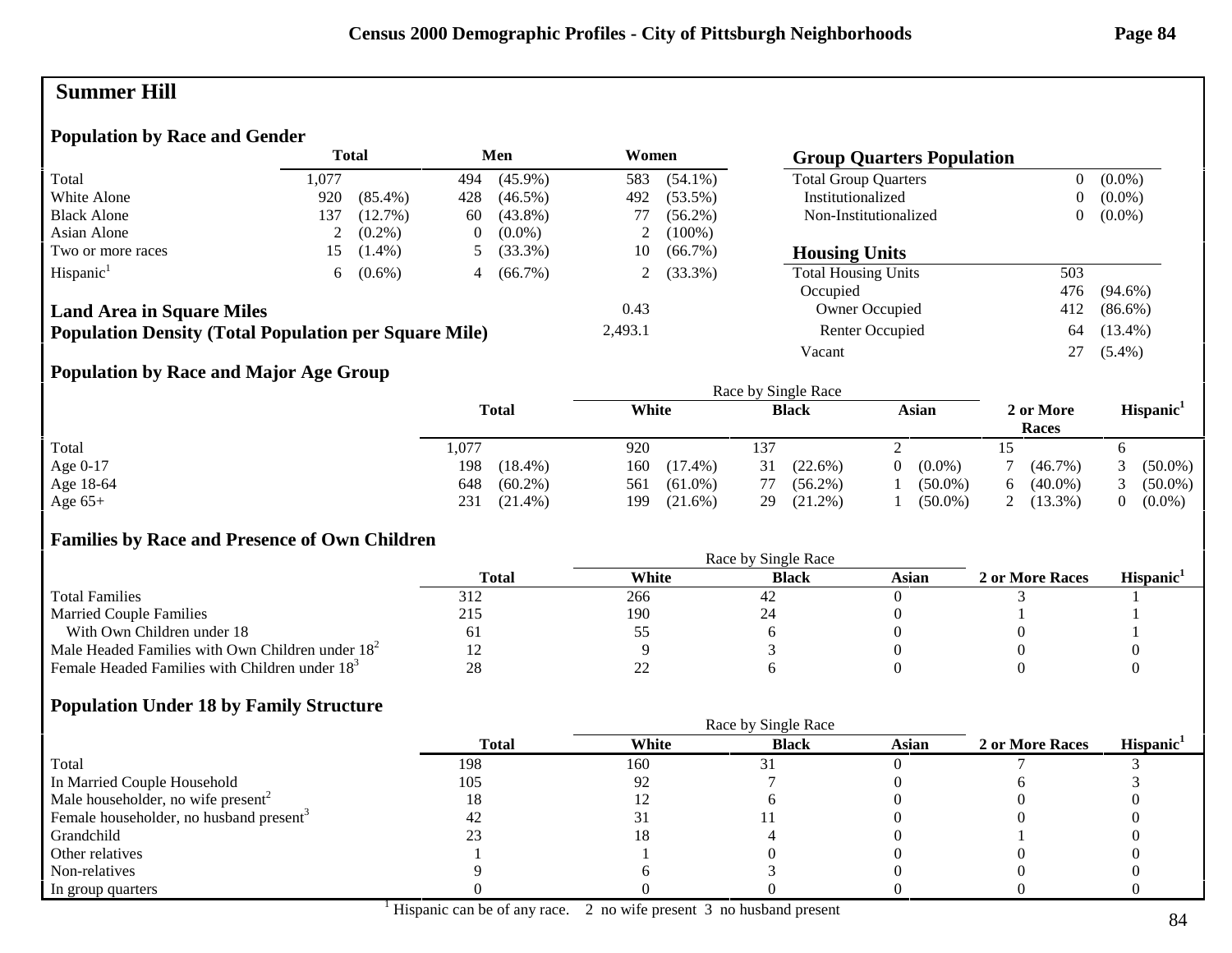# Summer Hill

## Population by Race and Gender

| | Total | | Men | | Women | |
|---|---|---|---|---|---|---|
| Total | 1,077 | | 494 | (45.9%) | 583 | (54.1%) |
| White Alone | 920 | (85.4%) | 428 | (46.5%) | 492 | (53.5%) |
| Black Alone | 137 | (12.7%) | 60 | (43.8%) | 77 | (56.2%) |
| Asian Alone | 2 | (0.2%) | 0 | (0.0%) | 2 | (100%) |
| Two or more races | 15 | (1.4%) | 5 | (33.3%) | 10 | (66.7%) |
| Hispanic[1] | 6 | (0.6%) | 4 | (66.7%) | 2 | (33.3%) |

**Land Area in Square Miles** 0.43

**Population Density (Total Population per Square Mile)** 2,493.1

## Group Quarters Population

| | | |
|---|---|---|
| Total Group Quarters | 0 | (0.0%) |
| Institutionalized | 0 | (0.0%) |
| Non-Institutionalized | 0 | (0.0%) |

## Housing Units

| | | |
|---|---|---|
| Total Housing Units | 503 | |
| Occupied | 476 | (94.6%) |
| Owner Occupied | 412 | (86.6%) |
| Renter Occupied | 64 | (13.4%) |
| Vacant | 27 | (5.4%) |

## Population by Race and Major Age Group

| | Total | | Race by Single Race: White | | Black | | Asian | | 2 or More Races | | Hispanic[1] | |
|---|---|---|---|---|---|---|---|---|---|---|---|---|
| Total | 1,077 | | 920 | | 137 | | 2 | | 15 | | 6 | |
| Age 0-17 | 198 | (18.4%) | 160 | (17.4%) | 31 | (22.6%) | 0 | (0.0%) | 7 | (46.7%) | 3 | (50.0%) |
| Age 18-64 | 648 | (60.2%) | 561 | (61.0%) | 77 | (56.2%) | 1 | (50.0%) | 6 | (40.0%) | 3 | (50.0%) |
| Age 65+ | 231 | (21.4%) | 199 | (21.6%) | 29 | (21.2%) | 1 | (50.0%) | 2 | (13.3%) | 0 | (0.0%) |

## Families by Race and Presence of Own Children

| | Total | Race by Single Race: White | Black | Asian | 2 or More Races | Hispanic[1] |
|---|---|---|---|---|---|---|
| Total Families | 312 | 266 | 42 | 0 | 3 | 1 |
| Married Couple Families | 215 | 190 | 24 | 0 | 1 | 1 |
| With Own Children under 18 | 61 | 55 | 6 | 0 | 0 | 1 |
| Male Headed Families with Own Children under 18[2] | 12 | 9 | 3 | 0 | 0 | 0 |
| Female Headed Families with Children under 18[3] | 28 | 22 | 6 | 0 | 0 | 0 |

## Population Under 18 by Family Structure

| | Total | Race by Single Race: White | Black | Asian | 2 or More Races | Hispanic[1] |
|---|---|---|---|---|---|---|
| Total | 198 | 160 | 31 | 0 | 7 | 3 |
| In Married Couple Household | 105 | 92 | 7 | 0 | 6 | 3 |
| Male householder, no wife present[2] | 18 | 12 | 6 | 0 | 0 | 0 |
| Female householder, no husband present[3] | 42 | 31 | 11 | 0 | 0 | 0 |
| Grandchild | 23 | 18 | 4 | 0 | 1 | 0 |
| Other relatives | 1 | 1 | 0 | 0 | 0 | 0 |
| Non-relatives | 9 | 6 | 3 | 0 | 0 | 0 |
| In group quarters | 0 | 0 | 0 | 0 | 0 | 0 |

[1] Hispanic can be of any race. 2 no wife present 3 no husband present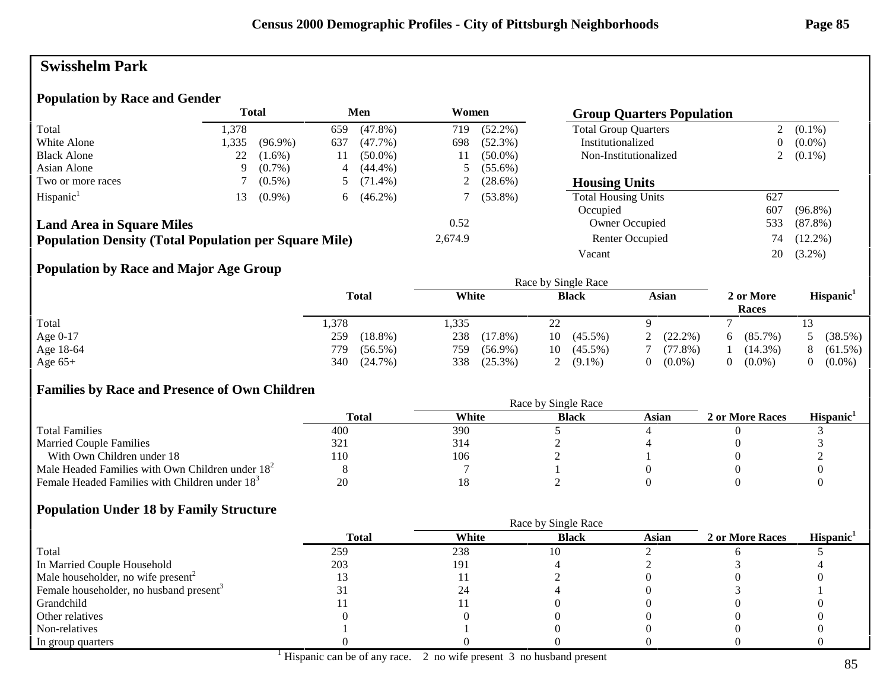# Swisshelm Park

## Population by Race and Gender

| | Total | | Men | | Women | |
|---|---|---|---|---|---|---|
| Total | 1,378 | | 659 | (47.8%) | 719 | (52.2%) |
| White Alone | 1,335 | (96.9%) | 637 | (47.7%) | 698 | (52.3%) |
| Black Alone | 22 | (1.6%) | 11 | (50.0%) | 11 | (50.0%) |
| Asian Alone | 9 | (0.7%) | 4 | (44.4%) | 5 | (55.6%) |
| Two or more races | 7 | (0.5%) | 5 | (71.4%) | 2 | (28.6%) |
| Hispanic[1] | 13 | (0.9%) | 6 | (46.2%) | 7 | (53.8%) |

**Land Area in Square Miles** 0.52

**Population Density (Total Population per Square Mile)** 2,674.9

## Group Quarters Population

| | | |
|---|---|---|
| Total Group Quarters | 2 | (0.1%) |
| Institutionalized | 0 | (0.0%) |
| Non-Institutionalized | 2 | (0.1%) |

## Housing Units

| | | |
|---|---|---|
| Total Housing Units | 627 | |
| Occupied | 607 | (96.8%) |
| Owner Occupied | 533 | (87.8%) |
| Renter Occupied | 74 | (12.2%) |
| Vacant | 20 | (3.2%) |

## Population by Race and Major Age Group

| | Total | | White | | Black | | Asian | | 2 or More Races | | Hispanic[1] | |
|---|---|---|---|---|---|---|---|---|---|---|---|---|
| Total | 1,378 | | 1,335 | | 22 | | 9 | | 7 | | 13 | |
| Age 0-17 | 259 | (18.8%) | 238 | (17.8%) | 10 | (45.5%) | 2 | (22.2%) | 6 | (85.7%) | 5 | (38.5%) |
| Age 18-64 | 779 | (56.5%) | 759 | (56.9%) | 10 | (45.5%) | 7 | (77.8%) | 1 | (14.3%) | 8 | (61.5%) |
| Age 65+ | 340 | (24.7%) | 338 | (25.3%) | 2 | (9.1%) | 0 | (0.0%) | 0 | (0.0%) | 0 | (0.0%) |

## Families by Race and Presence of Own Children

| | Total | White | Black | Asian | 2 or More Races | Hispanic[1] |
|---|---|---|---|---|---|---|
| Total Families | 400 | 390 | 5 | 4 | 0 | 3 |
| Married Couple Families | 321 | 314 | 2 | 4 | 0 | 3 |
| With Own Children under 18 | 110 | 106 | 2 | 1 | 0 | 2 |
| Male Headed Families with Own Children under 18[2] | 8 | 7 | 1 | 0 | 0 | 0 |
| Female Headed Families with Children under 18[3] | 20 | 18 | 2 | 0 | 0 | 0 |

## Population Under 18 by Family Structure

| | Total | White | Black | Asian | 2 or More Races | Hispanic[1] |
|---|---|---|---|---|---|---|
| Total | 259 | 238 | 10 | 2 | 6 | 5 |
| In Married Couple Household | 203 | 191 | 4 | 2 | 3 | 4 |
| Male householder, no wife present[2] | 13 | 11 | 2 | 0 | 0 | 0 |
| Female householder, no husband present[3] | 31 | 24 | 4 | 0 | 3 | 1 |
| Grandchild | 11 | 11 | 0 | 0 | 0 | 0 |
| Other relatives | 0 | 0 | 0 | 0 | 0 | 0 |
| Non-relatives | 1 | 1 | 0 | 0 | 0 | 0 |
| In group quarters | 0 | 0 | 0 | 0 | 0 | 0 |

[1] Hispanic can be of any race. 2 no wife present 3 no husband present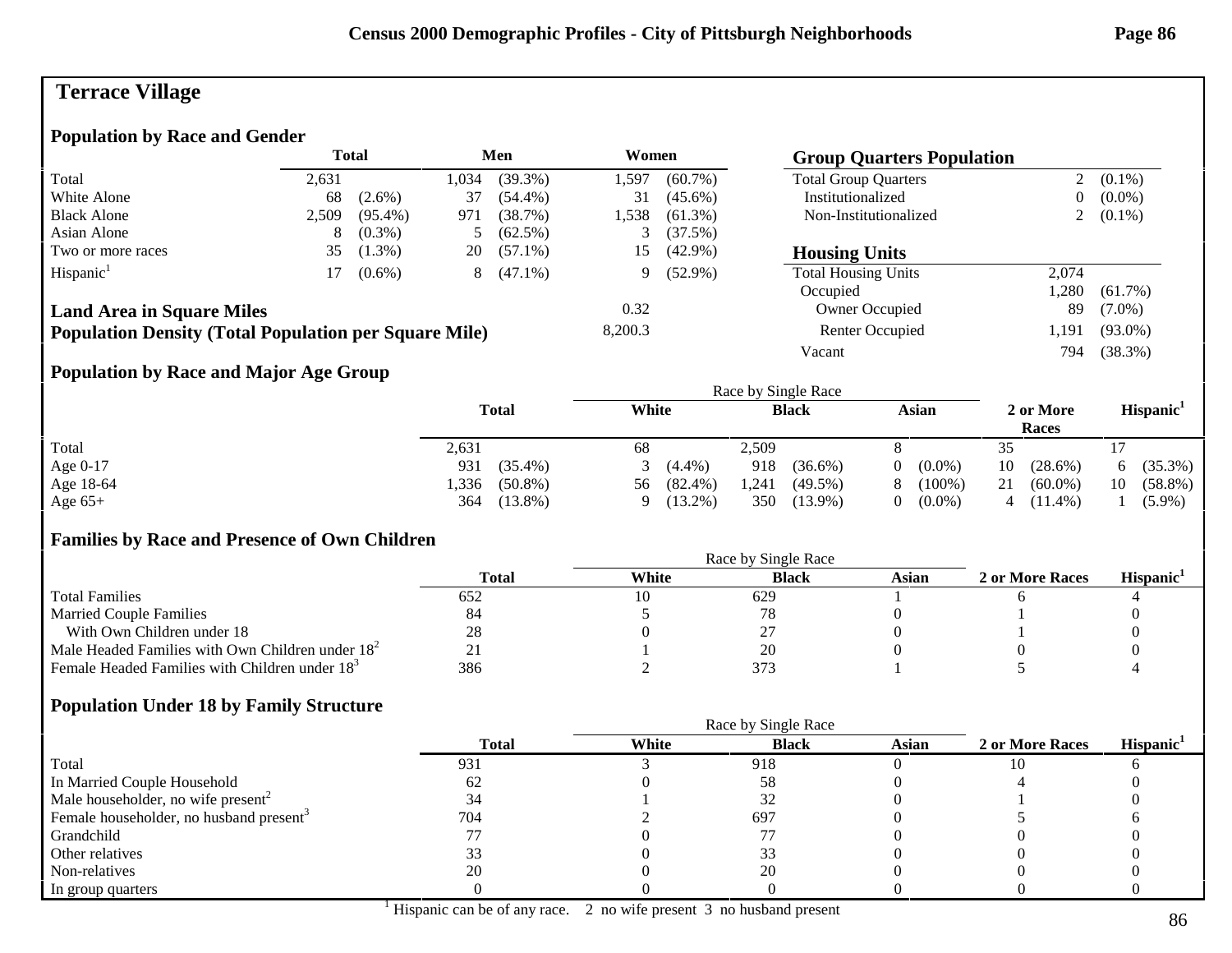# Terrace Village

## Population by Race and Gender

| | Total | | Men | | Women | |
|---|---|---|---|---|---|---|
| Total | 2,631 | | 1,034 | (39.3%) | 1,597 | (60.7%) |
| White Alone | 68 | (2.6%) | 37 | (54.4%) | 31 | (45.6%) |
| Black Alone | 2,509 | (95.4%) | 971 | (38.7%) | 1,538 | (61.3%) |
| Asian Alone | 8 | (0.3%) | 5 | (62.5%) | 3 | (37.5%) |
| Two or more races | 35 | (1.3%) | 20 | (57.1%) | 15 | (42.9%) |
| Hispanic[1] | 17 | (0.6%) | 8 | (47.1%) | 9 | (52.9%) |

**Land Area in Square Miles** 0.32

**Population Density (Total Population per Square Mile)** 8,200.3

## Group Quarters Population

| | | |
|---|---|---|
| Total Group Quarters | 2 | (0.1%) |
| Institutionalized | 0 | (0.0%) |
| Non-Institutionalized | 2 | (0.1%) |

## Housing Units

| | | |
|---|---|---|
| Total Housing Units | 2,074 | |
| Occupied | 1,280 | (61.7%) |
| Owner Occupied | 89 | (7.0%) |
| Renter Occupied | 1,191 | (93.0%) |
| Vacant | 794 | (38.3%) |

## Population by Race and Major Age Group

| | Total | | Race by Single Race: White | | Black | | Asian | | 2 or More Races | | Hispanic[1] | |
|---|---|---|---|---|---|---|---|---|---|---|---|---|
| Total | 2,631 | | 68 | | 2,509 | | 8 | | 35 | | 17 | |
| Age 0-17 | 931 | (35.4%) | 3 | (4.4%) | 918 | (36.6%) | 0 | (0.0%) | 10 | (28.6%) | 6 | (35.3%) |
| Age 18-64 | 1,336 | (50.8%) | 56 | (82.4%) | 1,241 | (49.5%) | 8 | (100%) | 21 | (60.0%) | 10 | (58.8%) |
| Age 65+ | 364 | (13.8%) | 9 | (13.2%) | 350 | (13.9%) | 0 | (0.0%) | 4 | (11.4%) | 1 | (5.9%) |

## Families by Race and Presence of Own Children

| | Total | Race by Single Race: White | Black | Asian | 2 or More Races | Hispanic[1] |
|---|---|---|---|---|---|---|
| Total Families | 652 | 10 | 629 | 1 | 6 | 4 |
| Married Couple Families | 84 | 5 | 78 | 0 | 1 | 0 |
| With Own Children under 18 | 28 | 0 | 27 | 0 | 1 | 0 |
| Male Headed Families with Own Children under 18[2] | 21 | 1 | 20 | 0 | 0 | 0 |
| Female Headed Families with Children under 18[3] | 386 | 2 | 373 | 1 | 5 | 4 |

## Population Under 18 by Family Structure

| | Total | Race by Single Race: White | Black | Asian | 2 or More Races | Hispanic[1] |
|---|---|---|---|---|---|---|
| Total | 931 | 3 | 918 | 0 | 10 | 6 |
| In Married Couple Household | 62 | 0 | 58 | 0 | 4 | 0 |
| Male householder, no wife present[2] | 34 | 1 | 32 | 0 | 1 | 0 |
| Female householder, no husband present[3] | 704 | 2 | 697 | 0 | 5 | 6 |
| Grandchild | 77 | 0 | 77 | 0 | 0 | 0 |
| Other relatives | 33 | 0 | 33 | 0 | 0 | 0 |
| Non-relatives | 20 | 0 | 20 | 0 | 0 | 0 |
| In group quarters | 0 | 0 | 0 | 0 | 0 | 0 |

[1] Hispanic can be of any race. 2 no wife present 3 no husband present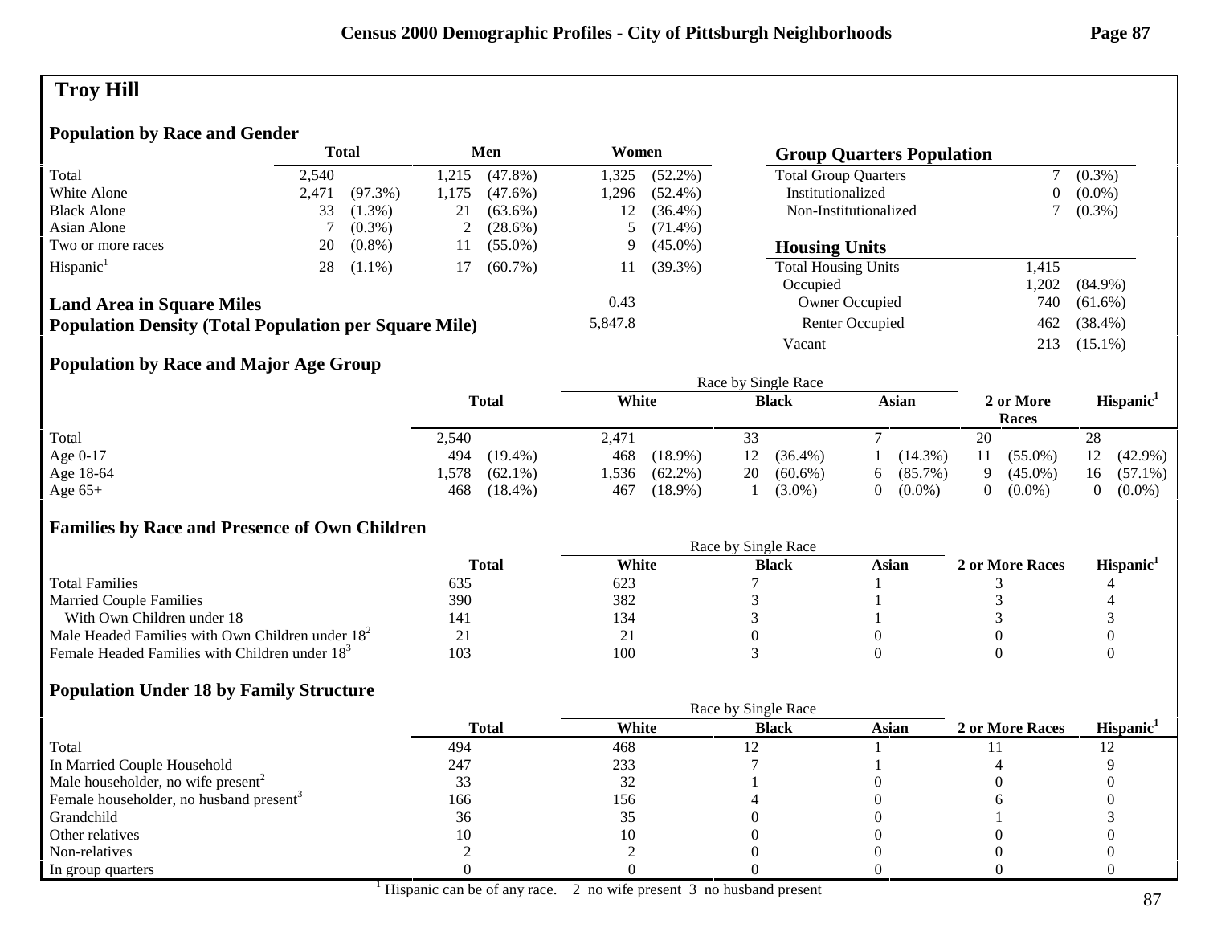# Troy Hill

## Population by Race and Gender

| | Total | | Men | | Women | |
|---|---|---|---|---|---|---|
| Total | 2,540 | | 1,215 | (47.8%) | 1,325 | (52.2%) |
| White Alone | 2,471 | (97.3%) | 1,175 | (47.6%) | 1,296 | (52.4%) |
| Black Alone | 33 | (1.3%) | 21 | (63.6%) | 12 | (36.4%) |
| Asian Alone | 7 | (0.3%) | 2 | (28.6%) | 5 | (71.4%) |
| Two or more races | 20 | (0.8%) | 11 | (55.0%) | 9 | (45.0%) |
| Hispanic[1] | 28 | (1.1%) | 17 | (60.7%) | 11 | (39.3%) |

**Land Area in Square Miles** 0.43

**Population Density (Total Population per Square Mile)** 5,847.8

## Group Quarters Population

| | | |
|---|---|---|
| Total Group Quarters | 7 | (0.3%) |
| Institutionalized | 0 | (0.0%) |
| Non-Institutionalized | 7 | (0.3%) |

## Housing Units

| | | |
|---|---|---|
| Total Housing Units | 1,415 | |
| Occupied | 1,202 | (84.9%) |
| Owner Occupied | 740 | (61.6%) |
| Renter Occupied | 462 | (38.4%) |
| Vacant | 213 | (15.1%) |

## Population by Race and Major Age Group

| | Total | | Race by Single Race: White | | Black | | Asian | | 2 or More Races | | Hispanic[1] | |
|---|---|---|---|---|---|---|---|---|---|---|---|---|
| Total | 2,540 | | 2,471 | | 33 | | 7 | | 20 | | 28 | |
| Age 0-17 | 494 | (19.4%) | 468 | (18.9%) | 12 | (36.4%) | 1 | (14.3%) | 11 | (55.0%) | 12 | (42.9%) |
| Age 18-64 | 1,578 | (62.1%) | 1,536 | (62.2%) | 20 | (60.6%) | 6 | (85.7%) | 9 | (45.0%) | 16 | (57.1%) |
| Age 65+ | 468 | (18.4%) | 467 | (18.9%) | 1 | (3.0%) | 0 | (0.0%) | 0 | (0.0%) | 0 | (0.0%) |

## Families by Race and Presence of Own Children

| | Total | Race by Single Race: White | Black | Asian | 2 or More Races | Hispanic[1] |
|---|---|---|---|---|---|---|
| Total Families | 635 | 623 | 7 | 1 | 3 | 4 |
| Married Couple Families | 390 | 382 | 3 | 1 | 3 | 4 |
| With Own Children under 18 | 141 | 134 | 3 | 1 | 3 | 3 |
| Male Headed Families with Own Children under 18[2] | 21 | 21 | 0 | 0 | 0 | 0 |
| Female Headed Families with Children under 18[3] | 103 | 100 | 3 | 0 | 0 | 0 |

## Population Under 18 by Family Structure

| | Total | Race by Single Race: White | Black | Asian | 2 or More Races | Hispanic[1] |
|---|---|---|---|---|---|---|
| Total | 494 | 468 | 12 | 1 | 11 | 12 |
| In Married Couple Household | 247 | 233 | 7 | 1 | 4 | 9 |
| Male householder, no wife present[2] | 33 | 32 | 1 | 0 | 0 | 0 |
| Female householder, no husband present[3] | 166 | 156 | 4 | 0 | 6 | 0 |
| Grandchild | 36 | 35 | 0 | 0 | 1 | 3 |
| Other relatives | 10 | 10 | 0 | 0 | 0 | 0 |
| Non-relatives | 2 | 2 | 0 | 0 | 0 | 0 |
| In group quarters | 0 | 0 | 0 | 0 | 0 | 0 |

[1] Hispanic can be of any race. 2 no wife present 3 no husband present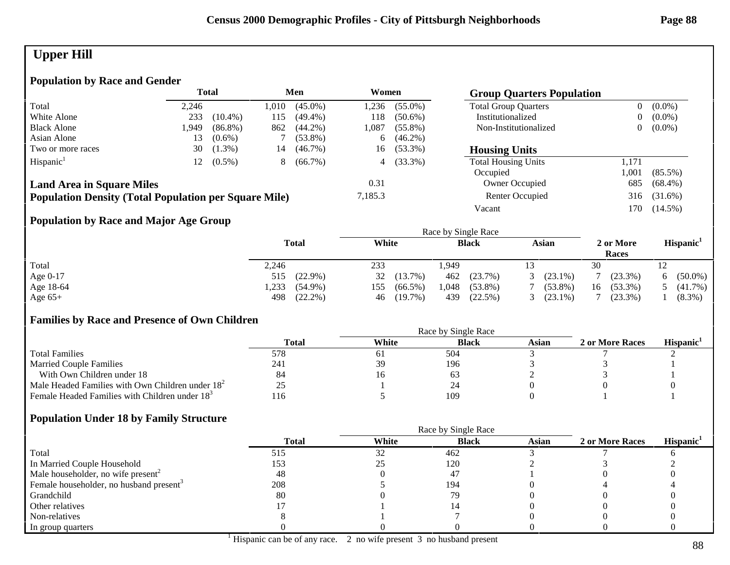# Upper Hill

## Population by Race and Gender

| | Total | | Men | | Women | |
|---|---|---|---|---|---|---|
| Total | 2,246 | | 1,010 | (45.0%) | 1,236 | (55.0%) |
| White Alone | 233 | (10.4%) | 115 | (49.4%) | 118 | (50.6%) |
| Black Alone | 1,949 | (86.8%) | 862 | (44.2%) | 1,087 | (55.8%) |
| Asian Alone | 13 | (0.6%) | 7 | (53.8%) | 6 | (46.2%) |
| Two or more races | 30 | (1.3%) | 14 | (46.7%) | 16 | (53.3%) |
| Hispanic[1] | 12 | (0.5%) | 8 | (66.7%) | 4 | (33.3%) |

**Land Area in Square Miles** 0.31

**Population Density (Total Population per Square Mile)** 7,185.3

## Group Quarters Population

| | | |
|---|---|---|
| Total Group Quarters | 0 | (0.0%) |
| Institutionalized | 0 | (0.0%) |
| Non-Institutionalized | 0 | (0.0%) |

## Housing Units

| | | |
|---|---|---|
| Total Housing Units | 1,171 | |
| Occupied | 1,001 | (85.5%) |
| Owner Occupied | 685 | (68.4%) |
| Renter Occupied | 316 | (31.6%) |
| Vacant | 170 | (14.5%) |

## Population by Race and Major Age Group

| | Total | | Race by Single Race: White | | Black | | Asian | | 2 or More Races | | Hispanic[1] | |
|---|---|---|---|---|---|---|---|---|---|---|---|---|
| Total | 2,246 | | 233 | | 1,949 | | 13 | | 30 | | 12 | |
| Age 0-17 | 515 | (22.9%) | 32 | (13.7%) | 462 | (23.7%) | 3 | (23.1%) | 7 | (23.3%) | 6 | (50.0%) |
| Age 18-64 | 1,233 | (54.9%) | 155 | (66.5%) | 1,048 | (53.8%) | 7 | (53.8%) | 16 | (53.3%) | 5 | (41.7%) |
| Age 65+ | 498 | (22.2%) | 46 | (19.7%) | 439 | (22.5%) | 3 | (23.1%) | 7 | (23.3%) | 1 | (8.3%) |

## Families by Race and Presence of Own Children

| | Total | Race by Single Race: White | Black | Asian | 2 or More Races | Hispanic[1] |
|---|---|---|---|---|---|---|
| Total Families | 578 | 61 | 504 | 3 | 7 | 2 |
| Married Couple Families | 241 | 39 | 196 | 3 | 3 | 1 |
| With Own Children under 18 | 84 | 16 | 63 | 2 | 3 | 1 |
| Male Headed Families with Own Children under 18[2] | 25 | 1 | 24 | 0 | 0 | 0 |
| Female Headed Families with Children under 18[3] | 116 | 5 | 109 | 0 | 1 | 1 |

## Population Under 18 by Family Structure

| | Total | Race by Single Race: White | Black | Asian | 2 or More Races | Hispanic[1] |
|---|---|---|---|---|---|---|
| Total | 515 | 32 | 462 | 3 | 7 | 6 |
| In Married Couple Household | 153 | 25 | 120 | 2 | 3 | 2 |
| Male householder, no wife present[2] | 48 | 0 | 47 | 1 | 0 | 0 |
| Female householder, no husband present[3] | 208 | 5 | 194 | 0 | 4 | 4 |
| Grandchild | 80 | 0 | 79 | 0 | 0 | 0 |
| Other relatives | 17 | 1 | 14 | 0 | 0 | 0 |
| Non-relatives | 8 | 1 | 7 | 0 | 0 | 0 |
| In group quarters | 0 | 0 | 0 | 0 | 0 | 0 |

[1] Hispanic can be of any race. 2 no wife present 3 no husband present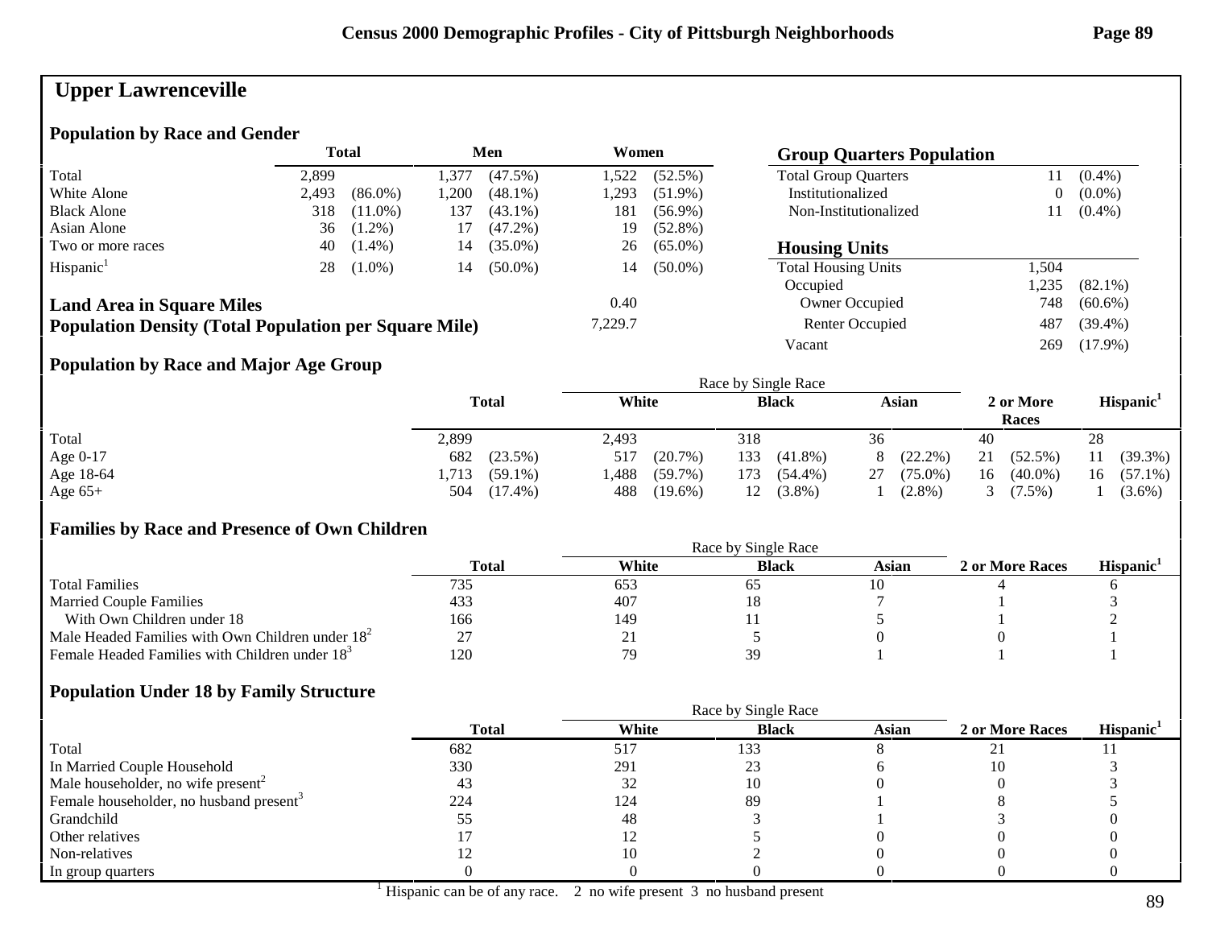# Upper Lawrenceville

## Population by Race and Gender

| | Total | | Men | | Women | |
|---|---|---|---|---|---|---|
| Total | 2,899 | | 1,377 | (47.5%) | 1,522 | (52.5%) |
| White Alone | 2,493 | (86.0%) | 1,200 | (48.1%) | 1,293 | (51.9%) |
| Black Alone | 318 | (11.0%) | 137 | (43.1%) | 181 | (56.9%) |
| Asian Alone | 36 | (1.2%) | 17 | (47.2%) | 19 | (52.8%) |
| Two or more races | 40 | (1.4%) | 14 | (35.0%) | 26 | (65.0%) |
| Hispanic[1] | 28 | (1.0%) | 14 | (50.0%) | 14 | (50.0%) |

**Land Area in Square Miles** 0.40

**Population Density (Total Population per Square Mile)** 7,229.7

## Group Quarters Population

| | | |
|---|---|---|
| Total Group Quarters | 11 | (0.4%) |
| Institutionalized | 0 | (0.0%) |
| Non-Institutionalized | 11 | (0.4%) |

## Housing Units

| | | |
|---|---|---|
| Total Housing Units | 1,504 | |
| Occupied | 1,235 | (82.1%) |
| Owner Occupied | 748 | (60.6%) |
| Renter Occupied | 487 | (39.4%) |
| Vacant | 269 | (17.9%) |

## Population by Race and Major Age Group

| | Total | | Race by Single Race: White | | Black | | Asian | | 2 or More Races | | Hispanic[1] | |
|---|---|---|---|---|---|---|---|---|---|---|---|---|
| Total | 2,899 | | 2,493 | | 318 | | 36 | | 40 | | 28 | |
| Age 0-17 | 682 | (23.5%) | 517 | (20.7%) | 133 | (41.8%) | 8 | (22.2%) | 21 | (52.5%) | 11 | (39.3%) |
| Age 18-64 | 1,713 | (59.1%) | 1,488 | (59.7%) | 173 | (54.4%) | 27 | (75.0%) | 16 | (40.0%) | 16 | (57.1%) |
| Age 65+ | 504 | (17.4%) | 488 | (19.6%) | 12 | (3.8%) | 1 | (2.8%) | 3 | (7.5%) | 1 | (3.6%) |

## Families by Race and Presence of Own Children

| | Total | Race by Single Race: White | Black | Asian | 2 or More Races | Hispanic[1] |
|---|---|---|---|---|---|---|
| Total Families | 735 | 653 | 65 | 10 | 4 | 6 |
| Married Couple Families | 433 | 407 | 18 | 7 | 1 | 3 |
| With Own Children under 18 | 166 | 149 | 11 | 5 | 1 | 2 |
| Male Headed Families with Own Children under 18[2] | 27 | 21 | 5 | 0 | 0 | 1 |
| Female Headed Families with Children under 18[3] | 120 | 79 | 39 | 1 | 1 | 1 |

## Population Under 18 by Family Structure

| | Total | Race by Single Race: White | Black | Asian | 2 or More Races | Hispanic[1] |
|---|---|---|---|---|---|---|
| Total | 682 | 517 | 133 | 8 | 21 | 11 |
| In Married Couple Household | 330 | 291 | 23 | 6 | 10 | 3 |
| Male householder, no wife present[2] | 43 | 32 | 10 | 0 | 0 | 3 |
| Female householder, no husband present[3] | 224 | 124 | 89 | 1 | 8 | 5 |
| Grandchild | 55 | 48 | 3 | 1 | 3 | 0 |
| Other relatives | 17 | 12 | 5 | 0 | 0 | 0 |
| Non-relatives | 12 | 10 | 2 | 0 | 0 | 0 |
| In group quarters | 0 | 0 | 0 | 0 | 0 | 0 |

[1] Hispanic can be of any race. 2 no wife present 3 no husband present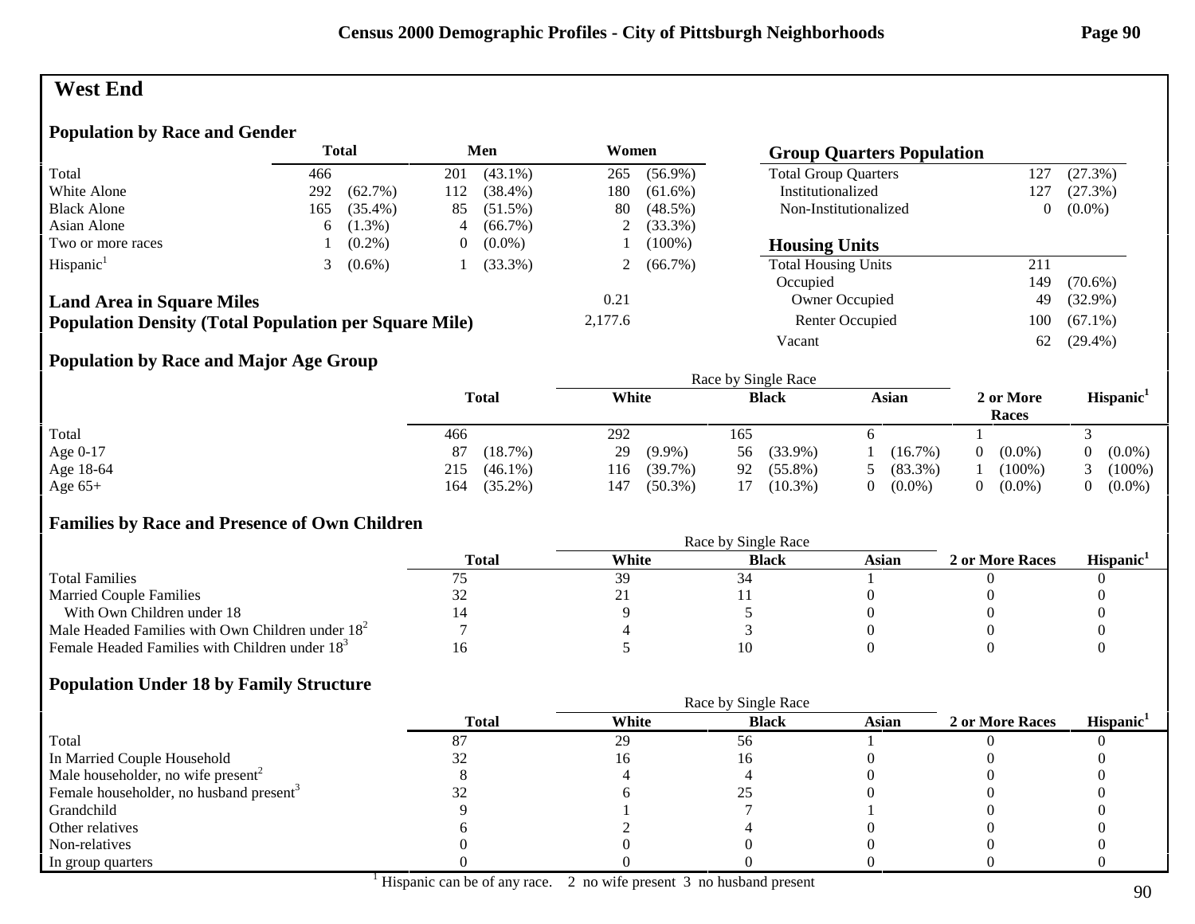# West End

## Population by Race and Gender

| | Total | | Men | | Women | |
|---|---|---|---|---|---|---|
| Total | 466 | | 201 | (43.1%) | 265 | (56.9%) |
| White Alone | 292 | (62.7%) | 112 | (38.4%) | 180 | (61.6%) |
| Black Alone | 165 | (35.4%) | 85 | (51.5%) | 80 | (48.5%) |
| Asian Alone | 6 | (1.3%) | 4 | (66.7%) | 2 | (33.3%) |
| Two or more races | 1 | (0.2%) | 0 | (0.0%) | 1 | (100%) |
| Hispanic[1] | 3 | (0.6%) | 1 | (33.3%) | 2 | (66.7%) |

| | |
|---|---|
| **Land Area in Square Miles** | 0.21 |
| **Population Density (Total Population per Square Mile)** | 2,177.6 |

## Group Quarters Population

| | | |
|---|---|---|
| Total Group Quarters | 127 | (27.3%) |
| Institutionalized | 127 | (27.3%) |
| Non-Institutionalized | 0 | (0.0%) |

## Housing Units

| | | |
|---|---|---|
| Total Housing Units | 211 | |
| Occupied | 149 | (70.6%) |
| Owner Occupied | 49 | (32.9%) |
| Renter Occupied | 100 | (67.1%) |
| Vacant | 62 | (29.4%) |

## Population by Race and Major Age Group

| | Total | | Race by Single Race: White | | Black | | Asian | | 2 or More Races | | Hispanic[1] | |
|---|---|---|---|---|---|---|---|---|---|---|---|---|
| Total | 466 | | 292 | | 165 | | 6 | | 1 | | 3 | |
| Age 0-17 | 87 | (18.7%) | 29 | (9.9%) | 56 | (33.9%) | 1 | (16.7%) | 0 | (0.0%) | 0 | (0.0%) |
| Age 18-64 | 215 | (46.1%) | 116 | (39.7%) | 92 | (55.8%) | 5 | (83.3%) | 1 | (100%) | 3 | (100%) |
| Age 65+ | 164 | (35.2%) | 147 | (50.3%) | 17 | (10.3%) | 0 | (0.0%) | 0 | (0.0%) | 0 | (0.0%) |

## Families by Race and Presence of Own Children

| | Total | Race by Single Race: White | Black | Asian | 2 or More Races | Hispanic[1] |
|---|---|---|---|---|---|---|
| Total Families | 75 | 39 | 34 | 1 | 0 | 0 |
| Married Couple Families | 32 | 21 | 11 | 0 | 0 | 0 |
| With Own Children under 18 | 14 | 9 | 5 | 0 | 0 | 0 |
| Male Headed Families with Own Children under 18[2] | 7 | 4 | 3 | 0 | 0 | 0 |
| Female Headed Families with Children under 18[3] | 16 | 5 | 10 | 0 | 0 | 0 |

## Population Under 18 by Family Structure

| | Total | Race by Single Race: White | Black | Asian | 2 or More Races | Hispanic[1] |
|---|---|---|---|---|---|---|
| Total | 87 | 29 | 56 | 1 | 0 | 0 |
| In Married Couple Household | 32 | 16 | 16 | 0 | 0 | 0 |
| Male householder, no wife present[2] | 8 | 4 | 4 | 0 | 0 | 0 |
| Female householder, no husband present[3] | 32 | 6 | 25 | 0 | 0 | 0 |
| Grandchild | 9 | 1 | 7 | 1 | 0 | 0 |
| Other relatives | 6 | 2 | 4 | 0 | 0 | 0 |
| Non-relatives | 0 | 0 | 0 | 0 | 0 | 0 |
| In group quarters | 0 | 0 | 0 | 0 | 0 | 0 |

[1] Hispanic can be of any race. 2 no wife present 3 no husband present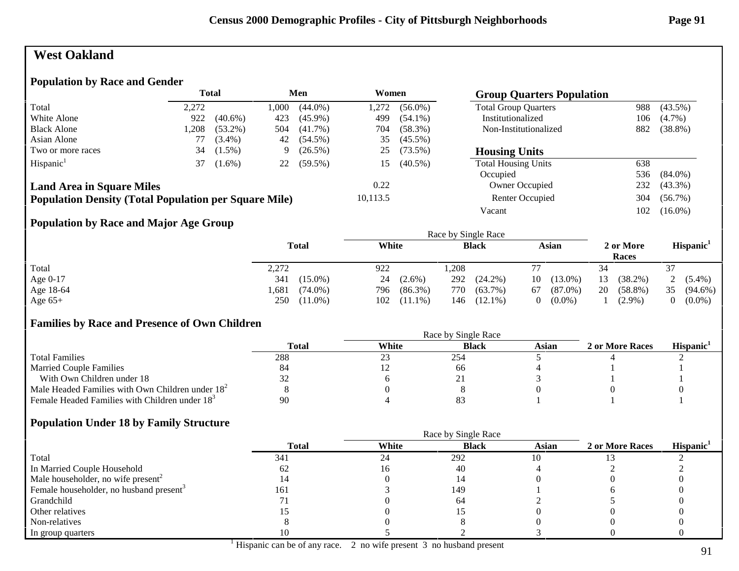## West Oakland

### Population by Race and Gender

| | Total | | Men | | Women | |
|---|---|---|---|---|---|---|
| Total | 2,272 | | 1,000 | (44.0%) | 1,272 | (56.0%) |
| White Alone | 922 | (40.6%) | 423 | (45.9%) | 499 | (54.1%) |
| Black Alone | 1,208 | (53.2%) | 504 | (41.7%) | 704 | (58.3%) |
| Asian Alone | 77 | (3.4%) | 42 | (54.5%) | 35 | (45.5%) |
| Two or more races | 34 | (1.5%) | 9 | (26.5%) | 25 | (73.5%) |
| Hispanic[1] | 37 | (1.6%) | 22 | (59.5%) | 15 | (40.5%) |

**Land Area in Square Miles** 0.22

**Population Density (Total Population per Square Mile)** 10,113.5

### Group Quarters Population

| | | |
|---|---|---|
| Total Group Quarters | 988 | (43.5%) |
| Institutionalized | 106 | (4.7%) |
| Non-Institutionalized | 882 | (38.8%) |

### Housing Units

| | | |
|---|---|---|
| Total Housing Units | 638 | |
| Occupied | 536 | (84.0%) |
| Owner Occupied | 232 | (43.3%) |
| Renter Occupied | 304 | (56.7%) |
| Vacant | 102 | (16.0%) |

### Population by Race and Major Age Group

| | Total | | Race by Single Race: White | | Black | | Asian | | 2 or More Races | | Hispanic[1] | |
|---|---|---|---|---|---|---|---|---|---|---|---|---|
| Total | 2,272 | | 922 | | 1,208 | | 77 | | 34 | | 37 | |
| Age 0-17 | 341 | (15.0%) | 24 | (2.6%) | 292 | (24.2%) | 10 | (13.0%) | 13 | (38.2%) | 2 | (5.4%) |
| Age 18-64 | 1,681 | (74.0%) | 796 | (86.3%) | 770 | (63.7%) | 67 | (87.0%) | 20 | (58.8%) | 35 | (94.6%) |
| Age 65+ | 250 | (11.0%) | 102 | (11.1%) | 146 | (12.1%) | 0 | (0.0%) | 1 | (2.9%) | 0 | (0.0%) |

### Families by Race and Presence of Own Children

| | Total | Race by Single Race: White | Black | Asian | 2 or More Races | Hispanic[1] |
|---|---|---|---|---|---|---|
| Total Families | 288 | 23 | 254 | 5 | 4 | 2 |
| Married Couple Families | 84 | 12 | 66 | 4 | 1 | 1 |
| With Own Children under 18 | 32 | 6 | 21 | 3 | 1 | 1 |
| Male Headed Families with Own Children under 18[2] | 8 | 0 | 8 | 0 | 0 | 0 |
| Female Headed Families with Children under 18[3] | 90 | 4 | 83 | 1 | 1 | 1 |

### Population Under 18 by Family Structure

| | Total | Race by Single Race: White | Black | Asian | 2 or More Races | Hispanic[1] |
|---|---|---|---|---|---|---|
| Total | 341 | 24 | 292 | 10 | 13 | 2 |
| In Married Couple Household | 62 | 16 | 40 | 4 | 2 | 2 |
| Male householder, no wife present[2] | 14 | 0 | 14 | 0 | 0 | 0 |
| Female householder, no husband present[3] | 161 | 3 | 149 | 1 | 6 | 0 |
| Grandchild | 71 | 0 | 64 | 2 | 5 | 0 |
| Other relatives | 15 | 0 | 15 | 0 | 0 | 0 |
| Non-relatives | 8 | 0 | 8 | 0 | 0 | 0 |
| In group quarters | 10 | 5 | 2 | 3 | 0 | 0 |

[1] Hispanic can be of any race. 2 no wife present 3 no husband present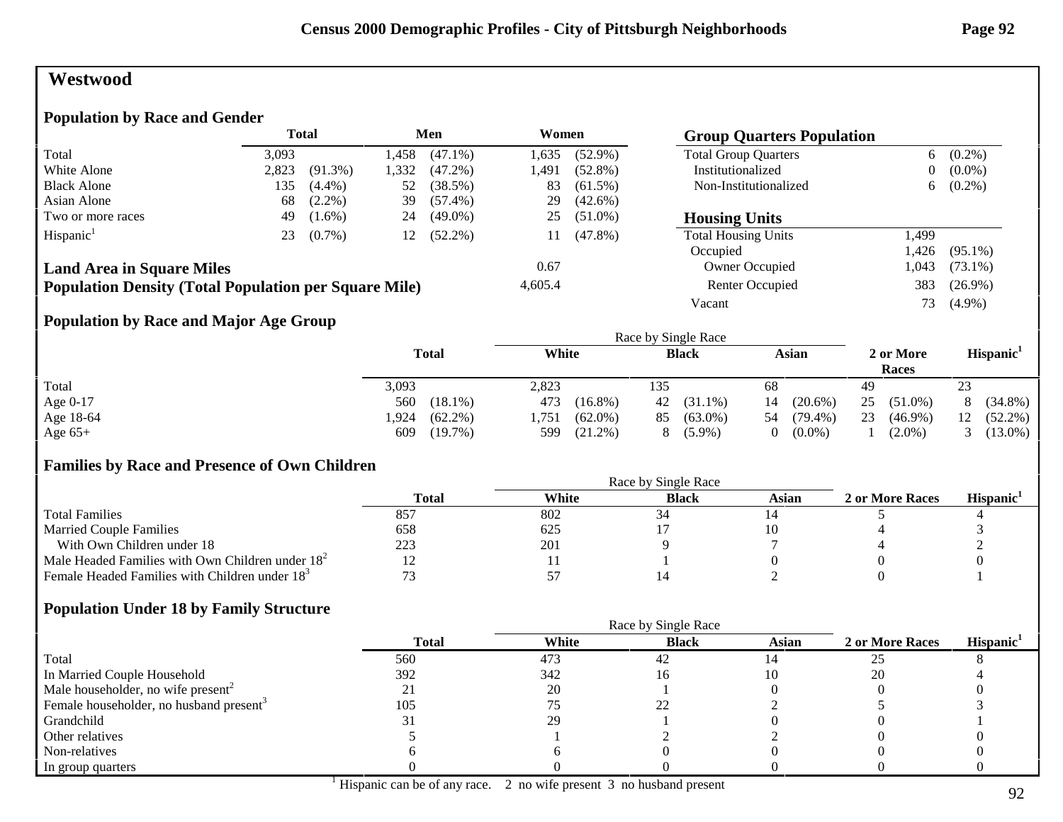# Westwood

## Population by Race and Gender

| | Total | | Men | | Women | |
|---|---|---|---|---|---|---|
| Total | 3,093 | | 1,458 | (47.1%) | 1,635 | (52.9%) |
| White Alone | 2,823 | (91.3%) | 1,332 | (47.2%) | 1,491 | (52.8%) |
| Black Alone | 135 | (4.4%) | 52 | (38.5%) | 83 | (61.5%) |
| Asian Alone | 68 | (2.2%) | 39 | (57.4%) | 29 | (42.6%) |
| Two or more races | 49 | (1.6%) | 24 | (49.0%) | 25 | (51.0%) |
| Hispanic[1] | 23 | (0.7%) | 12 | (52.2%) | 11 | (47.8%) |

**Land Area in Square Miles** 0.67

**Population Density (Total Population per Square Mile)** 4,605.4

## Group Quarters Population

| | | |
|---|---|---|
| Total Group Quarters | 6 | (0.2%) |
| Institutionalized | 0 | (0.0%) |
| Non-Institutionalized | 6 | (0.2%) |

## Housing Units

| | | |
|---|---|---|
| Total Housing Units | 1,499 | |
| Occupied | 1,426 | (95.1%) |
| Owner Occupied | 1,043 | (73.1%) |
| Renter Occupied | 383 | (26.9%) |
| Vacant | 73 | (4.9%) |

## Population by Race and Major Age Group

| | Total | | Race by Single Race: White | | Black | | Asian | | 2 or More Races | | Hispanic[1] | |
|---|---|---|---|---|---|---|---|---|---|---|---|---|
| Total | 3,093 | | 2,823 | | 135 | | 68 | | 49 | | 23 | |
| Age 0-17 | 560 | (18.1%) | 473 | (16.8%) | 42 | (31.1%) | 14 | (20.6%) | 25 | (51.0%) | 8 | (34.8%) |
| Age 18-64 | 1,924 | (62.2%) | 1,751 | (62.0%) | 85 | (63.0%) | 54 | (79.4%) | 23 | (46.9%) | 12 | (52.2%) |
| Age 65+ | 609 | (19.7%) | 599 | (21.2%) | 8 | (5.9%) | 0 | (0.0%) | 1 | (2.0%) | 3 | (13.0%) |

## Families by Race and Presence of Own Children

| | Total | Race by Single Race: White | Black | Asian | 2 or More Races | Hispanic[1] |
|---|---|---|---|---|---|---|
| Total Families | 857 | 802 | 34 | 14 | 5 | 4 |
| Married Couple Families | 658 | 625 | 17 | 10 | 4 | 3 |
| With Own Children under 18 | 223 | 201 | 9 | 7 | 4 | 2 |
| Male Headed Families with Own Children under 18[2] | 12 | 11 | 1 | 0 | 0 | 0 |
| Female Headed Families with Children under 18[3] | 73 | 57 | 14 | 2 | 0 | 1 |

## Population Under 18 by Family Structure

| | Total | Race by Single Race: White | Black | Asian | 2 or More Races | Hispanic[1] |
|---|---|---|---|---|---|---|
| Total | 560 | 473 | 42 | 14 | 25 | 8 |
| In Married Couple Household | 392 | 342 | 16 | 10 | 20 | 4 |
| Male householder, no wife present[2] | 21 | 20 | 1 | 0 | 0 | 0 |
| Female householder, no husband present[3] | 105 | 75 | 22 | 2 | 5 | 3 |
| Grandchild | 31 | 29 | 1 | 0 | 0 | 1 |
| Other relatives | 5 | 1 | 2 | 2 | 0 | 0 |
| Non-relatives | 6 | 6 | 0 | 0 | 0 | 0 |
| In group quarters | 0 | 0 | 0 | 0 | 0 | 0 |

[1] Hispanic can be of any race. 2 no wife present 3 no husband present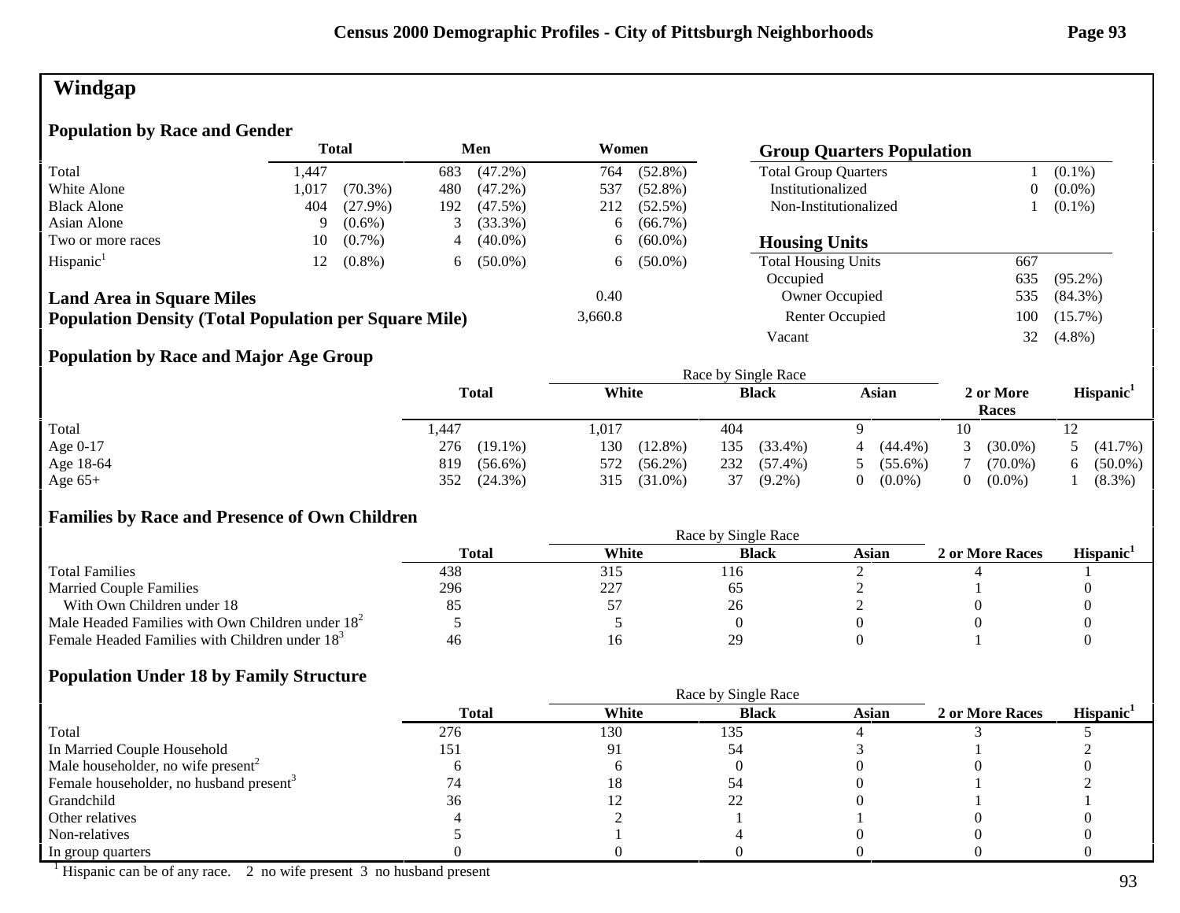# Windgap

## Population by Race and Gender

| | Total | | Men | | Women | |
|---|---|---|---|---|---|---|
| Total | 1,447 | | 683 | (47.2%) | 764 | (52.8%) |
| White Alone | 1,017 | (70.3%) | 480 | (47.2%) | 537 | (52.8%) |
| Black Alone | 404 | (27.9%) | 192 | (47.5%) | 212 | (52.5%) |
| Asian Alone | 9 | (0.6%) | 3 | (33.3%) | 6 | (66.7%) |
| Two or more races | 10 | (0.7%) | 4 | (40.0%) | 6 | (60.0%) |
| Hispanic[1] | 12 | (0.8%) | 6 | (50.0%) | 6 | (50.0%) |

**Land Area in Square Miles** 0.40

**Population Density (Total Population per Square Mile)** 3,660.8

## Group Quarters Population

| | | |
|---|---|---|
| Total Group Quarters | 1 | (0.1%) |
| Institutionalized | 0 | (0.0%) |
| Non-Institutionalized | 1 | (0.1%) |

## Housing Units

| | | |
|---|---|---|
| Total Housing Units | 667 | |
| Occupied | 635 | (95.2%) |
| Owner Occupied | 535 | (84.3%) |
| Renter Occupied | 100 | (15.7%) |
| Vacant | 32 | (4.8%) |

## Population by Race and Major Age Group

| | Total | | Race by Single Race: White | | Black | | Asian | | 2 or More Races | | Hispanic[1] | |
|---|---|---|---|---|---|---|---|---|---|---|---|---|
| Total | 1,447 | | 1,017 | | 404 | | 9 | | 10 | | 12 | |
| Age 0-17 | 276 | (19.1%) | 130 | (12.8%) | 135 | (33.4%) | 4 | (44.4%) | 3 | (30.0%) | 5 | (41.7%) |
| Age 18-64 | 819 | (56.6%) | 572 | (56.2%) | 232 | (57.4%) | 5 | (55.6%) | 7 | (70.0%) | 6 | (50.0%) |
| Age 65+ | 352 | (24.3%) | 315 | (31.0%) | 37 | (9.2%) | 0 | (0.0%) | 0 | (0.0%) | 1 | (8.3%) |

## Families by Race and Presence of Own Children

| | Total | Race by Single Race: White | Black | Asian | 2 or More Races | Hispanic[1] |
|---|---|---|---|---|---|---|
| Total Families | 438 | 315 | 116 | 2 | 4 | 1 |
| Married Couple Families | 296 | 227 | 65 | 2 | 1 | 0 |
| With Own Children under 18 | 85 | 57 | 26 | 2 | 0 | 0 |
| Male Headed Families with Own Children under 18[2] | 5 | 5 | 0 | 0 | 0 | 0 |
| Female Headed Families with Children under 18[3] | 46 | 16 | 29 | 0 | 1 | 0 |

## Population Under 18 by Family Structure

| | Total | Race by Single Race: White | Black | Asian | 2 or More Races | Hispanic[1] |
|---|---|---|---|---|---|---|
| Total | 276 | 130 | 135 | 4 | 3 | 5 |
| In Married Couple Household | 151 | 91 | 54 | 3 | 1 | 2 |
| Male householder, no wife present[2] | 6 | 6 | 0 | 0 | 0 | 0 |
| Female householder, no husband present[3] | 74 | 18 | 54 | 0 | 1 | 2 |
| Grandchild | 36 | 12 | 22 | 0 | 1 | 1 |
| Other relatives | 4 | 2 | 1 | 1 | 0 | 0 |
| Non-relatives | 5 | 1 | 4 | 0 | 0 | 0 |
| In group quarters | 0 | 0 | 0 | 0 | 0 | 0 |

[1] Hispanic can be of any race. 2 no wife present 3 no husband present